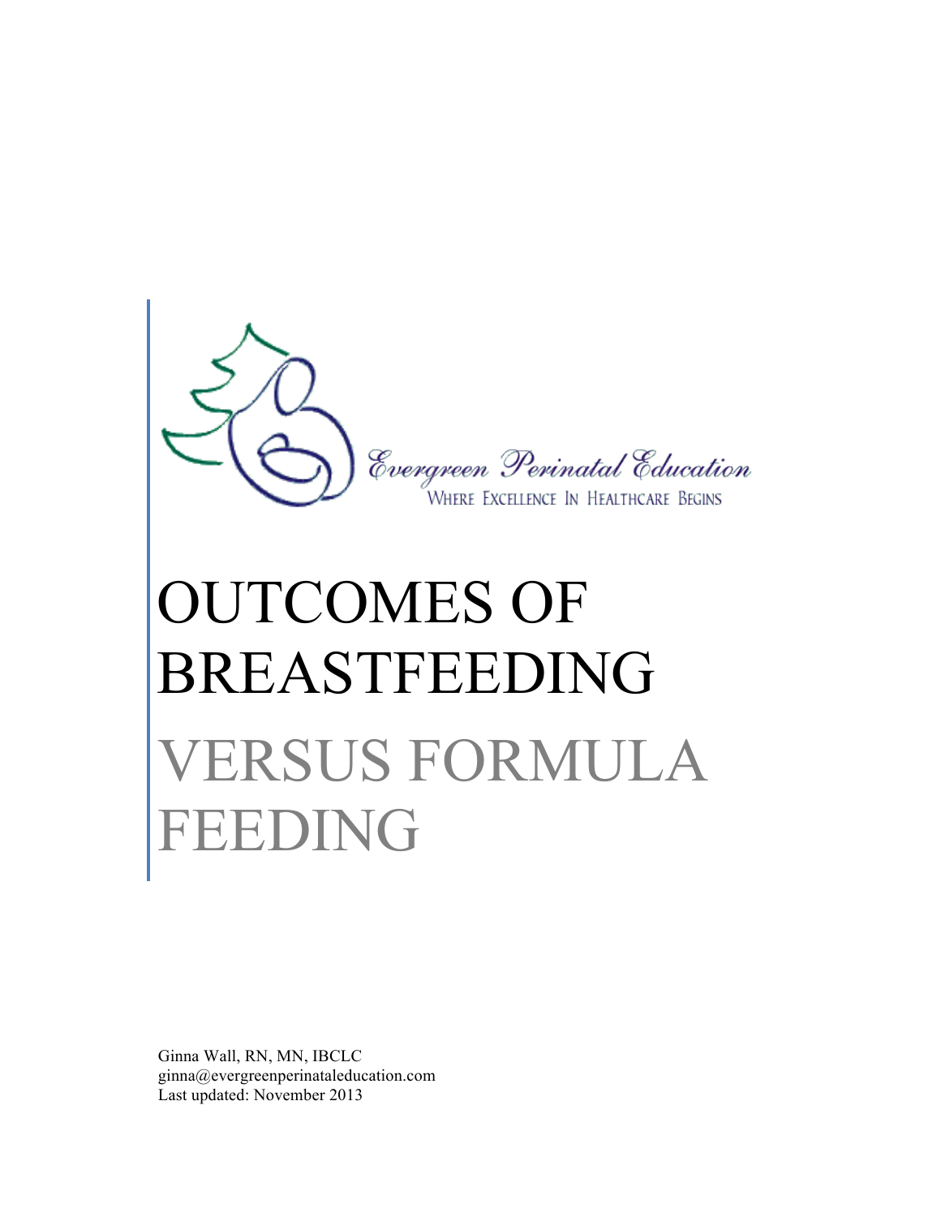Evergreen Perinatal Education

WHERE EXCELLENCE IN HEALTHCARE BEGINS

# OUTCOMES OF BREASTFEEDING VERSUS FORMULA FEEDING

Ginna Wall, RN, MN, IBCLC
ginna@evergreenperinataleducation.com
Last updated: November 2013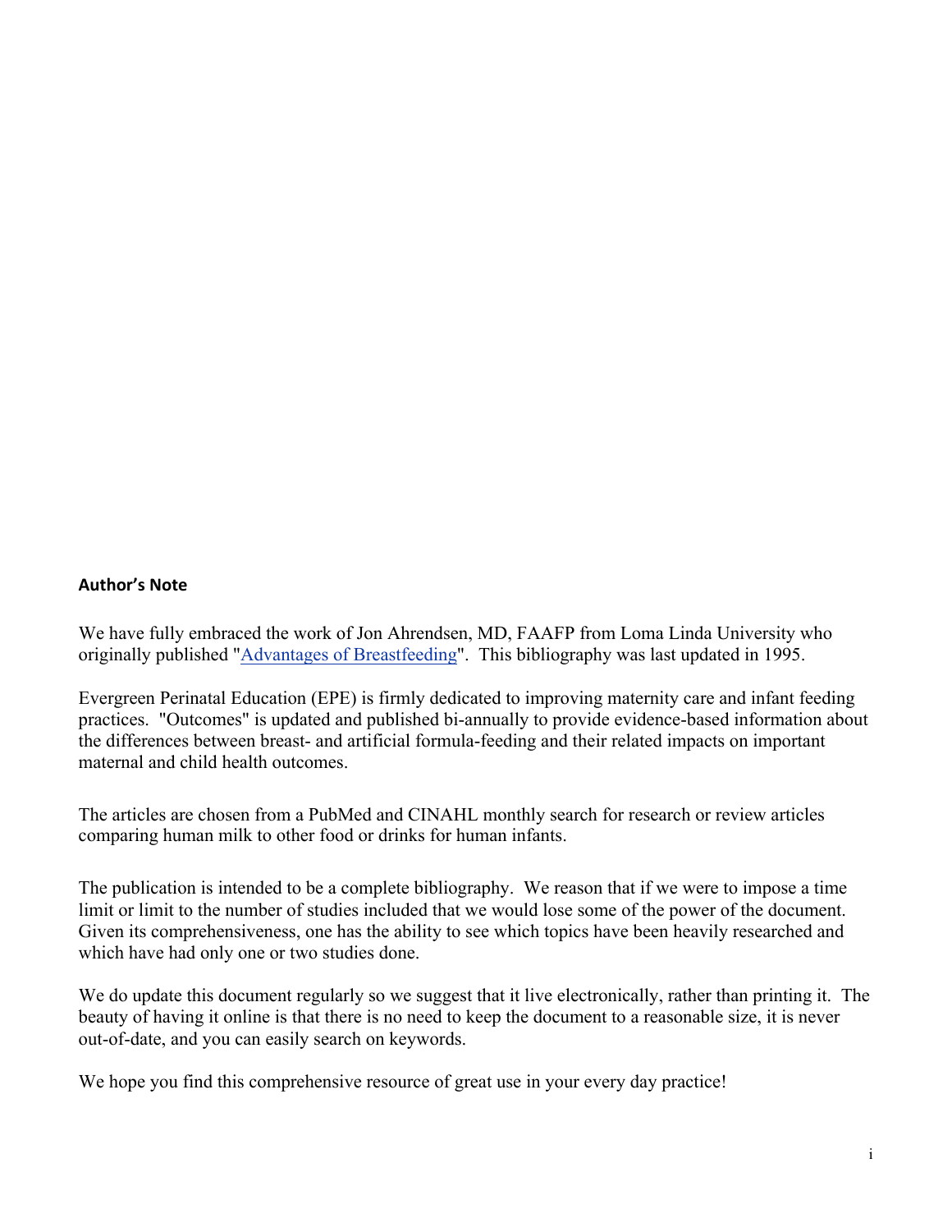**Author's Note**

We have fully embraced the work of Jon Ahrendsen, MD, FAAFP from Loma Linda University who originally published "Advantages of Breastfeeding". This bibliography was last updated in 1995.

Evergreen Perinatal Education (EPE) is firmly dedicated to improving maternity care and infant feeding practices. "Outcomes" is updated and published bi-annually to provide evidence-based information about the differences between breast- and artificial formula-feeding and their related impacts on important maternal and child health outcomes.

The articles are chosen from a PubMed and CINAHL monthly search for research or review articles comparing human milk to other food or drinks for human infants.

The publication is intended to be a complete bibliography. We reason that if we were to impose a time limit or limit to the number of studies included that we would lose some of the power of the document. Given its comprehensiveness, one has the ability to see which topics have been heavily researched and which have had only one or two studies done.

We do update this document regularly so we suggest that it live electronically, rather than printing it. The beauty of having it online is that there is no need to keep the document to a reasonable size, it is never out-of-date, and you can easily search on keywords.

We hope you find this comprehensive resource of great use in your every day practice!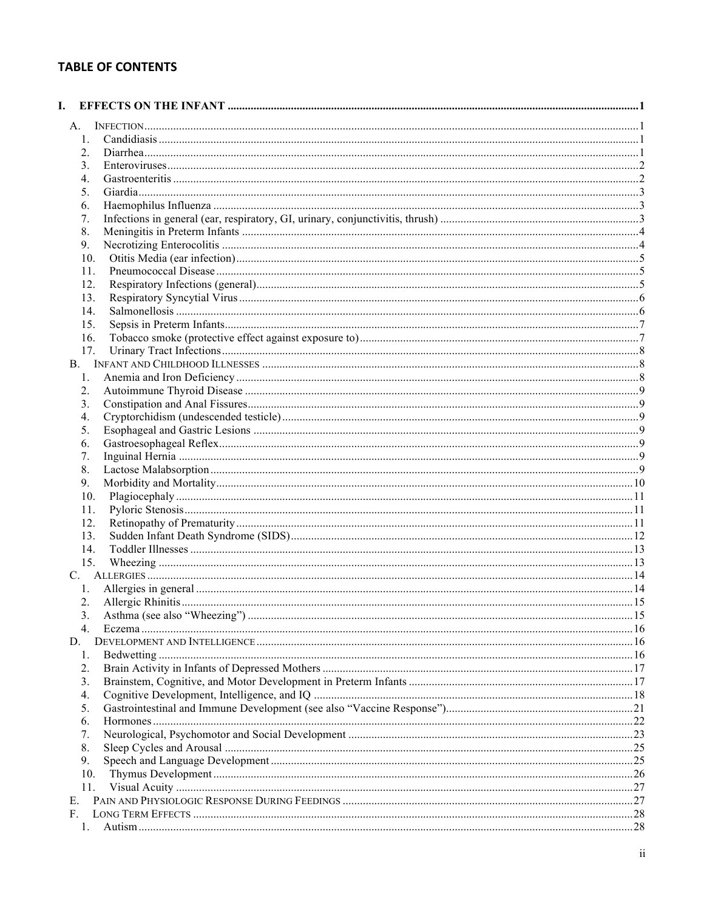## TABLE OF CONTENTS

**I. EFFECTS ON THE INFANT** .......... 1

- A. INFECTION .......... 1
  1. Candidiasis .......... 1
  2. Diarrhea .......... 1
  3. Enteroviruses .......... 2
  4. Gastroenteritis .......... 2
  5. Giardia .......... 3
  6. Haemophilus Influenza .......... 3
  7. Infections in general (ear, respiratory, GI, urinary, conjunctivitis, thrush) .......... 3
  8. Meningitis in Preterm Infants .......... 4
  9. Necrotizing Enterocolitis .......... 4
  10. Otitis Media (ear infection) .......... 5
  11. Pneumococcal Disease .......... 5
  12. Respiratory Infections (general) .......... 5
  13. Respiratory Syncytial Virus .......... 6
  14. Salmonellosis .......... 6
  15. Sepsis in Preterm Infants .......... 7
  16. Tobacco smoke (protective effect against exposure to) .......... 7
  17. Urinary Tract Infections .......... 8
- B. INFANT AND CHILDHOOD ILLNESSES .......... 8
  1. Anemia and Iron Deficiency .......... 8
  2. Autoimmune Thyroid Disease .......... 9
  3. Constipation and Anal Fissures .......... 9
  4. Cryptorchidism (undescended testicle) .......... 9
  5. Esophageal and Gastric Lesions .......... 9
  6. Gastroesophageal Reflex .......... 9
  7. Inguinal Hernia .......... 9
  8. Lactose Malabsorption .......... 9
  9. Morbidity and Mortality .......... 10
  10. Plagiocephaly .......... 11
  11. Pyloric Stenosis .......... 11
  12. Retinopathy of Prematurity .......... 11
  13. Sudden Infant Death Syndrome (SIDS) .......... 12
  14. Toddler Illnesses .......... 13
  15. Wheezing .......... 13
- C. ALLERGIES .......... 14
  1. Allergies in general .......... 14
  2. Allergic Rhinitis .......... 15
  3. Asthma (see also "Wheezing") .......... 15
  4. Eczema .......... 16
- D. DEVELOPMENT AND INTELLIGENCE .......... 16
  1. Bedwetting .......... 16
  2. Brain Activity in Infants of Depressed Mothers .......... 17
  3. Brainstem, Cognitive, and Motor Development in Preterm Infants .......... 17
  4. Cognitive Development, Intelligence, and IQ .......... 18
  5. Gastrointestinal and Immune Development (see also "Vaccine Response") .......... 21
  6. Hormones .......... 22
  7. Neurological, Psychomotor and Social Development .......... 23
  8. Sleep Cycles and Arousal .......... 25
  9. Speech and Language Development .......... 25
  10. Thymus Development .......... 26
  11. Visual Acuity .......... 27
- E. PAIN AND PHYSIOLOGIC RESPONSE DURING FEEDINGS .......... 27
- F. LONG TERM EFFECTS .......... 28
  1. Autism .......... 28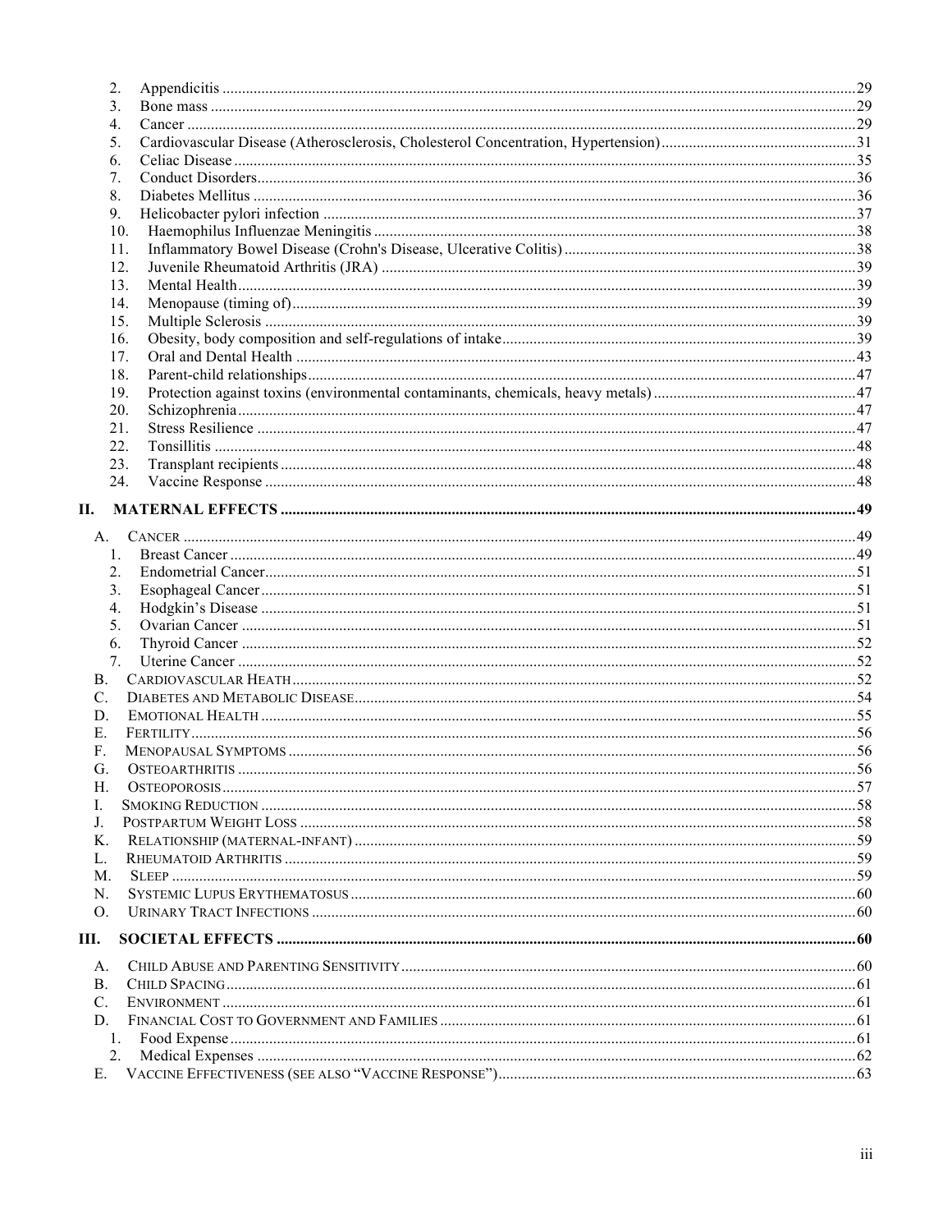2. Appendicitis ... 29
3. Bone mass ... 29
4. Cancer ... 29
5. Cardiovascular Disease (Atherosclerosis, Cholesterol Concentration, Hypertension) ... 31
6. Celiac Disease ... 35
7. Conduct Disorders ... 36
8. Diabetes Mellitus ... 36
9. Helicobacter pylori infection ... 37
10. Haemophilus Influenzae Meningitis ... 38
11. Inflammatory Bowel Disease (Crohn's Disease, Ulcerative Colitis) ... 38
12. Juvenile Rheumatoid Arthritis (JRA) ... 39
13. Mental Health ... 39
14. Menopause (timing of) ... 39
15. Multiple Sclerosis ... 39
16. Obesity, body composition and self-regulations of intake ... 39
17. Oral and Dental Health ... 43
18. Parent-child relationships ... 47
19. Protection against toxins (environmental contaminants, chemicals, heavy metals) ... 47
20. Schizophrenia ... 47
21. Stress Resilience ... 47
22. Tonsillitis ... 48
23. Transplant recipients ... 48
24. Vaccine Response ... 48

**II. MATERNAL EFFECTS ... 49**

A. CANCER ... 49
   1. Breast Cancer ... 49
   2. Endometrial Cancer ... 51
   3. Esophageal Cancer ... 51
   4. Hodgkin's Disease ... 51
   5. Ovarian Cancer ... 51
   6. Thyroid Cancer ... 52
   7. Uterine Cancer ... 52

B. CARDIOVASCULAR HEATH ... 52

C. DIABETES AND METABOLIC DISEASE ... 54

D. EMOTIONAL HEALTH ... 55

E. FERTILITY ... 56

F. MENOPAUSAL SYMPTOMS ... 56

G. OSTEOARTHRITIS ... 56

H. OSTEOPOROSIS ... 57

I. SMOKING REDUCTION ... 58

J. POSTPARTUM WEIGHT LOSS ... 58

K. RELATIONSHIP (MATERNAL-INFANT) ... 59

L. RHEUMATOID ARTHRITIS ... 59

M. SLEEP ... 59

N. SYSTEMIC LUPUS ERYTHEMATOSUS ... 60

O. URINARY TRACT INFECTIONS ... 60

**III. SOCIETAL EFFECTS ... 60**

A. CHILD ABUSE AND PARENTING SENSITIVITY ... 60

B. CHILD SPACING ... 61

C. ENVIRONMENT ... 61

D. FINANCIAL COST TO GOVERNMENT AND FAMILIES ... 61
   1. Food Expense ... 61
   2. Medical Expenses ... 62

E. VACCINE EFFECTIVENESS (SEE ALSO "VACCINE RESPONSE") ... 63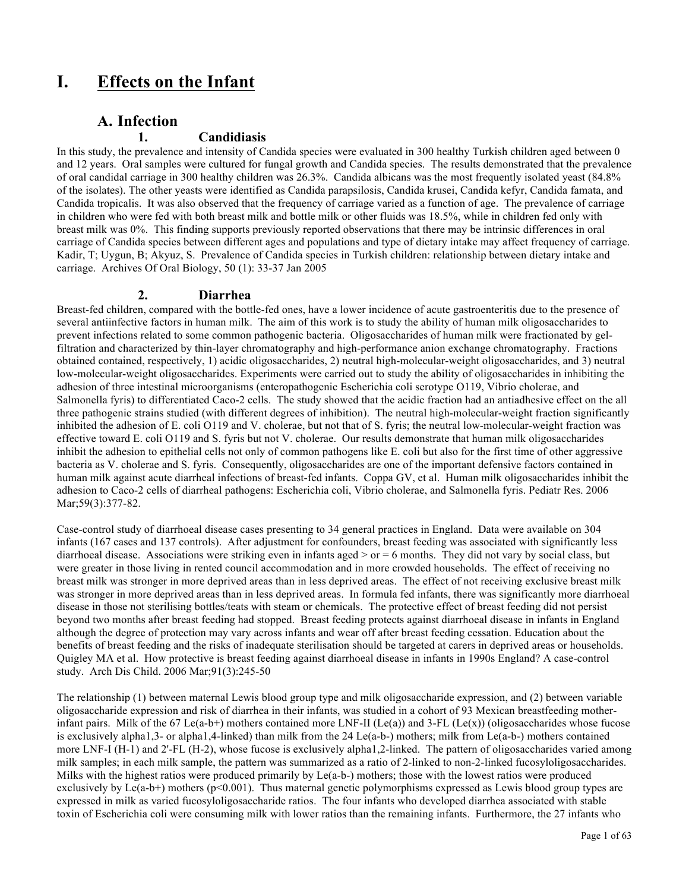# I. Effects on the Infant

## A. Infection

### 1. Candidiasis

In this study, the prevalence and intensity of Candida species were evaluated in 300 healthy Turkish children aged between 0 and 12 years. Oral samples were cultured for fungal growth and Candida species. The results demonstrated that the prevalence of oral candidal carriage in 300 healthy children was 26.3%. Candida albicans was the most frequently isolated yeast (84.8% of the isolates). The other yeasts were identified as Candida parapsilosis, Candida krusei, Candida kefyr, Candida famata, and Candida tropicalis. It was also observed that the frequency of carriage varied as a function of age. The prevalence of carriage in children who were fed with both breast milk and bottle milk or other fluids was 18.5%, while in children fed only with breast milk was 0%. This finding supports previously reported observations that there may be intrinsic differences in oral carriage of Candida species between different ages and populations and type of dietary intake may affect frequency of carriage. Kadir, T; Uygun, B; Akyuz, S. Prevalence of Candida species in Turkish children: relationship between dietary intake and carriage. Archives Of Oral Biology, 50 (1): 33-37 Jan 2005

### 2. Diarrhea

Breast-fed children, compared with the bottle-fed ones, have a lower incidence of acute gastroenteritis due to the presence of several antiinfective factors in human milk. The aim of this work is to study the ability of human milk oligosaccharides to prevent infections related to some common pathogenic bacteria. Oligosaccharides of human milk were fractionated by gel-filtration and characterized by thin-layer chromatography and high-performance anion exchange chromatography. Fractions obtained contained, respectively, 1) acidic oligosaccharides, 2) neutral high-molecular-weight oligosaccharides, and 3) neutral low-molecular-weight oligosaccharides. Experiments were carried out to study the ability of oligosaccharides in inhibiting the adhesion of three intestinal microorganisms (enteropathogenic Escherichia coli serotype O119, Vibrio cholerae, and Salmonella fyris) to differentiated Caco-2 cells. The study showed that the acidic fraction had an antiadhesive effect on the all three pathogenic strains studied (with different degrees of inhibition). The neutral high-molecular-weight fraction significantly inhibited the adhesion of E. coli O119 and V. cholerae, but not that of S. fyris; the neutral low-molecular-weight fraction was effective toward E. coli O119 and S. fyris but not V. cholerae. Our results demonstrate that human milk oligosaccharides inhibit the adhesion to epithelial cells not only of common pathogens like E. coli but also for the first time of other aggressive bacteria as V. cholerae and S. fyris. Consequently, oligosaccharides are one of the important defensive factors contained in human milk against acute diarrheal infections of breast-fed infants. Coppa GV, et al. Human milk oligosaccharides inhibit the adhesion to Caco-2 cells of diarrheal pathogens: Escherichia coli, Vibrio cholerae, and Salmonella fyris. Pediatr Res. 2006 Mar;59(3):377-82.

Case-control study of diarrhoeal disease cases presenting to 34 general practices in England. Data were available on 304 infants (167 cases and 137 controls). After adjustment for confounders, breast feeding was associated with significantly less diarrhoeal disease. Associations were striking even in infants aged > or = 6 months. They did not vary by social class, but were greater in those living in rented council accommodation and in more crowded households. The effect of receiving no breast milk was stronger in more deprived areas than in less deprived areas. The effect of not receiving exclusive breast milk was stronger in more deprived areas than in less deprived areas. In formula fed infants, there was significantly more diarrhoeal disease in those not sterilising bottles/teats with steam or chemicals. The protective effect of breast feeding did not persist beyond two months after breast feeding had stopped. Breast feeding protects against diarrhoeal disease in infants in England although the degree of protection may vary across infants and wear off after breast feeding cessation. Education about the benefits of breast feeding and the risks of inadequate sterilisation should be targeted at carers in deprived areas or households. Quigley MA et al. How protective is breast feeding against diarrhoeal disease in infants in 1990s England? A case-control study. Arch Dis Child. 2006 Mar;91(3):245-50

The relationship (1) between maternal Lewis blood group type and milk oligosaccharide expression, and (2) between variable oligosaccharide expression and risk of diarrhea in their infants, was studied in a cohort of 93 Mexican breastfeeding mother-infant pairs. Milk of the 67 Le(a-b+) mothers contained more LNF-II (Le(a)) and 3-FL (Le(x)) (oligosaccharides whose fucose is exclusively alpha1,3- or alpha1,4-linked) than milk from the 24 Le(a-b-) mothers; milk from Le(a-b-) mothers contained more LNF-I (H-1) and 2'-FL (H-2), whose fucose is exclusively alpha1,2-linked. The pattern of oligosaccharides varied among milk samples; in each milk sample, the pattern was summarized as a ratio of 2-linked to non-2-linked fucosyloligosaccharides. Milks with the highest ratios were produced primarily by Le(a-b-) mothers; those with the lowest ratios were produced exclusively by Le(a-b+) mothers ($p<0.001$). Thus maternal genetic polymorphisms expressed as Lewis blood group types are expressed in milk as varied fucosyloligosaccharide ratios. The four infants who developed diarrhea associated with stable toxin of Escherichia coli were consuming milk with lower ratios than the remaining infants. Furthermore, the 27 infants who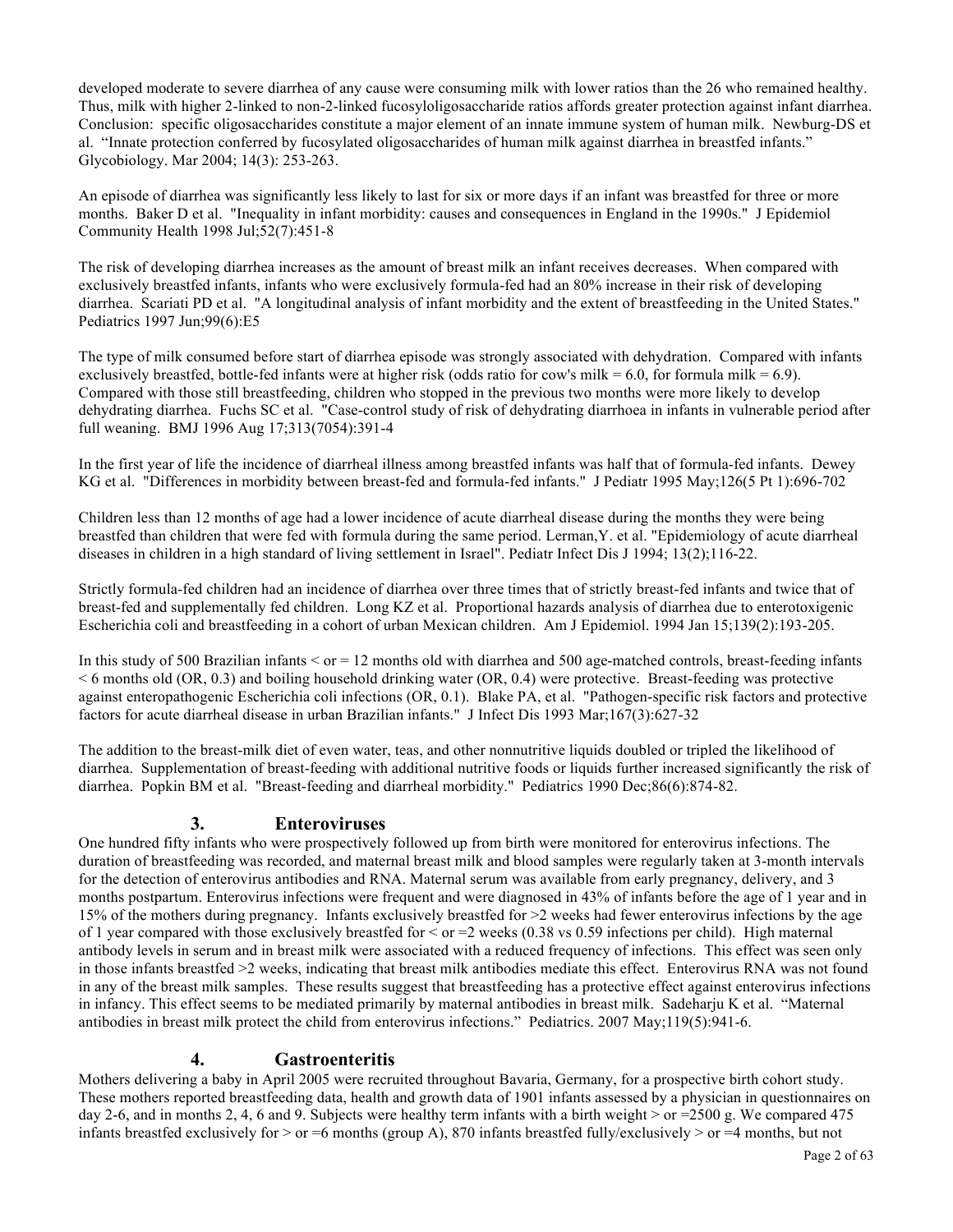developed moderate to severe diarrhea of any cause were consuming milk with lower ratios than the 26 who remained healthy. Thus, milk with higher 2-linked to non-2-linked fucosyloligosaccharide ratios affords greater protection against infant diarrhea. Conclusion: specific oligosaccharides constitute a major element of an innate immune system of human milk. Newburg-DS et al. "Innate protection conferred by fucosylated oligosaccharides of human milk against diarrhea in breastfed infants." Glycobiology. Mar 2004; 14(3): 253-263.

An episode of diarrhea was significantly less likely to last for six or more days if an infant was breastfed for three or more months. Baker D et al. "Inequality in infant morbidity: causes and consequences in England in the 1990s." J Epidemiol Community Health 1998 Jul;52(7):451-8

The risk of developing diarrhea increases as the amount of breast milk an infant receives decreases. When compared with exclusively breastfed infants, infants who were exclusively formula-fed had an 80% increase in their risk of developing diarrhea. Scariati PD et al. "A longitudinal analysis of infant morbidity and the extent of breastfeeding in the United States." Pediatrics 1997 Jun;99(6):E5

The type of milk consumed before start of diarrhea episode was strongly associated with dehydration. Compared with infants exclusively breastfed, bottle-fed infants were at higher risk (odds ratio for cow's milk = 6.0, for formula milk = 6.9). Compared with those still breastfeeding, children who stopped in the previous two months were more likely to develop dehydrating diarrhea. Fuchs SC et al. "Case-control study of risk of dehydrating diarrhoea in infants in vulnerable period after full weaning. BMJ 1996 Aug 17;313(7054):391-4

In the first year of life the incidence of diarrheal illness among breastfed infants was half that of formula-fed infants. Dewey KG et al. "Differences in morbidity between breast-fed and formula-fed infants." J Pediatr 1995 May;126(5 Pt 1):696-702

Children less than 12 months of age had a lower incidence of acute diarrheal disease during the months they were being breastfed than children that were fed with formula during the same period. Lerman,Y. et al. "Epidemiology of acute diarrheal diseases in children in a high standard of living settlement in Israel". Pediatr Infect Dis J 1994; 13(2);116-22.

Strictly formula-fed children had an incidence of diarrhea over three times that of strictly breast-fed infants and twice that of breast-fed and supplementally fed children. Long KZ et al. Proportional hazards analysis of diarrhea due to enterotoxigenic Escherichia coli and breastfeeding in a cohort of urban Mexican children. Am J Epidemiol. 1994 Jan 15;139(2):193-205.

In this study of 500 Brazilian infants < or = 12 months old with diarrhea and 500 age-matched controls, breast-feeding infants < 6 months old (OR, 0.3) and boiling household drinking water (OR, 0.4) were protective. Breast-feeding was protective against enteropathogenic Escherichia coli infections (OR, 0.1). Blake PA, et al. "Pathogen-specific risk factors and protective factors for acute diarrheal disease in urban Brazilian infants." J Infect Dis 1993 Mar;167(3):627-32

The addition to the breast-milk diet of even water, teas, and other nonnutritive liquids doubled or tripled the likelihood of diarrhea. Supplementation of breast-feeding with additional nutritive foods or liquids further increased significantly the risk of diarrhea. Popkin BM et al. "Breast-feeding and diarrheal morbidity." Pediatrics 1990 Dec;86(6):874-82.

## 3. Enteroviruses

One hundred fifty infants who were prospectively followed up from birth were monitored for enterovirus infections. The duration of breastfeeding was recorded, and maternal breast milk and blood samples were regularly taken at 3-month intervals for the detection of enterovirus antibodies and RNA. Maternal serum was available from early pregnancy, delivery, and 3 months postpartum. Enterovirus infections were frequent and were diagnosed in 43% of infants before the age of 1 year and in 15% of the mothers during pregnancy. Infants exclusively breastfed for >2 weeks had fewer enterovirus infections by the age of 1 year compared with those exclusively breastfed for < or =2 weeks (0.38 vs 0.59 infections per child). High maternal antibody levels in serum and in breast milk were associated with a reduced frequency of infections. This effect was seen only in those infants breastfed >2 weeks, indicating that breast milk antibodies mediate this effect. Enterovirus RNA was not found in any of the breast milk samples. These results suggest that breastfeeding has a protective effect against enterovirus infections in infancy. This effect seems to be mediated primarily by maternal antibodies in breast milk. Sadeharju K et al. "Maternal antibodies in breast milk protect the child from enterovirus infections." Pediatrics. 2007 May;119(5):941-6.

## 4. Gastroenteritis

Mothers delivering a baby in April 2005 were recruited throughout Bavaria, Germany, for a prospective birth cohort study. These mothers reported breastfeeding data, health and growth data of 1901 infants assessed by a physician in questionnaires on day 2-6, and in months 2, 4, 6 and 9. Subjects were healthy term infants with a birth weight > or =2500 g. We compared 475 infants breastfed exclusively for > or =6 months (group A), 870 infants breastfed fully/exclusively > or =4 months, but not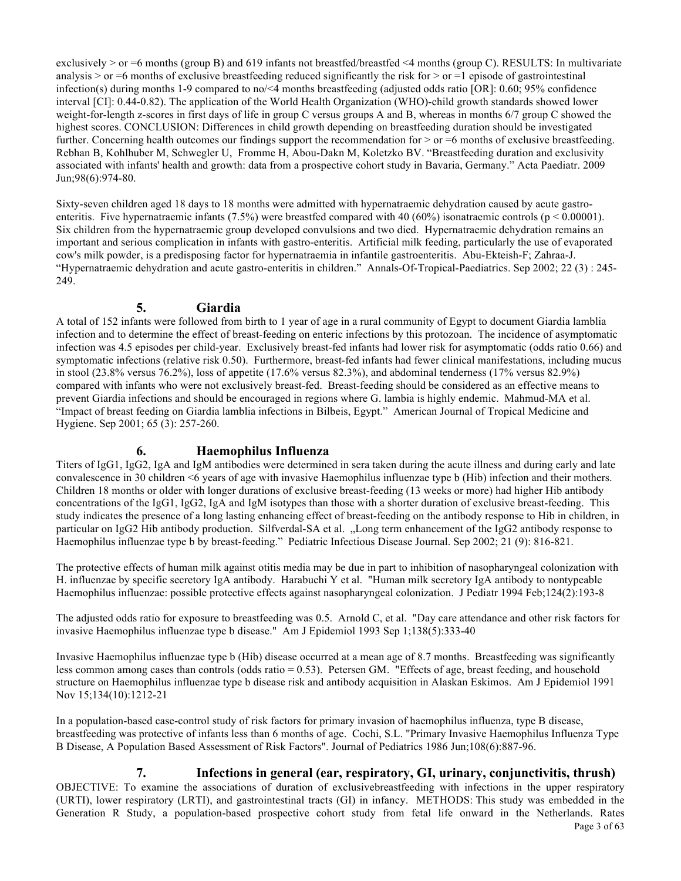exclusively > or =6 months (group B) and 619 infants not breastfed/breastfed <4 months (group C). RESULTS: In multivariate analysis > or =6 months of exclusive breastfeeding reduced significantly the risk for > or =1 episode of gastrointestinal infection(s) during months 1-9 compared to no/<4 months breastfeeding (adjusted odds ratio [OR]: 0.60; 95% confidence interval [CI]: 0.44-0.82). The application of the World Health Organization (WHO)-child growth standards showed lower weight-for-length z-scores in first days of life in group C versus groups A and B, whereas in months 6/7 group C showed the highest scores. CONCLUSION: Differences in child growth depending on breastfeeding duration should be investigated further. Concerning health outcomes our findings support the recommendation for > or =6 months of exclusive breastfeeding. Rebhan B, Kohlhuber M, Schwegler U, Fromme H, Abou-Dakn M, Koletzko BV. "Breastfeeding duration and exclusivity associated with infants' health and growth: data from a prospective cohort study in Bavaria, Germany." Acta Paediatr. 2009 Jun;98(6):974-80.

Sixty-seven children aged 18 days to 18 months were admitted with hypernatraemic dehydration caused by acute gastro-enteritis. Five hypernatraemic infants (7.5%) were breastfed compared with 40 (60%) isonatraemic controls ($p < 0.00001$). Six children from the hypernatraemic group developed convulsions and two died. Hypernatraemic dehydration remains an important and serious complication in infants with gastro-enteritis. Artificial milk feeding, particularly the use of evaporated cow's milk powder, is a predisposing factor for hypernatraemia in infantile gastroenteritis. Abu-Ekteish-F; Zahraa-J. "Hypernatraemic dehydration and acute gastro-enteritis in children." Annals-Of-Tropical-Paediatrics. Sep 2002; 22 (3) : 245-249.

## 5. Giardia

A total of 152 infants were followed from birth to 1 year of age in a rural community of Egypt to document Giardia lamblia infection and to determine the effect of breast-feeding on enteric infections by this protozoan. The incidence of asymptomatic infection was 4.5 episodes per child-year. Exclusively breast-fed infants had lower risk for asymptomatic (odds ratio 0.66) and symptomatic infections (relative risk 0.50). Furthermore, breast-fed infants had fewer clinical manifestations, including mucus in stool (23.8% versus 76.2%), loss of appetite (17.6% versus 82.3%), and abdominal tenderness (17% versus 82.9%) compared with infants who were not exclusively breast-fed. Breast-feeding should be considered as an effective means to prevent Giardia infections and should be encouraged in regions where G. lambia is highly endemic. Mahmud-MA et al. "Impact of breast feeding on Giardia lamblia infections in Bilbeis, Egypt." American Journal of Tropical Medicine and Hygiene. Sep 2001; 65 (3): 257-260.

## 6. Haemophilus Influenza

Titers of IgG1, IgG2, IgA and IgM antibodies were determined in sera taken during the acute illness and during early and late convalescence in 30 children <6 years of age with invasive Haemophilus influenzae type b (Hib) infection and their mothers. Children 18 months or older with longer durations of exclusive breast-feeding (13 weeks or more) had higher Hib antibody concentrations of the IgG1, IgG2, IgA and IgM isotypes than those with a shorter duration of exclusive breast-feeding. This study indicates the presence of a long lasting enhancing effect of breast-feeding on the antibody response to Hib in children, in particular on IgG2 Hib antibody production. Silfverdal-SA et al. „Long term enhancement of the IgG2 antibody response to Haemophilus influenzae type b by breast-feeding." Pediatric Infectious Disease Journal. Sep 2002; 21 (9): 816-821.

The protective effects of human milk against otitis media may be due in part to inhibition of nasopharyngeal colonization with H. influenzae by specific secretory IgA antibody. Harabuchi Y et al. "Human milk secretory IgA antibody to nontypeable Haemophilus influenzae: possible protective effects against nasopharyngeal colonization. J Pediatr 1994 Feb;124(2):193-8

The adjusted odds ratio for exposure to breastfeeding was 0.5. Arnold C, et al. "Day care attendance and other risk factors for invasive Haemophilus influenzae type b disease." Am J Epidemiol 1993 Sep 1;138(5):333-40

Invasive Haemophilus influenzae type b (Hib) disease occurred at a mean age of 8.7 months. Breastfeeding was significantly less common among cases than controls (odds ratio = 0.53). Petersen GM. "Effects of age, breast feeding, and household structure on Haemophilus influenzae type b disease risk and antibody acquisition in Alaskan Eskimos. Am J Epidemiol 1991 Nov 15;134(10):1212-21

In a population-based case-control study of risk factors for primary invasion of haemophilus influenza, type B disease, breastfeeding was protective of infants less than 6 months of age. Cochi, S.L. "Primary Invasive Haemophilus Influenza Type B Disease, A Population Based Assessment of Risk Factors". Journal of Pediatrics 1986 Jun;108(6):887-96.

## 7. Infections in general (ear, respiratory, GI, urinary, conjunctivitis, thrush)

OBJECTIVE: To examine the associations of duration of exclusivebreastfeeding with infections in the upper respiratory (URTI), lower respiratory (LRTI), and gastrointestinal tracts (GI) in infancy. METHODS: This study was embedded in the Generation R Study, a population-based prospective cohort study from fetal life onward in the Netherlands. Rates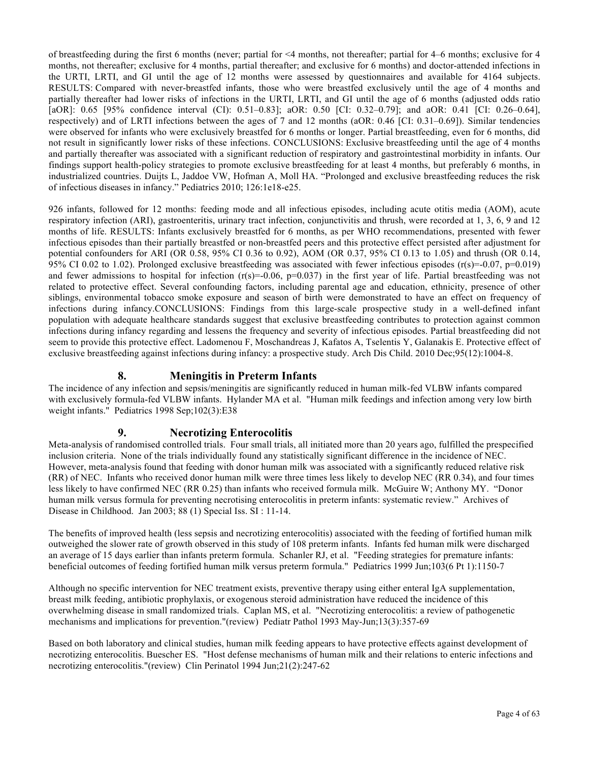of breastfeeding during the first 6 months (never; partial for <4 months, not thereafter; partial for 4–6 months; exclusive for 4 months, not thereafter; exclusive for 4 months, partial thereafter; and exclusive for 6 months) and doctor-attended infections in the URTI, LRTI, and GI until the age of 12 months were assessed by questionnaires and available for 4164 subjects. RESULTS: Compared with never-breastfed infants, those who were breastfed exclusively until the age of 4 months and partially thereafter had lower risks of infections in the URTI, LRTI, and GI until the age of 6 months (adjusted odds ratio [aOR]: 0.65 [95% confidence interval (CI): 0.51–0.83]; aOR: 0.50 [CI: 0.32–0.79]; and aOR: 0.41 [CI: 0.26–0.64], respectively) and of LRTI infections between the ages of 7 and 12 months (aOR: 0.46 [CI: 0.31–0.69]). Similar tendencies were observed for infants who were exclusively breastfed for 6 months or longer. Partial breastfeeding, even for 6 months, did not result in significantly lower risks of these infections. CONCLUSIONS: Exclusive breastfeeding until the age of 4 months and partially thereafter was associated with a significant reduction of respiratory and gastrointestinal morbidity in infants. Our findings support health-policy strategies to promote exclusive breastfeeding for at least 4 months, but preferably 6 months, in industrialized countries. Duijts L, Jaddoe VW, Hofman A, Moll HA. "Prolonged and exclusive breastfeeding reduces the risk of infectious diseases in infancy." Pediatrics 2010; 126:1e18-e25.

926 infants, followed for 12 months: feeding mode and all infectious episodes, including acute otitis media (AOM), acute respiratory infection (ARI), gastroenteritis, urinary tract infection, conjunctivitis and thrush, were recorded at 1, 3, 6, 9 and 12 months of life. RESULTS: Infants exclusively breastfed for 6 months, as per WHO recommendations, presented with fewer infectious episodes than their partially breastfed or non-breastfed peers and this protective effect persisted after adjustment for potential confounders for ARI (OR 0.58, 95% CI 0.36 to 0.92), AOM (OR 0.37, 95% CI 0.13 to 1.05) and thrush (OR 0.14, 95% CI 0.02 to 1.02). Prolonged exclusive breastfeeding was associated with fewer infectious episodes ($r(s)=-0.07$, $p=0.019$) and fewer admissions to hospital for infection ($r(s)=-0.06$, $p=0.037$) in the first year of life. Partial breastfeeding was not related to protective effect. Several confounding factors, including parental age and education, ethnicity, presence of other siblings, environmental tobacco smoke exposure and season of birth were demonstrated to have an effect on frequency of infections during infancy.CONCLUSIONS: Findings from this large-scale prospective study in a well-defined infant population with adequate healthcare standards suggest that exclusive breastfeeding contributes to protection against common infections during infancy regarding and lessens the frequency and severity of infectious episodes. Partial breastfeeding did not seem to provide this protective effect. Ladomenou F, Moschandreas J, Kafatos A, Tselentis Y, Galanakis E. Protective effect of exclusive breastfeeding against infections during infancy: a prospective study. Arch Dis Child. 2010 Dec;95(12):1004-8.

## 8. Meningitis in Preterm Infants

The incidence of any infection and sepsis/meningitis are significantly reduced in human milk-fed VLBW infants compared with exclusively formula-fed VLBW infants. Hylander MA et al. "Human milk feedings and infection among very low birth weight infants." Pediatrics 1998 Sep;102(3):E38

## 9. Necrotizing Enterocolitis

Meta-analysis of randomised controlled trials. Four small trials, all initiated more than 20 years ago, fulfilled the prespecified inclusion criteria. None of the trials individually found any statistically significant difference in the incidence of NEC. However, meta-analysis found that feeding with donor human milk was associated with a significantly reduced relative risk (RR) of NEC. Infants who received donor human milk were three times less likely to develop NEC (RR 0.34), and four times less likely to have confirmed NEC (RR 0.25) than infants who received formula milk. McGuire W; Anthony MY. "Donor human milk versus formula for preventing necrotising enterocolitis in preterm infants: systematic review." Archives of Disease in Childhood. Jan 2003; 88 (1) Special Iss. SI : 11-14.

The benefits of improved health (less sepsis and necrotizing enterocolitis) associated with the feeding of fortified human milk outweighed the slower rate of growth observed in this study of 108 preterm infants. Infants fed human milk were discharged an average of 15 days earlier than infants preterm formula. Schanler RJ, et al. "Feeding strategies for premature infants: beneficial outcomes of feeding fortified human milk versus preterm formula." Pediatrics 1999 Jun;103(6 Pt 1):1150-7

Although no specific intervention for NEC treatment exists, preventive therapy using either enteral IgA supplementation, breast milk feeding, antibiotic prophylaxis, or exogenous steroid administration have reduced the incidence of this overwhelming disease in small randomized trials. Caplan MS, et al. "Necrotizing enterocolitis: a review of pathogenetic mechanisms and implications for prevention."(review) Pediatr Pathol 1993 May-Jun;13(3):357-69

Based on both laboratory and clinical studies, human milk feeding appears to have protective effects against development of necrotizing enterocolitis. Buescher ES. "Host defense mechanisms of human milk and their relations to enteric infections and necrotizing enterocolitis."(review) Clin Perinatol 1994 Jun;21(2):247-62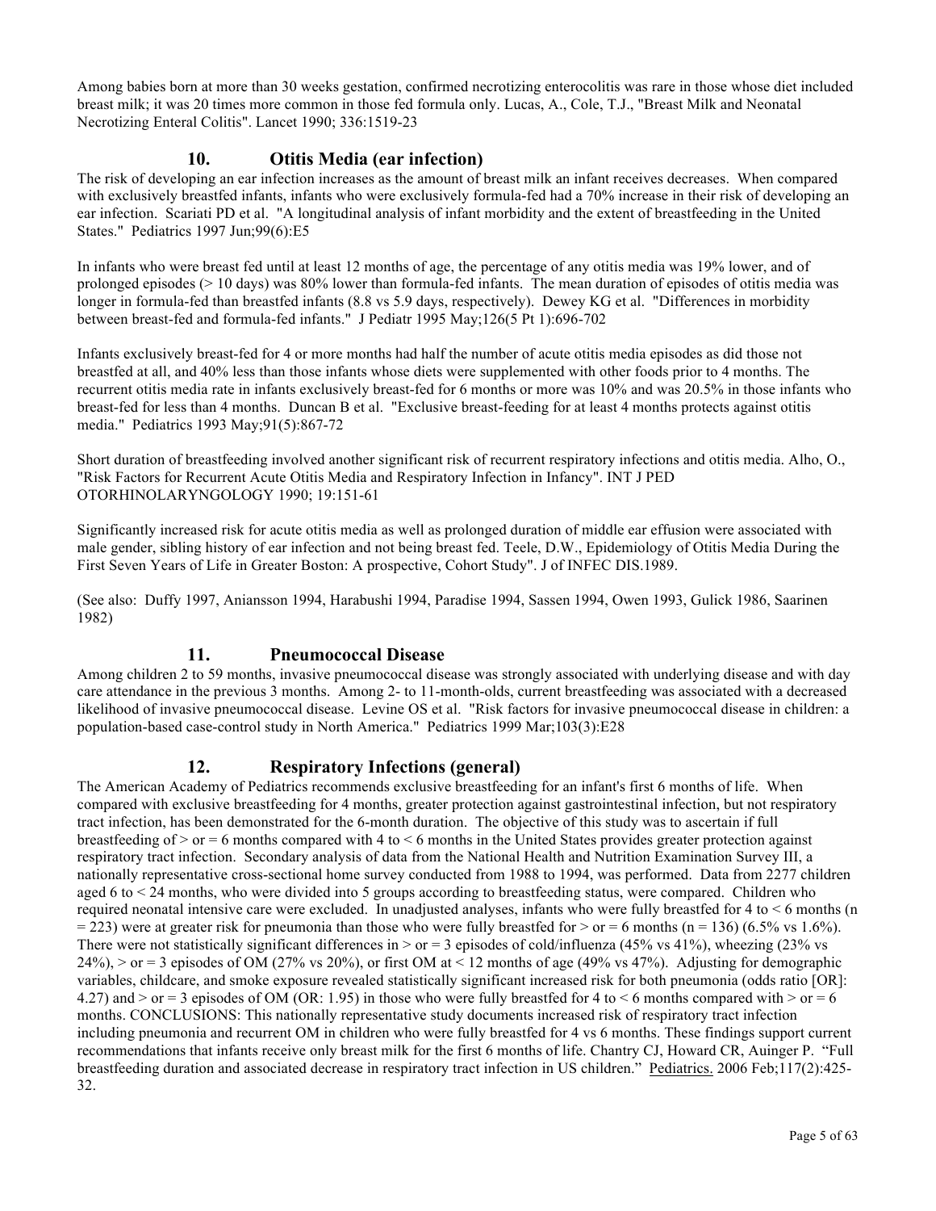Among babies born at more than 30 weeks gestation, confirmed necrotizing enterocolitis was rare in those whose diet included breast milk; it was 20 times more common in those fed formula only. Lucas, A., Cole, T.J., "Breast Milk and Neonatal Necrotizing Enteral Colitis". Lancet 1990; 336:1519-23

## 10. Otitis Media (ear infection)

The risk of developing an ear infection increases as the amount of breast milk an infant receives decreases. When compared with exclusively breastfed infants, infants who were exclusively formula-fed had a 70% increase in their risk of developing an ear infection. Scariati PD et al. "A longitudinal analysis of infant morbidity and the extent of breastfeeding in the United States." Pediatrics 1997 Jun;99(6):E5

In infants who were breast fed until at least 12 months of age, the percentage of any otitis media was 19% lower, and of prolonged episodes (> 10 days) was 80% lower than formula-fed infants. The mean duration of episodes of otitis media was longer in formula-fed than breastfed infants (8.8 vs 5.9 days, respectively). Dewey KG et al. "Differences in morbidity between breast-fed and formula-fed infants." J Pediatr 1995 May;126(5 Pt 1):696-702

Infants exclusively breast-fed for 4 or more months had half the number of acute otitis media episodes as did those not breastfed at all, and 40% less than those infants whose diets were supplemented with other foods prior to 4 months. The recurrent otitis media rate in infants exclusively breast-fed for 6 months or more was 10% and was 20.5% in those infants who breast-fed for less than 4 months. Duncan B et al. "Exclusive breast-feeding for at least 4 months protects against otitis media." Pediatrics 1993 May;91(5):867-72

Short duration of breastfeeding involved another significant risk of recurrent respiratory infections and otitis media. Alho, O., "Risk Factors for Recurrent Acute Otitis Media and Respiratory Infection in Infancy". INT J PED OTORHINOLARYNGOLOGY 1990; 19:151-61

Significantly increased risk for acute otitis media as well as prolonged duration of middle ear effusion were associated with male gender, sibling history of ear infection and not being breast fed. Teele, D.W., Epidemiology of Otitis Media During the First Seven Years of Life in Greater Boston: A prospective, Cohort Study". J of INFEC DIS.1989.

(See also: Duffy 1997, Aniansson 1994, Harabushi 1994, Paradise 1994, Sassen 1994, Owen 1993, Gulick 1986, Saarinen 1982)

## 11. Pneumococcal Disease

Among children 2 to 59 months, invasive pneumococcal disease was strongly associated with underlying disease and with day care attendance in the previous 3 months. Among 2- to 11-month-olds, current breastfeeding was associated with a decreased likelihood of invasive pneumococcal disease. Levine OS et al. "Risk factors for invasive pneumococcal disease in children: a population-based case-control study in North America." Pediatrics 1999 Mar;103(3):E28

## 12. Respiratory Infections (general)

The American Academy of Pediatrics recommends exclusive breastfeeding for an infant's first 6 months of life. When compared with exclusive breastfeeding for 4 months, greater protection against gastrointestinal infection, but not respiratory tract infection, has been demonstrated for the 6-month duration. The objective of this study was to ascertain if full breastfeeding of > or = 6 months compared with 4 to < 6 months in the United States provides greater protection against respiratory tract infection. Secondary analysis of data from the National Health and Nutrition Examination Survey III, a nationally representative cross-sectional home survey conducted from 1988 to 1994, was performed. Data from 2277 children aged 6 to < 24 months, who were divided into 5 groups according to breastfeeding status, were compared. Children who required neonatal intensive care were excluded. In unadjusted analyses, infants who were fully breastfed for 4 to < 6 months (n = 223) were at greater risk for pneumonia than those who were fully breastfed for > or = 6 months (n = 136) (6.5% vs 1.6%). There were not statistically significant differences in > or = 3 episodes of cold/influenza (45% vs 41%), wheezing (23% vs 24%), > or = 3 episodes of OM (27% vs 20%), or first OM at < 12 months of age (49% vs 47%). Adjusting for demographic variables, childcare, and smoke exposure revealed statistically significant increased risk for both pneumonia (odds ratio [OR]: 4.27) and > or = 3 episodes of OM (OR: 1.95) in those who were fully breastfed for 4 to < 6 months compared with > or = 6 months. CONCLUSIONS: This nationally representative study documents increased risk of respiratory tract infection including pneumonia and recurrent OM in children who were fully breastfed for 4 vs 6 months. These findings support current recommendations that infants receive only breast milk for the first 6 months of life. Chantry CJ, Howard CR, Auinger P. "Full breastfeeding duration and associated decrease in respiratory tract infection in US children." Pediatrics. 2006 Feb;117(2):425-32.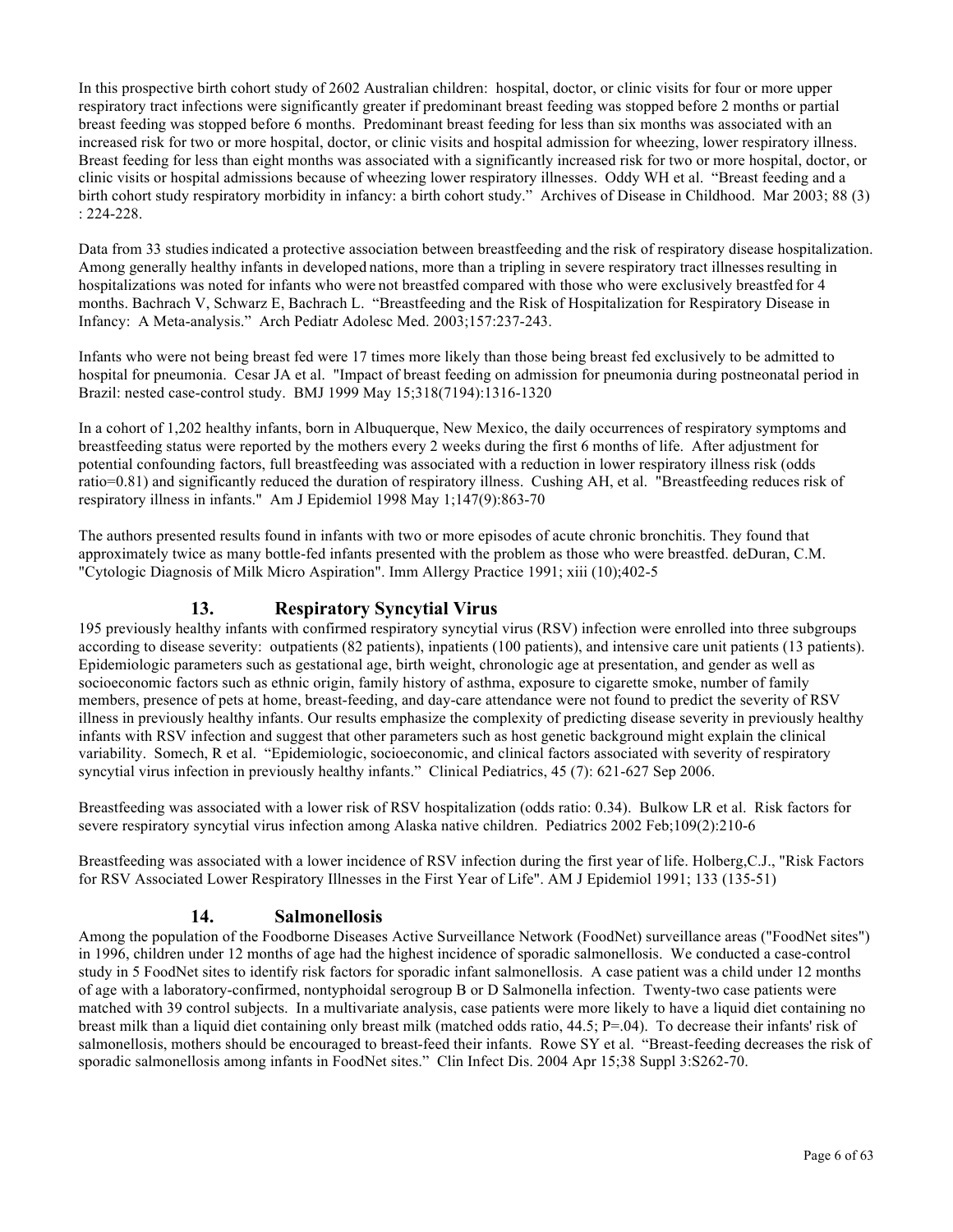In this prospective birth cohort study of 2602 Australian children: hospital, doctor, or clinic visits for four or more upper respiratory tract infections were significantly greater if predominant breast feeding was stopped before 2 months or partial breast feeding was stopped before 6 months. Predominant breast feeding for less than six months was associated with an increased risk for two or more hospital, doctor, or clinic visits and hospital admission for wheezing, lower respiratory illness. Breast feeding for less than eight months was associated with a significantly increased risk for two or more hospital, doctor, or clinic visits or hospital admissions because of wheezing lower respiratory illnesses. Oddy WH et al. "Breast feeding and a birth cohort study respiratory morbidity in infancy: a birth cohort study." Archives of Disease in Childhood. Mar 2003; 88 (3) : 224-228.

Data from 33 studies indicated a protective association between breastfeeding and the risk of respiratory disease hospitalization. Among generally healthy infants in developed nations, more than a tripling in severe respiratory tract illnesses resulting in hospitalizations was noted for infants who were not breastfed compared with those who were exclusively breastfed for 4 months. Bachrach V, Schwarz E, Bachrach L. "Breastfeeding and the Risk of Hospitalization for Respiratory Disease in Infancy: A Meta-analysis." Arch Pediatr Adolesc Med. 2003;157:237-243.

Infants who were not being breast fed were 17 times more likely than those being breast fed exclusively to be admitted to hospital for pneumonia. Cesar JA et al. "Impact of breast feeding on admission for pneumonia during postneonatal period in Brazil: nested case-control study. BMJ 1999 May 15;318(7194):1316-1320

In a cohort of 1,202 healthy infants, born in Albuquerque, New Mexico, the daily occurrences of respiratory symptoms and breastfeeding status were reported by the mothers every 2 weeks during the first 6 months of life. After adjustment for potential confounding factors, full breastfeeding was associated with a reduction in lower respiratory illness risk (odds ratio=0.81) and significantly reduced the duration of respiratory illness. Cushing AH, et al. "Breastfeeding reduces risk of respiratory illness in infants." Am J Epidemiol 1998 May 1;147(9):863-70

The authors presented results found in infants with two or more episodes of acute chronic bronchitis. They found that approximately twice as many bottle-fed infants presented with the problem as those who were breastfed. deDuran, C.M. "Cytologic Diagnosis of Milk Micro Aspiration". Imm Allergy Practice 1991; xiii (10);402-5

## 13. Respiratory Syncytial Virus

195 previously healthy infants with confirmed respiratory syncytial virus (RSV) infection were enrolled into three subgroups according to disease severity: outpatients (82 patients), inpatients (100 patients), and intensive care unit patients (13 patients). Epidemiologic parameters such as gestational age, birth weight, chronologic age at presentation, and gender as well as socioeconomic factors such as ethnic origin, family history of asthma, exposure to cigarette smoke, number of family members, presence of pets at home, breast-feeding, and day-care attendance were not found to predict the severity of RSV illness in previously healthy infants. Our results emphasize the complexity of predicting disease severity in previously healthy infants with RSV infection and suggest that other parameters such as host genetic background might explain the clinical variability. Somech, R et al. "Epidemiologic, socioeconomic, and clinical factors associated with severity of respiratory syncytial virus infection in previously healthy infants." Clinical Pediatrics, 45 (7): 621-627 Sep 2006.

Breastfeeding was associated with a lower risk of RSV hospitalization (odds ratio: 0.34). Bulkow LR et al. Risk factors for severe respiratory syncytial virus infection among Alaska native children. Pediatrics 2002 Feb;109(2):210-6

Breastfeeding was associated with a lower incidence of RSV infection during the first year of life. Holberg,C.J., "Risk Factors for RSV Associated Lower Respiratory Illnesses in the First Year of Life". AM J Epidemiol 1991; 133 (135-51)

## 14. Salmonellosis

Among the population of the Foodborne Diseases Active Surveillance Network (FoodNet) surveillance areas ("FoodNet sites") in 1996, children under 12 months of age had the highest incidence of sporadic salmonellosis. We conducted a case-control study in 5 FoodNet sites to identify risk factors for sporadic infant salmonellosis. A case patient was a child under 12 months of age with a laboratory-confirmed, nontyphoidal serogroup B or D Salmonella infection. Twenty-two case patients were matched with 39 control subjects. In a multivariate analysis, case patients were more likely to have a liquid diet containing no breast milk than a liquid diet containing only breast milk (matched odds ratio, 44.5; P=.04). To decrease their infants' risk of salmonellosis, mothers should be encouraged to breast-feed their infants. Rowe SY et al. "Breast-feeding decreases the risk of sporadic salmonellosis among infants in FoodNet sites." Clin Infect Dis. 2004 Apr 15;38 Suppl 3:S262-70.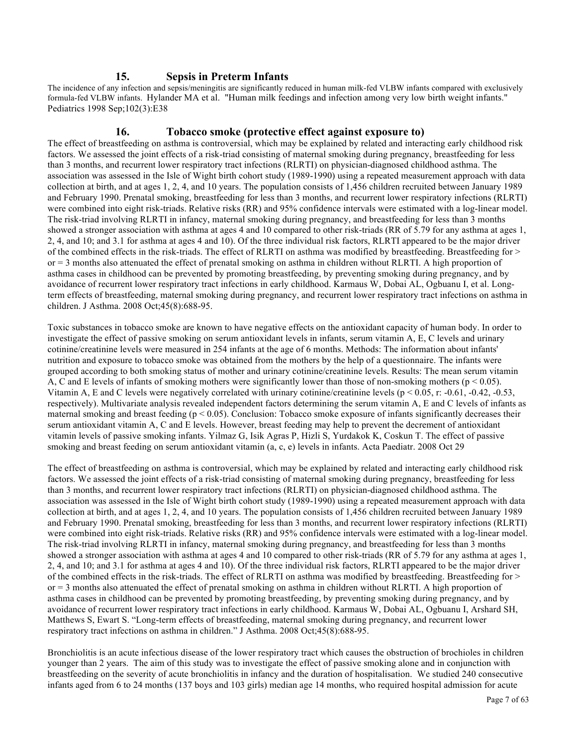## 15. Sepsis in Preterm Infants

The incidence of any infection and sepsis/meningitis are significantly reduced in human milk-fed VLBW infants compared with exclusively formula-fed VLBW infants. Hylander MA et al. "Human milk feedings and infection among very low birth weight infants." Pediatrics 1998 Sep;102(3):E38

## 16. Tobacco smoke (protective effect against exposure to)

The effect of breastfeeding on asthma is controversial, which may be explained by related and interacting early childhood risk factors. We assessed the joint effects of a risk-triad consisting of maternal smoking during pregnancy, breastfeeding for less than 3 months, and recurrent lower respiratory tract infections (RLRTI) on physician-diagnosed childhood asthma. The association was assessed in the Isle of Wight birth cohort study (1989-1990) using a repeated measurement approach with data collection at birth, and at ages 1, 2, 4, and 10 years. The population consists of 1,456 children recruited between January 1989 and February 1990. Prenatal smoking, breastfeeding for less than 3 months, and recurrent lower respiratory infections (RLRTI) were combined into eight risk-triads. Relative risks (RR) and 95% confidence intervals were estimated with a log-linear model. The risk-triad involving RLRTI in infancy, maternal smoking during pregnancy, and breastfeeding for less than 3 months showed a stronger association with asthma at ages 4 and 10 compared to other risk-triads (RR of 5.79 for any asthma at ages 1, 2, 4, and 10; and 3.1 for asthma at ages 4 and 10). Of the three individual risk factors, RLRTI appeared to be the major driver of the combined effects in the risk-triads. The effect of RLRTI on asthma was modified by breastfeeding. Breastfeeding for > or = 3 months also attenuated the effect of prenatal smoking on asthma in children without RLRTI. A high proportion of asthma cases in childhood can be prevented by promoting breastfeeding, by preventing smoking during pregnancy, and by avoidance of recurrent lower respiratory tract infections in early childhood. Karmaus W, Dobai AL, Ogbuanu I, et al. Long-term effects of breastfeeding, maternal smoking during pregnancy, and recurrent lower respiratory tract infections on asthma in children. J Asthma. 2008 Oct;45(8):688-95.

Toxic substances in tobacco smoke are known to have negative effects on the antioxidant capacity of human body. In order to investigate the effect of passive smoking on serum antioxidant levels in infants, serum vitamin A, E, C levels and urinary cotinine/creatinine levels were measured in 254 infants at the age of 6 months. Methods: The information about infants' nutrition and exposure to tobacco smoke was obtained from the mothers by the help of a questionnaire. The infants were grouped according to both smoking status of mother and urinary cotinine/creatinine levels. Results: The mean serum vitamin A, C and E levels of infants of smoking mothers were significantly lower than those of non-smoking mothers ($p < 0.05$). Vitamin A, E and C levels were negatively correlated with urinary cotinine/creatinine levels ($p < 0.05$, r: -0.61, -0.42, -0.53, respectively). Multivariate analysis revealed independent factors determining the serum vitamin A, E and C levels of infants as maternal smoking and breast feeding ($p < 0.05$). Conclusion: Tobacco smoke exposure of infants significantly decreases their serum antioxidant vitamin A, C and E levels. However, breast feeding may help to prevent the decrement of antioxidant vitamin levels of passive smoking infants. Yilmaz G, Isik Agras P, Hizli S, Yurdakok K, Coskun T. The effect of passive smoking and breast feeding on serum antioxidant vitamin (a, c, e) levels in infants. Acta Paediatr. 2008 Oct 29

The effect of breastfeeding on asthma is controversial, which may be explained by related and interacting early childhood risk factors. We assessed the joint effects of a risk-triad consisting of maternal smoking during pregnancy, breastfeeding for less than 3 months, and recurrent lower respiratory tract infections (RLRTI) on physician-diagnosed childhood asthma. The association was assessed in the Isle of Wight birth cohort study (1989-1990) using a repeated measurement approach with data collection at birth, and at ages 1, 2, 4, and 10 years. The population consists of 1,456 children recruited between January 1989 and February 1990. Prenatal smoking, breastfeeding for less than 3 months, and recurrent lower respiratory infections (RLRTI) were combined into eight risk-triads. Relative risks (RR) and 95% confidence intervals were estimated with a log-linear model. The risk-triad involving RLRTI in infancy, maternal smoking during pregnancy, and breastfeeding for less than 3 months showed a stronger association with asthma at ages 4 and 10 compared to other risk-triads (RR of 5.79 for any asthma at ages 1, 2, 4, and 10; and 3.1 for asthma at ages 4 and 10). Of the three individual risk factors, RLRTI appeared to be the major driver of the combined effects in the risk-triads. The effect of RLRTI on asthma was modified by breastfeeding. Breastfeeding for > or = 3 months also attenuated the effect of prenatal smoking on asthma in children without RLRTI. A high proportion of asthma cases in childhood can be prevented by promoting breastfeeding, by preventing smoking during pregnancy, and by avoidance of recurrent lower respiratory tract infections in early childhood. Karmaus W, Dobai AL, Ogbuanu I, Arshard SH, Matthews S, Ewart S. "Long-term effects of breastfeeding, maternal smoking during pregnancy, and recurrent lower respiratory tract infections on asthma in children." J Asthma. 2008 Oct;45(8):688-95.

Bronchiolitis is an acute infectious disease of the lower respiratory tract which causes the obstruction of brochioles in children younger than 2 years. The aim of this study was to investigate the effect of passive smoking alone and in conjunction with breastfeeding on the severity of acute bronchiolitis in infancy and the duration of hospitalisation. We studied 240 consecutive infants aged from 6 to 24 months (137 boys and 103 girls) median age 14 months, who required hospital admission for acute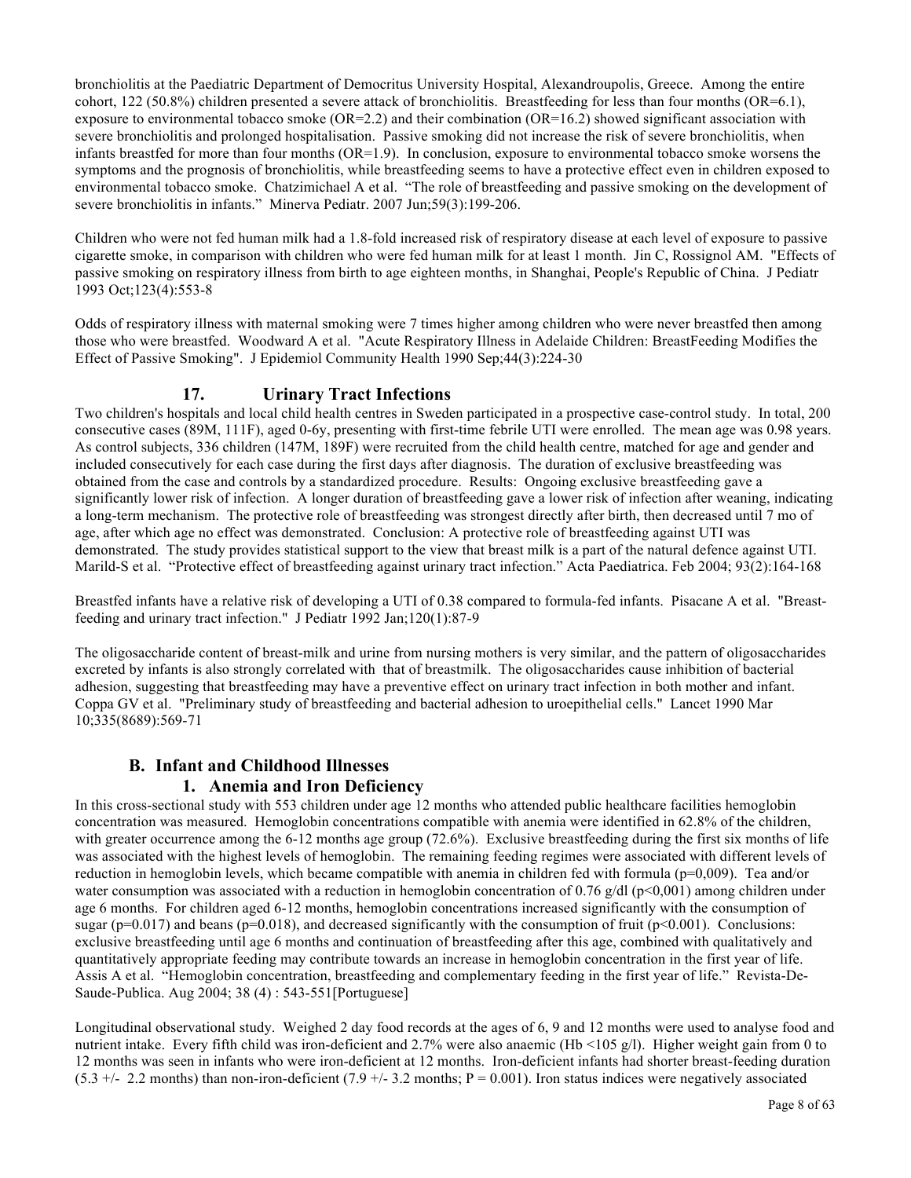bronchiolitis at the Paediatric Department of Democritus University Hospital, Alexandroupolis, Greece. Among the entire cohort, 122 (50.8%) children presented a severe attack of bronchiolitis. Breastfeeding for less than four months (OR=6.1), exposure to environmental tobacco smoke (OR=2.2) and their combination (OR=16.2) showed significant association with severe bronchiolitis and prolonged hospitalisation. Passive smoking did not increase the risk of severe bronchiolitis, when infants breastfed for more than four months (OR=1.9). In conclusion, exposure to environmental tobacco smoke worsens the symptoms and the prognosis of bronchiolitis, while breastfeeding seems to have a protective effect even in children exposed to environmental tobacco smoke. Chatzimichael A et al. "The role of breastfeeding and passive smoking on the development of severe bronchiolitis in infants." Minerva Pediatr. 2007 Jun;59(3):199-206.

Children who were not fed human milk had a 1.8-fold increased risk of respiratory disease at each level of exposure to passive cigarette smoke, in comparison with children who were fed human milk for at least 1 month. Jin C, Rossignol AM. "Effects of passive smoking on respiratory illness from birth to age eighteen months, in Shanghai, People's Republic of China. J Pediatr 1993 Oct;123(4):553-8

Odds of respiratory illness with maternal smoking were 7 times higher among children who were never breastfed then among those who were breastfed. Woodward A et al. "Acute Respiratory Illness in Adelaide Children: BreastFeeding Modifies the Effect of Passive Smoking". J Epidemiol Community Health 1990 Sep;44(3):224-30

### 17. Urinary Tract Infections

Two children's hospitals and local child health centres in Sweden participated in a prospective case-control study. In total, 200 consecutive cases (89M, 111F), aged 0-6y, presenting with first-time febrile UTI were enrolled. The mean age was 0.98 years. As control subjects, 336 children (147M, 189F) were recruited from the child health centre, matched for age and gender and included consecutively for each case during the first days after diagnosis. The duration of exclusive breastfeeding was obtained from the case and controls by a standardized procedure. Results: Ongoing exclusive breastfeeding gave a significantly lower risk of infection. A longer duration of breastfeeding gave a lower risk of infection after weaning, indicating a long-term mechanism. The protective role of breastfeeding was strongest directly after birth, then decreased until 7 mo of age, after which age no effect was demonstrated. Conclusion: A protective role of breastfeeding against UTI was demonstrated. The study provides statistical support to the view that breast milk is a part of the natural defence against UTI. Marild-S et al. "Protective effect of breastfeeding against urinary tract infection." Acta Paediatrica. Feb 2004; 93(2):164-168

Breastfed infants have a relative risk of developing a UTI of 0.38 compared to formula-fed infants. Pisacane A et al. "Breast-feeding and urinary tract infection." J Pediatr 1992 Jan;120(1):87-9

The oligosaccharide content of breast-milk and urine from nursing mothers is very similar, and the pattern of oligosaccharides excreted by infants is also strongly correlated with that of breastmilk. The oligosaccharides cause inhibition of bacterial adhesion, suggesting that breastfeeding may have a preventive effect on urinary tract infection in both mother and infant. Coppa GV et al. "Preliminary study of breastfeeding and bacterial adhesion to uroepithelial cells." Lancet 1990 Mar 10;335(8689):569-71

## B. Infant and Childhood Illnesses

### 1. Anemia and Iron Deficiency

In this cross-sectional study with 553 children under age 12 months who attended public healthcare facilities hemoglobin concentration was measured. Hemoglobin concentrations compatible with anemia were identified in 62.8% of the children, with greater occurrence among the 6-12 months age group (72.6%). Exclusive breastfeeding during the first six months of life was associated with the highest levels of hemoglobin. The remaining feeding regimes were associated with different levels of reduction in hemoglobin levels, which became compatible with anemia in children fed with formula (p=0,009). Tea and/or water consumption was associated with a reduction in hemoglobin concentration of 0.76 g/dl (p<0,001) among children under age 6 months. For children aged 6-12 months, hemoglobin concentrations increased significantly with the consumption of sugar (p=0.017) and beans (p=0.018), and decreased significantly with the consumption of fruit (p<0.001). Conclusions: exclusive breastfeeding until age 6 months and continuation of breastfeeding after this age, combined with qualitatively and quantitatively appropriate feeding may contribute towards an increase in hemoglobin concentration in the first year of life. Assis A et al. "Hemoglobin concentration, breastfeeding and complementary feeding in the first year of life." Revista-De-Saude-Publica. Aug 2004; 38 (4) : 543-551[Portuguese]

Longitudinal observational study. Weighed 2 day food records at the ages of 6, 9 and 12 months were used to analyse food and nutrient intake. Every fifth child was iron-deficient and 2.7% were also anaemic (Hb <105 g/l). Higher weight gain from 0 to 12 months was seen in infants who were iron-deficient at 12 months. Iron-deficient infants had shorter breast-feeding duration (5.3 +/- 2.2 months) than non-iron-deficient (7.9 +/- 3.2 months; P = 0.001). Iron status indices were negatively associated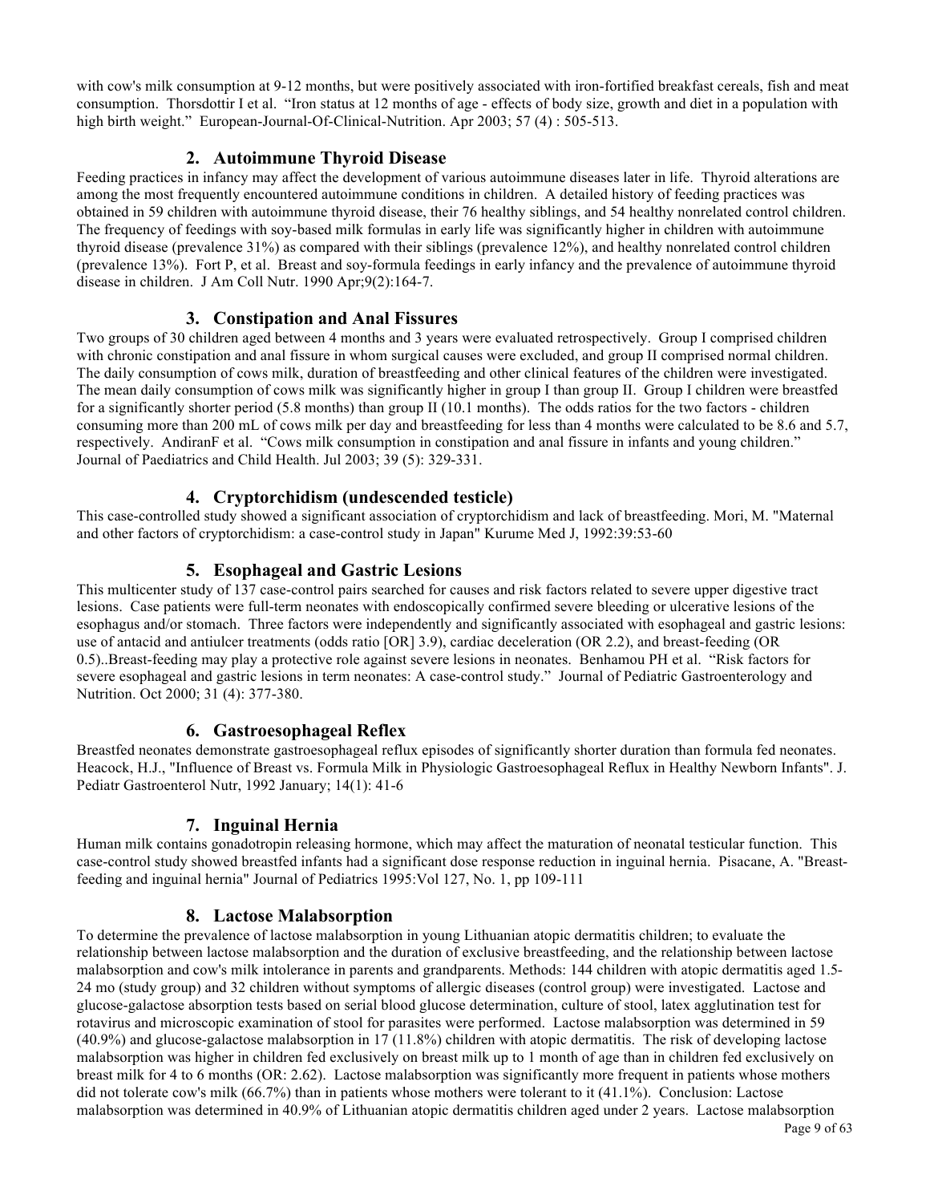with cow's milk consumption at 9-12 months, but were positively associated with iron-fortified breakfast cereals, fish and meat consumption. Thorsdottir I et al. "Iron status at 12 months of age - effects of body size, growth and diet in a population with high birth weight." European-Journal-Of-Clinical-Nutrition. Apr 2003; 57 (4) : 505-513.

### 2. Autoimmune Thyroid Disease

Feeding practices in infancy may affect the development of various autoimmune diseases later in life. Thyroid alterations are among the most frequently encountered autoimmune conditions in children. A detailed history of feeding practices was obtained in 59 children with autoimmune thyroid disease, their 76 healthy siblings, and 54 healthy nonrelated control children. The frequency of feedings with soy-based milk formulas in early life was significantly higher in children with autoimmune thyroid disease (prevalence 31%) as compared with their siblings (prevalence 12%), and healthy nonrelated control children (prevalence 13%). Fort P, et al. Breast and soy-formula feedings in early infancy and the prevalence of autoimmune thyroid disease in children. J Am Coll Nutr. 1990 Apr;9(2):164-7.

### 3. Constipation and Anal Fissures

Two groups of 30 children aged between 4 months and 3 years were evaluated retrospectively. Group I comprised children with chronic constipation and anal fissure in whom surgical causes were excluded, and group II comprised normal children. The daily consumption of cows milk, duration of breastfeeding and other clinical features of the children were investigated. The mean daily consumption of cows milk was significantly higher in group I than group II. Group I children were breastfed for a significantly shorter period (5.8 months) than group II (10.1 months). The odds ratios for the two factors - children consuming more than 200 mL of cows milk per day and breastfeeding for less than 4 months were calculated to be 8.6 and 5.7, respectively. AndiranF et al. "Cows milk consumption in constipation and anal fissure in infants and young children." Journal of Paediatrics and Child Health. Jul 2003; 39 (5): 329-331.

### 4. Cryptorchidism (undescended testicle)

This case-controlled study showed a significant association of cryptorchidism and lack of breastfeeding. Mori, M. "Maternal and other factors of cryptorchidism: a case-control study in Japan" Kurume Med J, 1992:39:53-60

### 5. Esophageal and Gastric Lesions

This multicenter study of 137 case-control pairs searched for causes and risk factors related to severe upper digestive tract lesions. Case patients were full-term neonates with endoscopically confirmed severe bleeding or ulcerative lesions of the esophagus and/or stomach. Three factors were independently and significantly associated with esophageal and gastric lesions: use of antacid and antiulcer treatments (odds ratio [OR] 3.9), cardiac deceleration (OR 2.2), and breast-feeding (OR 0.5)..Breast-feeding may play a protective role against severe lesions in neonates. Benhamou PH et al. "Risk factors for severe esophageal and gastric lesions in term neonates: A case-control study." Journal of Pediatric Gastroenterology and Nutrition. Oct 2000; 31 (4): 377-380.

### 6. Gastroesophageal Reflex

Breastfed neonates demonstrate gastroesophageal reflux episodes of significantly shorter duration than formula fed neonates. Heacock, H.J., "Influence of Breast vs. Formula Milk in Physiologic Gastroesophageal Reflux in Healthy Newborn Infants". J. Pediatr Gastroenterol Nutr, 1992 January; 14(1): 41-6

### 7. Inguinal Hernia

Human milk contains gonadotropin releasing hormone, which may affect the maturation of neonatal testicular function. This case-control study showed breastfed infants had a significant dose response reduction in inguinal hernia. Pisacane, A. "Breast-feeding and inguinal hernia" Journal of Pediatrics 1995:Vol 127, No. 1, pp 109-111

### 8. Lactose Malabsorption

To determine the prevalence of lactose malabsorption in young Lithuanian atopic dermatitis children; to evaluate the relationship between lactose malabsorption and the duration of exclusive breastfeeding, and the relationship between lactose malabsorption and cow's milk intolerance in parents and grandparents. Methods: 144 children with atopic dermatitis aged 1.5-24 mo (study group) and 32 children without symptoms of allergic diseases (control group) were investigated. Lactose and glucose-galactose absorption tests based on serial blood glucose determination, culture of stool, latex agglutination test for rotavirus and microscopic examination of stool for parasites were performed. Lactose malabsorption was determined in 59 (40.9%) and glucose-galactose malabsorption in 17 (11.8%) children with atopic dermatitis. The risk of developing lactose malabsorption was higher in children fed exclusively on breast milk up to 1 month of age than in children fed exclusively on breast milk for 4 to 6 months (OR: 2.62). Lactose malabsorption was significantly more frequent in patients whose mothers did not tolerate cow's milk (66.7%) than in patients whose mothers were tolerant to it (41.1%). Conclusion: Lactose malabsorption was determined in 40.9% of Lithuanian atopic dermatitis children aged under 2 years. Lactose malabsorption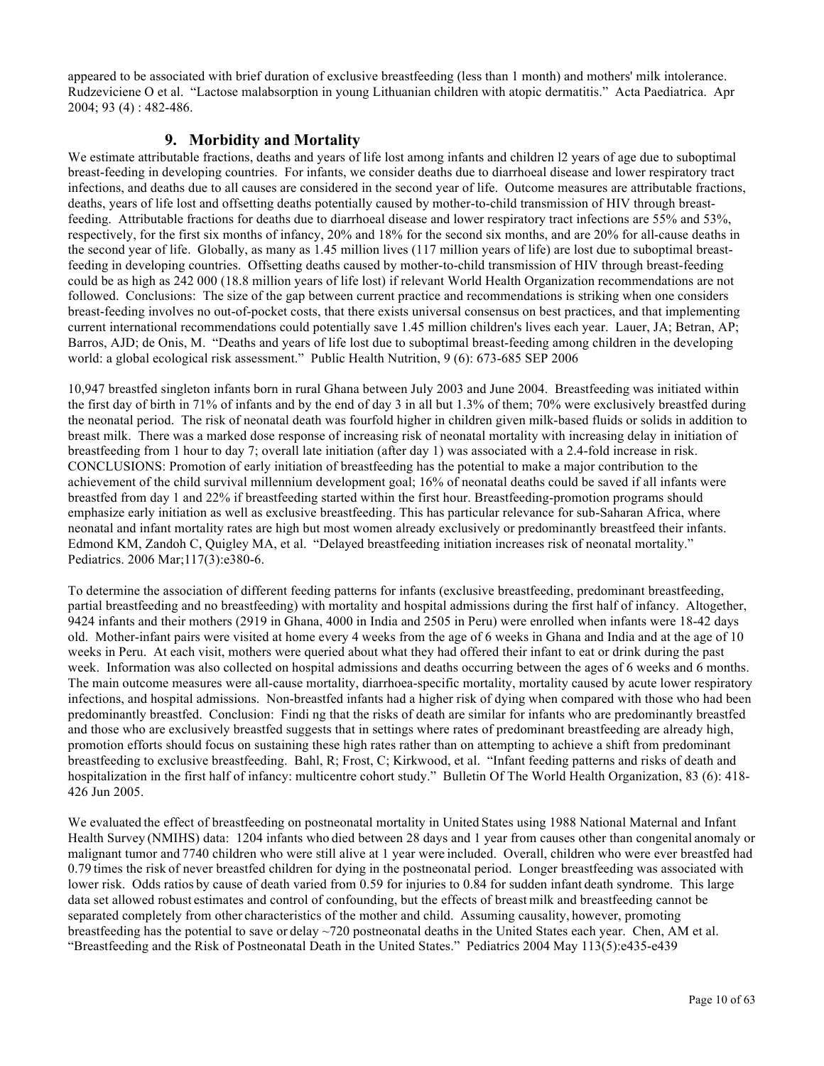appeared to be associated with brief duration of exclusive breastfeeding (less than 1 month) and mothers' milk intolerance. Rudzeviciene O et al. "Lactose malabsorption in young Lithuanian children with atopic dermatitis." Acta Paediatrica. Apr 2004; 93 (4) : 482-486.

## 9. Morbidity and Mortality

We estimate attributable fractions, deaths and years of life lost among infants and children l2 years of age due to suboptimal breast-feeding in developing countries. For infants, we consider deaths due to diarrhoeal disease and lower respiratory tract infections, and deaths due to all causes are considered in the second year of life. Outcome measures are attributable fractions, deaths, years of life lost and offsetting deaths potentially caused by mother-to-child transmission of HIV through breast-feeding. Attributable fractions for deaths due to diarrhoeal disease and lower respiratory tract infections are 55% and 53%, respectively, for the first six months of infancy, 20% and 18% for the second six months, and are 20% for all-cause deaths in the second year of life. Globally, as many as 1.45 million lives (117 million years of life) are lost due to suboptimal breast-feeding in developing countries. Offsetting deaths caused by mother-to-child transmission of HIV through breast-feeding could be as high as 242 000 (18.8 million years of life lost) if relevant World Health Organization recommendations are not followed. Conclusions: The size of the gap between current practice and recommendations is striking when one considers breast-feeding involves no out-of-pocket costs, that there exists universal consensus on best practices, and that implementing current international recommendations could potentially save 1.45 million children's lives each year. Lauer, JA; Betran, AP; Barros, AJD; de Onis, M. "Deaths and years of life lost due to suboptimal breast-feeding among children in the developing world: a global ecological risk assessment." Public Health Nutrition, 9 (6): 673-685 SEP 2006

10,947 breastfed singleton infants born in rural Ghana between July 2003 and June 2004. Breastfeeding was initiated within the first day of birth in 71% of infants and by the end of day 3 in all but 1.3% of them; 70% were exclusively breastfed during the neonatal period. The risk of neonatal death was fourfold higher in children given milk-based fluids or solids in addition to breast milk. There was a marked dose response of increasing risk of neonatal mortality with increasing delay in initiation of breastfeeding from 1 hour to day 7; overall late initiation (after day 1) was associated with a 2.4-fold increase in risk. CONCLUSIONS: Promotion of early initiation of breastfeeding has the potential to make a major contribution to the achievement of the child survival millennium development goal; 16% of neonatal deaths could be saved if all infants were breastfed from day 1 and 22% if breastfeeding started within the first hour. Breastfeeding-promotion programs should emphasize early initiation as well as exclusive breastfeeding. This has particular relevance for sub-Saharan Africa, where neonatal and infant mortality rates are high but most women already exclusively or predominantly breastfeed their infants. Edmond KM, Zandoh C, Quigley MA, et al. "Delayed breastfeeding initiation increases risk of neonatal mortality." Pediatrics. 2006 Mar;117(3):e380-6.

To determine the association of different feeding patterns for infants (exclusive breastfeeding, predominant breastfeeding, partial breastfeeding and no breastfeeding) with mortality and hospital admissions during the first half of infancy. Altogether, 9424 infants and their mothers (2919 in Ghana, 4000 in India and 2505 in Peru) were enrolled when infants were 18-42 days old. Mother-infant pairs were visited at home every 4 weeks from the age of 6 weeks in Ghana and India and at the age of 10 weeks in Peru. At each visit, mothers were queried about what they had offered their infant to eat or drink during the past week. Information was also collected on hospital admissions and deaths occurring between the ages of 6 weeks and 6 months. The main outcome measures were all-cause mortality, diarrhoea-specific mortality, mortality caused by acute lower respiratory infections, and hospital admissions. Non-breastfed infants had a higher risk of dying when compared with those who had been predominantly breastfed. Conclusion: Findi ng that the risks of death are similar for infants who are predominantly breastfed and those who are exclusively breastfed suggests that in settings where rates of predominant breastfeeding are already high, promotion efforts should focus on sustaining these high rates rather than on attempting to achieve a shift from predominant breastfeeding to exclusive breastfeeding. Bahl, R; Frost, C; Kirkwood, et al. "Infant feeding patterns and risks of death and hospitalization in the first half of infancy: multicentre cohort study." Bulletin Of The World Health Organization, 83 (6): 418-426 Jun 2005.

We evaluated the effect of breastfeeding on postneonatal mortality in United States using 1988 National Maternal and Infant Health Survey (NMIHS) data: 1204 infants who died between 28 days and 1 year from causes other than congenital anomaly or malignant tumor and 7740 children who were still alive at 1 year were included. Overall, children who were ever breastfed had 0.79 times the risk of never breastfed children for dying in the postneonatal period. Longer breastfeeding was associated with lower risk. Odds ratios by cause of death varied from 0.59 for injuries to 0.84 for sudden infant death syndrome. This large data set allowed robust estimates and control of confounding, but the effects of breast milk and breastfeeding cannot be separated completely from other characteristics of the mother and child. Assuming causality, however, promoting breastfeeding has the potential to save or delay ~720 postneonatal deaths in the United States each year. Chen, AM et al. "Breastfeeding and the Risk of Postneonatal Death in the United States." Pediatrics 2004 May 113(5):e435-e439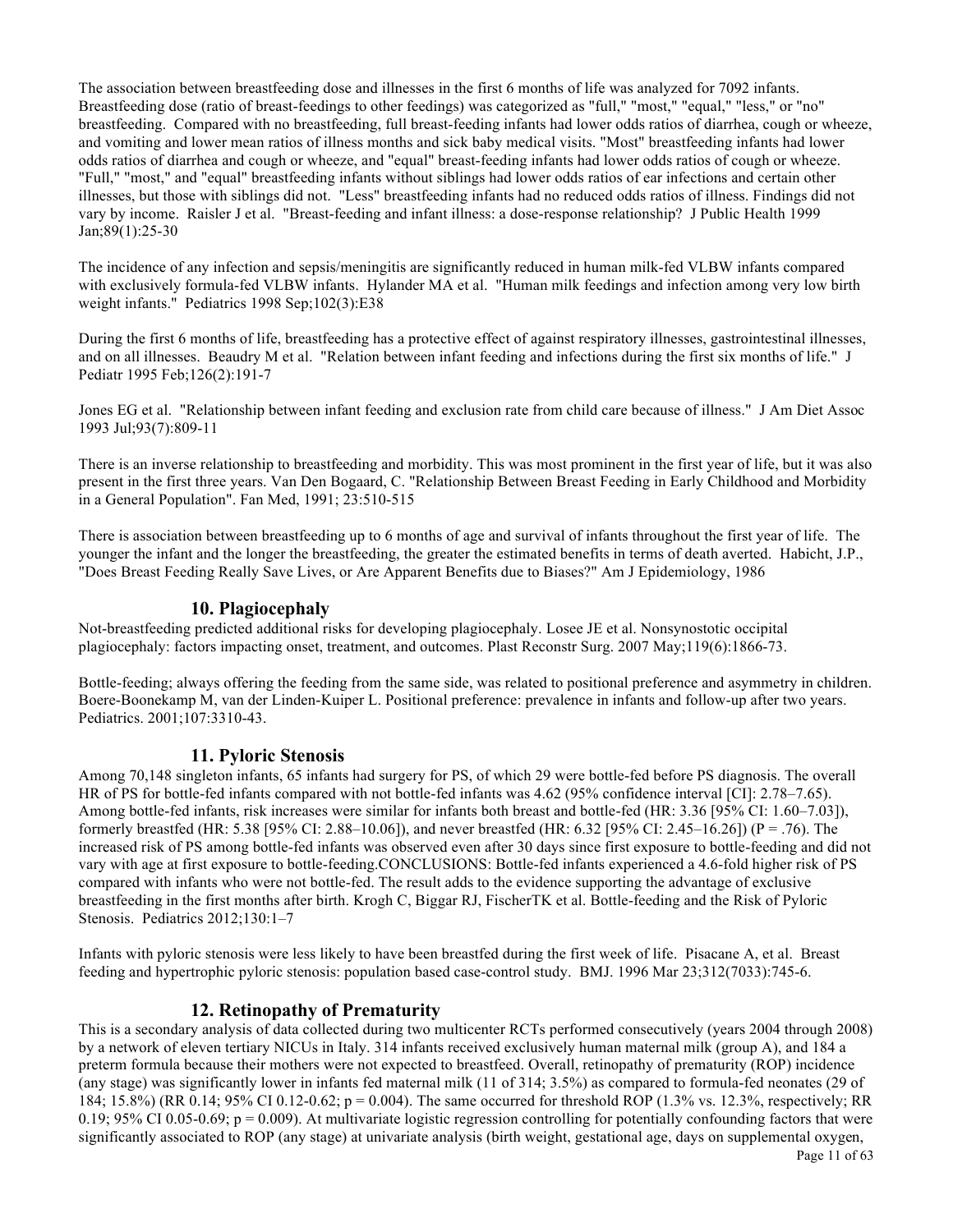The association between breastfeeding dose and illnesses in the first 6 months of life was analyzed for 7092 infants. Breastfeeding dose (ratio of breast-feedings to other feedings) was categorized as "full," "most," "equal," "less," or "no" breastfeeding. Compared with no breastfeeding, full breast-feeding infants had lower odds ratios of diarrhea, cough or wheeze, and vomiting and lower mean ratios of illness months and sick baby medical visits. "Most" breastfeeding infants had lower odds ratios of diarrhea and cough or wheeze, and "equal" breast-feeding infants had lower odds ratios of cough or wheeze. "Full," "most," and "equal" breastfeeding infants without siblings had lower odds ratios of ear infections and certain other illnesses, but those with siblings did not. "Less" breastfeeding infants had no reduced odds ratios of illness. Findings did not vary by income. Raisler J et al. "Breast-feeding and infant illness: a dose-response relationship? J Public Health 1999 Jan;89(1):25-30

The incidence of any infection and sepsis/meningitis are significantly reduced in human milk-fed VLBW infants compared with exclusively formula-fed VLBW infants. Hylander MA et al. "Human milk feedings and infection among very low birth weight infants." Pediatrics 1998 Sep;102(3):E38

During the first 6 months of life, breastfeeding has a protective effect of against respiratory illnesses, gastrointestinal illnesses, and on all illnesses. Beaudry M et al. "Relation between infant feeding and infections during the first six months of life." J Pediatr 1995 Feb;126(2):191-7

Jones EG et al. "Relationship between infant feeding and exclusion rate from child care because of illness." J Am Diet Assoc 1993 Jul;93(7):809-11

There is an inverse relationship to breastfeeding and morbidity. This was most prominent in the first year of life, but it was also present in the first three years. Van Den Bogaard, C. "Relationship Between Breast Feeding in Early Childhood and Morbidity in a General Population". Fan Med, 1991; 23:510-515

There is association between breastfeeding up to 6 months of age and survival of infants throughout the first year of life. The younger the infant and the longer the breastfeeding, the greater the estimated benefits in terms of death averted. Habicht, J.P., "Does Breast Feeding Really Save Lives, or Are Apparent Benefits due to Biases?" Am J Epidemiology, 1986

### 10. Plagiocephaly

Not-breastfeeding predicted additional risks for developing plagiocephaly. Losee JE et al. Nonsynostotic occipital plagiocephaly: factors impacting onset, treatment, and outcomes. Plast Reconstr Surg. 2007 May;119(6):1866-73.

Bottle-feeding; always offering the feeding from the same side, was related to positional preference and asymmetry in children. Boere-Boonekamp M, van der Linden-Kuiper L. Positional preference: prevalence in infants and follow-up after two years. Pediatrics. 2001;107:3310-43.

### 11. Pyloric Stenosis

Among 70,148 singleton infants, 65 infants had surgery for PS, of which 29 were bottle-fed before PS diagnosis. The overall HR of PS for bottle-fed infants compared with not bottle-fed infants was 4.62 (95% confidence interval [CI]: 2.78–7.65). Among bottle-fed infants, risk increases were similar for infants both breast and bottle-fed (HR: 3.36 [95% CI: 1.60–7.03]), formerly breastfed (HR: 5.38 [95% CI: 2.88–10.06]), and never breastfed (HR: 6.32 [95% CI: 2.45–16.26]) ($P = .76$). The increased risk of PS among bottle-fed infants was observed even after 30 days since first exposure to bottle-feeding and did not vary with age at first exposure to bottle-feeding.CONCLUSIONS: Bottle-fed infants experienced a 4.6-fold higher risk of PS compared with infants who were not bottle-fed. The result adds to the evidence supporting the advantage of exclusive breastfeeding in the first months after birth. Krogh C, Biggar RJ, FischerTK et al. Bottle-feeding and the Risk of Pyloric Stenosis. Pediatrics 2012;130:1–7

Infants with pyloric stenosis were less likely to have been breastfed during the first week of life. Pisacane A, et al. Breast feeding and hypertrophic pyloric stenosis: population based case-control study. BMJ. 1996 Mar 23;312(7033):745-6.

### 12. Retinopathy of Prematurity

This is a secondary analysis of data collected during two multicenter RCTs performed consecutively (years 2004 through 2008) by a network of eleven tertiary NICUs in Italy. 314 infants received exclusively human maternal milk (group A), and 184 a preterm formula because their mothers were not expected to breastfeed. Overall, retinopathy of prematurity (ROP) incidence (any stage) was significantly lower in infants fed maternal milk (11 of 314; 3.5%) as compared to formula-fed neonates (29 of 184; 15.8%) (RR 0.14; 95% CI 0.12-0.62; $p = 0.004$). The same occurred for threshold ROP (1.3% vs. 12.3%, respectively; RR 0.19; 95% CI 0.05-0.69; $p = 0.009$). At multivariate logistic regression controlling for potentially confounding factors that were significantly associated to ROP (any stage) at univariate analysis (birth weight, gestational age, days on supplemental oxygen,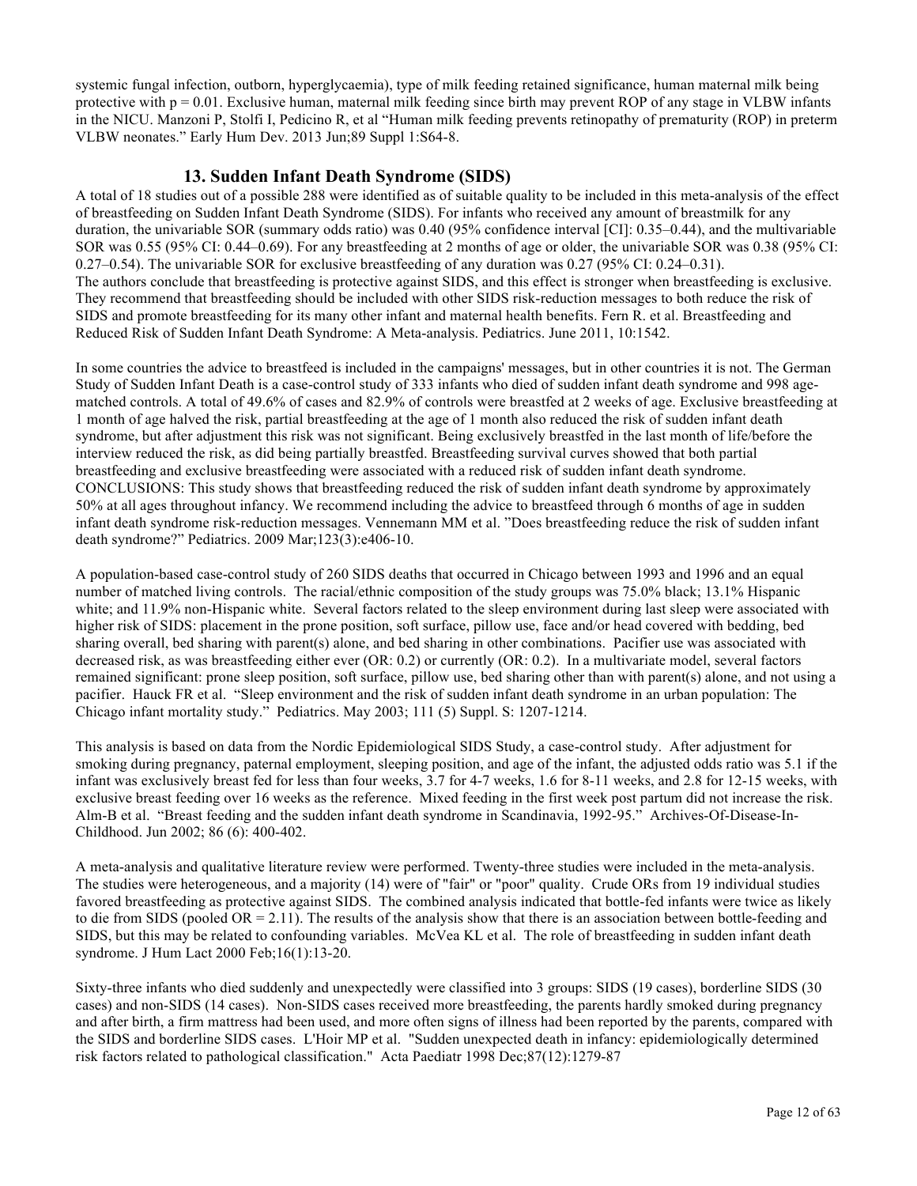systemic fungal infection, outborn, hyperglycaemia), type of milk feeding retained significance, human maternal milk being protective with p = 0.01. Exclusive human, maternal milk feeding since birth may prevent ROP of any stage in VLBW infants in the NICU. Manzoni P, Stolfi I, Pedicino R, et al "Human milk feeding prevents retinopathy of prematurity (ROP) in preterm VLBW neonates." Early Hum Dev. 2013 Jun;89 Suppl 1:S64-8.

## 13. Sudden Infant Death Syndrome (SIDS)

A total of 18 studies out of a possible 288 were identified as of suitable quality to be included in this meta-analysis of the effect of breastfeeding on Sudden Infant Death Syndrome (SIDS). For infants who received any amount of breastmilk for any duration, the univariable SOR (summary odds ratio) was 0.40 (95% confidence interval [CI]: 0.35–0.44), and the multivariable SOR was 0.55 (95% CI: 0.44–0.69). For any breastfeeding at 2 months of age or older, the univariable SOR was 0.38 (95% CI: 0.27–0.54). The univariable SOR for exclusive breastfeeding of any duration was 0.27 (95% CI: 0.24–0.31).
The authors conclude that breastfeeding is protective against SIDS, and this effect is stronger when breastfeeding is exclusive. They recommend that breastfeeding should be included with other SIDS risk-reduction messages to both reduce the risk of SIDS and promote breastfeeding for its many other infant and maternal health benefits. Fern R. et al. Breastfeeding and Reduced Risk of Sudden Infant Death Syndrome: A Meta-analysis. Pediatrics. June 2011, 10:1542.

In some countries the advice to breastfeed is included in the campaigns' messages, but in other countries it is not. The German Study of Sudden Infant Death is a case-control study of 333 infants who died of sudden infant death syndrome and 998 age-matched controls. A total of 49.6% of cases and 82.9% of controls were breastfed at 2 weeks of age. Exclusive breastfeeding at 1 month of age halved the risk, partial breastfeeding at the age of 1 month also reduced the risk of sudden infant death syndrome, but after adjustment this risk was not significant. Being exclusively breastfed in the last month of life/before the interview reduced the risk, as did being partially breastfed. Breastfeeding survival curves showed that both partial breastfeeding and exclusive breastfeeding were associated with a reduced risk of sudden infant death syndrome. CONCLUSIONS: This study shows that breastfeeding reduced the risk of sudden infant death syndrome by approximately 50% at all ages throughout infancy. We recommend including the advice to breastfeed through 6 months of age in sudden infant death syndrome risk-reduction messages. Vennemann MM et al. "Does breastfeeding reduce the risk of sudden infant death syndrome?" Pediatrics. 2009 Mar;123(3):e406-10.

A population-based case-control study of 260 SIDS deaths that occurred in Chicago between 1993 and 1996 and an equal number of matched living controls. The racial/ethnic composition of the study groups was 75.0% black; 13.1% Hispanic white; and 11.9% non-Hispanic white. Several factors related to the sleep environment during last sleep were associated with higher risk of SIDS: placement in the prone position, soft surface, pillow use, face and/or head covered with bedding, bed sharing overall, bed sharing with parent(s) alone, and bed sharing in other combinations. Pacifier use was associated with decreased risk, as was breastfeeding either ever (OR: 0.2) or currently (OR: 0.2). In a multivariate model, several factors remained significant: prone sleep position, soft surface, pillow use, bed sharing other than with parent(s) alone, and not using a pacifier. Hauck FR et al. "Sleep environment and the risk of sudden infant death syndrome in an urban population: The Chicago infant mortality study." Pediatrics. May 2003; 111 (5) Suppl. S: 1207-1214.

This analysis is based on data from the Nordic Epidemiological SIDS Study, a case-control study. After adjustment for smoking during pregnancy, paternal employment, sleeping position, and age of the infant, the adjusted odds ratio was 5.1 if the infant was exclusively breast fed for less than four weeks, 3.7 for 4-7 weeks, 1.6 for 8-11 weeks, and 2.8 for 12-15 weeks, with exclusive breast feeding over 16 weeks as the reference. Mixed feeding in the first week post partum did not increase the risk. Alm-B et al. "Breast feeding and the sudden infant death syndrome in Scandinavia, 1992-95." Archives-Of-Disease-In-Childhood. Jun 2002; 86 (6): 400-402.

A meta-analysis and qualitative literature review were performed. Twenty-three studies were included in the meta-analysis. The studies were heterogeneous, and a majority (14) were of "fair" or "poor" quality. Crude ORs from 19 individual studies favored breastfeeding as protective against SIDS. The combined analysis indicated that bottle-fed infants were twice as likely to die from SIDS (pooled OR = 2.11). The results of the analysis show that there is an association between bottle-feeding and SIDS, but this may be related to confounding variables. McVea KL et al. The role of breastfeeding in sudden infant death syndrome. J Hum Lact 2000 Feb;16(1):13-20.

Sixty-three infants who died suddenly and unexpectedly were classified into 3 groups: SIDS (19 cases), borderline SIDS (30 cases) and non-SIDS (14 cases). Non-SIDS cases received more breastfeeding, the parents hardly smoked during pregnancy and after birth, a firm mattress had been used, and more often signs of illness had been reported by the parents, compared with the SIDS and borderline SIDS cases. L'Hoir MP et al. "Sudden unexpected death in infancy: epidemiologically determined risk factors related to pathological classification." Acta Paediatr 1998 Dec;87(12):1279-87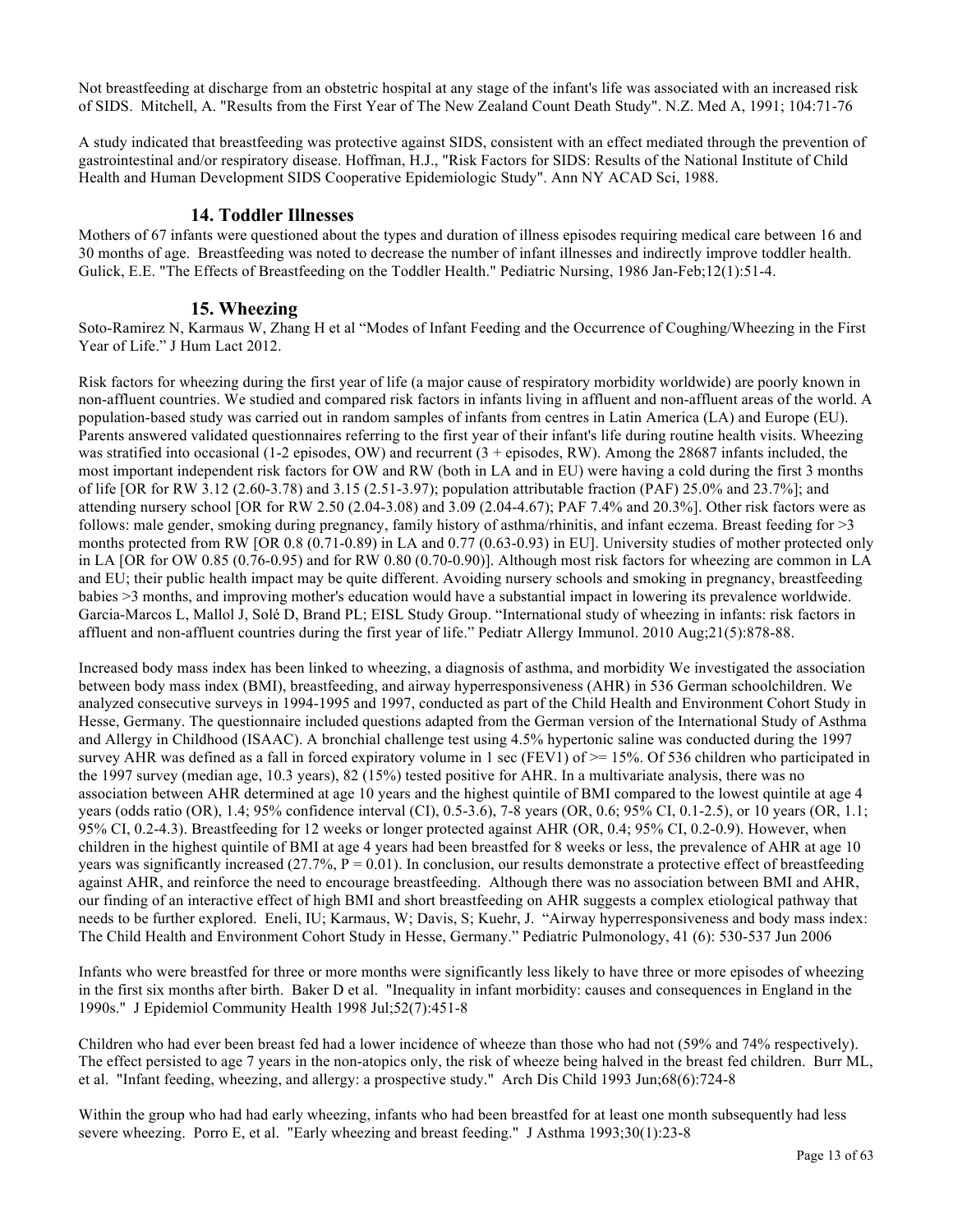Not breastfeeding at discharge from an obstetric hospital at any stage of the infant's life was associated with an increased risk of SIDS. Mitchell, A. "Results from the First Year of The New Zealand Count Death Study". N.Z. Med A, 1991; 104:71-76

A study indicated that breastfeeding was protective against SIDS, consistent with an effect mediated through the prevention of gastrointestinal and/or respiratory disease. Hoffman, H.J., "Risk Factors for SIDS: Results of the National Institute of Child Health and Human Development SIDS Cooperative Epidemiologic Study". Ann NY ACAD Sci, 1988.

## 14. Toddler Illnesses

Mothers of 67 infants were questioned about the types and duration of illness episodes requiring medical care between 16 and 30 months of age. Breastfeeding was noted to decrease the number of infant illnesses and indirectly improve toddler health. Gulick, E.E. "The Effects of Breastfeeding on the Toddler Health." Pediatric Nursing, 1986 Jan-Feb;12(1):51-4.

## 15. Wheezing

Soto-Ramirez N, Karmaus W, Zhang H et al "Modes of Infant Feeding and the Occurrence of Coughing/Wheezing in the First Year of Life." J Hum Lact 2012.

Risk factors for wheezing during the first year of life (a major cause of respiratory morbidity worldwide) are poorly known in non-affluent countries. We studied and compared risk factors in infants living in affluent and non-affluent areas of the world. A population-based study was carried out in random samples of infants from centres in Latin America (LA) and Europe (EU). Parents answered validated questionnaires referring to the first year of their infant's life during routine health visits. Wheezing was stratified into occasional (1-2 episodes, OW) and recurrent (3 + episodes, RW). Among the 28687 infants included, the most important independent risk factors for OW and RW (both in LA and in EU) were having a cold during the first 3 months of life [OR for RW 3.12 (2.60-3.78) and 3.15 (2.51-3.97); population attributable fraction (PAF) 25.0% and 23.7%]; and attending nursery school [OR for RW 2.50 (2.04-3.08) and 3.09 (2.04-4.67); PAF 7.4% and 20.3%]. Other risk factors were as follows: male gender, smoking during pregnancy, family history of asthma/rhinitis, and infant eczema. Breast feeding for >3 months protected from RW [OR 0.8 (0.71-0.89) in LA and 0.77 (0.63-0.93) in EU]. University studies of mother protected only in LA [OR for OW 0.85 (0.76-0.95) and for RW 0.80 (0.70-0.90)]. Although most risk factors for wheezing are common in LA and EU; their public health impact may be quite different. Avoiding nursery schools and smoking in pregnancy, breastfeeding babies >3 months, and improving mother's education would have a substantial impact in lowering its prevalence worldwide. Garcia-Marcos L, Mallol J, Solé D, Brand PL; EISL Study Group. "International study of wheezing in infants: risk factors in affluent and non-affluent countries during the first year of life." Pediatr Allergy Immunol. 2010 Aug;21(5):878-88.

Increased body mass index has been linked to wheezing, a diagnosis of asthma, and morbidity We investigated the association between body mass index (BMI), breastfeeding, and airway hyperresponsiveness (AHR) in 536 German schoolchildren. We analyzed consecutive surveys in 1994-1995 and 1997, conducted as part of the Child Health and Environment Cohort Study in Hesse, Germany. The questionnaire included questions adapted from the German version of the International Study of Asthma and Allergy in Childhood (ISAAC). A bronchial challenge test using 4.5% hypertonic saline was conducted during the 1997 survey AHR was defined as a fall in forced expiratory volume in 1 sec (FEV1) of >= 15%. Of 536 children who participated in the 1997 survey (median age, 10.3 years), 82 (15%) tested positive for AHR. In a multivariate analysis, there was no association between AHR determined at age 10 years and the highest quintile of BMI compared to the lowest quintile at age 4 years (odds ratio (OR), 1.4; 95% confidence interval (CI), 0.5-3.6), 7-8 years (OR, 0.6; 95% CI, 0.1-2.5), or 10 years (OR, 1.1; 95% CI, 0.2-4.3). Breastfeeding for 12 weeks or longer protected against AHR (OR, 0.4; 95% CI, 0.2-0.9). However, when children in the highest quintile of BMI at age 4 years had been breastfed for 8 weeks or less, the prevalence of AHR at age 10 years was significantly increased (27.7%, P = 0.01). In conclusion, our results demonstrate a protective effect of breastfeeding against AHR, and reinforce the need to encourage breastfeeding. Although there was no association between BMI and AHR, our finding of an interactive effect of high BMI and short breastfeeding on AHR suggests a complex etiological pathway that needs to be further explored. Eneli, IU; Karmaus, W; Davis, S; Kuehr, J. "Airway hyperresponsiveness and body mass index: The Child Health and Environment Cohort Study in Hesse, Germany." Pediatric Pulmonology, 41 (6): 530-537 Jun 2006

Infants who were breastfed for three or more months were significantly less likely to have three or more episodes of wheezing in the first six months after birth. Baker D et al. "Inequality in infant morbidity: causes and consequences in England in the 1990s." J Epidemiol Community Health 1998 Jul;52(7):451-8

Children who had ever been breast fed had a lower incidence of wheeze than those who had not (59% and 74% respectively). The effect persisted to age 7 years in the non-atopics only, the risk of wheeze being halved in the breast fed children. Burr ML, et al. "Infant feeding, wheezing, and allergy: a prospective study." Arch Dis Child 1993 Jun;68(6):724-8

Within the group who had had early wheezing, infants who had been breastfed for at least one month subsequently had less severe wheezing. Porro E, et al. "Early wheezing and breast feeding." J Asthma 1993;30(1):23-8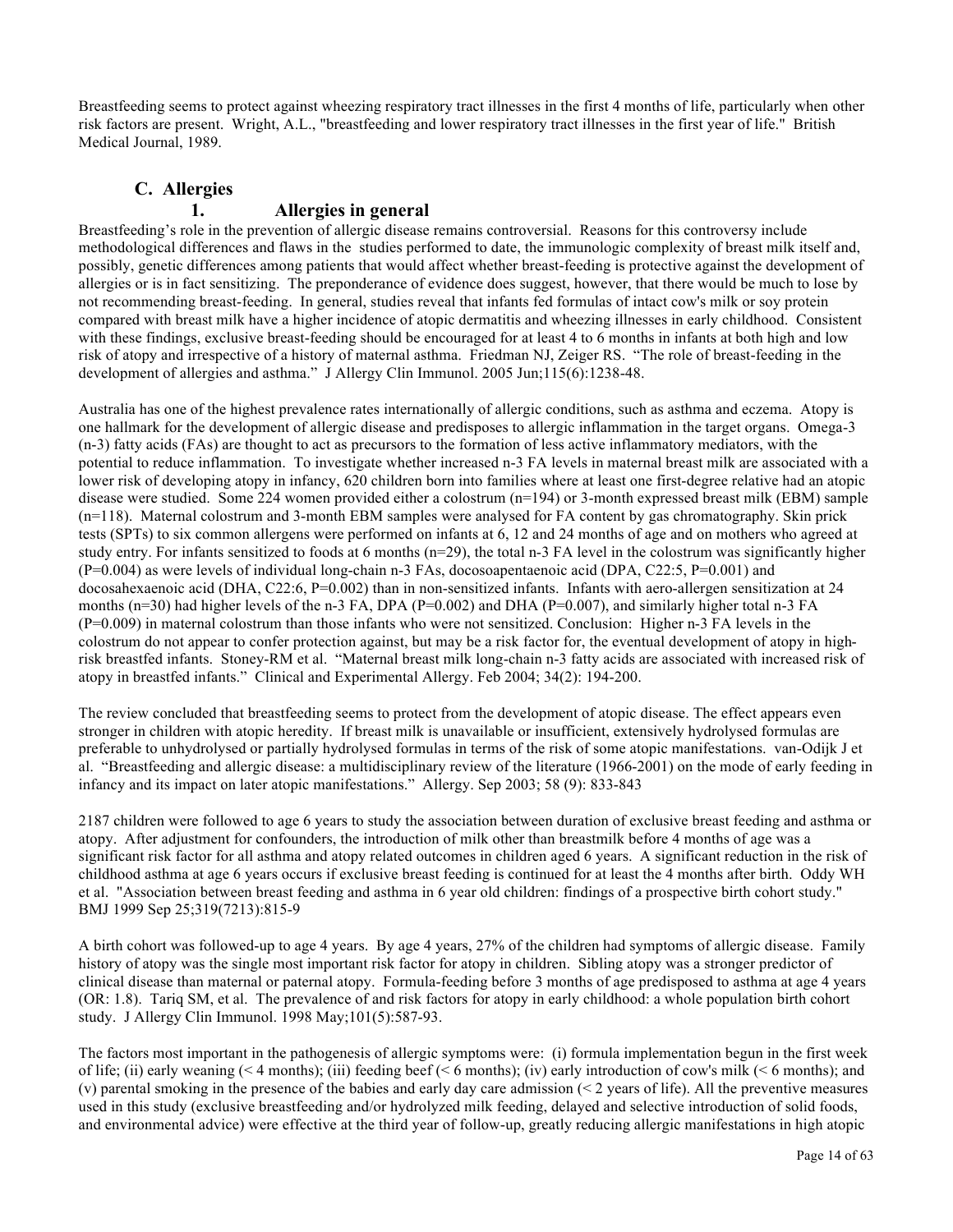Breastfeeding seems to protect against wheezing respiratory tract illnesses in the first 4 months of life, particularly when other risk factors are present. Wright, A.L., "breastfeeding and lower respiratory tract illnesses in the first year of life." British Medical Journal, 1989.

## C. Allergies

### 1. Allergies in general

Breastfeeding's role in the prevention of allergic disease remains controversial. Reasons for this controversy include methodological differences and flaws in the studies performed to date, the immunologic complexity of breast milk itself and, possibly, genetic differences among patients that would affect whether breast-feeding is protective against the development of allergies or is in fact sensitizing. The preponderance of evidence does suggest, however, that there would be much to lose by not recommending breast-feeding. In general, studies reveal that infants fed formulas of intact cow's milk or soy protein compared with breast milk have a higher incidence of atopic dermatitis and wheezing illnesses in early childhood. Consistent with these findings, exclusive breast-feeding should be encouraged for at least 4 to 6 months in infants at both high and low risk of atopy and irrespective of a history of maternal asthma. Friedman NJ, Zeiger RS. "The role of breast-feeding in the development of allergies and asthma." J Allergy Clin Immunol. 2005 Jun;115(6):1238-48.

Australia has one of the highest prevalence rates internationally of allergic conditions, such as asthma and eczema. Atopy is one hallmark for the development of allergic disease and predisposes to allergic inflammation in the target organs. Omega-3 (n-3) fatty acids (FAs) are thought to act as precursors to the formation of less active inflammatory mediators, with the potential to reduce inflammation. To investigate whether increased n-3 FA levels in maternal breast milk are associated with a lower risk of developing atopy in infancy, 620 children born into families where at least one first-degree relative had an atopic disease were studied. Some 224 women provided either a colostrum (n=194) or 3-month expressed breast milk (EBM) sample (n=118). Maternal colostrum and 3-month EBM samples were analysed for FA content by gas chromatography. Skin prick tests (SPTs) to six common allergens were performed on infants at 6, 12 and 24 months of age and on mothers who agreed at study entry. For infants sensitized to foods at 6 months (n=29), the total n-3 FA level in the colostrum was significantly higher (P=0.004) as were levels of individual long-chain n-3 FAs, docosoapentaenoic acid (DPA, C22:5, P=0.001) and docosahexaenoic acid (DHA, C22:6, P=0.002) than in non-sensitized infants. Infants with aero-allergen sensitization at 24 months (n=30) had higher levels of the n-3 FA, DPA (P=0.002) and DHA (P=0.007), and similarly higher total n-3 FA (P=0.009) in maternal colostrum than those infants who were not sensitized. Conclusion: Higher n-3 FA levels in the colostrum do not appear to confer protection against, but may be a risk factor for, the eventual development of atopy in high-risk breastfed infants. Stoney-RM et al. "Maternal breast milk long-chain n-3 fatty acids are associated with increased risk of atopy in breastfed infants." Clinical and Experimental Allergy. Feb 2004; 34(2): 194-200.

The review concluded that breastfeeding seems to protect from the development of atopic disease. The effect appears even stronger in children with atopic heredity. If breast milk is unavailable or insufficient, extensively hydrolysed formulas are preferable to unhydrolysed or partially hydrolysed formulas in terms of the risk of some atopic manifestations. van-Odijk J et al. "Breastfeeding and allergic disease: a multidisciplinary review of the literature (1966-2001) on the mode of early feeding in infancy and its impact on later atopic manifestations." Allergy. Sep 2003; 58 (9): 833-843

2187 children were followed to age 6 years to study the association between duration of exclusive breast feeding and asthma or atopy. After adjustment for confounders, the introduction of milk other than breastmilk before 4 months of age was a significant risk factor for all asthma and atopy related outcomes in children aged 6 years. A significant reduction in the risk of childhood asthma at age 6 years occurs if exclusive breast feeding is continued for at least the 4 months after birth. Oddy WH et al. "Association between breast feeding and asthma in 6 year old children: findings of a prospective birth cohort study." BMJ 1999 Sep 25;319(7213):815-9

A birth cohort was followed-up to age 4 years. By age 4 years, 27% of the children had symptoms of allergic disease. Family history of atopy was the single most important risk factor for atopy in children. Sibling atopy was a stronger predictor of clinical disease than maternal or paternal atopy. Formula-feeding before 3 months of age predisposed to asthma at age 4 years (OR: 1.8). Tariq SM, et al. The prevalence of and risk factors for atopy in early childhood: a whole population birth cohort study. J Allergy Clin Immunol. 1998 May;101(5):587-93.

The factors most important in the pathogenesis of allergic symptoms were: (i) formula implementation begun in the first week of life; (ii) early weaning (< 4 months); (iii) feeding beef (< 6 months); (iv) early introduction of cow's milk (< 6 months); and (v) parental smoking in the presence of the babies and early day care admission (< 2 years of life). All the preventive measures used in this study (exclusive breastfeeding and/or hydrolyzed milk feeding, delayed and selective introduction of solid foods, and environmental advice) were effective at the third year of follow-up, greatly reducing allergic manifestations in high atopic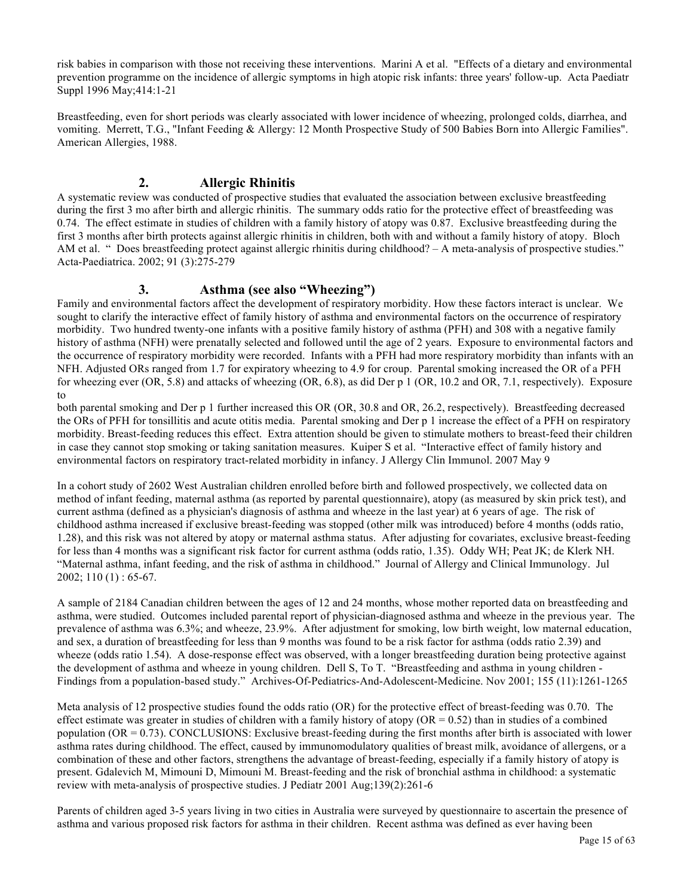risk babies in comparison with those not receiving these interventions. Marini A et al. "Effects of a dietary and environmental prevention programme on the incidence of allergic symptoms in high atopic risk infants: three years' follow-up. Acta Paediatr Suppl 1996 May;414:1-21

Breastfeeding, even for short periods was clearly associated with lower incidence of wheezing, prolonged colds, diarrhea, and vomiting. Merrett, T.G., "Infant Feeding & Allergy: 12 Month Prospective Study of 500 Babies Born into Allergic Families". American Allergies, 1988.

### 2. Allergic Rhinitis

A systematic review was conducted of prospective studies that evaluated the association between exclusive breastfeeding during the first 3 mo after birth and allergic rhinitis. The summary odds ratio for the protective effect of breastfeeding was 0.74. The effect estimate in studies of children with a family history of atopy was 0.87. Exclusive breastfeeding during the first 3 months after birth protects against allergic rhinitis in children, both with and without a family history of atopy. Bloch AM et al. " Does breastfeeding protect against allergic rhinitis during childhood? – A meta-analysis of prospective studies." Acta-Paediatrica. 2002; 91 (3):275-279

### 3. Asthma (see also "Wheezing")

Family and environmental factors affect the development of respiratory morbidity. How these factors interact is unclear. We sought to clarify the interactive effect of family history of asthma and environmental factors on the occurrence of respiratory morbidity. Two hundred twenty-one infants with a positive family history of asthma (PFH) and 308 with a negative family history of asthma (NFH) were prenatally selected and followed until the age of 2 years. Exposure to environmental factors and the occurrence of respiratory morbidity were recorded. Infants with a PFH had more respiratory morbidity than infants with an NFH. Adjusted ORs ranged from 1.7 for expiratory wheezing to 4.9 for croup. Parental smoking increased the OR of a PFH for wheezing ever (OR, 5.8) and attacks of wheezing (OR, 6.8), as did Der p 1 (OR, 10.2 and OR, 7.1, respectively). Exposure to

both parental smoking and Der p 1 further increased this OR (OR, 30.8 and OR, 26.2, respectively). Breastfeeding decreased the ORs of PFH for tonsillitis and acute otitis media. Parental smoking and Der p 1 increase the effect of a PFH on respiratory morbidity. Breast-feeding reduces this effect. Extra attention should be given to stimulate mothers to breast-feed their children in case they cannot stop smoking or taking sanitation measures. Kuiper S et al. "Interactive effect of family history and environmental factors on respiratory tract-related morbidity in infancy. J Allergy Clin Immunol. 2007 May 9

In a cohort study of 2602 West Australian children enrolled before birth and followed prospectively, we collected data on method of infant feeding, maternal asthma (as reported by parental questionnaire), atopy (as measured by skin prick test), and current asthma (defined as a physician's diagnosis of asthma and wheeze in the last year) at 6 years of age. The risk of childhood asthma increased if exclusive breast-feeding was stopped (other milk was introduced) before 4 months (odds ratio, 1.28), and this risk was not altered by atopy or maternal asthma status. After adjusting for covariates, exclusive breast-feeding for less than 4 months was a significant risk factor for current asthma (odds ratio, 1.35). Oddy WH; Peat JK; de Klerk NH. "Maternal asthma, infant feeding, and the risk of asthma in childhood." Journal of Allergy and Clinical Immunology. Jul 2002; 110 (1) : 65-67.

A sample of 2184 Canadian children between the ages of 12 and 24 months, whose mother reported data on breastfeeding and asthma, were studied. Outcomes included parental report of physician-diagnosed asthma and wheeze in the previous year. The prevalence of asthma was 6.3%; and wheeze, 23.9%. After adjustment for smoking, low birth weight, low maternal education, and sex, a duration of breastfeeding for less than 9 months was found to be a risk factor for asthma (odds ratio 2.39) and wheeze (odds ratio 1.54). A dose-response effect was observed, with a longer breastfeeding duration being protective against the development of asthma and wheeze in young children. Dell S, To T. "Breastfeeding and asthma in young children - Findings from a population-based study." Archives-Of-Pediatrics-And-Adolescent-Medicine. Nov 2001; 155 (11):1261-1265

Meta analysis of 12 prospective studies found the odds ratio (OR) for the protective effect of breast-feeding was 0.70. The effect estimate was greater in studies of children with a family history of atopy (OR = 0.52) than in studies of a combined population (OR = 0.73). CONCLUSIONS: Exclusive breast-feeding during the first months after birth is associated with lower asthma rates during childhood. The effect, caused by immunomodulatory qualities of breast milk, avoidance of allergens, or a combination of these and other factors, strengthens the advantage of breast-feeding, especially if a family history of atopy is present. Gdalevich M, Mimouni D, Mimouni M. Breast-feeding and the risk of bronchial asthma in childhood: a systematic review with meta-analysis of prospective studies. J Pediatr 2001 Aug;139(2):261-6

Parents of children aged 3-5 years living in two cities in Australia were surveyed by questionnaire to ascertain the presence of asthma and various proposed risk factors for asthma in their children. Recent asthma was defined as ever having been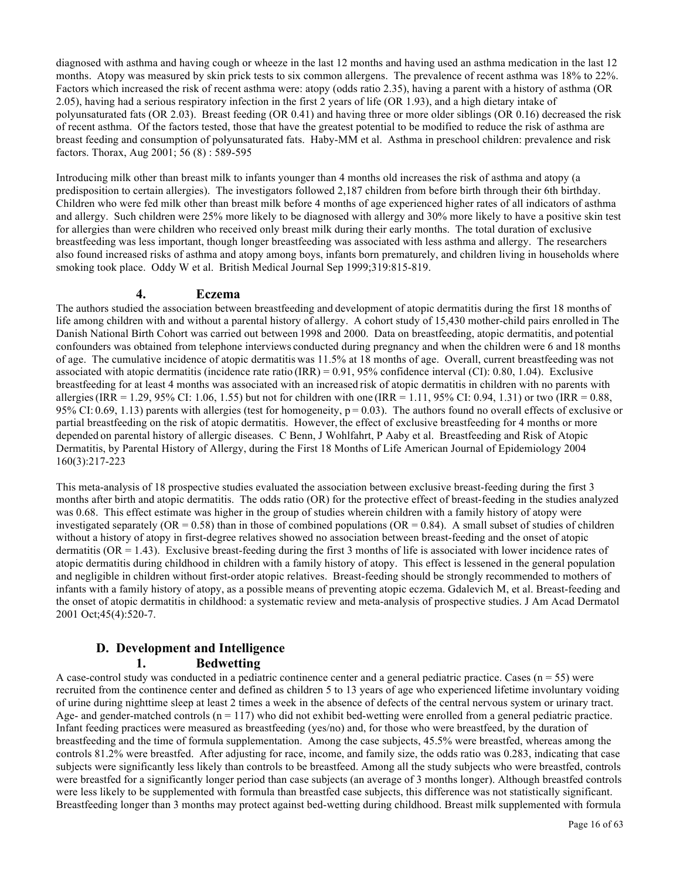diagnosed with asthma and having cough or wheeze in the last 12 months and having used an asthma medication in the last 12 months. Atopy was measured by skin prick tests to six common allergens. The prevalence of recent asthma was 18% to 22%. Factors which increased the risk of recent asthma were: atopy (odds ratio 2.35), having a parent with a history of asthma (OR 2.05), having had a serious respiratory infection in the first 2 years of life (OR 1.93), and a high dietary intake of polyunsaturated fats (OR 2.03). Breast feeding (OR 0.41) and having three or more older siblings (OR 0.16) decreased the risk of recent asthma. Of the factors tested, those that have the greatest potential to be modified to reduce the risk of asthma are breast feeding and consumption of polyunsaturated fats. Haby-MM et al. Asthma in preschool children: prevalence and risk factors. Thorax, Aug 2001; 56 (8) : 589-595

Introducing milk other than breast milk to infants younger than 4 months old increases the risk of asthma and atopy (a predisposition to certain allergies). The investigators followed 2,187 children from before birth through their 6th birthday. Children who were fed milk other than breast milk before 4 months of age experienced higher rates of all indicators of asthma and allergy. Such children were 25% more likely to be diagnosed with allergy and 30% more likely to have a positive skin test for allergies than were children who received only breast milk during their early months. The total duration of exclusive breastfeeding was less important, though longer breastfeeding was associated with less asthma and allergy. The researchers also found increased risks of asthma and atopy among boys, infants born prematurely, and children living in households where smoking took place. Oddy W et al. British Medical Journal Sep 1999;319:815-819.

### 4. Eczema

The authors studied the association between breastfeeding and development of atopic dermatitis during the first 18 months of life among children with and without a parental history of allergy. A cohort study of 15,430 mother-child pairs enrolled in The Danish National Birth Cohort was carried out between 1998 and 2000. Data on breastfeeding, atopic dermatitis, and potential confounders was obtained from telephone interviews conducted during pregnancy and when the children were 6 and 18 months of age. The cumulative incidence of atopic dermatitis was 11.5% at 18 months of age. Overall, current breastfeeding was not associated with atopic dermatitis (incidence rate ratio (IRR) = 0.91, 95% confidence interval (CI): 0.80, 1.04). Exclusive breastfeeding for at least 4 months was associated with an increased risk of atopic dermatitis in children with no parents with allergies (IRR = 1.29, 95% CI: 1.06, 1.55) but not for children with one (IRR = 1.11, 95% CI: 0.94, 1.31) or two (IRR = 0.88, 95% CI: 0.69, 1.13) parents with allergies (test for homogeneity, $p = 0.03$). The authors found no overall effects of exclusive or partial breastfeeding on the risk of atopic dermatitis. However, the effect of exclusive breastfeeding for 4 months or more depended on parental history of allergic diseases. C Benn, J Wohlfahrt, P Aaby et al. Breastfeeding and Risk of Atopic Dermatitis, by Parental History of Allergy, during the First 18 Months of Life American Journal of Epidemiology 2004 160(3):217-223

This meta-analysis of 18 prospective studies evaluated the association between exclusive breast-feeding during the first 3 months after birth and atopic dermatitis. The odds ratio (OR) for the protective effect of breast-feeding in the studies analyzed was 0.68. This effect estimate was higher in the group of studies wherein children with a family history of atopy were investigated separately (OR = 0.58) than in those of combined populations (OR = 0.84). A small subset of studies of children without a history of atopy in first-degree relatives showed no association between breast-feeding and the onset of atopic dermatitis (OR = 1.43). Exclusive breast-feeding during the first 3 months of life is associated with lower incidence rates of atopic dermatitis during childhood in children with a family history of atopy. This effect is lessened in the general population and negligible in children without first-order atopic relatives. Breast-feeding should be strongly recommended to mothers of infants with a family history of atopy, as a possible means of preventing atopic eczema. Gdalevich M, et al. Breast-feeding and the onset of atopic dermatitis in childhood: a systematic review and meta-analysis of prospective studies. J Am Acad Dermatol 2001 Oct;45(4):520-7.

## D. Development and Intelligence

### 1. Bedwetting

A case-control study was conducted in a pediatric continence center and a general pediatric practice. Cases (n = 55) were recruited from the continence center and defined as children 5 to 13 years of age who experienced lifetime involuntary voiding of urine during nighttime sleep at least 2 times a week in the absence of defects of the central nervous system or urinary tract. Age- and gender-matched controls (n = 117) who did not exhibit bed-wetting were enrolled from a general pediatric practice. Infant feeding practices were measured as breastfeeding (yes/no) and, for those who were breastfeed, by the duration of breastfeeding and the time of formula supplementation. Among the case subjects, 45.5% were breastfed, whereas among the controls 81.2% were breastfed. After adjusting for race, income, and family size, the odds ratio was 0.283, indicating that case subjects were significantly less likely than controls to be breastfeed. Among all the study subjects who were breastfed, controls were breastfed for a significantly longer period than case subjects (an average of 3 months longer). Although breastfed controls were less likely to be supplemented with formula than breastfed case subjects, this difference was not statistically significant. Breastfeeding longer than 3 months may protect against bed-wetting during childhood. Breast milk supplemented with formula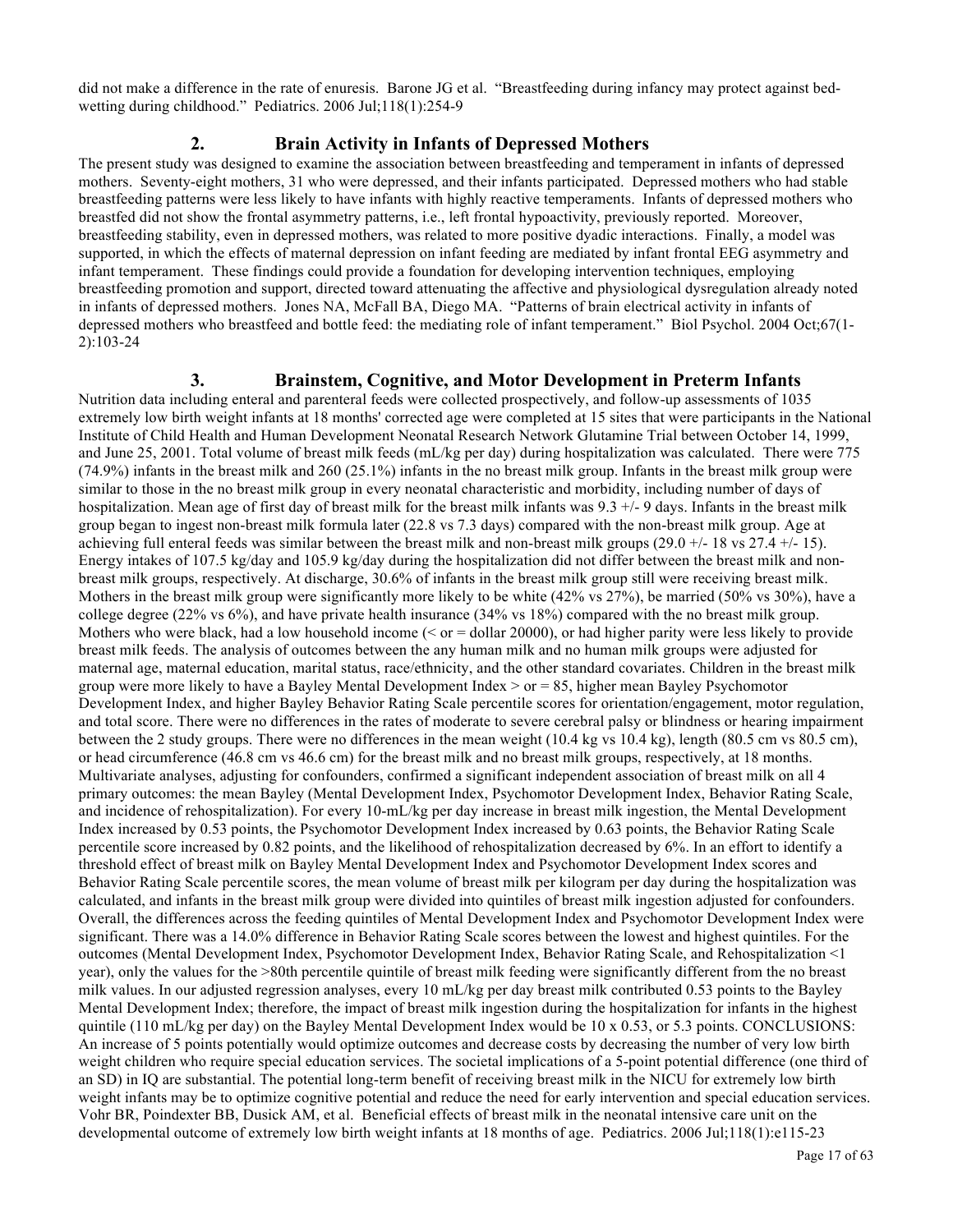did not make a difference in the rate of enuresis. Barone JG et al. "Breastfeeding during infancy may protect against bed-wetting during childhood." Pediatrics. 2006 Jul;118(1):254-9

## 2. Brain Activity in Infants of Depressed Mothers

The present study was designed to examine the association between breastfeeding and temperament in infants of depressed mothers. Seventy-eight mothers, 31 who were depressed, and their infants participated. Depressed mothers who had stable breastfeeding patterns were less likely to have infants with highly reactive temperaments. Infants of depressed mothers who breastfed did not show the frontal asymmetry patterns, i.e., left frontal hypoactivity, previously reported. Moreover, breastfeeding stability, even in depressed mothers, was related to more positive dyadic interactions. Finally, a model was supported, in which the effects of maternal depression on infant feeding are mediated by infant frontal EEG asymmetry and infant temperament. These findings could provide a foundation for developing intervention techniques, employing breastfeeding promotion and support, directed toward attenuating the affective and physiological dysregulation already noted in infants of depressed mothers. Jones NA, McFall BA, Diego MA. "Patterns of brain electrical activity in infants of depressed mothers who breastfeed and bottle feed: the mediating role of infant temperament." Biol Psychol. 2004 Oct;67(1-2):103-24

## 3. Brainstem, Cognitive, and Motor Development in Preterm Infants

Nutrition data including enteral and parenteral feeds were collected prospectively, and follow-up assessments of 1035 extremely low birth weight infants at 18 months' corrected age were completed at 15 sites that were participants in the National Institute of Child Health and Human Development Neonatal Research Network Glutamine Trial between October 14, 1999, and June 25, 2001. Total volume of breast milk feeds (mL/kg per day) during hospitalization was calculated. There were 775 (74.9%) infants in the breast milk and 260 (25.1%) infants in the no breast milk group. Infants in the breast milk group were similar to those in the no breast milk group in every neonatal characteristic and morbidity, including number of days of hospitalization. Mean age of first day of breast milk for the breast milk infants was 9.3 +/- 9 days. Infants in the breast milk group began to ingest non-breast milk formula later (22.8 vs 7.3 days) compared with the non-breast milk group. Age at achieving full enteral feeds was similar between the breast milk and non-breast milk groups (29.0 +/- 18 vs 27.4 +/- 15). Energy intakes of 107.5 kg/day and 105.9 kg/day during the hospitalization did not differ between the breast milk and non-breast milk groups, respectively. At discharge, 30.6% of infants in the breast milk group still were receiving breast milk. Mothers in the breast milk group were significantly more likely to be white (42% vs 27%), be married (50% vs 30%), have a college degree (22% vs 6%), and have private health insurance (34% vs 18%) compared with the no breast milk group. Mothers who were black, had a low household income (< or = dollar 20000), or had higher parity were less likely to provide breast milk feeds. The analysis of outcomes between the any human milk and no human milk groups were adjusted for maternal age, maternal education, marital status, race/ethnicity, and the other standard covariates. Children in the breast milk group were more likely to have a Bayley Mental Development Index > or = 85, higher mean Bayley Psychomotor Development Index, and higher Bayley Behavior Rating Scale percentile scores for orientation/engagement, motor regulation, and total score. There were no differences in the rates of moderate to severe cerebral palsy or blindness or hearing impairment between the 2 study groups. There were no differences in the mean weight (10.4 kg vs 10.4 kg), length (80.5 cm vs 80.5 cm), or head circumference (46.8 cm vs 46.6 cm) for the breast milk and no breast milk groups, respectively, at 18 months. Multivariate analyses, adjusting for confounders, confirmed a significant independent association of breast milk on all 4 primary outcomes: the mean Bayley (Mental Development Index, Psychomotor Development Index, Behavior Rating Scale, and incidence of rehospitalization). For every 10-mL/kg per day increase in breast milk ingestion, the Mental Development Index increased by 0.53 points, the Psychomotor Development Index increased by 0.63 points, the Behavior Rating Scale percentile score increased by 0.82 points, and the likelihood of rehospitalization decreased by 6%. In an effort to identify a threshold effect of breast milk on Bayley Mental Development Index and Psychomotor Development Index scores and Behavior Rating Scale percentile scores, the mean volume of breast milk per kilogram per day during the hospitalization was calculated, and infants in the breast milk group were divided into quintiles of breast milk ingestion adjusted for confounders. Overall, the differences across the feeding quintiles of Mental Development Index and Psychomotor Development Index were significant. There was a 14.0% difference in Behavior Rating Scale scores between the lowest and highest quintiles. For the outcomes (Mental Development Index, Psychomotor Development Index, Behavior Rating Scale, and Rehospitalization <1 year), only the values for the >80th percentile quintile of breast milk feeding were significantly different from the no breast milk values. In our adjusted regression analyses, every 10 mL/kg per day breast milk contributed 0.53 points to the Bayley Mental Development Index; therefore, the impact of breast milk ingestion during the hospitalization for infants in the highest quintile (110 mL/kg per day) on the Bayley Mental Development Index would be 10 x 0.53, or 5.3 points. CONCLUSIONS: An increase of 5 points potentially would optimize outcomes and decrease costs by decreasing the number of very low birth weight children who require special education services. The societal implications of a 5-point potential difference (one third of an SD) in IQ are substantial. The potential long-term benefit of receiving breast milk in the NICU for extremely low birth weight infants may be to optimize cognitive potential and reduce the need for early intervention and special education services. Vohr BR, Poindexter BB, Dusick AM, et al. Beneficial effects of breast milk in the neonatal intensive care unit on the developmental outcome of extremely low birth weight infants at 18 months of age. Pediatrics. 2006 Jul;118(1):e115-23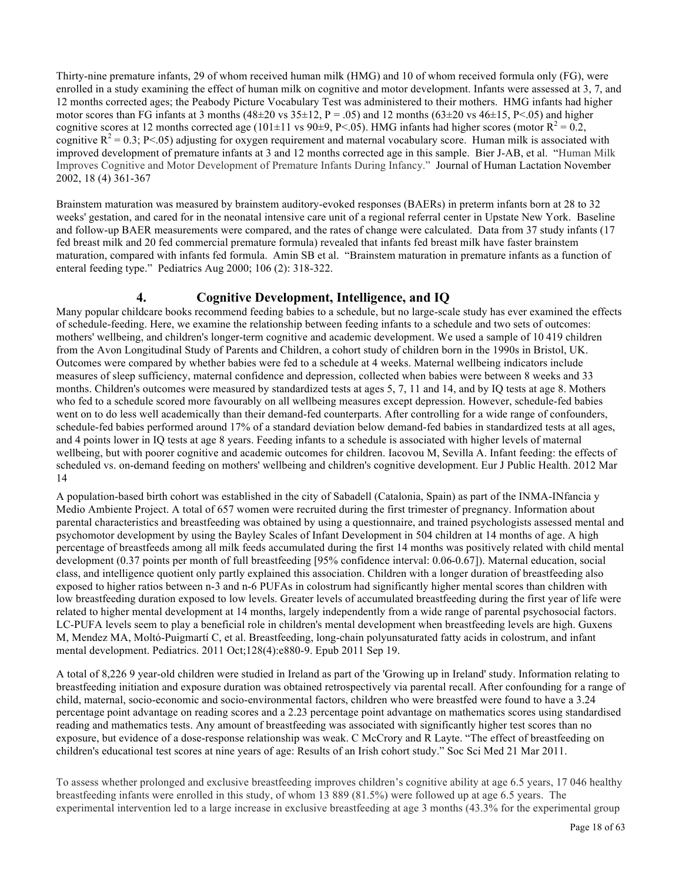Thirty-nine premature infants, 29 of whom received human milk (HMG) and 10 of whom received formula only (FG), were enrolled in a study examining the effect of human milk on cognitive and motor development. Infants were assessed at 3, 7, and 12 months corrected ages; the Peabody Picture Vocabulary Test was administered to their mothers. HMG infants had higher motor scores than FG infants at 3 months (48±20 vs 35±12, P = .05) and 12 months (63±20 vs 46±15, P<.05) and higher cognitive scores at 12 months corrected age (101±11 vs 90±9, P<.05). HMG infants had higher scores (motor $R^2 = 0.2$, cognitive $R^2 = 0.3$; P<.05) adjusting for oxygen requirement and maternal vocabulary score. Human milk is associated with improved development of premature infants at 3 and 12 months corrected age in this sample. Bier J-AB, et al. "Human Milk Improves Cognitive and Motor Development of Premature Infants During Infancy." Journal of Human Lactation November 2002, 18 (4) 361-367

Brainstem maturation was measured by brainstem auditory-evoked responses (BAERs) in preterm infants born at 28 to 32 weeks' gestation, and cared for in the neonatal intensive care unit of a regional referral center in Upstate New York. Baseline and follow-up BAER measurements were compared, and the rates of change were calculated. Data from 37 study infants (17 fed breast milk and 20 fed commercial premature formula) revealed that infants fed breast milk have faster brainstem maturation, compared with infants fed formula. Amin SB et al. "Brainstem maturation in premature infants as a function of enteral feeding type." Pediatrics Aug 2000; 106 (2): 318-322.

## 4. Cognitive Development, Intelligence, and IQ

Many popular childcare books recommend feeding babies to a schedule, but no large-scale study has ever examined the effects of schedule-feeding. Here, we examine the relationship between feeding infants to a schedule and two sets of outcomes: mothers' wellbeing, and children's longer-term cognitive and academic development. We used a sample of 10 419 children from the Avon Longitudinal Study of Parents and Children, a cohort study of children born in the 1990s in Bristol, UK. Outcomes were compared by whether babies were fed to a schedule at 4 weeks. Maternal wellbeing indicators include measures of sleep sufficiency, maternal confidence and depression, collected when babies were between 8 weeks and 33 months. Children's outcomes were measured by standardized tests at ages 5, 7, 11 and 14, and by IQ tests at age 8. Mothers who fed to a schedule scored more favourably on all wellbeing measures except depression. However, schedule-fed babies went on to do less well academically than their demand-fed counterparts. After controlling for a wide range of confounders, schedule-fed babies performed around 17% of a standard deviation below demand-fed babies in standardized tests at all ages, and 4 points lower in IQ tests at age 8 years. Feeding infants to a schedule is associated with higher levels of maternal wellbeing, but with poorer cognitive and academic outcomes for children. Iacovou M, Sevilla A. Infant feeding: the effects of scheduled vs. on-demand feeding on mothers' wellbeing and children's cognitive development. Eur J Public Health. 2012 Mar 14

A population-based birth cohort was established in the city of Sabadell (Catalonia, Spain) as part of the INMA-INfancia y Medio Ambiente Project. A total of 657 women were recruited during the first trimester of pregnancy. Information about parental characteristics and breastfeeding was obtained by using a questionnaire, and trained psychologists assessed mental and psychomotor development by using the Bayley Scales of Infant Development in 504 children at 14 months of age. A high percentage of breastfeeds among all milk feeds accumulated during the first 14 months was positively related with child mental development (0.37 points per month of full breastfeeding [95% confidence interval: 0.06-0.67]). Maternal education, social class, and intelligence quotient only partly explained this association. Children with a longer duration of breastfeeding also exposed to higher ratios between n-3 and n-6 PUFAs in colostrum had significantly higher mental scores than children with low breastfeeding duration exposed to low levels. Greater levels of accumulated breastfeeding during the first year of life were related to higher mental development at 14 months, largely independently from a wide range of parental psychosocial factors. LC-PUFA levels seem to play a beneficial role in children's mental development when breastfeeding levels are high. Guxens M, Mendez MA, Moltó-Puigmartí C, et al. Breastfeeding, long-chain polyunsaturated fatty acids in colostrum, and infant mental development. Pediatrics. 2011 Oct;128(4):e880-9. Epub 2011 Sep 19.

A total of 8,226 9 year-old children were studied in Ireland as part of the 'Growing up in Ireland' study. Information relating to breastfeeding initiation and exposure duration was obtained retrospectively via parental recall. After confounding for a range of child, maternal, socio-economic and socio-environmental factors, children who were breastfed were found to have a 3.24 percentage point advantage on reading scores and a 2.23 percentage point advantage on mathematics scores using standardised reading and mathematics tests. Any amount of breastfeeding was associated with significantly higher test scores than no exposure, but evidence of a dose-response relationship was weak. C McCrory and R Layte. "The effect of breastfeeding on children's educational test scores at nine years of age: Results of an Irish cohort study." Soc Sci Med 21 Mar 2011.

To assess whether prolonged and exclusive breastfeeding improves children's cognitive ability at age 6.5 years, 17 046 healthy breastfeeding infants were enrolled in this study, of whom 13 889 (81.5%) were followed up at age 6.5 years. The experimental intervention led to a large increase in exclusive breastfeeding at age 3 months (43.3% for the experimental group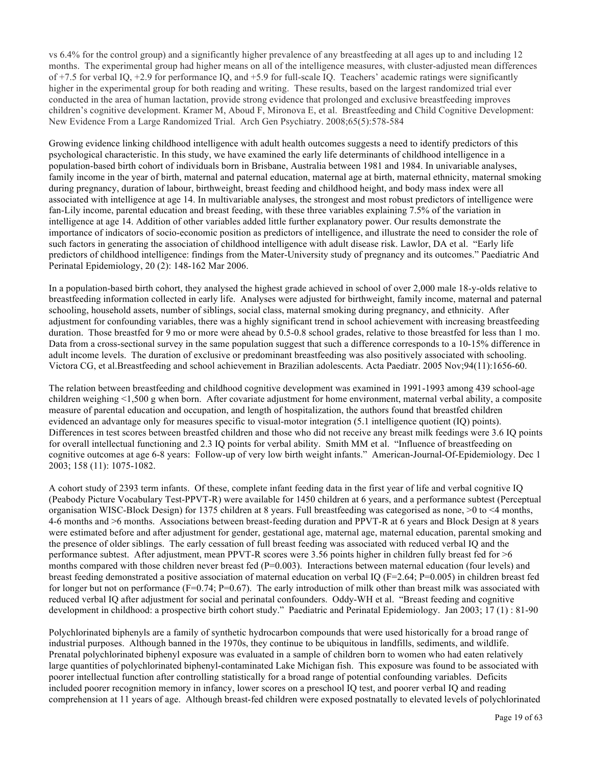vs 6.4% for the control group) and a significantly higher prevalence of any breastfeeding at all ages up to and including 12 months. The experimental group had higher means on all of the intelligence measures, with cluster-adjusted mean differences of +7.5 for verbal IQ, +2.9 for performance IQ, and +5.9 for full-scale IQ. Teachers' academic ratings were significantly higher in the experimental group for both reading and writing. These results, based on the largest randomized trial ever conducted in the area of human lactation, provide strong evidence that prolonged and exclusive breastfeeding improves children's cognitive development. Kramer M, Aboud F, Mironova E, et al. Breastfeeding and Child Cognitive Development: New Evidence From a Large Randomized Trial. Arch Gen Psychiatry. 2008;65(5):578-584

Growing evidence linking childhood intelligence with adult health outcomes suggests a need to identify predictors of this psychological characteristic. In this study, we have examined the early life determinants of childhood intelligence in a population-based birth cohort of individuals born in Brisbane, Australia between 1981 and 1984. In univariable analyses, family income in the year of birth, maternal and paternal education, maternal age at birth, maternal ethnicity, maternal smoking during pregnancy, duration of labour, birthweight, breast feeding and childhood height, and body mass index were all associated with intelligence at age 14. In multivariable analyses, the strongest and most robust predictors of intelligence were fan-Lily income, parental education and breast feeding, with these three variables explaining 7.5% of the variation in intelligence at age 14. Addition of other variables added little further explanatory power. Our results demonstrate the importance of indicators of socio-economic position as predictors of intelligence, and illustrate the need to consider the role of such factors in generating the association of childhood intelligence with adult disease risk. Lawlor, DA et al. "Early life predictors of childhood intelligence: findings from the Mater-University study of pregnancy and its outcomes." Paediatric And Perinatal Epidemiology, 20 (2): 148-162 Mar 2006.

In a population-based birth cohort, they analysed the highest grade achieved in school of over 2,000 male 18-y-olds relative to breastfeeding information collected in early life. Analyses were adjusted for birthweight, family income, maternal and paternal schooling, household assets, number of siblings, social class, maternal smoking during pregnancy, and ethnicity. After adjustment for confounding variables, there was a highly significant trend in school achievement with increasing breastfeeding duration. Those breastfed for 9 mo or more were ahead by 0.5-0.8 school grades, relative to those breastfed for less than 1 mo. Data from a cross-sectional survey in the same population suggest that such a difference corresponds to a 10-15% difference in adult income levels. The duration of exclusive or predominant breastfeeding was also positively associated with schooling. Victora CG, et al.Breastfeeding and school achievement in Brazilian adolescents. Acta Paediatr. 2005 Nov;94(11):1656-60.

The relation between breastfeeding and childhood cognitive development was examined in 1991-1993 among 439 school-age children weighing <1,500 g when born. After covariate adjustment for home environment, maternal verbal ability, a composite measure of parental education and occupation, and length of hospitalization, the authors found that breastfed children evidenced an advantage only for measures specific to visual-motor integration (5.1 intelligence quotient (IQ) points). Differences in test scores between breastfed children and those who did not receive any breast milk feedings were 3.6 IQ points for overall intellectual functioning and 2.3 IQ points for verbal ability. Smith MM et al. "Influence of breastfeeding on cognitive outcomes at age 6-8 years: Follow-up of very low birth weight infants." American-Journal-Of-Epidemiology. Dec 1 2003; 158 (11): 1075-1082.

A cohort study of 2393 term infants. Of these, complete infant feeding data in the first year of life and verbal cognitive IQ (Peabody Picture Vocabulary Test-PPVT-R) were available for 1450 children at 6 years, and a performance subtest (Perceptual organisation WISC-Block Design) for 1375 children at 8 years. Full breastfeeding was categorised as none, >0 to <4 months, 4-6 months and >6 months. Associations between breast-feeding duration and PPVT-R at 6 years and Block Design at 8 years were estimated before and after adjustment for gender, gestational age, maternal age, maternal education, parental smoking and the presence of older siblings. The early cessation of full breast feeding was associated with reduced verbal IQ and the performance subtest. After adjustment, mean PPVT-R scores were 3.56 points higher in children fully breast fed for >6 months compared with those children never breast fed ($P=0.003$). Interactions between maternal education (four levels) and breast feeding demonstrated a positive association of maternal education on verbal IQ ($F=2.64$; $P=0.005$) in children breast fed for longer but not on performance ($F=0.74$; $P=0.67$). The early introduction of milk other than breast milk was associated with reduced verbal IQ after adjustment for social and perinatal confounders. Oddy-WH et al. "Breast feeding and cognitive development in childhood: a prospective birth cohort study." Paediatric and Perinatal Epidemiology. Jan 2003; 17 (1) : 81-90

Polychlorinated biphenyls are a family of synthetic hydrocarbon compounds that were used historically for a broad range of industrial purposes. Although banned in the 1970s, they continue to be ubiquitous in landfills, sediments, and wildlife. Prenatal polychlorinated biphenyl exposure was evaluated in a sample of children born to women who had eaten relatively large quantities of polychlorinated biphenyl-contaminated Lake Michigan fish. This exposure was found to be associated with poorer intellectual function after controlling statistically for a broad range of potential confounding variables. Deficits included poorer recognition memory in infancy, lower scores on a preschool IQ test, and poorer verbal IQ and reading comprehension at 11 years of age. Although breast-fed children were exposed postnatally to elevated levels of polychlorinated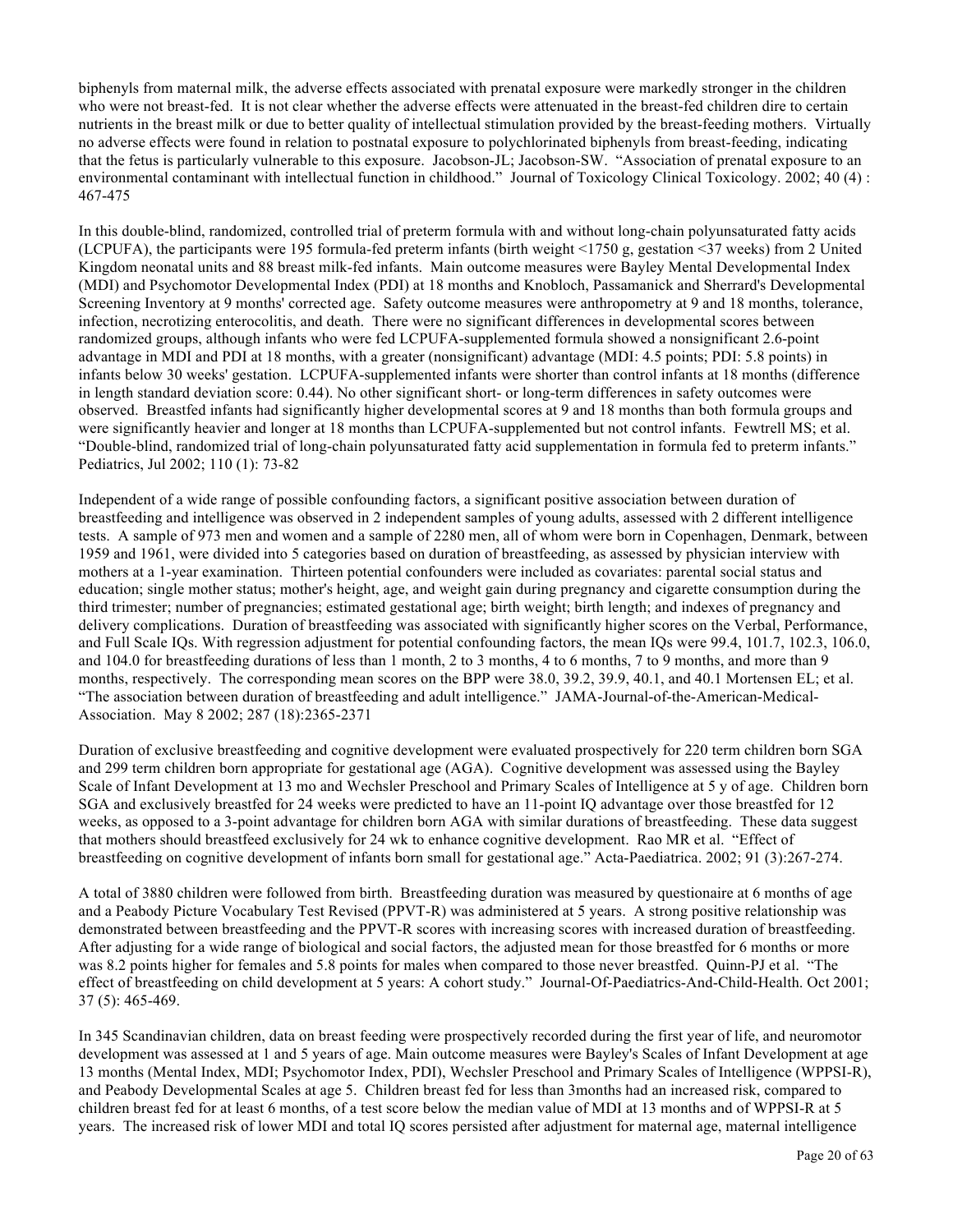biphenyls from maternal milk, the adverse effects associated with prenatal exposure were markedly stronger in the children who were not breast-fed. It is not clear whether the adverse effects were attenuated in the breast-fed children dire to certain nutrients in the breast milk or due to better quality of intellectual stimulation provided by the breast-feeding mothers. Virtually no adverse effects were found in relation to postnatal exposure to polychlorinated biphenyls from breast-feeding, indicating that the fetus is particularly vulnerable to this exposure. Jacobson-JL; Jacobson-SW. "Association of prenatal exposure to an environmental contaminant with intellectual function in childhood." Journal of Toxicology Clinical Toxicology. 2002; 40 (4) : 467-475

In this double-blind, randomized, controlled trial of preterm formula with and without long-chain polyunsaturated fatty acids (LCPUFA), the participants were 195 formula-fed preterm infants (birth weight <1750 g, gestation <37 weeks) from 2 United Kingdom neonatal units and 88 breast milk-fed infants. Main outcome measures were Bayley Mental Developmental Index (MDI) and Psychomotor Developmental Index (PDI) at 18 months and Knobloch, Passamanick and Sherrard's Developmental Screening Inventory at 9 months' corrected age. Safety outcome measures were anthropometry at 9 and 18 months, tolerance, infection, necrotizing enterocolitis, and death. There were no significant differences in developmental scores between randomized groups, although infants who were fed LCPUFA-supplemented formula showed a nonsignificant 2.6-point advantage in MDI and PDI at 18 months, with a greater (nonsignificant) advantage (MDI: 4.5 points; PDI: 5.8 points) in infants below 30 weeks' gestation. LCPUFA-supplemented infants were shorter than control infants at 18 months (difference in length standard deviation score: 0.44). No other significant short- or long-term differences in safety outcomes were observed. Breastfed infants had significantly higher developmental scores at 9 and 18 months than both formula groups and were significantly heavier and longer at 18 months than LCPUFA-supplemented but not control infants. Fewtrell MS; et al. "Double-blind, randomized trial of long-chain polyunsaturated fatty acid supplementation in formula fed to preterm infants." Pediatrics, Jul 2002; 110 (1): 73-82

Independent of a wide range of possible confounding factors, a significant positive association between duration of breastfeeding and intelligence was observed in 2 independent samples of young adults, assessed with 2 different intelligence tests. A sample of 973 men and women and a sample of 2280 men, all of whom were born in Copenhagen, Denmark, between 1959 and 1961, were divided into 5 categories based on duration of breastfeeding, as assessed by physician interview with mothers at a 1-year examination. Thirteen potential confounders were included as covariates: parental social status and education; single mother status; mother's height, age, and weight gain during pregnancy and cigarette consumption during the third trimester; number of pregnancies; estimated gestational age; birth weight; birth length; and indexes of pregnancy and delivery complications. Duration of breastfeeding was associated with significantly higher scores on the Verbal, Performance, and Full Scale IQs. With regression adjustment for potential confounding factors, the mean IQs were 99.4, 101.7, 102.3, 106.0, and 104.0 for breastfeeding durations of less than 1 month, 2 to 3 months, 4 to 6 months, 7 to 9 months, and more than 9 months, respectively. The corresponding mean scores on the BPP were 38.0, 39.2, 39.9, 40.1, and 40.1 Mortensen EL; et al. "The association between duration of breastfeeding and adult intelligence." JAMA-Journal-of-the-American-Medical-Association. May 8 2002; 287 (18):2365-2371

Duration of exclusive breastfeeding and cognitive development were evaluated prospectively for 220 term children born SGA and 299 term children born appropriate for gestational age (AGA). Cognitive development was assessed using the Bayley Scale of Infant Development at 13 mo and Wechsler Preschool and Primary Scales of Intelligence at 5 y of age. Children born SGA and exclusively breastfed for 24 weeks were predicted to have an 11-point IQ advantage over those breastfed for 12 weeks, as opposed to a 3-point advantage for children born AGA with similar durations of breastfeeding. These data suggest that mothers should breastfeed exclusively for 24 wk to enhance cognitive development. Rao MR et al. "Effect of breastfeeding on cognitive development of infants born small for gestational age." Acta-Paediatrica. 2002; 91 (3):267-274.

A total of 3880 children were followed from birth. Breastfeeding duration was measured by questionaire at 6 months of age and a Peabody Picture Vocabulary Test Revised (PPVT-R) was administered at 5 years. A strong positive relationship was demonstrated between breastfeeding and the PPVT-R scores with increasing scores with increased duration of breastfeeding. After adjusting for a wide range of biological and social factors, the adjusted mean for those breastfed for 6 months or more was 8.2 points higher for females and 5.8 points for males when compared to those never breastfed. Quinn-PJ et al. "The effect of breastfeeding on child development at 5 years: A cohort study." Journal-Of-Paediatrics-And-Child-Health. Oct 2001; 37 (5): 465-469.

In 345 Scandinavian children, data on breast feeding were prospectively recorded during the first year of life, and neuromotor development was assessed at 1 and 5 years of age. Main outcome measures were Bayley's Scales of Infant Development at age 13 months (Mental Index, MDI; Psychomotor Index, PDI), Wechsler Preschool and Primary Scales of Intelligence (WPPSI-R), and Peabody Developmental Scales at age 5. Children breast fed for less than 3months had an increased risk, compared to children breast fed for at least 6 months, of a test score below the median value of MDI at 13 months and of WPPSI-R at 5 years. The increased risk of lower MDI and total IQ scores persisted after adjustment for maternal age, maternal intelligence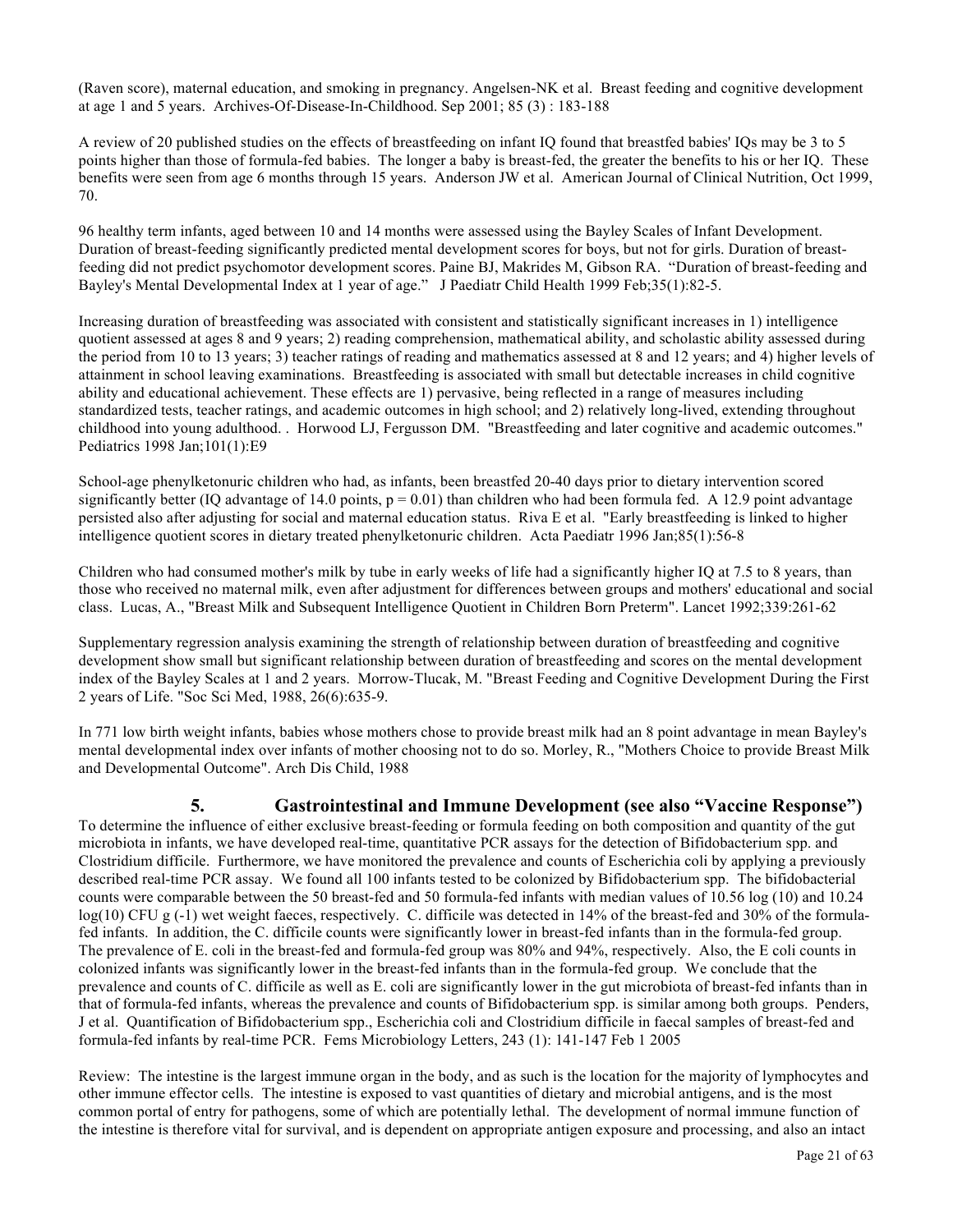(Raven score), maternal education, and smoking in pregnancy. Angelsen-NK et al. Breast feeding and cognitive development at age 1 and 5 years. Archives-Of-Disease-In-Childhood. Sep 2001; 85 (3) : 183-188

A review of 20 published studies on the effects of breastfeeding on infant IQ found that breastfed babies' IQs may be 3 to 5 points higher than those of formula-fed babies. The longer a baby is breast-fed, the greater the benefits to his or her IQ. These benefits were seen from age 6 months through 15 years. Anderson JW et al. American Journal of Clinical Nutrition, Oct 1999, 70.

96 healthy term infants, aged between 10 and 14 months were assessed using the Bayley Scales of Infant Development. Duration of breast-feeding significantly predicted mental development scores for boys, but not for girls. Duration of breast-feeding did not predict psychomotor development scores. Paine BJ, Makrides M, Gibson RA. "Duration of breast-feeding and Bayley's Mental Developmental Index at 1 year of age." J Paediatr Child Health 1999 Feb;35(1):82-5.

Increasing duration of breastfeeding was associated with consistent and statistically significant increases in 1) intelligence quotient assessed at ages 8 and 9 years; 2) reading comprehension, mathematical ability, and scholastic ability assessed during the period from 10 to 13 years; 3) teacher ratings of reading and mathematics assessed at 8 and 12 years; and 4) higher levels of attainment in school leaving examinations. Breastfeeding is associated with small but detectable increases in child cognitive ability and educational achievement. These effects are 1) pervasive, being reflected in a range of measures including standardized tests, teacher ratings, and academic outcomes in high school; and 2) relatively long-lived, extending throughout childhood into young adulthood. . Horwood LJ, Fergusson DM. "Breastfeeding and later cognitive and academic outcomes." Pediatrics 1998 Jan;101(1):E9

School-age phenylketonuric children who had, as infants, been breastfed 20-40 days prior to dietary intervention scored significantly better (IQ advantage of 14.0 points, $p = 0.01$) than children who had been formula fed. A 12.9 point advantage persisted also after adjusting for social and maternal education status. Riva E et al. "Early breastfeeding is linked to higher intelligence quotient scores in dietary treated phenylketonuric children. Acta Paediatr 1996 Jan;85(1):56-8

Children who had consumed mother's milk by tube in early weeks of life had a significantly higher IQ at 7.5 to 8 years, than those who received no maternal milk, even after adjustment for differences between groups and mothers' educational and social class. Lucas, A., "Breast Milk and Subsequent Intelligence Quotient in Children Born Preterm". Lancet 1992;339:261-62

Supplementary regression analysis examining the strength of relationship between duration of breastfeeding and cognitive development show small but significant relationship between duration of breastfeeding and scores on the mental development index of the Bayley Scales at 1 and 2 years. Morrow-Tlucak, M. "Breast Feeding and Cognitive Development During the First 2 years of Life. "Soc Sci Med, 1988, 26(6):635-9.

In 771 low birth weight infants, babies whose mothers chose to provide breast milk had an 8 point advantage in mean Bayley's mental developmental index over infants of mother choosing not to do so. Morley, R., "Mothers Choice to provide Breast Milk and Developmental Outcome". Arch Dis Child, 1988

## 5. Gastrointestinal and Immune Development (see also "Vaccine Response")

To determine the influence of either exclusive breast-feeding or formula feeding on both composition and quantity of the gut microbiota in infants, we have developed real-time, quantitative PCR assays for the detection of Bifidobacterium spp. and Clostridium difficile. Furthermore, we have monitored the prevalence and counts of Escherichia coli by applying a previously described real-time PCR assay. We found all 100 infants tested to be colonized by Bifidobacterium spp. The bifidobacterial counts were comparable between the 50 breast-fed and 50 formula-fed infants with median values of 10.56 log (10) and 10.24 log(10) CFU g (-1) wet weight faeces, respectively. C. difficile was detected in 14% of the breast-fed and 30% of the formula-fed infants. In addition, the C. difficile counts were significantly lower in breast-fed infants than in the formula-fed group. The prevalence of E. coli in the breast-fed and formula-fed group was 80% and 94%, respectively. Also, the E coli counts in colonized infants was significantly lower in the breast-fed infants than in the formula-fed group. We conclude that the prevalence and counts of C. difficile as well as E. coli are significantly lower in the gut microbiota of breast-fed infants than in that of formula-fed infants, whereas the prevalence and counts of Bifidobacterium spp. is similar among both groups. Penders, J et al. Quantification of Bifidobacterium spp., Escherichia coli and Clostridium difficile in faecal samples of breast-fed and formula-fed infants by real-time PCR. Fems Microbiology Letters, 243 (1): 141-147 Feb 1 2005

Review: The intestine is the largest immune organ in the body, and as such is the location for the majority of lymphocytes and other immune effector cells. The intestine is exposed to vast quantities of dietary and microbial antigens, and is the most common portal of entry for pathogens, some of which are potentially lethal. The development of normal immune function of the intestine is therefore vital for survival, and is dependent on appropriate antigen exposure and processing, and also an intact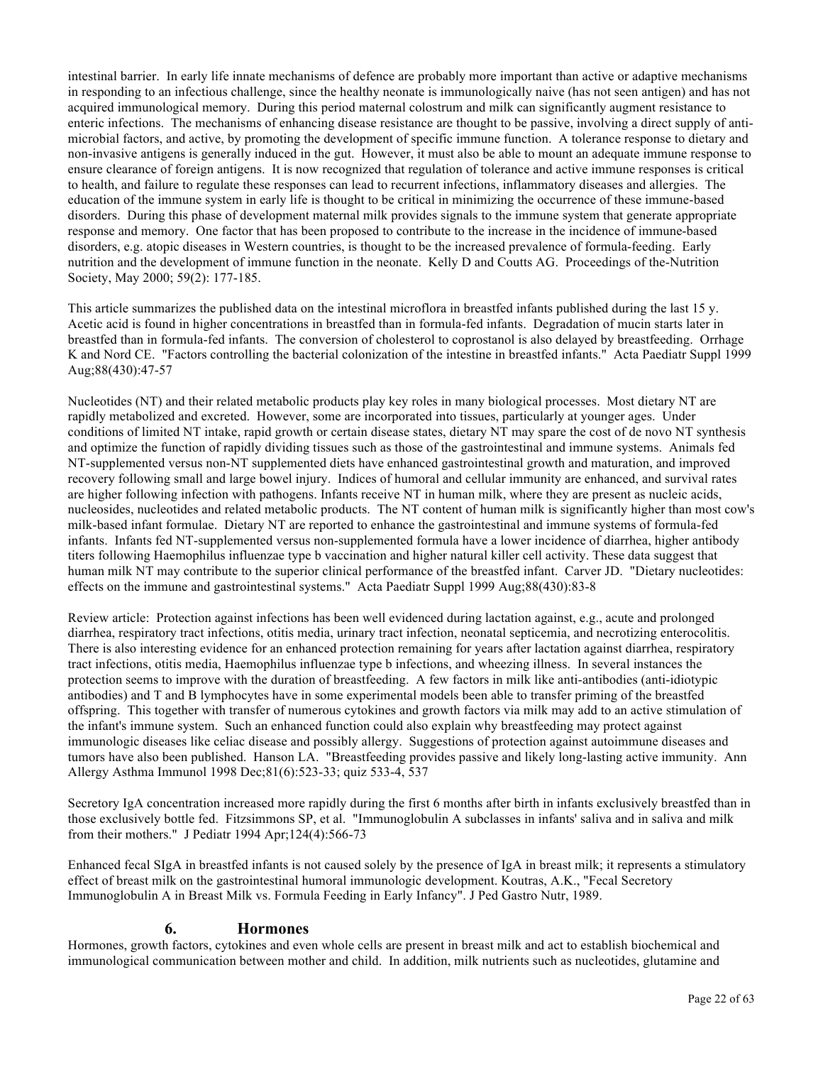intestinal barrier. In early life innate mechanisms of defence are probably more important than active or adaptive mechanisms in responding to an infectious challenge, since the healthy neonate is immunologically naive (has not seen antigen) and has not acquired immunological memory. During this period maternal colostrum and milk can significantly augment resistance to enteric infections. The mechanisms of enhancing disease resistance are thought to be passive, involving a direct supply of anti-microbial factors, and active, by promoting the development of specific immune function. A tolerance response to dietary and non-invasive antigens is generally induced in the gut. However, it must also be able to mount an adequate immune response to ensure clearance of foreign antigens. It is now recognized that regulation of tolerance and active immune responses is critical to health, and failure to regulate these responses can lead to recurrent infections, inflammatory diseases and allergies. The education of the immune system in early life is thought to be critical in minimizing the occurrence of these immune-based disorders. During this phase of development maternal milk provides signals to the immune system that generate appropriate response and memory. One factor that has been proposed to contribute to the increase in the incidence of immune-based disorders, e.g. atopic diseases in Western countries, is thought to be the increased prevalence of formula-feeding. Early nutrition and the development of immune function in the neonate. Kelly D and Coutts AG. Proceedings of the-Nutrition Society, May 2000; 59(2): 177-185.

This article summarizes the published data on the intestinal microflora in breastfed infants published during the last 15 y. Acetic acid is found in higher concentrations in breastfed than in formula-fed infants. Degradation of mucin starts later in breastfed than in formula-fed infants. The conversion of cholesterol to coprostanol is also delayed by breastfeeding. Orrhage K and Nord CE. "Factors controlling the bacterial colonization of the intestine in breastfed infants." Acta Paediatr Suppl 1999 Aug;88(430):47-57

Nucleotides (NT) and their related metabolic products play key roles in many biological processes. Most dietary NT are rapidly metabolized and excreted. However, some are incorporated into tissues, particularly at younger ages. Under conditions of limited NT intake, rapid growth or certain disease states, dietary NT may spare the cost of de novo NT synthesis and optimize the function of rapidly dividing tissues such as those of the gastrointestinal and immune systems. Animals fed NT-supplemented versus non-NT supplemented diets have enhanced gastrointestinal growth and maturation, and improved recovery following small and large bowel injury. Indices of humoral and cellular immunity are enhanced, and survival rates are higher following infection with pathogens. Infants receive NT in human milk, where they are present as nucleic acids, nucleosides, nucleotides and related metabolic products. The NT content of human milk is significantly higher than most cow's milk-based infant formulae. Dietary NT are reported to enhance the gastrointestinal and immune systems of formula-fed infants. Infants fed NT-supplemented versus non-supplemented formula have a lower incidence of diarrhea, higher antibody titers following Haemophilus influenzae type b vaccination and higher natural killer cell activity. These data suggest that human milk NT may contribute to the superior clinical performance of the breastfed infant. Carver JD. "Dietary nucleotides: effects on the immune and gastrointestinal systems." Acta Paediatr Suppl 1999 Aug;88(430):83-8

Review article: Protection against infections has been well evidenced during lactation against, e.g., acute and prolonged diarrhea, respiratory tract infections, otitis media, urinary tract infection, neonatal septicemia, and necrotizing enterocolitis. There is also interesting evidence for an enhanced protection remaining for years after lactation against diarrhea, respiratory tract infections, otitis media, Haemophilus influenzae type b infections, and wheezing illness. In several instances the protection seems to improve with the duration of breastfeeding. A few factors in milk like anti-antibodies (anti-idiotypic antibodies) and T and B lymphocytes have in some experimental models been able to transfer priming of the breastfed offspring. This together with transfer of numerous cytokines and growth factors via milk may add to an active stimulation of the infant's immune system. Such an enhanced function could also explain why breastfeeding may protect against immunologic diseases like celiac disease and possibly allergy. Suggestions of protection against autoimmune diseases and tumors have also been published. Hanson LA. "Breastfeeding provides passive and likely long-lasting active immunity. Ann Allergy Asthma Immunol 1998 Dec;81(6):523-33; quiz 533-4, 537

Secretory IgA concentration increased more rapidly during the first 6 months after birth in infants exclusively breastfed than in those exclusively bottle fed. Fitzsimmons SP, et al. "Immunoglobulin A subclasses in infants' saliva and in saliva and milk from their mothers." J Pediatr 1994 Apr;124(4):566-73

Enhanced fecal SIgA in breastfed infants is not caused solely by the presence of IgA in breast milk; it represents a stimulatory effect of breast milk on the gastrointestinal humoral immunologic development. Koutras, A.K., "Fecal Secretory Immunoglobulin A in Breast Milk vs. Formula Feeding in Early Infancy". J Ped Gastro Nutr, 1989.

## 6. Hormones

Hormones, growth factors, cytokines and even whole cells are present in breast milk and act to establish biochemical and immunological communication between mother and child. In addition, milk nutrients such as nucleotides, glutamine and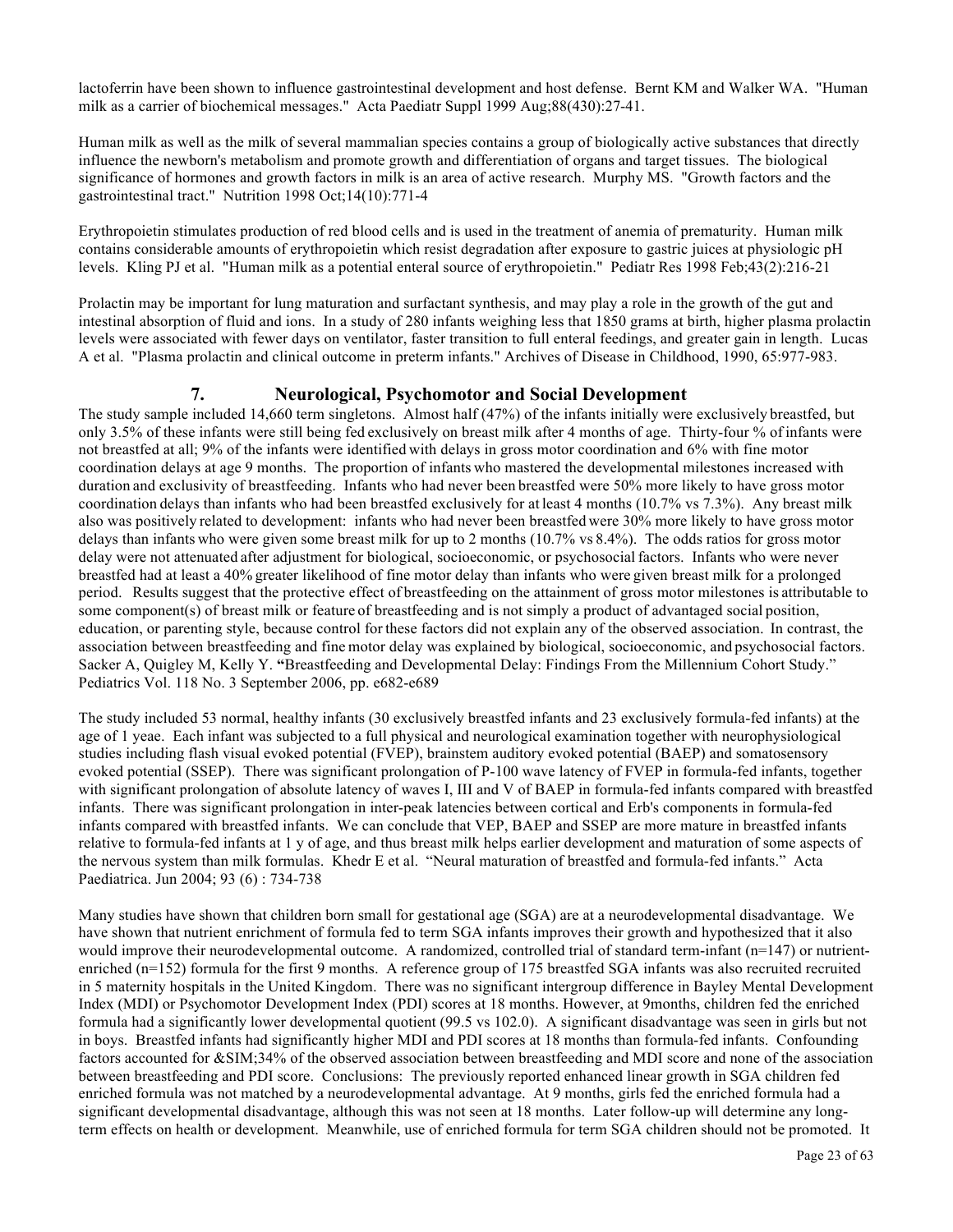lactoferrin have been shown to influence gastrointestinal development and host defense. Bernt KM and Walker WA. "Human milk as a carrier of biochemical messages." Acta Paediatr Suppl 1999 Aug;88(430):27-41.

Human milk as well as the milk of several mammalian species contains a group of biologically active substances that directly influence the newborn's metabolism and promote growth and differentiation of organs and target tissues. The biological significance of hormones and growth factors in milk is an area of active research. Murphy MS. "Growth factors and the gastrointestinal tract." Nutrition 1998 Oct;14(10):771-4

Erythropoietin stimulates production of red blood cells and is used in the treatment of anemia of prematurity. Human milk contains considerable amounts of erythropoietin which resist degradation after exposure to gastric juices at physiologic pH levels. Kling PJ et al. "Human milk as a potential enteral source of erythropoietin." Pediatr Res 1998 Feb;43(2):216-21

Prolactin may be important for lung maturation and surfactant synthesis, and may play a role in the growth of the gut and intestinal absorption of fluid and ions. In a study of 280 infants weighing less that 1850 grams at birth, higher plasma prolactin levels were associated with fewer days on ventilator, faster transition to full enteral feedings, and greater gain in length. Lucas A et al. "Plasma prolactin and clinical outcome in preterm infants." Archives of Disease in Childhood, 1990, 65:977-983.

## 7. Neurological, Psychomotor and Social Development

The study sample included 14,660 term singletons. Almost half (47%) of the infants initially were exclusively breastfed, but only 3.5% of these infants were still being fed exclusively on breast milk after 4 months of age. Thirty-four % of infants were not breastfed at all; 9% of the infants were identified with delays in gross motor coordination and 6% with fine motor coordination delays at age 9 months. The proportion of infants who mastered the developmental milestones increased with duration and exclusivity of breastfeeding. Infants who had never been breastfed were 50% more likely to have gross motor coordination delays than infants who had been breastfed exclusively for at least 4 months (10.7% vs 7.3%). Any breast milk also was positively related to development: infants who had never been breastfed were 30% more likely to have gross motor delays than infants who were given some breast milk for up to 2 months (10.7% vs 8.4%). The odds ratios for gross motor delay were not attenuated after adjustment for biological, socioeconomic, or psychosocial factors. Infants who were never breastfed had at least a 40% greater likelihood of fine motor delay than infants who were given breast milk for a prolonged period. Results suggest that the protective effect of breastfeeding on the attainment of gross motor milestones is attributable to some component(s) of breast milk or feature of breastfeeding and is not simply a product of advantaged social position, education, or parenting style, because control for these factors did not explain any of the observed association. In contrast, the association between breastfeeding and fine motor delay was explained by biological, socioeconomic, and psychosocial factors. Sacker A, Quigley M, Kelly Y. **"**Breastfeeding and Developmental Delay: Findings From the Millennium Cohort Study." Pediatrics Vol. 118 No. 3 September 2006, pp. e682-e689

The study included 53 normal, healthy infants (30 exclusively breastfed infants and 23 exclusively formula-fed infants) at the age of 1 yeae. Each infant was subjected to a full physical and neurological examination together with neurophysiological studies including flash visual evoked potential (FVEP), brainstem auditory evoked potential (BAEP) and somatosensory evoked potential (SSEP). There was significant prolongation of P-100 wave latency of FVEP in formula-fed infants, together with significant prolongation of absolute latency of waves I, III and V of BAEP in formula-fed infants compared with breastfed infants. There was significant prolongation in inter-peak latencies between cortical and Erb's components in formula-fed infants compared with breastfed infants. We can conclude that VEP, BAEP and SSEP are more mature in breastfed infants relative to formula-fed infants at 1 y of age, and thus breast milk helps earlier development and maturation of some aspects of the nervous system than milk formulas. Khedr E et al. "Neural maturation of breastfed and formula-fed infants." Acta Paediatrica. Jun 2004; 93 (6) : 734-738

Many studies have shown that children born small for gestational age (SGA) are at a neurodevelopmental disadvantage. We have shown that nutrient enrichment of formula fed to term SGA infants improves their growth and hypothesized that it also would improve their neurodevelopmental outcome. A randomized, controlled trial of standard term-infant (n=147) or nutrient-enriched (n=152) formula for the first 9 months. A reference group of 175 breastfed SGA infants was also recruited recruited in 5 maternity hospitals in the United Kingdom. There was no significant intergroup difference in Bayley Mental Development Index (MDI) or Psychomotor Development Index (PDI) scores at 18 months. However, at 9months, children fed the enriched formula had a significantly lower developmental quotient (99.5 vs 102.0). A significant disadvantage was seen in girls but not in boys. Breastfed infants had significantly higher MDI and PDI scores at 18 months than formula-fed infants. Confounding factors accounted for &SIM;34% of the observed association between breastfeeding and MDI score and none of the association between breastfeeding and PDI score. Conclusions: The previously reported enhanced linear growth in SGA children fed enriched formula was not matched by a neurodevelopmental advantage. At 9 months, girls fed the enriched formula had a significant developmental disadvantage, although this was not seen at 18 months. Later follow-up will determine any long-term effects on health or development. Meanwhile, use of enriched formula for term SGA children should not be promoted. It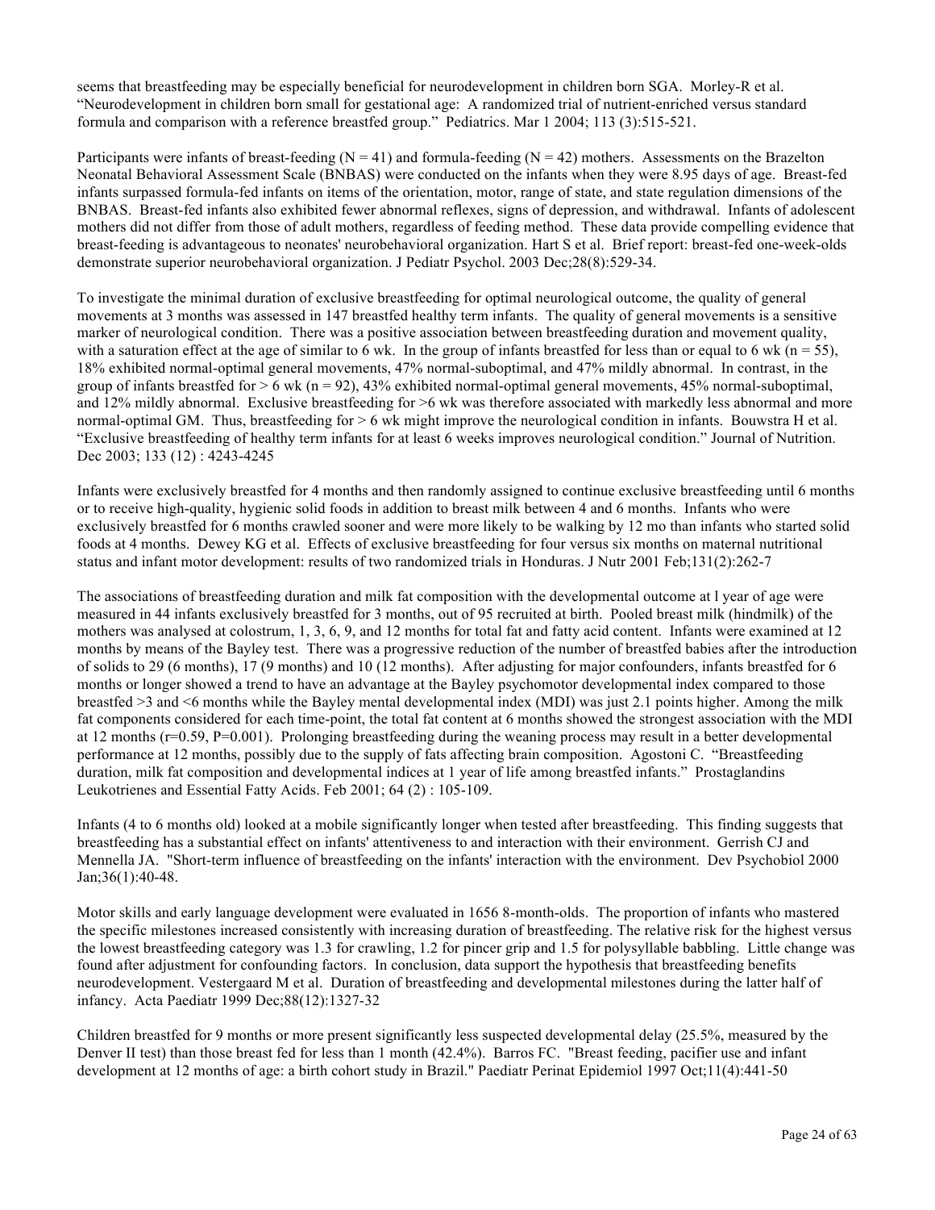seems that breastfeeding may be especially beneficial for neurodevelopment in children born SGA. Morley-R et al. "Neurodevelopment in children born small for gestational age: A randomized trial of nutrient-enriched versus standard formula and comparison with a reference breastfed group." Pediatrics. Mar 1 2004; 113 (3):515-521.

Participants were infants of breast-feeding (N = 41) and formula-feeding (N = 42) mothers. Assessments on the Brazelton Neonatal Behavioral Assessment Scale (BNBAS) were conducted on the infants when they were 8.95 days of age. Breast-fed infants surpassed formula-fed infants on items of the orientation, motor, range of state, and state regulation dimensions of the BNBAS. Breast-fed infants also exhibited fewer abnormal reflexes, signs of depression, and withdrawal. Infants of adolescent mothers did not differ from those of adult mothers, regardless of feeding method. These data provide compelling evidence that breast-feeding is advantageous to neonates' neurobehavioral organization. Hart S et al. Brief report: breast-fed one-week-olds demonstrate superior neurobehavioral organization. J Pediatr Psychol. 2003 Dec;28(8):529-34.

To investigate the minimal duration of exclusive breastfeeding for optimal neurological outcome, the quality of general movements at 3 months was assessed in 147 breastfed healthy term infants. The quality of general movements is a sensitive marker of neurological condition. There was a positive association between breastfeeding duration and movement quality, with a saturation effect at the age of similar to 6 wk. In the group of infants breastfed for less than or equal to 6 wk (n = 55), 18% exhibited normal-optimal general movements, 47% normal-suboptimal, and 47% mildly abnormal. In contrast, in the group of infants breastfed for > 6 wk (n = 92), 43% exhibited normal-optimal general movements, 45% normal-suboptimal, and 12% mildly abnormal. Exclusive breastfeeding for >6 wk was therefore associated with markedly less abnormal and more normal-optimal GM. Thus, breastfeeding for > 6 wk might improve the neurological condition in infants. Bouwstra H et al. "Exclusive breastfeeding of healthy term infants for at least 6 weeks improves neurological condition." Journal of Nutrition. Dec 2003; 133 (12) : 4243-4245

Infants were exclusively breastfed for 4 months and then randomly assigned to continue exclusive breastfeeding until 6 months or to receive high-quality, hygienic solid foods in addition to breast milk between 4 and 6 months. Infants who were exclusively breastfed for 6 months crawled sooner and were more likely to be walking by 12 mo than infants who started solid foods at 4 months. Dewey KG et al. Effects of exclusive breastfeeding for four versus six months on maternal nutritional status and infant motor development: results of two randomized trials in Honduras. J Nutr 2001 Feb;131(2):262-7

The associations of breastfeeding duration and milk fat composition with the developmental outcome at l year of age were measured in 44 infants exclusively breastfed for 3 months, out of 95 recruited at birth. Pooled breast milk (hindmilk) of the mothers was analysed at colostrum, 1, 3, 6, 9, and 12 months for total fat and fatty acid content. Infants were examined at 12 months by means of the Bayley test. There was a progressive reduction of the number of breastfed babies after the introduction of solids to 29 (6 months), 17 (9 months) and 10 (12 months). After adjusting for major confounders, infants breastfed for 6 months or longer showed a trend to have an advantage at the Bayley psychomotor developmental index compared to those breastfed >3 and <6 months while the Bayley mental developmental index (MDI) was just 2.1 points higher. Among the milk fat components considered for each time-point, the total fat content at 6 months showed the strongest association with the MDI at 12 months (r=0.59, P=0.001). Prolonging breastfeeding during the weaning process may result in a better developmental performance at 12 months, possibly due to the supply of fats affecting brain composition. Agostoni C. "Breastfeeding duration, milk fat composition and developmental indices at 1 year of life among breastfed infants." Prostaglandins Leukotrienes and Essential Fatty Acids. Feb 2001; 64 (2) : 105-109.

Infants (4 to 6 months old) looked at a mobile significantly longer when tested after breastfeeding. This finding suggests that breastfeeding has a substantial effect on infants' attentiveness to and interaction with their environment. Gerrish CJ and Mennella JA. "Short-term influence of breastfeeding on the infants' interaction with the environment. Dev Psychobiol 2000 Jan;36(1):40-48.

Motor skills and early language development were evaluated in 1656 8-month-olds. The proportion of infants who mastered the specific milestones increased consistently with increasing duration of breastfeeding. The relative risk for the highest versus the lowest breastfeeding category was 1.3 for crawling, 1.2 for pincer grip and 1.5 for polysyllable babbling. Little change was found after adjustment for confounding factors. In conclusion, data support the hypothesis that breastfeeding benefits neurodevelopment. Vestergaard M et al. Duration of breastfeeding and developmental milestones during the latter half of infancy. Acta Paediatr 1999 Dec;88(12):1327-32

Children breastfed for 9 months or more present significantly less suspected developmental delay (25.5%, measured by the Denver II test) than those breast fed for less than 1 month (42.4%). Barros FC. "Breast feeding, pacifier use and infant development at 12 months of age: a birth cohort study in Brazil." Paediatr Perinat Epidemiol 1997 Oct;11(4):441-50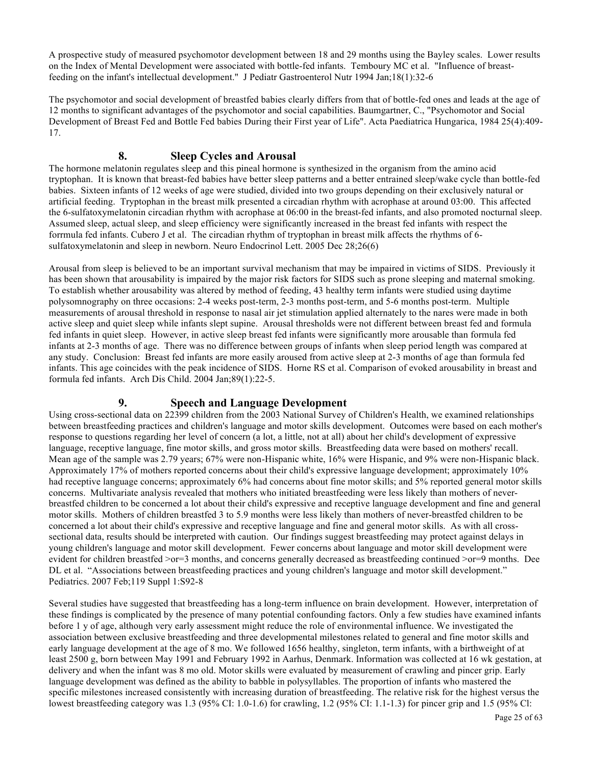A prospective study of measured psychomotor development between 18 and 29 months using the Bayley scales. Lower results on the Index of Mental Development were associated with bottle-fed infants. Temboury MC et al. "Influence of breast-feeding on the infant's intellectual development." J Pediatr Gastroenterol Nutr 1994 Jan;18(1):32-6

The psychomotor and social development of breastfed babies clearly differs from that of bottle-fed ones and leads at the age of 12 months to significant advantages of the psychomotor and social capabilities. Baumgartner, C., "Psychomotor and Social Development of Breast Fed and Bottle Fed babies During their First year of Life". Acta Paediatrica Hungarica, 1984 25(4):409-17.

## 8. Sleep Cycles and Arousal

The hormone melatonin regulates sleep and this pineal hormone is synthesized in the organism from the amino acid tryptophan. It is known that breast-fed babies have better sleep patterns and a better entrained sleep/wake cycle than bottle-fed babies. Sixteen infants of 12 weeks of age were studied, divided into two groups depending on their exclusively natural or artificial feeding. Tryptophan in the breast milk presented a circadian rhythm with acrophase at around 03:00. This affected the 6-sulfatoxymelatonin circadian rhythm with acrophase at 06:00 in the breast-fed infants, and also promoted nocturnal sleep. Assumed sleep, actual sleep, and sleep efficiency were significantly increased in the breast fed infants with respect the forrmula fed infants. Cubero J et al. The circadian rhythm of tryptophan in breast milk affects the rhythms of 6-sulfatoxymelatonin and sleep in newborn. Neuro Endocrinol Lett. 2005 Dec 28;26(6)

Arousal from sleep is believed to be an important survival mechanism that may be impaired in victims of SIDS. Previously it has been shown that arousability is impaired by the major risk factors for SIDS such as prone sleeping and maternal smoking. To establish whether arousability was altered by method of feeding, 43 healthy term infants were studied using daytime polysomnography on three occasions: 2-4 weeks post-term, 2-3 months post-term, and 5-6 months post-term. Multiple measurements of arousal threshold in response to nasal air jet stimulation applied alternately to the nares were made in both active sleep and quiet sleep while infants slept supine. Arousal thresholds were not different between breast fed and formula fed infants in quiet sleep. However, in active sleep breast fed infants were significantly more arousable than formula fed infants at 2-3 months of age. There was no difference between groups of infants when sleep period length was compared at any study. Conclusion: Breast fed infants are more easily aroused from active sleep at 2-3 months of age than formula fed infants. This age coincides with the peak incidence of SIDS. Horne RS et al. Comparison of evoked arousability in breast and formula fed infants. Arch Dis Child. 2004 Jan;89(1):22-5.

## 9. Speech and Language Development

Using cross-sectional data on 22399 children from the 2003 National Survey of Children's Health, we examined relationships between breastfeeding practices and children's language and motor skills development. Outcomes were based on each mother's response to questions regarding her level of concern (a lot, a little, not at all) about her child's development of expressive language, receptive language, fine motor skills, and gross motor skills. Breastfeeding data were based on mothers' recall. Mean age of the sample was 2.79 years; 67% were non-Hispanic white, 16% were Hispanic, and 9% were non-Hispanic black. Approximately 17% of mothers reported concerns about their child's expressive language development; approximately 10% had receptive language concerns; approximately 6% had concerns about fine motor skills; and 5% reported general motor skills concerns. Multivariate analysis revealed that mothers who initiated breastfeeding were less likely than mothers of never-breastfed children to be concerned a lot about their child's expressive and receptive language development and fine and general motor skills. Mothers of children breastfed 3 to 5.9 months were less likely than mothers of never-breastfed children to be concerned a lot about their child's expressive and receptive language and fine and general motor skills. As with all cross-sectional data, results should be interpreted with caution. Our findings suggest breastfeeding may protect against delays in young children's language and motor skill development. Fewer concerns about language and motor skill development were evident for children breastfed >or=3 months, and concerns generally decreased as breastfeeding continued >or=9 months. Dee DL et al. "Associations between breastfeeding practices and young children's language and motor skill development." Pediatrics. 2007 Feb;119 Suppl 1:S92-8

Several studies have suggested that breastfeeding has a long-term influence on brain development. However, interpretation of these findings is complicated by the presence of many potential confounding factors. Only a few studies have examined infants before 1 y of age, although very early assessment might reduce the role of environmental influence. We investigated the association between exclusive breastfeeding and three developmental milestones related to general and fine motor skills and early language development at the age of 8 mo. We followed 1656 healthy, singleton, term infants, with a birthweight of at least 2500 g, born between May 1991 and February 1992 in Aarhus, Denmark. Information was collected at 16 wk gestation, at delivery and when the infant was 8 mo old. Motor skills were evaluated by measurement of crawling and pincer grip. Early language development was defined as the ability to babble in polysyllables. The proportion of infants who mastered the specific milestones increased consistently with increasing duration of breastfeeding. The relative risk for the highest versus the lowest breastfeeding category was 1.3 (95% CI: 1.0-1.6) for crawling, 1.2 (95% CI: 1.1-1.3) for pincer grip and 1.5 (95% Cl: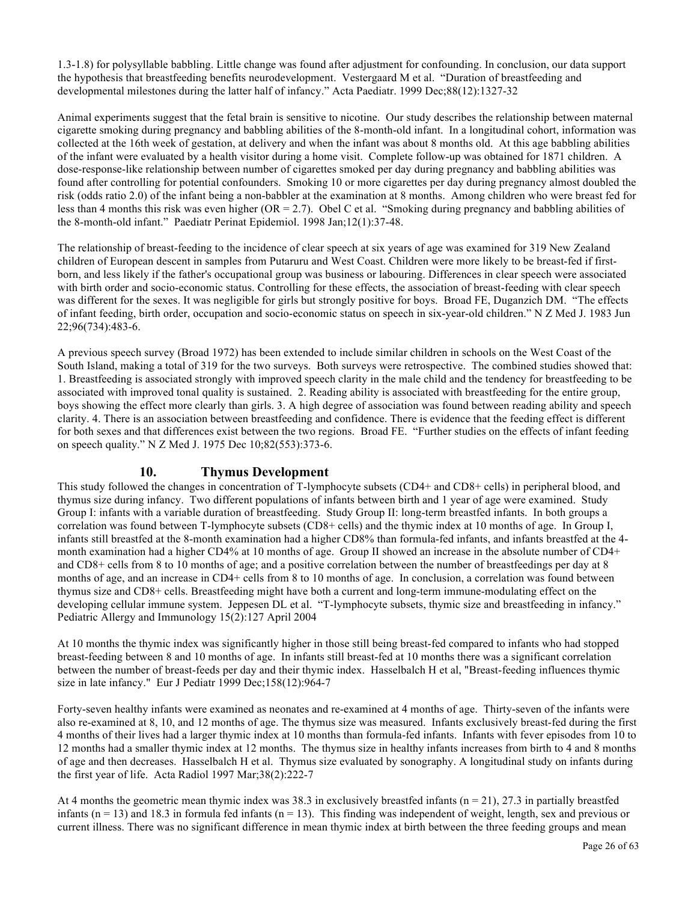1.3-1.8) for polysyllable babbling. Little change was found after adjustment for confounding. In conclusion, our data support the hypothesis that breastfeeding benefits neurodevelopment. Vestergaard M et al. "Duration of breastfeeding and developmental milestones during the latter half of infancy." Acta Paediatr. 1999 Dec;88(12):1327-32

Animal experiments suggest that the fetal brain is sensitive to nicotine. Our study describes the relationship between maternal cigarette smoking during pregnancy and babbling abilities of the 8-month-old infant. In a longitudinal cohort, information was collected at the 16th week of gestation, at delivery and when the infant was about 8 months old. At this age babbling abilities of the infant were evaluated by a health visitor during a home visit. Complete follow-up was obtained for 1871 children. A dose-response-like relationship between number of cigarettes smoked per day during pregnancy and babbling abilities was found after controlling for potential confounders. Smoking 10 or more cigarettes per day during pregnancy almost doubled the risk (odds ratio 2.0) of the infant being a non-babbler at the examination at 8 months. Among children who were breast fed for less than 4 months this risk was even higher (OR = 2.7). Obel C et al. "Smoking during pregnancy and babbling abilities of the 8-month-old infant." Paediatr Perinat Epidemiol. 1998 Jan;12(1):37-48.

The relationship of breast-feeding to the incidence of clear speech at six years of age was examined for 319 New Zealand children of European descent in samples from Putaruru and West Coast. Children were more likely to be breast-fed if first-born, and less likely if the father's occupational group was business or labouring. Differences in clear speech were associated with birth order and socio-economic status. Controlling for these effects, the association of breast-feeding with clear speech was different for the sexes. It was negligible for girls but strongly positive for boys. Broad FE, Duganzich DM. "The effects of infant feeding, birth order, occupation and socio-economic status on speech in six-year-old children." N Z Med J. 1983 Jun 22;96(734):483-6.

A previous speech survey (Broad 1972) has been extended to include similar children in schools on the West Coast of the South Island, making a total of 319 for the two surveys. Both surveys were retrospective. The combined studies showed that: 1. Breastfeeding is associated strongly with improved speech clarity in the male child and the tendency for breastfeeding to be associated with improved tonal quality is sustained. 2. Reading ability is associated with breastfeeding for the entire group, boys showing the effect more clearly than girls. 3. A high degree of association was found between reading ability and speech clarity. 4. There is an association between breastfeeding and confidence. There is evidence that the feeding effect is different for both sexes and that differences exist between the two regions. Broad FE. "Further studies on the effects of infant feeding on speech quality." N Z Med J. 1975 Dec 10;82(553):373-6.

## 10. Thymus Development

This study followed the changes in concentration of T-lymphocyte subsets (CD4+ and CD8+ cells) in peripheral blood, and thymus size during infancy. Two different populations of infants between birth and 1 year of age were examined. Study Group I: infants with a variable duration of breastfeeding. Study Group II: long-term breastfed infants. In both groups a correlation was found between T-lymphocyte subsets (CD8+ cells) and the thymic index at 10 months of age. In Group I, infants still breastfed at the 8-month examination had a higher CD8% than formula-fed infants, and infants breastfed at the 4-month examination had a higher CD4% at 10 months of age. Group II showed an increase in the absolute number of CD4+ and CD8+ cells from 8 to 10 months of age; and a positive correlation between the number of breastfeedings per day at 8 months of age, and an increase in CD4+ cells from 8 to 10 months of age. In conclusion, a correlation was found between thymus size and CD8+ cells. Breastfeeding might have both a current and long-term immune-modulating effect on the developing cellular immune system. Jeppesen DL et al. "T-lymphocyte subsets, thymic size and breastfeeding in infancy." Pediatric Allergy and Immunology 15(2):127 April 2004

At 10 months the thymic index was significantly higher in those still being breast-fed compared to infants who had stopped breast-feeding between 8 and 10 months of age. In infants still breast-fed at 10 months there was a significant correlation between the number of breast-feeds per day and their thymic index. Hasselbalch H et al, "Breast-feeding influences thymic size in late infancy." Eur J Pediatr 1999 Dec;158(12):964-7

Forty-seven healthy infants were examined as neonates and re-examined at 4 months of age. Thirty-seven of the infants were also re-examined at 8, 10, and 12 months of age. The thymus size was measured. Infants exclusively breast-fed during the first 4 months of their lives had a larger thymic index at 10 months than formula-fed infants. Infants with fever episodes from 10 to 12 months had a smaller thymic index at 12 months. The thymus size in healthy infants increases from birth to 4 and 8 months of age and then decreases. Hasselbalch H et al. Thymus size evaluated by sonography. A longitudinal study on infants during the first year of life. Acta Radiol 1997 Mar;38(2):222-7

At 4 months the geometric mean thymic index was 38.3 in exclusively breastfed infants (n = 21), 27.3 in partially breastfed infants (n = 13) and 18.3 in formula fed infants (n = 13). This finding was independent of weight, length, sex and previous or current illness. There was no significant difference in mean thymic index at birth between the three feeding groups and mean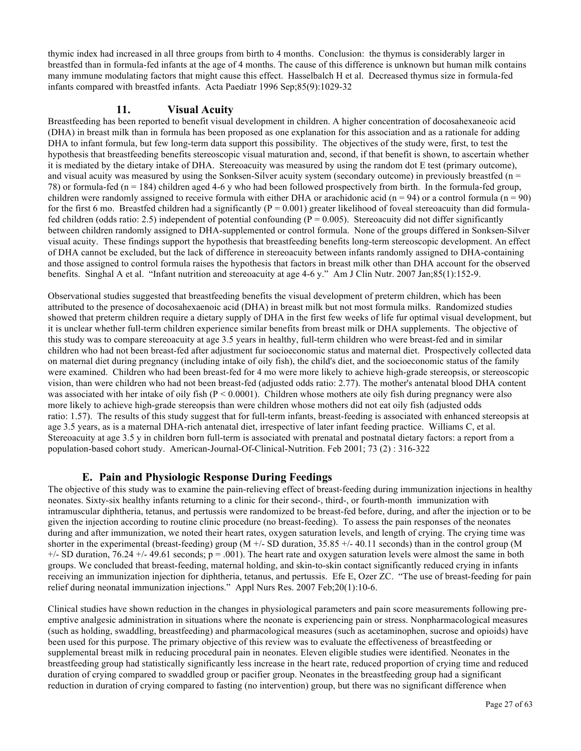thymic index had increased in all three groups from birth to 4 months. Conclusion: the thymus is considerably larger in breastfed than in formula-fed infants at the age of 4 months. The cause of this difference is unknown but human milk contains many immune modulating factors that might cause this effect. Hasselbalch H et al. Decreased thymus size in formula-fed infants compared with breastfed infants. Acta Paediatr 1996 Sep;85(9):1029-32

### 11. Visual Acuity

Breastfeeding has been reported to benefit visual development in children. A higher concentration of docosahexaneoic acid (DHA) in breast milk than in formula has been proposed as one explanation for this association and as a rationale for adding DHA to infant formula, but few long-term data support this possibility. The objectives of the study were, first, to test the hypothesis that breastfeeding benefits stereoscopic visual maturation and, second, if that benefit is shown, to ascertain whether it is mediated by the dietary intake of DHA. Stereoacuity was measured by using the random dot E test (primary outcome), and visual acuity was measured by using the Sonksen-Silver acuity system (secondary outcome) in previously breastfed (n = 78) or formula-fed (n = 184) children aged 4-6 y who had been followed prospectively from birth. In the formula-fed group, children were randomly assigned to receive formula with either DHA or arachidonic acid (n = 94) or a control formula (n = 90) for the first 6 mo. Breastfed children had a significantly (P = 0.001) greater likelihood of foveal stereoacuity than did formula-fed children (odds ratio: 2.5) independent of potential confounding (P = 0.005). Stereoacuity did not differ significantly between children randomly assigned to DHA-supplemented or control formula. None of the groups differed in Sonksen-Silver visual acuity. These findings support the hypothesis that breastfeeding benefits long-term stereoscopic development. An effect of DHA cannot be excluded, but the lack of difference in stereoacuity between infants randomly assigned to DHA-containing and those assigned to control formula raises the hypothesis that factors in breast milk other than DHA account for the observed benefits. Singhal A et al. "Infant nutrition and stereoacuity at age 4-6 y." Am J Clin Nutr. 2007 Jan;85(1):152-9.

Observational studies suggested that breastfeeding benefits the visual development of preterm children, which has been attributed to the presence of docosahexaenoic acid (DHA) in breast milk but not most formula milks. Randomized studies showed that preterm children require a dietary supply of DHA in the first few weeks of life fur optimal visual development, but it is unclear whether full-term children experience similar benefits from breast milk or DHA supplements. The objective of this study was to compare stereoacuity at age 3.5 years in healthy, full-term children who were breast-fed and in similar children who had not been breast-fed after adjustment fur socioeconomic status and maternal diet. Prospectively collected data on maternal diet during pregnancy (including intake of oily fish), the child's diet, and the socioeconomic status of the family were examined. Children who had been breast-fed for 4 mo were more likely to achieve high-grade stereopsis, or stereoscopic vision, than were children who had not been breast-fed (adjusted odds ratio: 2.77). The mother's antenatal blood DHA content was associated with her intake of oily fish (P < 0.0001). Children whose mothers ate oily fish during pregnancy were also more likely to achieve high-grade stereopsis than were children whose mothers did not eat oily fish (adjusted odds ratio: 1.57). The results of this study suggest that for full-term infants, breast-feeding is associated with enhanced stereopsis at age 3.5 years, as is a maternal DHA-rich antenatal diet, irrespective of later infant feeding practice. Williams C, et al. Stereoacuity at age 3.5 y in children born full-term is associated with prenatal and postnatal dietary factors: a report from a population-based cohort study. American-Journal-Of-Clinical-Nutrition. Feb 2001; 73 (2) : 316-322

## E. Pain and Physiologic Response During Feedings

The objective of this study was to examine the pain-relieving effect of breast-feeding during immunization injections in healthy neonates. Sixty-six healthy infants returning to a clinic for their second-, third-, or fourth-month immunization with intramuscular diphtheria, tetanus, and pertussis were randomized to be breast-fed before, during, and after the injection or to be given the injection according to routine clinic procedure (no breast-feeding). To assess the pain responses of the neonates during and after immunization, we noted their heart rates, oxygen saturation levels, and length of crying. The crying time was shorter in the experimental (breast-feeding) group (M +/- SD duration, 35.85 +/- 40.11 seconds) than in the control group (M +/- SD duration, 76.24 +/- 49.61 seconds; p = .001). The heart rate and oxygen saturation levels were almost the same in both groups. We concluded that breast-feeding, maternal holding, and skin-to-skin contact significantly reduced crying in infants receiving an immunization injection for diphtheria, tetanus, and pertussis. Efe E, Ozer ZC. "The use of breast-feeding for pain relief during neonatal immunization injections." Appl Nurs Res. 2007 Feb;20(1):10-6.

Clinical studies have shown reduction in the changes in physiological parameters and pain score measurements following pre-emptive analgesic administration in situations where the neonate is experiencing pain or stress. Nonpharmacological measures (such as holding, swaddling, breastfeeding) and pharmacological measures (such as acetaminophen, sucrose and opioids) have been used for this purpose. The primary objective of this review was to evaluate the effectiveness of breastfeeding or supplemental breast milk in reducing procedural pain in neonates. Eleven eligible studies were identified. Neonates in the breastfeeding group had statistically significantly less increase in the heart rate, reduced proportion of crying time and reduced duration of crying compared to swaddled group or pacifier group. Neonates in the breastfeeding group had a significant reduction in duration of crying compared to fasting (no intervention) group, but there was no significant difference when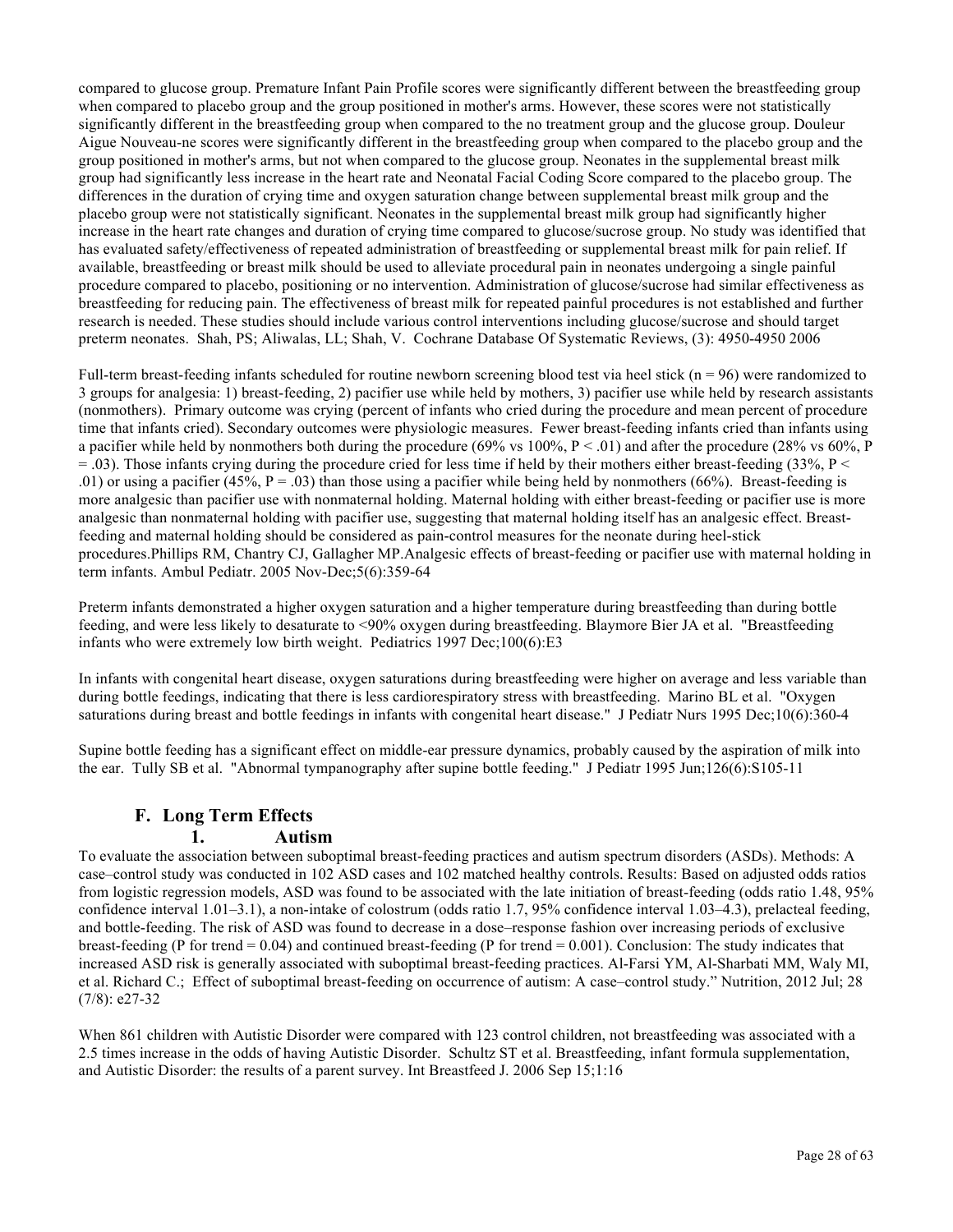compared to glucose group. Premature Infant Pain Profile scores were significantly different between the breastfeeding group when compared to placebo group and the group positioned in mother's arms. However, these scores were not statistically significantly different in the breastfeeding group when compared to the no treatment group and the glucose group. Douleur Aigue Nouveau-ne scores were significantly different in the breastfeeding group when compared to the placebo group and the group positioned in mother's arms, but not when compared to the glucose group. Neonates in the supplemental breast milk group had significantly less increase in the heart rate and Neonatal Facial Coding Score compared to the placebo group. The differences in the duration of crying time and oxygen saturation change between supplemental breast milk group and the placebo group were not statistically significant. Neonates in the supplemental breast milk group had significantly higher increase in the heart rate changes and duration of crying time compared to glucose/sucrose group. No study was identified that has evaluated safety/effectiveness of repeated administration of breastfeeding or supplemental breast milk for pain relief. If available, breastfeeding or breast milk should be used to alleviate procedural pain in neonates undergoing a single painful procedure compared to placebo, positioning or no intervention. Administration of glucose/sucrose had similar effectiveness as breastfeeding for reducing pain. The effectiveness of breast milk for repeated painful procedures is not established and further research is needed. These studies should include various control interventions including glucose/sucrose and should target preterm neonates. Shah, PS; Aliwalas, LL; Shah, V. Cochrane Database Of Systematic Reviews, (3): 4950-4950 2006

Full-term breast-feeding infants scheduled for routine newborn screening blood test via heel stick (n = 96) were randomized to 3 groups for analgesia: 1) breast-feeding, 2) pacifier use while held by mothers, 3) pacifier use while held by research assistants (nonmothers). Primary outcome was crying (percent of infants who cried during the procedure and mean percent of procedure time that infants cried). Secondary outcomes were physiologic measures. Fewer breast-feeding infants cried than infants using a pacifier while held by nonmothers both during the procedure (69% vs 100%, P < .01) and after the procedure (28% vs 60%, P = .03). Those infants crying during the procedure cried for less time if held by their mothers either breast-feeding (33%, P < .01) or using a pacifier (45%, P = .03) than those using a pacifier while being held by nonmothers (66%). Breast-feeding is more analgesic than pacifier use with nonmaternal holding. Maternal holding with either breast-feeding or pacifier use is more analgesic than nonmaternal holding with pacifier use, suggesting that maternal holding itself has an analgesic effect. Breast-feeding and maternal holding should be considered as pain-control measures for the neonate during heel-stick procedures.Phillips RM, Chantry CJ, Gallagher MP.Analgesic effects of breast-feeding or pacifier use with maternal holding in term infants. Ambul Pediatr. 2005 Nov-Dec;5(6):359-64

Preterm infants demonstrated a higher oxygen saturation and a higher temperature during breastfeeding than during bottle feeding, and were less likely to desaturate to <90% oxygen during breastfeeding. Blaymore Bier JA et al. "Breastfeeding infants who were extremely low birth weight. Pediatrics 1997 Dec;100(6):E3

In infants with congenital heart disease, oxygen saturations during breastfeeding were higher on average and less variable than during bottle feedings, indicating that there is less cardiorespiratory stress with breastfeeding. Marino BL et al. "Oxygen saturations during breast and bottle feedings in infants with congenital heart disease." J Pediatr Nurs 1995 Dec;10(6):360-4

Supine bottle feeding has a significant effect on middle-ear pressure dynamics, probably caused by the aspiration of milk into the ear. Tully SB et al. "Abnormal tympanography after supine bottle feeding." J Pediatr 1995 Jun;126(6):S105-11

## F. Long Term Effects

### 1. Autism

To evaluate the association between suboptimal breast-feeding practices and autism spectrum disorders (ASDs). Methods: A case–control study was conducted in 102 ASD cases and 102 matched healthy controls. Results: Based on adjusted odds ratios from logistic regression models, ASD was found to be associated with the late initiation of breast-feeding (odds ratio 1.48, 95% confidence interval 1.01–3.1), a non-intake of colostrum (odds ratio 1.7, 95% confidence interval 1.03–4.3), prelacteal feeding, and bottle-feeding. The risk of ASD was found to decrease in a dose–response fashion over increasing periods of exclusive breast-feeding (P for trend = 0.04) and continued breast-feeding (P for trend = 0.001). Conclusion: The study indicates that increased ASD risk is generally associated with suboptimal breast-feeding practices. Al-Farsi YM, Al-Sharbati MM, Waly MI, et al. Richard C.; Effect of suboptimal breast-feeding on occurrence of autism: A case–control study." Nutrition, 2012 Jul; 28 (7/8): e27-32

When 861 children with Autistic Disorder were compared with 123 control children, not breastfeeding was associated with a 2.5 times increase in the odds of having Autistic Disorder. Schultz ST et al. Breastfeeding, infant formula supplementation, and Autistic Disorder: the results of a parent survey. Int Breastfeed J. 2006 Sep 15;1:16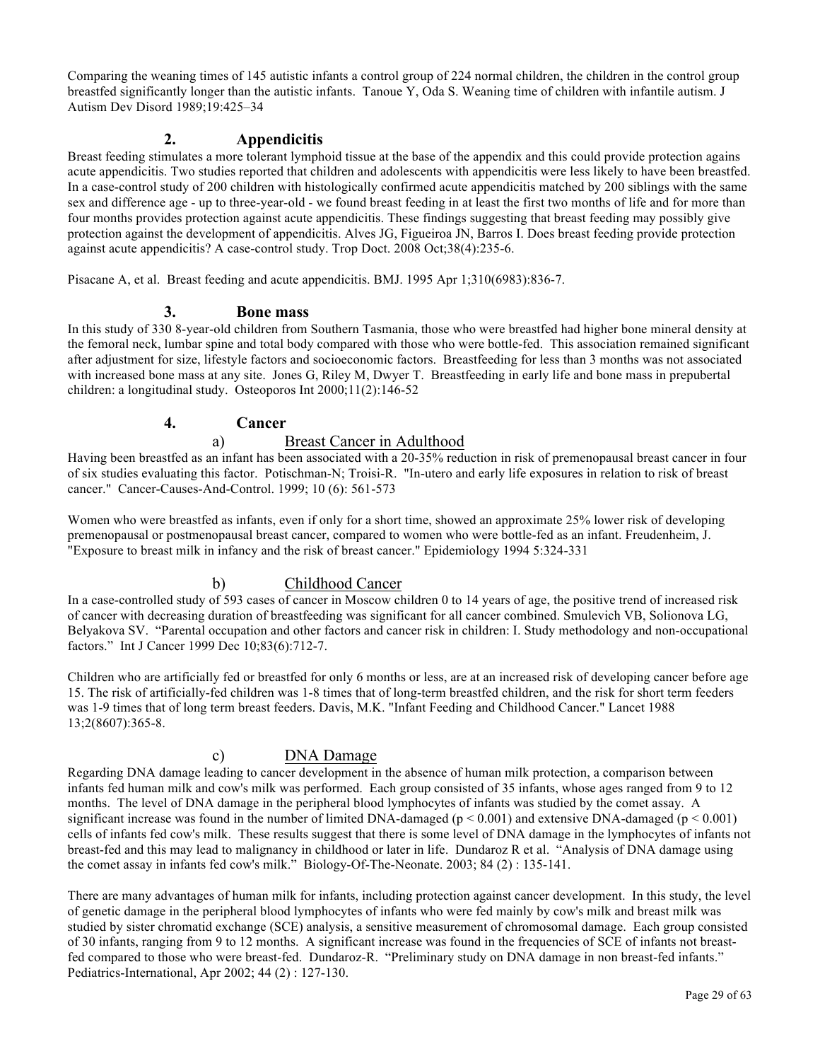Comparing the weaning times of 145 autistic infants a control group of 224 normal children, the children in the control group breastfed significantly longer than the autistic infants. Tanoue Y, Oda S. Weaning time of children with infantile autism. J Autism Dev Disord 1989;19:425–34

## 2. Appendicitis

Breast feeding stimulates a more tolerant lymphoid tissue at the base of the appendix and this could provide protection agains acute appendicitis. Two studies reported that children and adolescents with appendicitis were less likely to have been breastfed. In a case-control study of 200 children with histologically confirmed acute appendicitis matched by 200 siblings with the same sex and difference age - up to three-year-old - we found breast feeding in at least the first two months of life and for more than four months provides protection against acute appendicitis. These findings suggesting that breast feeding may possibly give protection against the development of appendicitis. Alves JG, Figueiroa JN, Barros I. Does breast feeding provide protection against acute appendicitis? A case-control study. Trop Doct. 2008 Oct;38(4):235-6.

Pisacane A, et al. Breast feeding and acute appendicitis. BMJ. 1995 Apr 1;310(6983):836-7.

## 3. Bone mass

In this study of 330 8-year-old children from Southern Tasmania, those who were breastfed had higher bone mineral density at the femoral neck, lumbar spine and total body compared with those who were bottle-fed. This association remained significant after adjustment for size, lifestyle factors and socioeconomic factors. Breastfeeding for less than 3 months was not associated with increased bone mass at any site. Jones G, Riley M, Dwyer T. Breastfeeding in early life and bone mass in prepubertal children: a longitudinal study. Osteoporos Int 2000;11(2):146-52

## 4. Cancer

### a) Breast Cancer in Adulthood

Having been breastfed as an infant has been associated with a 20-35% reduction in risk of premenopausal breast cancer in four of six studies evaluating this factor. Potischman-N; Troisi-R. "In-utero and early life exposures in relation to risk of breast cancer." Cancer-Causes-And-Control. 1999; 10 (6): 561-573

Women who were breastfed as infants, even if only for a short time, showed an approximate 25% lower risk of developing premenopausal or postmenopausal breast cancer, compared to women who were bottle-fed as an infant. Freudenheim, J. "Exposure to breast milk in infancy and the risk of breast cancer." Epidemiology 1994 5:324-331

### b) Childhood Cancer

In a case-controlled study of 593 cases of cancer in Moscow children 0 to 14 years of age, the positive trend of increased risk of cancer with decreasing duration of breastfeeding was significant for all cancer combined. Smulevich VB, Solionova LG, Belyakova SV. "Parental occupation and other factors and cancer risk in children: I. Study methodology and non-occupational factors." Int J Cancer 1999 Dec 10;83(6):712-7.

Children who are artificially fed or breastfed for only 6 months or less, are at an increased risk of developing cancer before age 15. The risk of artificially-fed children was 1-8 times that of long-term breastfed children, and the risk for short term feeders was 1-9 times that of long term breast feeders. Davis, M.K. "Infant Feeding and Childhood Cancer." Lancet 1988 13;2(8607):365-8.

### c) DNA Damage

Regarding DNA damage leading to cancer development in the absence of human milk protection, a comparison between infants fed human milk and cow's milk was performed. Each group consisted of 35 infants, whose ages ranged from 9 to 12 months. The level of DNA damage in the peripheral blood lymphocytes of infants was studied by the comet assay. A significant increase was found in the number of limited DNA-damaged ($p < 0.001$) and extensive DNA-damaged ($p < 0.001$) cells of infants fed cow's milk. These results suggest that there is some level of DNA damage in the lymphocytes of infants not breast-fed and this may lead to malignancy in childhood or later in life. Dundaroz R et al. "Analysis of DNA damage using the comet assay in infants fed cow's milk." Biology-Of-The-Neonate. 2003; 84 (2) : 135-141.

There are many advantages of human milk for infants, including protection against cancer development. In this study, the level of genetic damage in the peripheral blood lymphocytes of infants who were fed mainly by cow's milk and breast milk was studied by sister chromatid exchange (SCE) analysis, a sensitive measurement of chromosomal damage. Each group consisted of 30 infants, ranging from 9 to 12 months. A significant increase was found in the frequencies of SCE of infants not breast-fed compared to those who were breast-fed. Dundaroz-R. "Preliminary study on DNA damage in non breast-fed infants." Pediatrics-International, Apr 2002; 44 (2) : 127-130.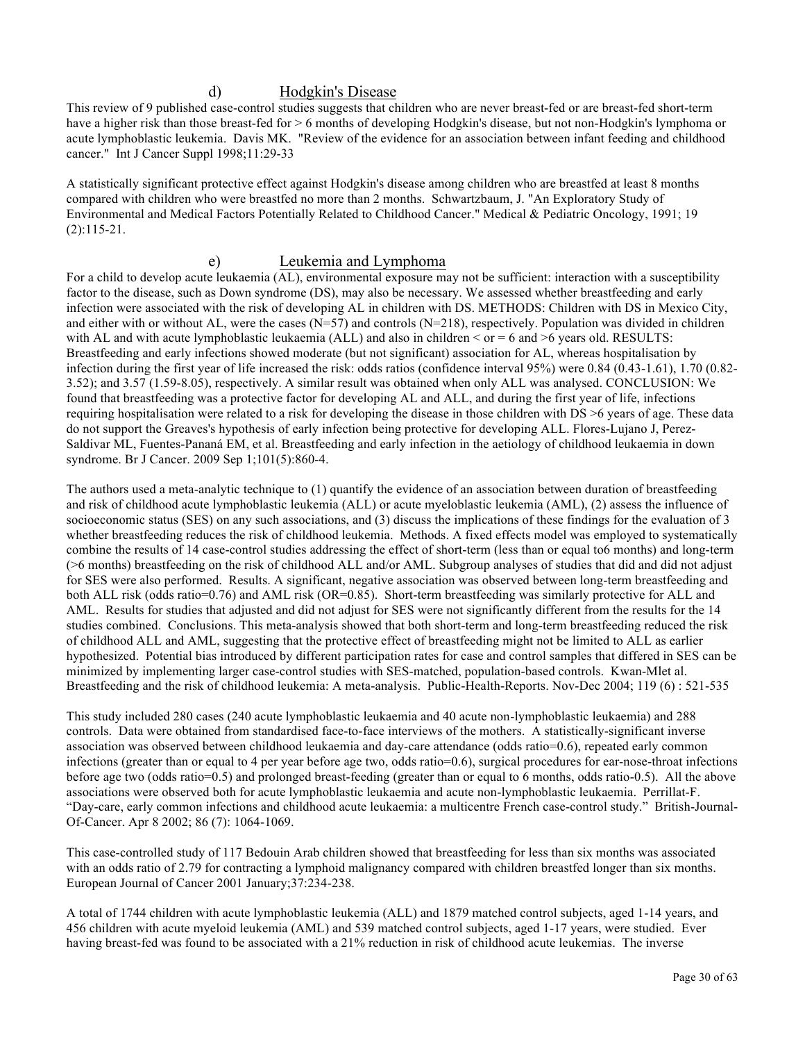### d) Hodgkin's Disease

This review of 9 published case-control studies suggests that children who are never breast-fed or are breast-fed short-term have a higher risk than those breast-fed for > 6 months of developing Hodgkin's disease, but not non-Hodgkin's lymphoma or acute lymphoblastic leukemia. Davis MK. "Review of the evidence for an association between infant feeding and childhood cancer." Int J Cancer Suppl 1998;11:29-33

A statistically significant protective effect against Hodgkin's disease among children who are breastfed at least 8 months compared with children who were breastfed no more than 2 months. Schwartzbaum, J. "An Exploratory Study of Environmental and Medical Factors Potentially Related to Childhood Cancer." Medical & Pediatric Oncology, 1991; 19 (2):115-21.

### e) Leukemia and Lymphoma

For a child to develop acute leukaemia (AL), environmental exposure may not be sufficient: interaction with a susceptibility factor to the disease, such as Down syndrome (DS), may also be necessary. We assessed whether breastfeeding and early infection were associated with the risk of developing AL in children with DS. METHODS: Children with DS in Mexico City, and either with or without AL, were the cases (N=57) and controls (N=218), respectively. Population was divided in children with AL and with acute lymphoblastic leukaemia (ALL) and also in children < or = 6 and >6 years old. RESULTS: Breastfeeding and early infections showed moderate (but not significant) association for AL, whereas hospitalisation by infection during the first year of life increased the risk: odds ratios (confidence interval 95%) were 0.84 (0.43-1.61), 1.70 (0.82-3.52); and 3.57 (1.59-8.05), respectively. A similar result was obtained when only ALL was analysed. CONCLUSION: We found that breastfeeding was a protective factor for developing AL and ALL, and during the first year of life, infections requiring hospitalisation were related to a risk for developing the disease in those children with DS >6 years of age. These data do not support the Greaves's hypothesis of early infection being protective for developing ALL. Flores-Lujano J, Perez-Saldivar ML, Fuentes-Pananá EM, et al. Breastfeeding and early infection in the aetiology of childhood leukaemia in down syndrome. Br J Cancer. 2009 Sep 1;101(5):860-4.

The authors used a meta-analytic technique to (1) quantify the evidence of an association between duration of breastfeeding and risk of childhood acute lymphoblastic leukemia (ALL) or acute myeloblastic leukemia (AML), (2) assess the influence of socioeconomic status (SES) on any such associations, and (3) discuss the implications of these findings for the evaluation of 3 whether breastfeeding reduces the risk of childhood leukemia. Methods. A fixed effects model was employed to systematically combine the results of 14 case-control studies addressing the effect of short-term (less than or equal to6 months) and long-term (>6 months) breastfeeding on the risk of childhood ALL and/or AML. Subgroup analyses of studies that did and did not adjust for SES were also performed. Results. A significant, negative association was observed between long-term breastfeeding and both ALL risk (odds ratio=0.76) and AML risk (OR=0.85). Short-term breastfeeding was similarly protective for ALL and AML. Results for studies that adjusted and did not adjust for SES were not significantly different from the results for the 14 studies combined. Conclusions. This meta-analysis showed that both short-term and long-term breastfeeding reduced the risk of childhood ALL and AML, suggesting that the protective effect of breastfeeding might not be limited to ALL as earlier hypothesized. Potential bias introduced by different participation rates for case and control samples that differed in SES can be minimized by implementing larger case-control studies with SES-matched, population-based controls. Kwan-Mlet al. Breastfeeding and the risk of childhood leukemia: A meta-analysis. Public-Health-Reports. Nov-Dec 2004; 119 (6) : 521-535

This study included 280 cases (240 acute lymphoblastic leukaemia and 40 acute non-lymphoblastic leukaemia) and 288 controls. Data were obtained from standardised face-to-face interviews of the mothers. A statistically-significant inverse association was observed between childhood leukaemia and day-care attendance (odds ratio=0.6), repeated early common infections (greater than or equal to 4 per year before age two, odds ratio=0.6), surgical procedures for ear-nose-throat infections before age two (odds ratio=0.5) and prolonged breast-feeding (greater than or equal to 6 months, odds ratio-0.5). All the above associations were observed both for acute lymphoblastic leukaemia and acute non-lymphoblastic leukaemia. Perrillat-F. "Day-care, early common infections and childhood acute leukaemia: a multicentre French case-control study." British-Journal-Of-Cancer. Apr 8 2002; 86 (7): 1064-1069.

This case-controlled study of 117 Bedouin Arab children showed that breastfeeding for less than six months was associated with an odds ratio of 2.79 for contracting a lymphoid malignancy compared with children breastfed longer than six months. European Journal of Cancer 2001 January;37:234-238.

A total of 1744 children with acute lymphoblastic leukemia (ALL) and 1879 matched control subjects, aged 1-14 years, and 456 children with acute myeloid leukemia (AML) and 539 matched control subjects, aged 1-17 years, were studied. Ever having breast-fed was found to be associated with a 21% reduction in risk of childhood acute leukemias. The inverse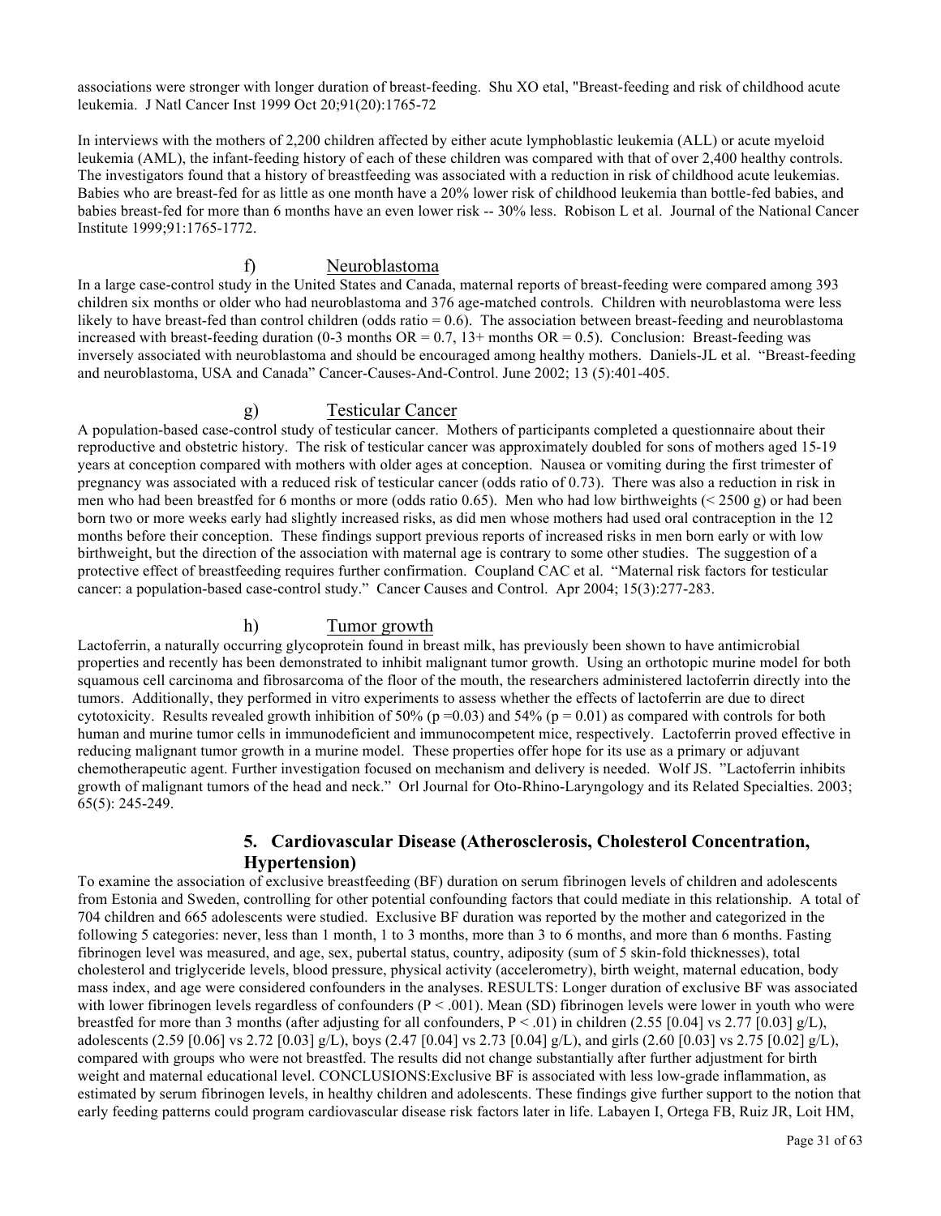associations were stronger with longer duration of breast-feeding. Shu XO etal, "Breast-feeding and risk of childhood acute leukemia. J Natl Cancer Inst 1999 Oct 20;91(20):1765-72

In interviews with the mothers of 2,200 children affected by either acute lymphoblastic leukemia (ALL) or acute myeloid leukemia (AML), the infant-feeding history of each of these children was compared with that of over 2,400 healthy controls. The investigators found that a history of breastfeeding was associated with a reduction in risk of childhood acute leukemias. Babies who are breast-fed for as little as one month have a 20% lower risk of childhood leukemia than bottle-fed babies, and babies breast-fed for more than 6 months have an even lower risk -- 30% less. Robison L et al. Journal of the National Cancer Institute 1999;91:1765-1772.

### f) Neuroblastoma

In a large case-control study in the United States and Canada, maternal reports of breast-feeding were compared among 393 children six months or older who had neuroblastoma and 376 age-matched controls. Children with neuroblastoma were less likely to have breast-fed than control children (odds ratio = 0.6). The association between breast-feeding and neuroblastoma increased with breast-feeding duration (0-3 months OR = 0.7, 13+ months OR = 0.5). Conclusion: Breast-feeding was inversely associated with neuroblastoma and should be encouraged among healthy mothers. Daniels-JL et al. "Breast-feeding and neuroblastoma, USA and Canada" Cancer-Causes-And-Control. June 2002; 13 (5):401-405.

### g) Testicular Cancer

A population-based case-control study of testicular cancer. Mothers of participants completed a questionnaire about their reproductive and obstetric history. The risk of testicular cancer was approximately doubled for sons of mothers aged 15-19 years at conception compared with mothers with older ages at conception. Nausea or vomiting during the first trimester of pregnancy was associated with a reduced risk of testicular cancer (odds ratio of 0.73). There was also a reduction in risk in men who had been breastfed for 6 months or more (odds ratio 0.65). Men who had low birthweights (< 2500 g) or had been born two or more weeks early had slightly increased risks, as did men whose mothers had used oral contraception in the 12 months before their conception. These findings support previous reports of increased risks in men born early or with low birthweight, but the direction of the association with maternal age is contrary to some other studies. The suggestion of a protective effect of breastfeeding requires further confirmation. Coupland CAC et al. "Maternal risk factors for testicular cancer: a population-based case-control study." Cancer Causes and Control. Apr 2004; 15(3):277-283.

### h) Tumor growth

Lactoferrin, a naturally occurring glycoprotein found in breast milk, has previously been shown to have antimicrobial properties and recently has been demonstrated to inhibit malignant tumor growth. Using an orthotopic murine model for both squamous cell carcinoma and fibrosarcoma of the floor of the mouth, the researchers administered lactoferrin directly into the tumors. Additionally, they performed in vitro experiments to assess whether the effects of lactoferrin are due to direct cytotoxicity. Results revealed growth inhibition of 50% ($p = 0.03$) and 54% ($p = 0.01$) as compared with controls for both human and murine tumor cells in immunodeficient and immunocompetent mice, respectively. Lactoferrin proved effective in reducing malignant tumor growth in a murine model. These properties offer hope for its use as a primary or adjuvant chemotherapeutic agent. Further investigation focused on mechanism and delivery is needed. Wolf JS. "Lactoferrin inhibits growth of malignant tumors of the head and neck." Orl Journal for Oto-Rhino-Laryngology and its Related Specialties. 2003; 65(5): 245-249.

## 5. Cardiovascular Disease (Atherosclerosis, Cholesterol Concentration, Hypertension)

To examine the association of exclusive breastfeeding (BF) duration on serum fibrinogen levels of children and adolescents from Estonia and Sweden, controlling for other potential confounding factors that could mediate in this relationship. A total of 704 children and 665 adolescents were studied. Exclusive BF duration was reported by the mother and categorized in the following 5 categories: never, less than 1 month, 1 to 3 months, more than 3 to 6 months, and more than 6 months. Fasting fibrinogen level was measured, and age, sex, pubertal status, country, adiposity (sum of 5 skin-fold thicknesses), total cholesterol and triglyceride levels, blood pressure, physical activity (accelerometry), birth weight, maternal education, body mass index, and age were considered confounders in the analyses. RESULTS: Longer duration of exclusive BF was associated with lower fibrinogen levels regardless of confounders ($P < .001$). Mean (SD) fibrinogen levels were lower in youth who were breastfed for more than 3 months (after adjusting for all confounders, $P < .01$) in children (2.55 [0.04] vs 2.77 [0.03] g/L), adolescents (2.59 [0.06] vs 2.72 [0.03] g/L), boys (2.47 [0.04] vs 2.73 [0.04] g/L), and girls (2.60 [0.03] vs 2.75 [0.02] g/L), compared with groups who were not breastfed. The results did not change substantially after further adjustment for birth weight and maternal educational level. CONCLUSIONS:Exclusive BF is associated with less low-grade inflammation, as estimated by serum fibrinogen levels, in healthy children and adolescents. These findings give further support to the notion that early feeding patterns could program cardiovascular disease risk factors later in life. Labayen I, Ortega FB, Ruiz JR, Loit HM,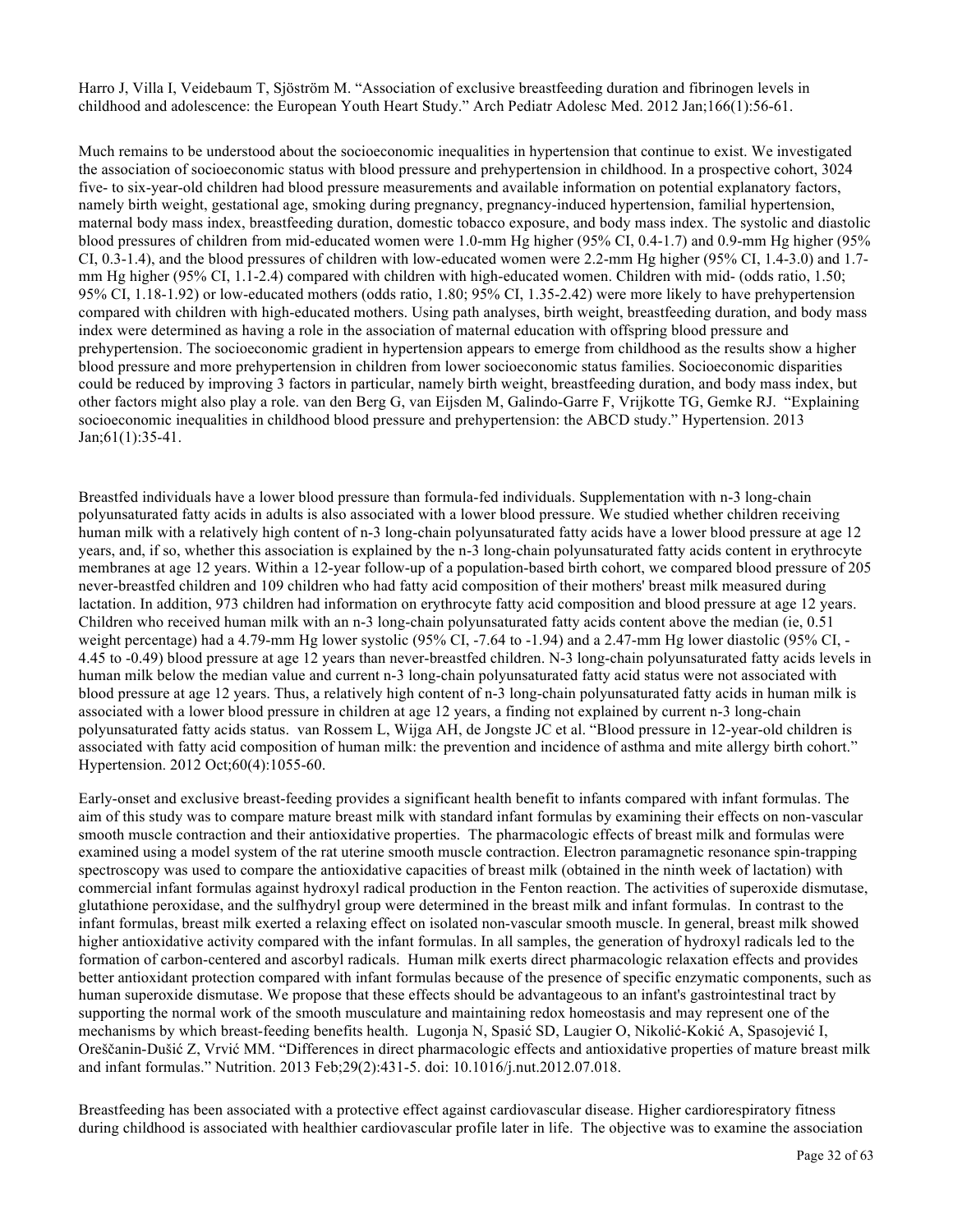Harro J, Villa I, Veidebaum T, Sjöström M. “Association of exclusive breastfeeding duration and fibrinogen levels in childhood and adolescence: the European Youth Heart Study.” Arch Pediatr Adolesc Med. 2012 Jan;166(1):56-61.

Much remains to be understood about the socioeconomic inequalities in hypertension that continue to exist. We investigated the association of socioeconomic status with blood pressure and prehypertension in childhood. In a prospective cohort, 3024 five- to six-year-old children had blood pressure measurements and available information on potential explanatory factors, namely birth weight, gestational age, smoking during pregnancy, pregnancy-induced hypertension, familial hypertension, maternal body mass index, breastfeeding duration, domestic tobacco exposure, and body mass index. The systolic and diastolic blood pressures of children from mid-educated women were 1.0-mm Hg higher (95% CI, 0.4-1.7) and 0.9-mm Hg higher (95% CI, 0.3-1.4), and the blood pressures of children with low-educated women were 2.2-mm Hg higher (95% CI, 1.4-3.0) and 1.7-mm Hg higher (95% CI, 1.1-2.4) compared with children with high-educated women. Children with mid- (odds ratio, 1.50; 95% CI, 1.18-1.92) or low-educated mothers (odds ratio, 1.80; 95% CI, 1.35-2.42) were more likely to have prehypertension compared with children with high-educated mothers. Using path analyses, birth weight, breastfeeding duration, and body mass index were determined as having a role in the association of maternal education with offspring blood pressure and prehypertension. The socioeconomic gradient in hypertension appears to emerge from childhood as the results show a higher blood pressure and more prehypertension in children from lower socioeconomic status families. Socioeconomic disparities could be reduced by improving 3 factors in particular, namely birth weight, breastfeeding duration, and body mass index, but other factors might also play a role. van den Berg G, van Eijsden M, Galindo-Garre F, Vrijkotte TG, Gemke RJ. “Explaining socioeconomic inequalities in childhood blood pressure and prehypertension: the ABCD study.” Hypertension. 2013 Jan;61(1):35-41.

Breastfed individuals have a lower blood pressure than formula-fed individuals. Supplementation with n-3 long-chain polyunsaturated fatty acids in adults is also associated with a lower blood pressure. We studied whether children receiving human milk with a relatively high content of n-3 long-chain polyunsaturated fatty acids have a lower blood pressure at age 12 years, and, if so, whether this association is explained by the n-3 long-chain polyunsaturated fatty acids content in erythrocyte membranes at age 12 years. Within a 12-year follow-up of a population-based birth cohort, we compared blood pressure of 205 never-breastfed children and 109 children who had fatty acid composition of their mothers' breast milk measured during lactation. In addition, 973 children had information on erythrocyte fatty acid composition and blood pressure at age 12 years. Children who received human milk with an n-3 long-chain polyunsaturated fatty acids content above the median (ie, 0.51 weight percentage) had a 4.79-mm Hg lower systolic (95% CI, -7.64 to -1.94) and a 2.47-mm Hg lower diastolic (95% CI, -4.45 to -0.49) blood pressure at age 12 years than never-breastfed children. N-3 long-chain polyunsaturated fatty acids levels in human milk below the median value and current n-3 long-chain polyunsaturated fatty acid status were not associated with blood pressure at age 12 years. Thus, a relatively high content of n-3 long-chain polyunsaturated fatty acids in human milk is associated with a lower blood pressure in children at age 12 years, a finding not explained by current n-3 long-chain polyunsaturated fatty acids status. van Rossem L, Wijga AH, de Jongste JC et al. “Blood pressure in 12-year-old children is associated with fatty acid composition of human milk: the prevention and incidence of asthma and mite allergy birth cohort.” Hypertension. 2012 Oct;60(4):1055-60.

Early-onset and exclusive breast-feeding provides a significant health benefit to infants compared with infant formulas. The aim of this study was to compare mature breast milk with standard infant formulas by examining their effects on non-vascular smooth muscle contraction and their antioxidative properties. The pharmacologic effects of breast milk and formulas were examined using a model system of the rat uterine smooth muscle contraction. Electron paramagnetic resonance spin-trapping spectroscopy was used to compare the antioxidative capacities of breast milk (obtained in the ninth week of lactation) with commercial infant formulas against hydroxyl radical production in the Fenton reaction. The activities of superoxide dismutase, glutathione peroxidase, and the sulfhydryl group were determined in the breast milk and infant formulas. In contrast to the infant formulas, breast milk exerted a relaxing effect on isolated non-vascular smooth muscle. In general, breast milk showed higher antioxidative activity compared with the infant formulas. In all samples, the generation of hydroxyl radicals led to the formation of carbon-centered and ascorbyl radicals. Human milk exerts direct pharmacologic relaxation effects and provides better antioxidant protection compared with infant formulas because of the presence of specific enzymatic components, such as human superoxide dismutase. We propose that these effects should be advantageous to an infant's gastrointestinal tract by supporting the normal work of the smooth musculature and maintaining redox homeostasis and may represent one of the mechanisms by which breast-feeding benefits health. Lugonja N, Spasić SD, Laugier O, Nikolić-Kokić A, Spasojević I, Oreščanin-Dušić Z, Vrvić MM. “Differences in direct pharmacologic effects and antioxidative properties of mature breast milk and infant formulas.” Nutrition. 2013 Feb;29(2):431-5. doi: 10.1016/j.nut.2012.07.018.

Breastfeeding has been associated with a protective effect against cardiovascular disease. Higher cardiorespiratory fitness during childhood is associated with healthier cardiovascular profile later in life. The objective was to examine the association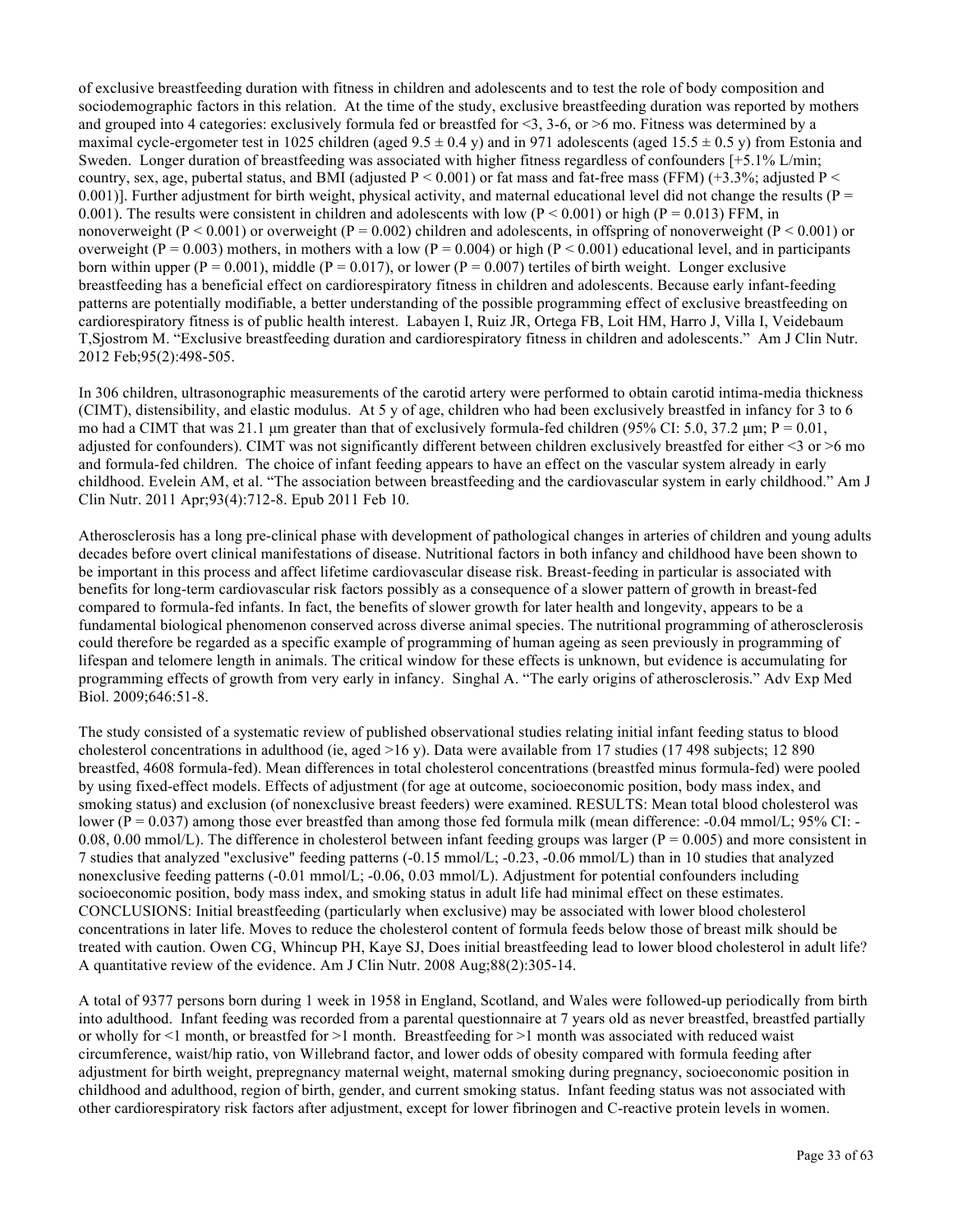of exclusive breastfeeding duration with fitness in children and adolescents and to test the role of body composition and sociodemographic factors in this relation. At the time of the study, exclusive breastfeeding duration was reported by mothers and grouped into 4 categories: exclusively formula fed or breastfed for <3, 3-6, or >6 mo. Fitness was determined by a maximal cycle-ergometer test in 1025 children (aged $9.5 \pm 0.4$ y) and in 971 adolescents (aged $15.5 \pm 0.5$ y) from Estonia and Sweden. Longer duration of breastfeeding was associated with higher fitness regardless of confounders [+5.1% L/min; country, sex, age, pubertal status, and BMI (adjusted $P < 0.001$) or fat mass and fat-free mass (FFM) (+3.3%; adjusted $P < 0.001$)]. Further adjustment for birth weight, physical activity, and maternal educational level did not change the results ($P = 0.001$). The results were consistent in children and adolescents with low ($P < 0.001$) or high ($P = 0.013$) FFM, in nonoverweight ($P < 0.001$) or overweight ($P = 0.002$) children and adolescents, in offspring of nonoverweight ($P < 0.001$) or overweight ($P = 0.003$) mothers, in mothers with a low ($P = 0.004$) or high ($P < 0.001$) educational level, and in participants born within upper ($P = 0.001$), middle ($P = 0.017$), or lower ($P = 0.007$) tertiles of birth weight. Longer exclusive breastfeeding has a beneficial effect on cardiorespiratory fitness in children and adolescents. Because early infant-feeding patterns are potentially modifiable, a better understanding of the possible programming effect of exclusive breastfeeding on cardiorespiratory fitness is of public health interest. Labayen I, Ruiz JR, Ortega FB, Loit HM, Harro J, Villa I, Veidebaum T,Sjostrom M. "Exclusive breastfeeding duration and cardiorespiratory fitness in children and adolescents." Am J Clin Nutr. 2012 Feb;95(2):498-505.

In 306 children, ultrasonographic measurements of the carotid artery were performed to obtain carotid intima-media thickness (CIMT), distensibility, and elastic modulus. At 5 y of age, children who had been exclusively breastfed in infancy for 3 to 6 mo had a CIMT that was 21.1 μm greater than that of exclusively formula-fed children (95% CI: 5.0, 37.2 μm; $P = 0.01$, adjusted for confounders). CIMT was not significantly different between children exclusively breastfed for either <3 or >6 mo and formula-fed children. The choice of infant feeding appears to have an effect on the vascular system already in early childhood. Evelein AM, et al. "The association between breastfeeding and the cardiovascular system in early childhood." Am J Clin Nutr. 2011 Apr;93(4):712-8. Epub 2011 Feb 10.

Atherosclerosis has a long pre-clinical phase with development of pathological changes in arteries of children and young adults decades before overt clinical manifestations of disease. Nutritional factors in both infancy and childhood have been shown to be important in this process and affect lifetime cardiovascular disease risk. Breast-feeding in particular is associated with benefits for long-term cardiovascular risk factors possibly as a consequence of a slower pattern of growth in breast-fed compared to formula-fed infants. In fact, the benefits of slower growth for later health and longevity, appears to be a fundamental biological phenomenon conserved across diverse animal species. The nutritional programming of atherosclerosis could therefore be regarded as a specific example of programming of human ageing as seen previously in programming of lifespan and telomere length in animals. The critical window for these effects is unknown, but evidence is accumulating for programming effects of growth from very early in infancy. Singhal A. "The early origins of atherosclerosis." Adv Exp Med Biol. 2009;646:51-8.

The study consisted of a systematic review of published observational studies relating initial infant feeding status to blood cholesterol concentrations in adulthood (ie, aged >16 y). Data were available from 17 studies (17 498 subjects; 12 890 breastfed, 4608 formula-fed). Mean differences in total cholesterol concentrations (breastfed minus formula-fed) were pooled by using fixed-effect models. Effects of adjustment (for age at outcome, socioeconomic position, body mass index, and smoking status) and exclusion (of nonexclusive breast feeders) were examined. RESULTS: Mean total blood cholesterol was lower ($P = 0.037$) among those ever breastfed than among those fed formula milk (mean difference: -0.04 mmol/L; 95% CI: -0.08, 0.00 mmol/L). The difference in cholesterol between infant feeding groups was larger ($P = 0.005$) and more consistent in 7 studies that analyzed "exclusive" feeding patterns (-0.15 mmol/L; -0.23, -0.06 mmol/L) than in 10 studies that analyzed nonexclusive feeding patterns (-0.01 mmol/L; -0.06, 0.03 mmol/L). Adjustment for potential confounders including socioeconomic position, body mass index, and smoking status in adult life had minimal effect on these estimates. CONCLUSIONS: Initial breastfeeding (particularly when exclusive) may be associated with lower blood cholesterol concentrations in later life. Moves to reduce the cholesterol content of formula feeds below those of breast milk should be treated with caution. Owen CG, Whincup PH, Kaye SJ, Does initial breastfeeding lead to lower blood cholesterol in adult life? A quantitative review of the evidence. Am J Clin Nutr. 2008 Aug;88(2):305-14.

A total of 9377 persons born during 1 week in 1958 in England, Scotland, and Wales were followed-up periodically from birth into adulthood. Infant feeding was recorded from a parental questionnaire at 7 years old as never breastfed, breastfed partially or wholly for <1 month, or breastfed for >1 month. Breastfeeding for >1 month was associated with reduced waist circumference, waist/hip ratio, von Willebrand factor, and lower odds of obesity compared with formula feeding after adjustment for birth weight, prepregnancy maternal weight, maternal smoking during pregnancy, socioeconomic position in childhood and adulthood, region of birth, gender, and current smoking status. Infant feeding status was not associated with other cardiorespiratory risk factors after adjustment, except for lower fibrinogen and C-reactive protein levels in women.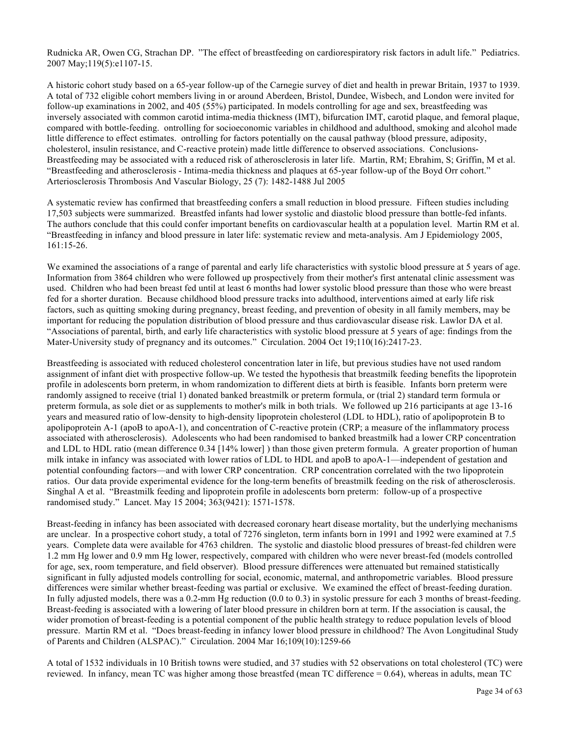Rudnicka AR, Owen CG, Strachan DP. "The effect of breastfeeding on cardiorespiratory risk factors in adult life." Pediatrics. 2007 May;119(5):e1107-15.

A historic cohort study based on a 65-year follow-up of the Carnegie survey of diet and health in prewar Britain, 1937 to 1939. A total of 732 eligible cohort members living in or around Aberdeen, Bristol, Dundee, Wisbech, and London were invited for follow-up examinations in 2002, and 405 (55%) participated. In models controlling for age and sex, breastfeeding was inversely associated with common carotid intima-media thickness (IMT), bifurcation IMT, carotid plaque, and femoral plaque, compared with bottle-feeding. ontrolling for socioeconomic variables in childhood and adulthood, smoking and alcohol made little difference to effect estimates. ontrolling for factors potentially on the causal pathway (blood pressure, adiposity, cholesterol, insulin resistance, and C-reactive protein) made little difference to observed associations. Conclusions- Breastfeeding may be associated with a reduced risk of atherosclerosis in later life. Martin, RM; Ebrahim, S; Griffin, M et al. "Breastfeeding and atherosclerosis - Intima-media thickness and plaques at 65-year follow-up of the Boyd Orr cohort." Arteriosclerosis Thrombosis And Vascular Biology, 25 (7): 1482-1488 Jul 2005

A systematic review has confirmed that breastfeeding confers a small reduction in blood pressure. Fifteen studies including 17,503 subjects were summarized. Breastfed infants had lower systolic and diastolic blood pressure than bottle-fed infants. The authors conclude that this could confer important benefits on cardiovascular health at a population level. Martin RM et al. "Breastfeeding in infancy and blood pressure in later life: systematic review and meta-analysis. Am J Epidemiology 2005, 161:15-26.

We examined the associations of a range of parental and early life characteristics with systolic blood pressure at 5 years of age. Information from 3864 children who were followed up prospectively from their mother's first antenatal clinic assessment was used. Children who had been breast fed until at least 6 months had lower systolic blood pressure than those who were breast fed for a shorter duration. Because childhood blood pressure tracks into adulthood, interventions aimed at early life risk factors, such as quitting smoking during pregnancy, breast feeding, and prevention of obesity in all family members, may be important for reducing the population distribution of blood pressure and thus cardiovascular disease risk. Lawlor DA et al. "Associations of parental, birth, and early life characteristics with systolic blood pressure at 5 years of age: findings from the Mater-University study of pregnancy and its outcomes." Circulation. 2004 Oct 19;110(16):2417-23.

Breastfeeding is associated with reduced cholesterol concentration later in life, but previous studies have not used random assignment of infant diet with prospective follow-up. We tested the hypothesis that breastmilk feeding benefits the lipoprotein profile in adolescents born preterm, in whom randomization to different diets at birth is feasible. Infants born preterm were randomly assigned to receive (trial 1) donated banked breastmilk or preterm formula, or (trial 2) standard term formula or preterm formula, as sole diet or as supplements to mother's milk in both trials. We followed up 216 participants at age 13-16 years and measured ratio of low-density to high-density lipoprotein cholesterol (LDL to HDL), ratio of apolipoprotein B to apolipoprotein A-1 (apoB to apoA-1), and concentration of C-reactive protein (CRP; a measure of the inflammatory process associated with atherosclerosis). Adolescents who had been randomised to banked breastmilk had a lower CRP concentration and LDL to HDL ratio (mean difference 0.34 [14% lower] ) than those given preterm formula. A greater proportion of human milk intake in infancy was associated with lower ratios of LDL to HDL and apoB to apoA-1—independent of gestation and potential confounding factors—and with lower CRP concentration. CRP concentration correlated with the two lipoprotein ratios. Our data provide experimental evidence for the long-term benefits of breastmilk feeding on the risk of atherosclerosis. Singhal A et al. "Breastmilk feeding and lipoprotein profile in adolescents born preterm: follow-up of a prospective randomised study." Lancet. May 15 2004; 363(9421): 1571-1578.

Breast-feeding in infancy has been associated with decreased coronary heart disease mortality, but the underlying mechanisms are unclear. In a prospective cohort study, a total of 7276 singleton, term infants born in 1991 and 1992 were examined at 7.5 years. Complete data were available for 4763 children. The systolic and diastolic blood pressures of breast-fed children were 1.2 mm Hg lower and 0.9 mm Hg lower, respectively, compared with children who were never breast-fed (models controlled for age, sex, room temperature, and field observer). Blood pressure differences were attenuated but remained statistically significant in fully adjusted models controlling for social, economic, maternal, and anthropometric variables. Blood pressure differences were similar whether breast-feeding was partial or exclusive. We examined the effect of breast-feeding duration. In fully adjusted models, there was a 0.2-mm Hg reduction (0.0 to 0.3) in systolic pressure for each 3 months of breast-feeding. Breast-feeding is associated with a lowering of later blood pressure in children born at term. If the association is causal, the wider promotion of breast-feeding is a potential component of the public health strategy to reduce population levels of blood pressure. Martin RM et al. "Does breast-feeding in infancy lower blood pressure in childhood? The Avon Longitudinal Study of Parents and Children (ALSPAC)." Circulation. 2004 Mar 16;109(10):1259-66

A total of 1532 individuals in 10 British towns were studied, and 37 studies with 52 observations on total cholesterol (TC) were reviewed. In infancy, mean TC was higher among those breastfed (mean TC difference = 0.64), whereas in adults, mean TC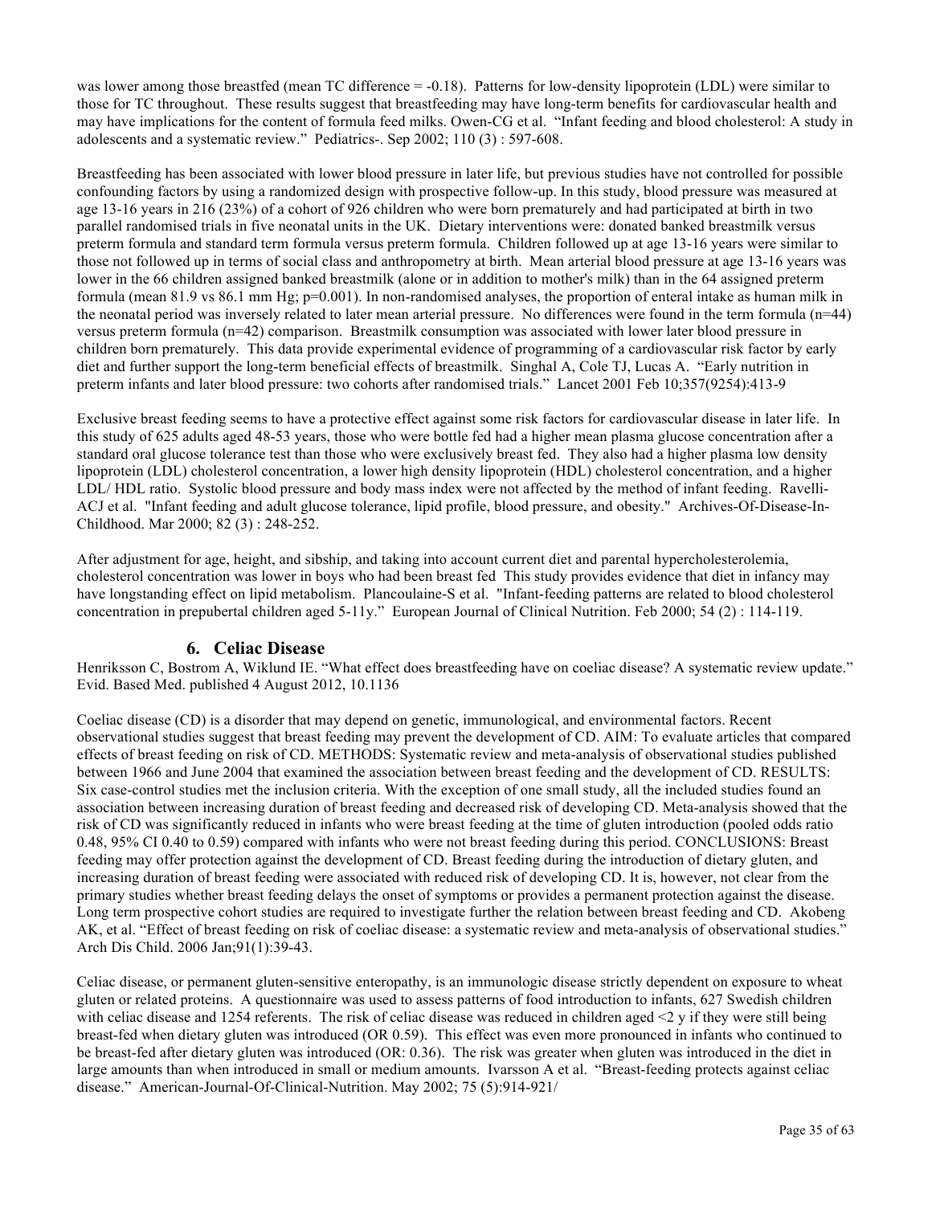was lower among those breastfed (mean TC difference = -0.18). Patterns for low-density lipoprotein (LDL) were similar to those for TC throughout. These results suggest that breastfeeding may have long-term benefits for cardiovascular health and may have implications for the content of formula feed milks. Owen-CG et al. "Infant feeding and blood cholesterol: A study in adolescents and a systematic review." Pediatrics-. Sep 2002; 110 (3) : 597-608.

Breastfeeding has been associated with lower blood pressure in later life, but previous studies have not controlled for possible confounding factors by using a randomized design with prospective follow-up. In this study, blood pressure was measured at age 13-16 years in 216 (23%) of a cohort of 926 children who were born prematurely and had participated at birth in two parallel randomised trials in five neonatal units in the UK. Dietary interventions were: donated banked breastmilk versus preterm formula and standard term formula versus preterm formula. Children followed up at age 13-16 years were similar to those not followed up in terms of social class and anthropometry at birth. Mean arterial blood pressure at age 13-16 years was lower in the 66 children assigned banked breastmilk (alone or in addition to mother's milk) than in the 64 assigned preterm formula (mean 81.9 vs 86.1 mm Hg; p=0.001). In non-randomised analyses, the proportion of enteral intake as human milk in the neonatal period was inversely related to later mean arterial pressure. No differences were found in the term formula (n=44) versus preterm formula (n=42) comparison. Breastmilk consumption was associated with lower later blood pressure in children born prematurely. This data provide experimental evidence of programming of a cardiovascular risk factor by early diet and further support the long-term beneficial effects of breastmilk. Singhal A, Cole TJ, Lucas A. "Early nutrition in preterm infants and later blood pressure: two cohorts after randomised trials." Lancet 2001 Feb 10;357(9254):413-9

Exclusive breast feeding seems to have a protective effect against some risk factors for cardiovascular disease in later life. In this study of 625 adults aged 48-53 years, those who were bottle fed had a higher mean plasma glucose concentration after a standard oral glucose tolerance test than those who were exclusively breast fed. They also had a higher plasma low density lipoprotein (LDL) cholesterol concentration, a lower high density lipoprotein (HDL) cholesterol concentration, and a higher LDL/ HDL ratio. Systolic blood pressure and body mass index were not affected by the method of infant feeding. Ravelli-ACJ et al. "Infant feeding and adult glucose tolerance, lipid profile, blood pressure, and obesity." Archives-Of-Disease-In-Childhood. Mar 2000; 82 (3) : 248-252.

After adjustment for age, height, and sibship, and taking into account current diet and parental hypercholesterolemia, cholesterol concentration was lower in boys who had been breast fed This study provides evidence that diet in infancy may have longstanding effect on lipid metabolism. Plancoulaine-S et al. "Infant-feeding patterns are related to blood cholesterol concentration in prepubertal children aged 5-11y." European Journal of Clinical Nutrition. Feb 2000; 54 (2) : 114-119.

## 6. Celiac Disease

Henriksson C, Bostrom A, Wiklund IE. "What effect does breastfeeding have on coeliac disease? A systematic review update." Evid. Based Med. published 4 August 2012, 10.1136

Coeliac disease (CD) is a disorder that may depend on genetic, immunological, and environmental factors. Recent observational studies suggest that breast feeding may prevent the development of CD. AIM: To evaluate articles that compared effects of breast feeding on risk of CD. METHODS: Systematic review and meta-analysis of observational studies published between 1966 and June 2004 that examined the association between breast feeding and the development of CD. RESULTS: Six case-control studies met the inclusion criteria. With the exception of one small study, all the included studies found an association between increasing duration of breast feeding and decreased risk of developing CD. Meta-analysis showed that the risk of CD was significantly reduced in infants who were breast feeding at the time of gluten introduction (pooled odds ratio 0.48, 95% CI 0.40 to 0.59) compared with infants who were not breast feeding during this period. CONCLUSIONS: Breast feeding may offer protection against the development of CD. Breast feeding during the introduction of dietary gluten, and increasing duration of breast feeding were associated with reduced risk of developing CD. It is, however, not clear from the primary studies whether breast feeding delays the onset of symptoms or provides a permanent protection against the disease. Long term prospective cohort studies are required to investigate further the relation between breast feeding and CD. Akobeng AK, et al. "Effect of breast feeding on risk of coeliac disease: a systematic review and meta-analysis of observational studies." Arch Dis Child. 2006 Jan;91(1):39-43.

Celiac disease, or permanent gluten-sensitive enteropathy, is an immunologic disease strictly dependent on exposure to wheat gluten or related proteins. A questionnaire was used to assess patterns of food introduction to infants, 627 Swedish children with celiac disease and 1254 referents. The risk of celiac disease was reduced in children aged <2 y if they were still being breast-fed when dietary gluten was introduced (OR 0.59). This effect was even more pronounced in infants who continued to be breast-fed after dietary gluten was introduced (OR: 0.36). The risk was greater when gluten was introduced in the diet in large amounts than when introduced in small or medium amounts. Ivarsson A et al. "Breast-feeding protects against celiac disease." American-Journal-Of-Clinical-Nutrition. May 2002; 75 (5):914-921/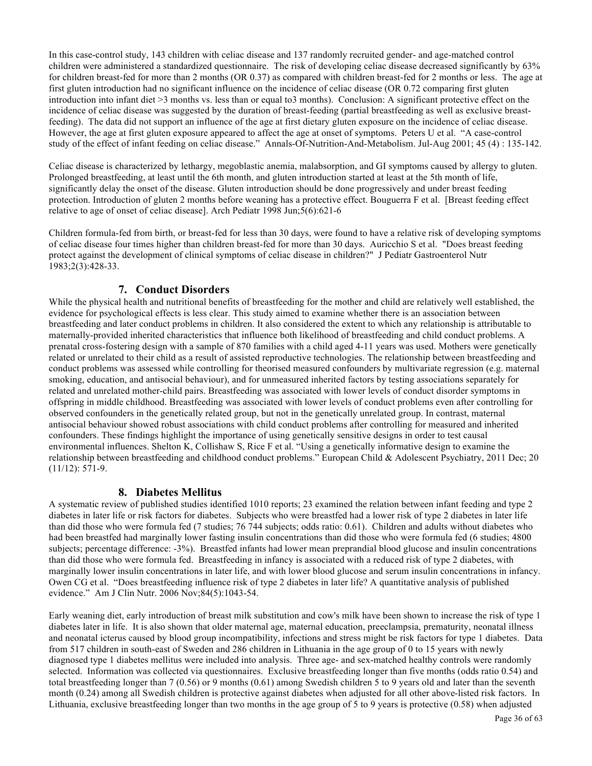In this case-control study, 143 children with celiac disease and 137 randomly recruited gender- and age-matched control children were administered a standardized questionnaire. The risk of developing celiac disease decreased significantly by 63% for children breast-fed for more than 2 months (OR 0.37) as compared with children breast-fed for 2 months or less. The age at first gluten introduction had no significant influence on the incidence of celiac disease (OR 0.72 comparing first gluten introduction into infant diet >3 months vs. less than or equal to3 months). Conclusion: A significant protective effect on the incidence of celiac disease was suggested by the duration of breast-feeding (partial breastfeeding as well as exclusive breast-feeding). The data did not support an influence of the age at first dietary gluten exposure on the incidence of celiac disease. However, the age at first gluten exposure appeared to affect the age at onset of symptoms. Peters U et al. "A case-control study of the effect of infant feeding on celiac disease." Annals-Of-Nutrition-And-Metabolism. Jul-Aug 2001; 45 (4) : 135-142.

Celiac disease is characterized by lethargy, megoblastic anemia, malabsorption, and GI symptoms caused by allergy to gluten. Prolonged breastfeeding, at least until the 6th month, and gluten introduction started at least at the 5th month of life, significantly delay the onset of the disease. Gluten introduction should be done progressively and under breast feeding protection. Introduction of gluten 2 months before weaning has a protective effect. Bouguerra F et al. [Breast feeding effect relative to age of onset of celiac disease]. Arch Pediatr 1998 Jun;5(6):621-6

Children formula-fed from birth, or breast-fed for less than 30 days, were found to have a relative risk of developing symptoms of celiac disease four times higher than children breast-fed for more than 30 days. Auricchio S et al. "Does breast feeding protect against the development of clinical symptoms of celiac disease in children?" J Pediatr Gastroenterol Nutr 1983;2(3):428-33.

## 7. Conduct Disorders

While the physical health and nutritional benefits of breastfeeding for the mother and child are relatively well established, the evidence for psychological effects is less clear. This study aimed to examine whether there is an association between breastfeeding and later conduct problems in children. It also considered the extent to which any relationship is attributable to maternally-provided inherited characteristics that influence both likelihood of breastfeeding and child conduct problems. A prenatal cross-fostering design with a sample of 870 families with a child aged 4-11 years was used. Mothers were genetically related or unrelated to their child as a result of assisted reproductive technologies. The relationship between breastfeeding and conduct problems was assessed while controlling for theorised measured confounders by multivariate regression (e.g. maternal smoking, education, and antisocial behaviour), and for unmeasured inherited factors by testing associations separately for related and unrelated mother-child pairs. Breastfeeding was associated with lower levels of conduct disorder symptoms in offspring in middle childhood. Breastfeeding was associated with lower levels of conduct problems even after controlling for observed confounders in the genetically related group, but not in the genetically unrelated group. In contrast, maternal antisocial behaviour showed robust associations with child conduct problems after controlling for measured and inherited confounders. These findings highlight the importance of using genetically sensitive designs in order to test causal environmental influences. Shelton K, Collishaw S, Rice F et al. "Using a genetically informative design to examine the relationship between breastfeeding and childhood conduct problems." European Child & Adolescent Psychiatry, 2011 Dec; 20 (11/12): 571-9.

## 8. Diabetes Mellitus

A systematic review of published studies identified 1010 reports; 23 examined the relation between infant feeding and type 2 diabetes in later life or risk factors for diabetes. Subjects who were breastfed had a lower risk of type 2 diabetes in later life than did those who were formula fed (7 studies; 76 744 subjects; odds ratio: 0.61). Children and adults without diabetes who had been breastfed had marginally lower fasting insulin concentrations than did those who were formula fed (6 studies; 4800 subjects; percentage difference: -3%). Breastfed infants had lower mean preprandial blood glucose and insulin concentrations than did those who were formula fed. Breastfeeding in infancy is associated with a reduced risk of type 2 diabetes, with marginally lower insulin concentrations in later life, and with lower blood glucose and serum insulin concentrations in infancy. Owen CG et al. "Does breastfeeding influence risk of type 2 diabetes in later life? A quantitative analysis of published evidence." Am J Clin Nutr. 2006 Nov;84(5):1043-54.

Early weaning diet, early introduction of breast milk substitution and cow's milk have been shown to increase the risk of type 1 diabetes later in life. It is also shown that older maternal age, maternal education, preeclampsia, prematurity, neonatal illness and neonatal icterus caused by blood group incompatibility, infections and stress might be risk factors for type 1 diabetes. Data from 517 children in south-east of Sweden and 286 children in Lithuania in the age group of 0 to 15 years with newly diagnosed type 1 diabetes mellitus were included into analysis. Three age- and sex-matched healthy controls were randomly selected. Information was collected via questionnaires. Exclusive breastfeeding longer than five months (odds ratio 0.54) and total breastfeeding longer than 7 (0.56) or 9 months (0.61) among Swedish children 5 to 9 years old and later than the seventh month (0.24) among all Swedish children is protective against diabetes when adjusted for all other above-listed risk factors. In Lithuania, exclusive breastfeeding longer than two months in the age group of 5 to 9 years is protective (0.58) when adjusted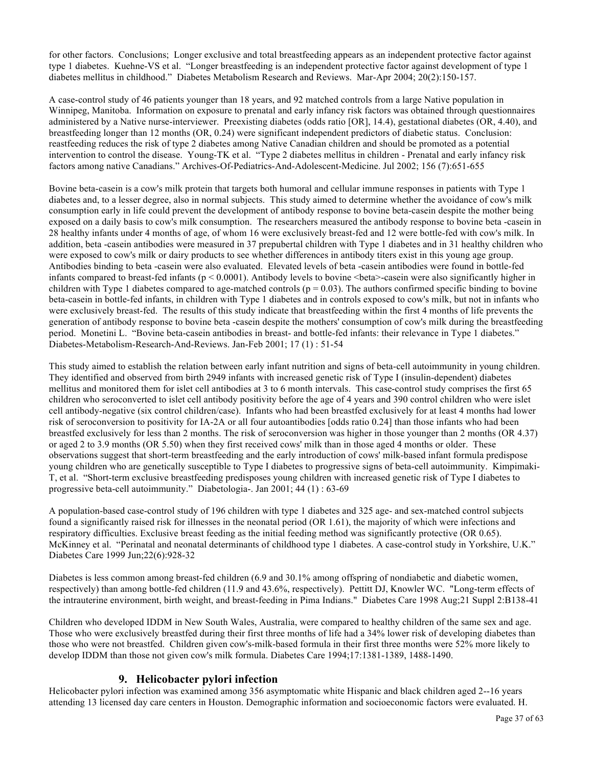for other factors. Conclusions; Longer exclusive and total breastfeeding appears as an independent protective factor against type 1 diabetes. Kuehne-VS et al. "Longer breastfeeding is an independent protective factor against development of type 1 diabetes mellitus in childhood." Diabetes Metabolism Research and Reviews. Mar-Apr 2004; 20(2):150-157.

A case-control study of 46 patients younger than 18 years, and 92 matched controls from a large Native population in Winnipeg, Manitoba. Information on exposure to prenatal and early infancy risk factors was obtained through questionnaires administered by a Native nurse-interviewer. Preexisting diabetes (odds ratio [OR], 14.4), gestational diabetes (OR, 4.40), and breastfeeding longer than 12 months (OR, 0.24) were significant independent predictors of diabetic status. Conclusion: reastfeeding reduces the risk of type 2 diabetes among Native Canadian children and should be promoted as a potential intervention to control the disease. Young-TK et al. "Type 2 diabetes mellitus in children - Prenatal and early infancy risk factors among native Canadians." Archives-Of-Pediatrics-And-Adolescent-Medicine. Jul 2002; 156 (7):651-655

Bovine beta-casein is a cow's milk protein that targets both humoral and cellular immune responses in patients with Type 1 diabetes and, to a lesser degree, also in normal subjects. This study aimed to determine whether the avoidance of cow's milk consumption early in life could prevent the development of antibody response to bovine beta-casein despite the mother being exposed on a daily basis to cow's milk consumption. The researchers measured the antibody response to bovine beta -casein in 28 healthy infants under 4 months of age, of whom 16 were exclusively breast-fed and 12 were bottle-fed with cow's milk. In addition, beta -casein antibodies were measured in 37 prepubertal children with Type 1 diabetes and in 31 healthy children who were exposed to cow's milk or dairy products to see whether differences in antibody titers exist in this young age group. Antibodies binding to beta -casein were also evaluated. Elevated levels of beta -casein antibodies were found in bottle-fed infants compared to breast-fed infants ($p < 0.0001$). Antibody levels to bovine <beta>-casein were also significantly higher in children with Type 1 diabetes compared to age-matched controls ($p = 0.03$). The authors confirmed specific binding to bovine beta-casein in bottle-fed infants, in children with Type 1 diabetes and in controls exposed to cow's milk, but not in infants who were exclusively breast-fed. The results of this study indicate that breastfeeding within the first 4 months of life prevents the generation of antibody response to bovine beta -casein despite the mothers' consumption of cow's milk during the breastfeeding period. Monetini L. "Bovine beta-casein antibodies in breast- and bottle-fed infants: their relevance in Type 1 diabetes." Diabetes-Metabolism-Research-And-Reviews. Jan-Feb 2001; 17 (1) : 51-54

This study aimed to establish the relation between early infant nutrition and signs of beta-cell autoimmunity in young children. They identified and observed from birth 2949 infants with increased genetic risk of Type I (insulin-dependent) diabetes mellitus and monitored them for islet cell antibodies at 3 to 6 month intervals. This case-control study comprises the first 65 children who seroconverted to islet cell antibody positivity before the age of 4 years and 390 control children who were islet cell antibody-negative (six control children/case). Infants who had been breastfed exclusively for at least 4 months had lower risk of seroconversion to positivity for IA-2A or all four autoantibodies [odds ratio 0.24] than those infants who had been breastfed exclusively for less than 2 months. The risk of seroconversion was higher in those younger than 2 months (OR 4.37) or aged 2 to 3.9 months (OR 5.50) when they first received cows' milk than in those aged 4 months or older. These observations suggest that short-term breastfeeding and the early introduction of cows' milk-based infant formula predispose young children who are genetically susceptible to Type I diabetes to progressive signs of beta-cell autoimmunity. Kimpimaki-T, et al. "Short-term exclusive breastfeeding predisposes young children with increased genetic risk of Type I diabetes to progressive beta-cell autoimmunity." Diabetologia-. Jan 2001; 44 (1) : 63-69

A population-based case-control study of 196 children with type 1 diabetes and 325 age- and sex-matched control subjects found a significantly raised risk for illnesses in the neonatal period (OR 1.61), the majority of which were infections and respiratory difficulties. Exclusive breast feeding as the initial feeding method was significantly protective (OR 0.65). McKinney et al. "Perinatal and neonatal determinants of childhood type 1 diabetes. A case-control study in Yorkshire, U.K." Diabetes Care 1999 Jun;22(6):928-32

Diabetes is less common among breast-fed children (6.9 and 30.1% among offspring of nondiabetic and diabetic women, respectively) than among bottle-fed children (11.9 and 43.6%, respectively). Pettitt DJ, Knowler WC. "Long-term effects of the intrauterine environment, birth weight, and breast-feeding in Pima Indians." Diabetes Care 1998 Aug;21 Suppl 2:B138-41

Children who developed IDDM in New South Wales, Australia, were compared to healthy children of the same sex and age. Those who were exclusively breastfed during their first three months of life had a 34% lower risk of developing diabetes than those who were not breastfed. Children given cow's-milk-based formula in their first three months were 52% more likely to develop IDDM than those not given cow's milk formula. Diabetes Care 1994;17:1381-1389, 1488-1490.

## 9. Helicobacter pylori infection

Helicobacter pylori infection was examined among 356 asymptomatic white Hispanic and black children aged 2--16 years attending 13 licensed day care centers in Houston. Demographic information and socioeconomic factors were evaluated. H.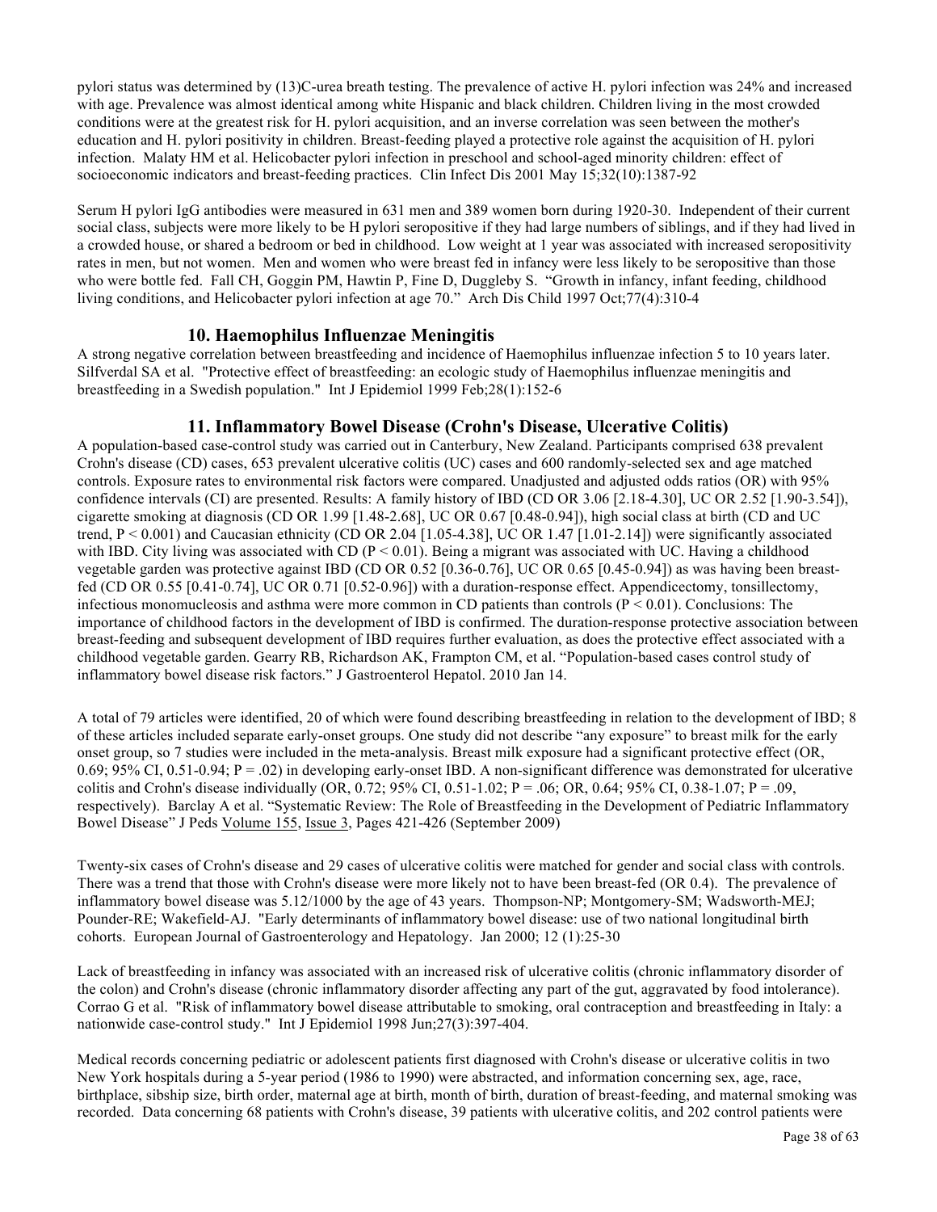pylori status was determined by (13)C-urea breath testing. The prevalence of active H. pylori infection was 24% and increased with age. Prevalence was almost identical among white Hispanic and black children. Children living in the most crowded conditions were at the greatest risk for H. pylori acquisition, and an inverse correlation was seen between the mother's education and H. pylori positivity in children. Breast-feeding played a protective role against the acquisition of H. pylori infection. Malaty HM et al. Helicobacter pylori infection in preschool and school-aged minority children: effect of socioeconomic indicators and breast-feeding practices. Clin Infect Dis 2001 May 15;32(10):1387-92

Serum H pylori IgG antibodies were measured in 631 men and 389 women born during 1920-30. Independent of their current social class, subjects were more likely to be H pylori seropositive if they had large numbers of siblings, and if they had lived in a crowded house, or shared a bedroom or bed in childhood. Low weight at 1 year was associated with increased seropositivity rates in men, but not women. Men and women who were breast fed in infancy were less likely to be seropositive than those who were bottle fed. Fall CH, Goggin PM, Hawtin P, Fine D, Duggleby S. "Growth in infancy, infant feeding, childhood living conditions, and Helicobacter pylori infection at age 70." Arch Dis Child 1997 Oct;77(4):310-4

### 10. Haemophilus Influenzae Meningitis

A strong negative correlation between breastfeeding and incidence of Haemophilus influenzae infection 5 to 10 years later. Silfverdal SA et al. "Protective effect of breastfeeding: an ecologic study of Haemophilus influenzae meningitis and breastfeeding in a Swedish population." Int J Epidemiol 1999 Feb;28(1):152-6

### 11. Inflammatory Bowel Disease (Crohn's Disease, Ulcerative Colitis)

A population-based case-control study was carried out in Canterbury, New Zealand. Participants comprised 638 prevalent Crohn's disease (CD) cases, 653 prevalent ulcerative colitis (UC) cases and 600 randomly-selected sex and age matched controls. Exposure rates to environmental risk factors were compared. Unadjusted and adjusted odds ratios (OR) with 95% confidence intervals (CI) are presented. Results: A family history of IBD (CD OR 3.06 [2.18-4.30], UC OR 2.52 [1.90-3.54]), cigarette smoking at diagnosis (CD OR 1.99 [1.48-2.68], UC OR 0.67 [0.48-0.94]), high social class at birth (CD and UC trend, $P < 0.001$) and Caucasian ethnicity (CD OR 2.04 [1.05-4.38], UC OR 1.47 [1.01-2.14]) were significantly associated with IBD. City living was associated with CD ($P < 0.01$). Being a migrant was associated with UC. Having a childhood vegetable garden was protective against IBD (CD OR 0.52 [0.36-0.76], UC OR 0.65 [0.45-0.94]) as was having been breast-fed (CD OR 0.55 [0.41-0.74], UC OR 0.71 [0.52-0.96]) with a duration-response effect. Appendicectomy, tonsillectomy, infectious monomucleosis and asthma were more common in CD patients than controls ($P < 0.01$). Conclusions: The importance of childhood factors in the development of IBD is confirmed. The duration-response protective association between breast-feeding and subsequent development of IBD requires further evaluation, as does the protective effect associated with a childhood vegetable garden. Gearry RB, Richardson AK, Frampton CM, et al. "Population-based cases control study of inflammatory bowel disease risk factors." J Gastroenterol Hepatol. 2010 Jan 14.

A total of 79 articles were identified, 20 of which were found describing breastfeeding in relation to the development of IBD; 8 of these articles included separate early-onset groups. One study did not describe "any exposure" to breast milk for the early onset group, so 7 studies were included in the meta-analysis. Breast milk exposure had a significant protective effect (OR, 0.69; 95% CI, 0.51-0.94; $P = .02$) in developing early-onset IBD. A non-significant difference was demonstrated for ulcerative colitis and Crohn's disease individually (OR, 0.72; 95% CI, 0.51-1.02; $P = .06$; OR, 0.64; 95% CI, 0.38-1.07; $P = .09$, respectively). Barclay A et al. "Systematic Review: The Role of Breastfeeding in the Development of Pediatric Inflammatory Bowel Disease" J Peds Volume 155, Issue 3, Pages 421-426 (September 2009)

Twenty-six cases of Crohn's disease and 29 cases of ulcerative colitis were matched for gender and social class with controls. There was a trend that those with Crohn's disease were more likely not to have been breast-fed (OR 0.4). The prevalence of inflammatory bowel disease was 5.12/1000 by the age of 43 years. Thompson-NP; Montgomery-SM; Wadsworth-MEJ; Pounder-RE; Wakefield-AJ. "Early determinants of inflammatory bowel disease: use of two national longitudinal birth cohorts. European Journal of Gastroenterology and Hepatology. Jan 2000; 12 (1):25-30

Lack of breastfeeding in infancy was associated with an increased risk of ulcerative colitis (chronic inflammatory disorder of the colon) and Crohn's disease (chronic inflammatory disorder affecting any part of the gut, aggravated by food intolerance). Corrao G et al. "Risk of inflammatory bowel disease attributable to smoking, oral contraception and breastfeeding in Italy: a nationwide case-control study." Int J Epidemiol 1998 Jun;27(3):397-404.

Medical records concerning pediatric or adolescent patients first diagnosed with Crohn's disease or ulcerative colitis in two New York hospitals during a 5-year period (1986 to 1990) were abstracted, and information concerning sex, age, race, birthplace, sibship size, birth order, maternal age at birth, month of birth, duration of breast-feeding, and maternal smoking was recorded. Data concerning 68 patients with Crohn's disease, 39 patients with ulcerative colitis, and 202 control patients were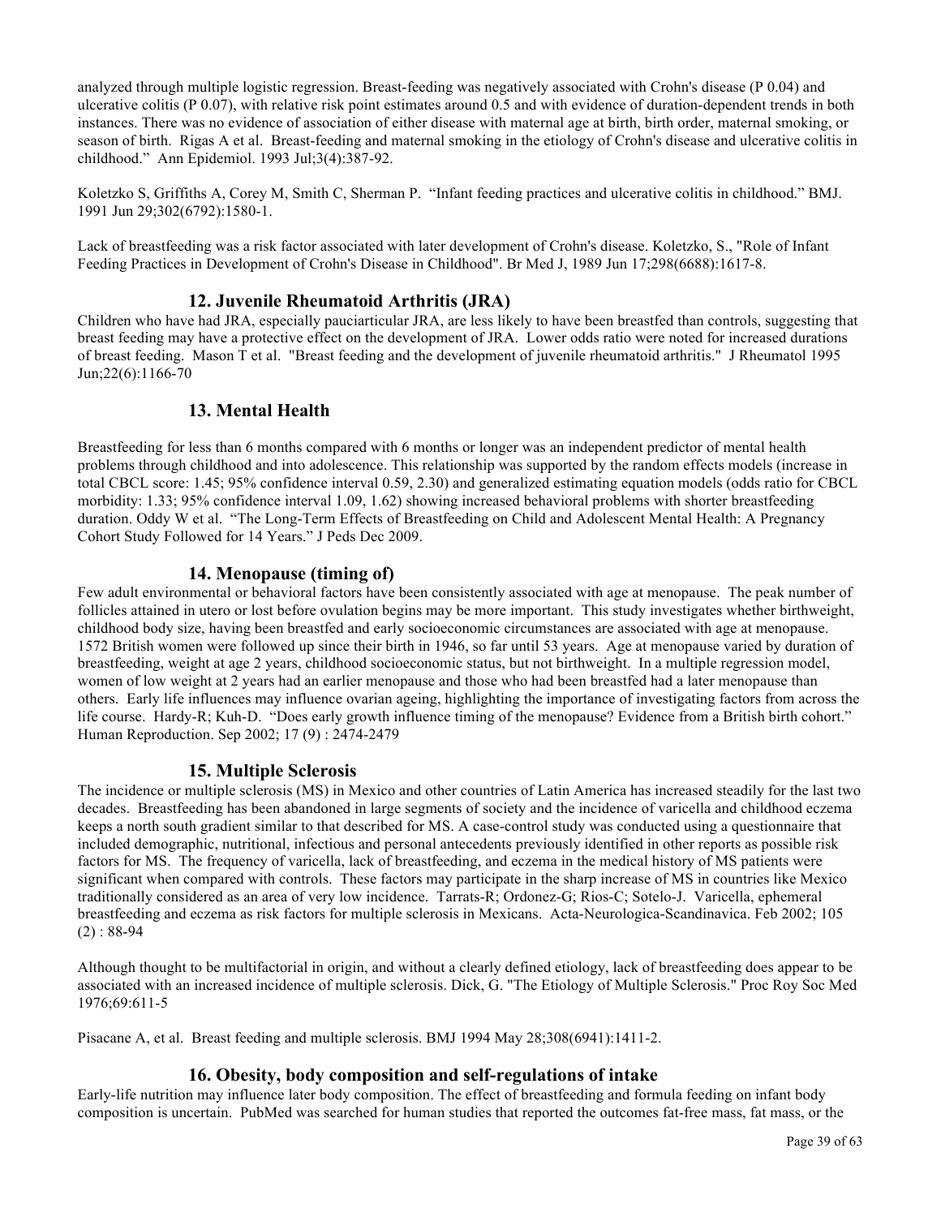analyzed through multiple logistic regression. Breast-feeding was negatively associated with Crohn's disease (P 0.04) and ulcerative colitis (P 0.07), with relative risk point estimates around 0.5 and with evidence of duration-dependent trends in both instances. There was no evidence of association of either disease with maternal age at birth, birth order, maternal smoking, or season of birth. Rigas A et al. Breast-feeding and maternal smoking in the etiology of Crohn's disease and ulcerative colitis in childhood." Ann Epidemiol. 1993 Jul;3(4):387-92.

Koletzko S, Griffiths A, Corey M, Smith C, Sherman P. "Infant feeding practices and ulcerative colitis in childhood." BMJ. 1991 Jun 29;302(6792):1580-1.

Lack of breastfeeding was a risk factor associated with later development of Crohn's disease. Koletzko, S., "Role of Infant Feeding Practices in Development of Crohn's Disease in Childhood". Br Med J, 1989 Jun 17;298(6688):1617-8.

### 12. Juvenile Rheumatoid Arthritis (JRA)

Children who have had JRA, especially pauciarticular JRA, are less likely to have been breastfed than controls, suggesting that breast feeding may have a protective effect on the development of JRA. Lower odds ratio were noted for increased durations of breast feeding. Mason T et al. "Breast feeding and the development of juvenile rheumatoid arthritis." J Rheumatol 1995 Jun;22(6):1166-70

### 13. Mental Health

Breastfeeding for less than 6 months compared with 6 months or longer was an independent predictor of mental health problems through childhood and into adolescence. This relationship was supported by the random effects models (increase in total CBCL score: 1.45; 95% confidence interval 0.59, 2.30) and generalized estimating equation models (odds ratio for CBCL morbidity: 1.33; 95% confidence interval 1.09, 1.62) showing increased behavioral problems with shorter breastfeeding duration. Oddy W et al. "The Long-Term Effects of Breastfeeding on Child and Adolescent Mental Health: A Pregnancy Cohort Study Followed for 14 Years." J Peds Dec 2009.

### 14. Menopause (timing of)

Few adult environmental or behavioral factors have been consistently associated with age at menopause. The peak number of follicles attained in utero or lost before ovulation begins may be more important. This study investigates whether birthweight, childhood body size, having been breastfed and early socioeconomic circumstances are associated with age at menopause. 1572 British women were followed up since their birth in 1946, so far until 53 years. Age at menopause varied by duration of breastfeeding, weight at age 2 years, childhood socioeconomic status, but not birthweight. In a multiple regression model, women of low weight at 2 years had an earlier menopause and those who had been breastfed had a later menopause than others. Early life influences may influence ovarian ageing, highlighting the importance of investigating factors from across the life course. Hardy-R; Kuh-D. "Does early growth influence timing of the menopause? Evidence from a British birth cohort." Human Reproduction. Sep 2002; 17 (9) : 2474-2479

### 15. Multiple Sclerosis

The incidence or multiple sclerosis (MS) in Mexico and other countries of Latin America has increased steadily for the last two decades. Breastfeeding has been abandoned in large segments of society and the incidence of varicella and childhood eczema keeps a north south gradient similar to that described for MS. A case-control study was conducted using a questionnaire that included demographic, nutritional, infectious and personal antecedents previously identified in other reports as possible risk factors for MS. The frequency of varicella, lack of breastfeeding, and eczema in the medical history of MS patients were significant when compared with controls. These factors may participate in the sharp increase of MS in countries like Mexico traditionally considered as an area of very low incidence. Tarrats-R; Ordonez-G; Rios-C; Sotelo-J. Varicella, ephemeral breastfeeding and eczema as risk factors for multiple sclerosis in Mexicans. Acta-Neurologica-Scandinavica. Feb 2002; 105 (2) : 88-94

Although thought to be multifactorial in origin, and without a clearly defined etiology, lack of breastfeeding does appear to be associated with an increased incidence of multiple sclerosis. Dick, G. "The Etiology of Multiple Sclerosis." Proc Roy Soc Med 1976;69:611-5

Pisacane A, et al. Breast feeding and multiple sclerosis. BMJ 1994 May 28;308(6941):1411-2.

### 16. Obesity, body composition and self-regulations of intake

Early-life nutrition may influence later body composition. The effect of breastfeeding and formula feeding on infant body composition is uncertain. PubMed was searched for human studies that reported the outcomes fat-free mass, fat mass, or the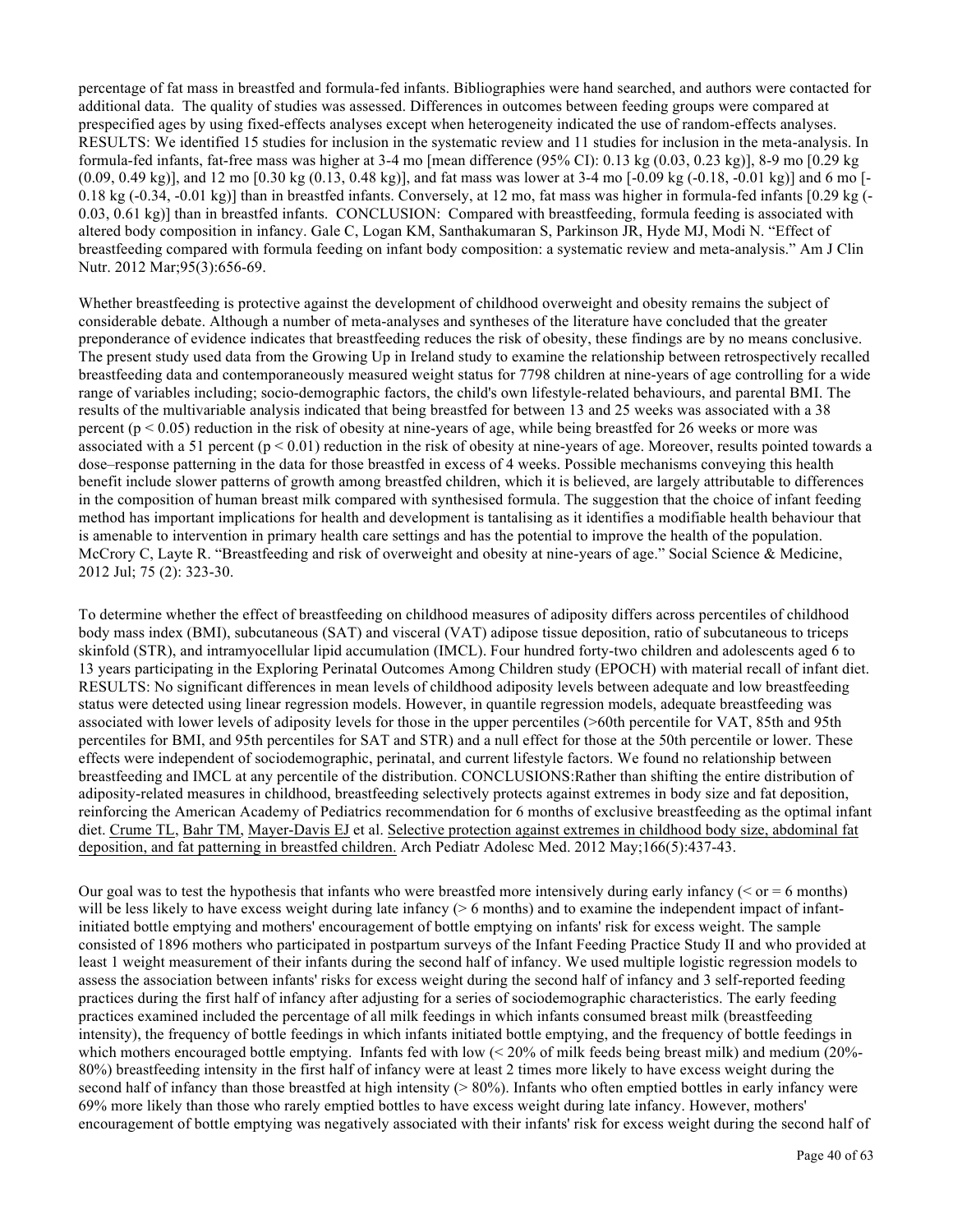percentage of fat mass in breastfed and formula-fed infants. Bibliographies were hand searched, and authors were contacted for additional data. The quality of studies was assessed. Differences in outcomes between feeding groups were compared at prespecified ages by using fixed-effects analyses except when heterogeneity indicated the use of random-effects analyses. RESULTS: We identified 15 studies for inclusion in the systematic review and 11 studies for inclusion in the meta-analysis. In formula-fed infants, fat-free mass was higher at 3-4 mo [mean difference (95% CI): 0.13 kg (0.03, 0.23 kg)], 8-9 mo [0.29 kg (0.09, 0.49 kg)], and 12 mo [0.30 kg (0.13, 0.48 kg)], and fat mass was lower at 3-4 mo [-0.09 kg (-0.18, -0.01 kg)] and 6 mo [-0.18 kg (-0.34, -0.01 kg)] than in breastfed infants. Conversely, at 12 mo, fat mass was higher in formula-fed infants [0.29 kg (-0.03, 0.61 kg)] than in breastfed infants. CONCLUSION: Compared with breastfeeding, formula feeding is associated with altered body composition in infancy. Gale C, Logan KM, Santhakumaran S, Parkinson JR, Hyde MJ, Modi N. "Effect of breastfeeding compared with formula feeding on infant body composition: a systematic review and meta-analysis." Am J Clin Nutr. 2012 Mar;95(3):656-69.

Whether breastfeeding is protective against the development of childhood overweight and obesity remains the subject of considerable debate. Although a number of meta-analyses and syntheses of the literature have concluded that the greater preponderance of evidence indicates that breastfeeding reduces the risk of obesity, these findings are by no means conclusive. The present study used data from the Growing Up in Ireland study to examine the relationship between retrospectively recalled breastfeeding data and contemporaneously measured weight status for 7798 children at nine-years of age controlling for a wide range of variables including; socio-demographic factors, the child's own lifestyle-related behaviours, and parental BMI. The results of the multivariable analysis indicated that being breastfed for between 13 and 25 weeks was associated with a 38 percent ($p < 0.05$) reduction in the risk of obesity at nine-years of age, while being breastfed for 26 weeks or more was associated with a 51 percent ($p < 0.01$) reduction in the risk of obesity at nine-years of age. Moreover, results pointed towards a dose–response patterning in the data for those breastfed in excess of 4 weeks. Possible mechanisms conveying this health benefit include slower patterns of growth among breastfed children, which it is believed, are largely attributable to differences in the composition of human breast milk compared with synthesised formula. The suggestion that the choice of infant feeding method has important implications for health and development is tantalising as it identifies a modifiable health behaviour that is amenable to intervention in primary health care settings and has the potential to improve the health of the population. McCrory C, Layte R. "Breastfeeding and risk of overweight and obesity at nine-years of age." Social Science & Medicine, 2012 Jul; 75 (2): 323-30.

To determine whether the effect of breastfeeding on childhood measures of adiposity differs across percentiles of childhood body mass index (BMI), subcutaneous (SAT) and visceral (VAT) adipose tissue deposition, ratio of subcutaneous to triceps skinfold (STR), and intramyocellular lipid accumulation (IMCL). Four hundred forty-two children and adolescents aged 6 to 13 years participating in the Exploring Perinatal Outcomes Among Children study (EPOCH) with material recall of infant diet. RESULTS: No significant differences in mean levels of childhood adiposity levels between adequate and low breastfeeding status were detected using linear regression models. However, in quantile regression models, adequate breastfeeding was associated with lower levels of adiposity levels for those in the upper percentiles (>60th percentile for VAT, 85th and 95th percentiles for BMI, and 95th percentiles for SAT and STR) and a null effect for those at the 50th percentile or lower. These effects were independent of sociodemographic, perinatal, and current lifestyle factors. We found no relationship between breastfeeding and IMCL at any percentile of the distribution. CONCLUSIONS:Rather than shifting the entire distribution of adiposity-related measures in childhood, breastfeeding selectively protects against extremes in body size and fat deposition, reinforcing the American Academy of Pediatrics recommendation for 6 months of exclusive breastfeeding as the optimal infant diet. Crume TL, Bahr TM, Mayer-Davis EJ et al. Selective protection against extremes in childhood body size, abdominal fat deposition, and fat patterning in breastfed children. Arch Pediatr Adolesc Med. 2012 May;166(5):437-43.

Our goal was to test the hypothesis that infants who were breastfed more intensively during early infancy (< or = 6 months) will be less likely to have excess weight during late infancy (> 6 months) and to examine the independent impact of infant-initiated bottle emptying and mothers' encouragement of bottle emptying on infants' risk for excess weight. The sample consisted of 1896 mothers who participated in postpartum surveys of the Infant Feeding Practice Study II and who provided at least 1 weight measurement of their infants during the second half of infancy. We used multiple logistic regression models to assess the association between infants' risks for excess weight during the second half of infancy and 3 self-reported feeding practices during the first half of infancy after adjusting for a series of sociodemographic characteristics. The early feeding practices examined included the percentage of all milk feedings in which infants consumed breast milk (breastfeeding intensity), the frequency of bottle feedings in which infants initiated bottle emptying, and the frequency of bottle feedings in which mothers encouraged bottle emptying. Infants fed with low (< 20% of milk feeds being breast milk) and medium (20%-80%) breastfeeding intensity in the first half of infancy were at least 2 times more likely to have excess weight during the second half of infancy than those breastfed at high intensity (> 80%). Infants who often emptied bottles in early infancy were 69% more likely than those who rarely emptied bottles to have excess weight during late infancy. However, mothers' encouragement of bottle emptying was negatively associated with their infants' risk for excess weight during the second half of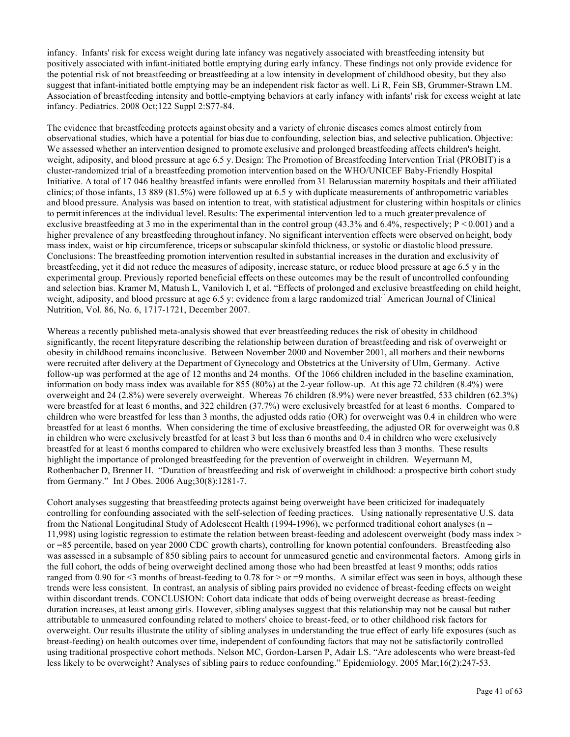infancy. Infants' risk for excess weight during late infancy was negatively associated with breastfeeding intensity but positively associated with infant-initiated bottle emptying during early infancy. These findings not only provide evidence for the potential risk of not breastfeeding or breastfeeding at a low intensity in development of childhood obesity, but they also suggest that infant-initiated bottle emptying may be an independent risk factor as well. Li R, Fein SB, Grummer-Strawn LM. Association of breastfeeding intensity and bottle-emptying behaviors at early infancy with infants' risk for excess weight at late infancy. Pediatrics. 2008 Oct;122 Suppl 2:S77-84.

The evidence that breastfeeding protects against obesity and a variety of chronic diseases comes almost entirely from observational studies, which have a potential for bias due to confounding, selection bias, and selective publication. Objective: We assessed whether an intervention designed to promote exclusive and prolonged breastfeeding affects children's height, weight, adiposity, and blood pressure at age 6.5 y. Design: The Promotion of Breastfeeding Intervention Trial (PROBIT) is a cluster-randomized trial of a breastfeeding promotion intervention based on the WHO/UNICEF Baby-Friendly Hospital Initiative. A total of 17 046 healthy breastfed infants were enrolled from 31 Belarussian maternity hospitals and their affiliated clinics; of those infants, 13 889 (81.5%) were followed up at 6.5 y with duplicate measurements of anthropometric variables and blood pressure. Analysis was based on intention to treat, with statistical adjustment for clustering within hospitals or clinics to permit inferences at the individual level. Results: The experimental intervention led to a much greater prevalence of exclusive breastfeeding at 3 mo in the experimental than in the control group (43.3% and 6.4%, respectively; $P < 0.001$) and a higher prevalence of any breastfeeding throughout infancy. No significant intervention effects were observed on height, body mass index, waist or hip circumference, triceps or subscapular skinfold thickness, or systolic or diastolic blood pressure. Conclusions: The breastfeeding promotion intervention resulted in substantial increases in the duration and exclusivity of breastfeeding, yet it did not reduce the measures of adiposity, increase stature, or reduce blood pressure at age 6.5 y in the experimental group. Previously reported beneficial effects on these outcomes may be the result of uncontrolled confounding and selection bias. Kramer M, Matush L, Vanilovich I, et al. "Effects of prolonged and exclusive breastfeeding on child height, weight, adiposity, and blood pressure at age 6.5 y: evidence from a large randomized trial." American Journal of Clinical Nutrition, Vol. 86, No. 6, 1717-1721, December 2007.

Whereas a recently published meta-analysis showed that ever breastfeeding reduces the risk of obesity in childhood significantly, the recent litepyrature describing the relationship between duration of breastfeeding and risk of overweight or obesity in childhood remains inconclusive. Between November 2000 and November 2001, all mothers and their newborns were recruited after delivery at the Department of Gynecology and Obstetrics at the University of Ulm, Germany. Active follow-up was performed at the age of 12 months and 24 months. Of the 1066 children included in the baseline examination, information on body mass index was available for 855 (80%) at the 2-year follow-up. At this age 72 children (8.4%) were overweight and 24 (2.8%) were severely overweight. Whereas 76 children (8.9%) were never breastfed, 533 children (62.3%) were breastfed for at least 6 months, and 322 children (37.7%) were exclusively breastfed for at least 6 months. Compared to children who were breastfed for less than 3 months, the adjusted odds ratio (OR) for overweight was 0.4 in children who were breastfed for at least 6 months. When considering the time of exclusive breastfeeding, the adjusted OR for overweight was 0.8 in children who were exclusively breastfed for at least 3 but less than 6 months and 0.4 in children who were exclusively breastfed for at least 6 months compared to children who were exclusively breastfed less than 3 months. These results highlight the importance of prolonged breastfeeding for the prevention of overweight in children. Weyermann M, Rothenbacher D, Brenner H. "Duration of breastfeeding and risk of overweight in childhood: a prospective birth cohort study from Germany." Int J Obes. 2006 Aug;30(8):1281-7.

Cohort analyses suggesting that breastfeeding protects against being overweight have been criticized for inadequately controlling for confounding associated with the self-selection of feeding practices. Using nationally representative U.S. data from the National Longitudinal Study of Adolescent Health (1994-1996), we performed traditional cohort analyses ($n = 11{,}998$) using logistic regression to estimate the relation between breast-feeding and adolescent overweight (body mass index > or =85 percentile, based on year 2000 CDC growth charts), controlling for known potential confounders. Breastfeeding also was assessed in a subsample of 850 sibling pairs to account for unmeasured genetic and environmental factors. Among girls in the full cohort, the odds of being overweight declined among those who had been breastfed at least 9 months; odds ratios ranged from 0.90 for <3 months of breast-feeding to 0.78 for > or =9 months. A similar effect was seen in boys, although these trends were less consistent. In contrast, an analysis of sibling pairs provided no evidence of breast-feeding effects on weight within discordant trends. CONCLUSION: Cohort data indicate that odds of being overweight decrease as breast-feeding duration increases, at least among girls. However, sibling analyses suggest that this relationship may not be causal but rather attributable to unmeasured confounding related to mothers' choice to breast-feed, or to other childhood risk factors for overweight. Our results illustrate the utility of sibling analyses in understanding the true effect of early life exposures (such as breast-feeding) on health outcomes over time, independent of confounding factors that may not be satisfactorily controlled using traditional prospective cohort methods. Nelson MC, Gordon-Larsen P, Adair LS. "Are adolescents who were breast-fed less likely to be overweight? Analyses of sibling pairs to reduce confounding." Epidemiology. 2005 Mar;16(2):247-53.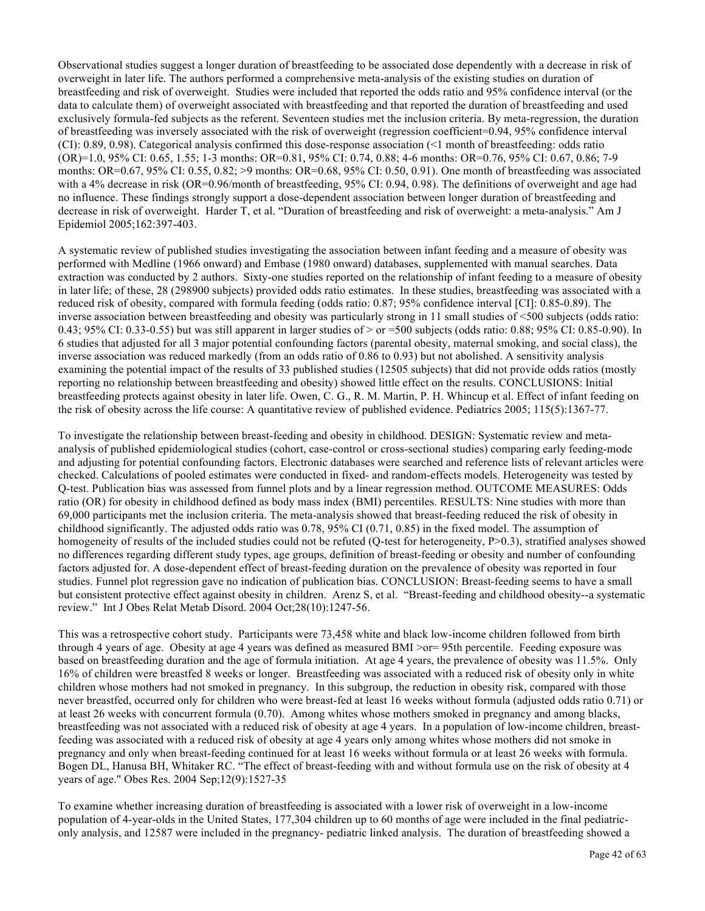Observational studies suggest a longer duration of breastfeeding to be associated dose dependently with a decrease in risk of overweight in later life. The authors performed a comprehensive meta-analysis of the existing studies on duration of breastfeeding and risk of overweight. Studies were included that reported the odds ratio and 95% confidence interval (or the data to calculate them) of overweight associated with breastfeeding and that reported the duration of breastfeeding and used exclusively formula-fed subjects as the referent. Seventeen studies met the inclusion criteria. By meta-regression, the duration of breastfeeding was inversely associated with the risk of overweight (regression coefficient=0.94, 95% confidence interval (CI): 0.89, 0.98). Categorical analysis confirmed this dose-response association (<1 month of breastfeeding: odds ratio (OR)=1.0, 95% CI: 0.65, 1.55; 1-3 months: OR=0.81, 95% CI: 0.74, 0.88; 4-6 months: OR=0.76, 95% CI: 0.67, 0.86; 7-9 months: OR=0.67, 95% CI: 0.55, 0.82; >9 months: OR=0.68, 95% CI: 0.50, 0.91). One month of breastfeeding was associated with a 4% decrease in risk (OR=0.96/month of breastfeeding, 95% CI: 0.94, 0.98). The definitions of overweight and age had no influence. These findings strongly support a dose-dependent association between longer duration of breastfeeding and decrease in risk of overweight. Harder T, et al. "Duration of breastfeeding and risk of overweight: a meta-analysis." Am J Epidemiol 2005;162:397-403.

A systematic review of published studies investigating the association between infant feeding and a measure of obesity was performed with Medline (1966 onward) and Embase (1980 onward) databases, supplemented with manual searches. Data extraction was conducted by 2 authors. Sixty-one studies reported on the relationship of infant feeding to a measure of obesity in later life; of these, 28 (298900 subjects) provided odds ratio estimates. In these studies, breastfeeding was associated with a reduced risk of obesity, compared with formula feeding (odds ratio: 0.87; 95% confidence interval [CI]: 0.85-0.89). The inverse association between breastfeeding and obesity was particularly strong in 11 small studies of <500 subjects (odds ratio: 0.43; 95% CI: 0.33-0.55) but was still apparent in larger studies of > or =500 subjects (odds ratio: 0.88; 95% CI: 0.85-0.90). In 6 studies that adjusted for all 3 major potential confounding factors (parental obesity, maternal smoking, and social class), the inverse association was reduced markedly (from an odds ratio of 0.86 to 0.93) but not abolished. A sensitivity analysis examining the potential impact of the results of 33 published studies (12505 subjects) that did not provide odds ratios (mostly reporting no relationship between breastfeeding and obesity) showed little effect on the results. CONCLUSIONS: Initial breastfeeding protects against obesity in later life. Owen, C. G., R. M. Martin, P. H. Whincup et al. Effect of infant feeding on the risk of obesity across the life course: A quantitative review of published evidence. Pediatrics 2005; 115(5):1367-77.

To investigate the relationship between breast-feeding and obesity in childhood. DESIGN: Systematic review and meta-analysis of published epidemiological studies (cohort, case-control or cross-sectional studies) comparing early feeding-mode and adjusting for potential confounding factors. Electronic databases were searched and reference lists of relevant articles were checked. Calculations of pooled estimates were conducted in fixed- and random-effects models. Heterogeneity was tested by Q-test. Publication bias was assessed from funnel plots and by a linear regression method. OUTCOME MEASURES: Odds ratio (OR) for obesity in childhood defined as body mass index (BMI) percentiles. RESULTS: Nine studies with more than 69,000 participants met the inclusion criteria. The meta-analysis showed that breast-feeding reduced the risk of obesity in childhood significantly. The adjusted odds ratio was 0.78, 95% CI (0.71, 0.85) in the fixed model. The assumption of homogeneity of results of the included studies could not be refuted (Q-test for heterogeneity, P>0.3), stratified analyses showed no differences regarding different study types, age groups, definition of breast-feeding or obesity and number of confounding factors adjusted for. A dose-dependent effect of breast-feeding duration on the prevalence of obesity was reported in four studies. Funnel plot regression gave no indication of publication bias. CONCLUSION: Breast-feeding seems to have a small but consistent protective effect against obesity in children. Arenz S, et al. "Breast-feeding and childhood obesity--a systematic review." Int J Obes Relat Metab Disord. 2004 Oct;28(10):1247-56.

This was a retrospective cohort study. Participants were 73,458 white and black low-income children followed from birth through 4 years of age. Obesity at age 4 years was defined as measured BMI >or= 95th percentile. Feeding exposure was based on breastfeeding duration and the age of formula initiation. At age 4 years, the prevalence of obesity was 11.5%. Only 16% of children were breastfed 8 weeks or longer. Breastfeeding was associated with a reduced risk of obesity only in white children whose mothers had not smoked in pregnancy. In this subgroup, the reduction in obesity risk, compared with those never breastfed, occurred only for children who were breast-fed at least 16 weeks without formula (adjusted odds ratio 0.71) or at least 26 weeks with concurrent formula (0.70). Among whites whose mothers smoked in pregnancy and among blacks, breastfeeding was not associated with a reduced risk of obesity at age 4 years. In a population of low-income children, breast-feeding was associated with a reduced risk of obesity at age 4 years only among whites whose mothers did not smoke in pregnancy and only when breast-feeding continued for at least 16 weeks without formula or at least 26 weeks with formula. Bogen DL, Hanusa BH, Whitaker RC. "The effect of breast-feeding with and without formula use on the risk of obesity at 4 years of age." Obes Res. 2004 Sep;12(9):1527-35

To examine whether increasing duration of breastfeeding is associated with a lower risk of overweight in a low-income population of 4-year-olds in the United States, 177,304 children up to 60 months of age were included in the final pediatric-only analysis, and 12587 were included in the pregnancy- pediatric linked analysis. The duration of breastfeeding showed a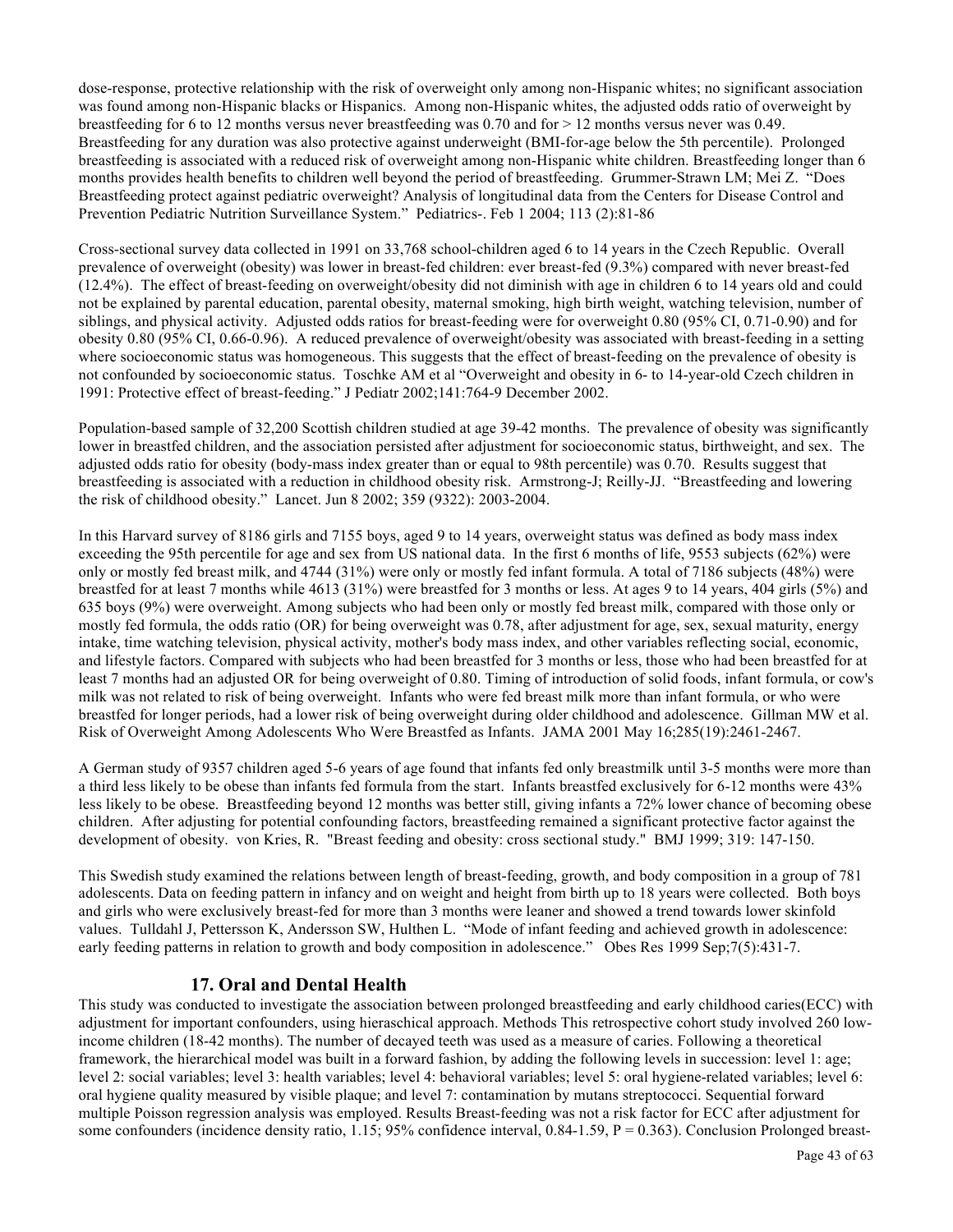dose-response, protective relationship with the risk of overweight only among non-Hispanic whites; no significant association was found among non-Hispanic blacks or Hispanics. Among non-Hispanic whites, the adjusted odds ratio of overweight by breastfeeding for 6 to 12 months versus never breastfeeding was 0.70 and for > 12 months versus never was 0.49. Breastfeeding for any duration was also protective against underweight (BMI-for-age below the 5th percentile). Prolonged breastfeeding is associated with a reduced risk of overweight among non-Hispanic white children. Breastfeeding longer than 6 months provides health benefits to children well beyond the period of breastfeeding. Grummer-Strawn LM; Mei Z. "Does Breastfeeding protect against pediatric overweight? Analysis of longitudinal data from the Centers for Disease Control and Prevention Pediatric Nutrition Surveillance System." Pediatrics-. Feb 1 2004; 113 (2):81-86

Cross-sectional survey data collected in 1991 on 33,768 school-children aged 6 to 14 years in the Czech Republic. Overall prevalence of overweight (obesity) was lower in breast-fed children: ever breast-fed (9.3%) compared with never breast-fed (12.4%). The effect of breast-feeding on overweight/obesity did not diminish with age in children 6 to 14 years old and could not be explained by parental education, parental obesity, maternal smoking, high birth weight, watching television, number of siblings, and physical activity. Adjusted odds ratios for breast-feeding were for overweight 0.80 (95% CI, 0.71-0.90) and for obesity 0.80 (95% CI, 0.66-0.96). A reduced prevalence of overweight/obesity was associated with breast-feeding in a setting where socioeconomic status was homogeneous. This suggests that the effect of breast-feeding on the prevalence of obesity is not confounded by socioeconomic status. Toschke AM et al "Overweight and obesity in 6- to 14-year-old Czech children in 1991: Protective effect of breast-feeding." J Pediatr 2002;141:764-9 December 2002.

Population-based sample of 32,200 Scottish children studied at age 39-42 months. The prevalence of obesity was significantly lower in breastfed children, and the association persisted after adjustment for socioeconomic status, birthweight, and sex. The adjusted odds ratio for obesity (body-mass index greater than or equal to 98th percentile) was 0.70. Results suggest that breastfeeding is associated with a reduction in childhood obesity risk. Armstrong-J; Reilly-JJ. "Breastfeeding and lowering the risk of childhood obesity." Lancet. Jun 8 2002; 359 (9322): 2003-2004.

In this Harvard survey of 8186 girls and 7155 boys, aged 9 to 14 years, overweight status was defined as body mass index exceeding the 95th percentile for age and sex from US national data. In the first 6 months of life, 9553 subjects (62%) were only or mostly fed breast milk, and 4744 (31%) were only or mostly fed infant formula. A total of 7186 subjects (48%) were breastfed for at least 7 months while 4613 (31%) were breastfed for 3 months or less. At ages 9 to 14 years, 404 girls (5%) and 635 boys (9%) were overweight. Among subjects who had been only or mostly fed breast milk, compared with those only or mostly fed formula, the odds ratio (OR) for being overweight was 0.78, after adjustment for age, sex, sexual maturity, energy intake, time watching television, physical activity, mother's body mass index, and other variables reflecting social, economic, and lifestyle factors. Compared with subjects who had been breastfed for 3 months or less, those who had been breastfed for at least 7 months had an adjusted OR for being overweight of 0.80. Timing of introduction of solid foods, infant formula, or cow's milk was not related to risk of being overweight. Infants who were fed breast milk more than infant formula, or who were breastfed for longer periods, had a lower risk of being overweight during older childhood and adolescence. Gillman MW et al. Risk of Overweight Among Adolescents Who Were Breastfed as Infants. JAMA 2001 May 16;285(19):2461-2467.

A German study of 9357 children aged 5-6 years of age found that infants fed only breastmilk until 3-5 months were more than a third less likely to be obese than infants fed formula from the start. Infants breastfed exclusively for 6-12 months were 43% less likely to be obese. Breastfeeding beyond 12 months was better still, giving infants a 72% lower chance of becoming obese children. After adjusting for potential confounding factors, breastfeeding remained a significant protective factor against the development of obesity. von Kries, R. "Breast feeding and obesity: cross sectional study." BMJ 1999; 319: 147-150.

This Swedish study examined the relations between length of breast-feeding, growth, and body composition in a group of 781 adolescents. Data on feeding pattern in infancy and on weight and height from birth up to 18 years were collected. Both boys and girls who were exclusively breast-fed for more than 3 months were leaner and showed a trend towards lower skinfold values. Tulldahl J, Pettersson K, Andersson SW, Hulthen L. "Mode of infant feeding and achieved growth in adolescence: early feeding patterns in relation to growth and body composition in adolescence." Obes Res 1999 Sep;7(5):431-7.

## 17. Oral and Dental Health

This study was conducted to investigate the association between prolonged breastfeeding and early childhood caries(ECC) with adjustment for important confounders, using hieraschical approach. Methods This retrospective cohort study involved 260 low-income children (18-42 months). The number of decayed teeth was used as a measure of caries. Following a theoretical framework, the hierarchical model was built in a forward fashion, by adding the following levels in succession: level 1: age; level 2: social variables; level 3: health variables; level 4: behavioral variables; level 5: oral hygiene-related variables; level 6: oral hygiene quality measured by visible plaque; and level 7: contamination by mutans streptococci. Sequential forward multiple Poisson regression analysis was employed. Results Breast-feeding was not a risk factor for ECC after adjustment for some confounders (incidence density ratio, 1.15; 95% confidence interval, 0.84-1.59, P = 0.363). Conclusion Prolonged breast-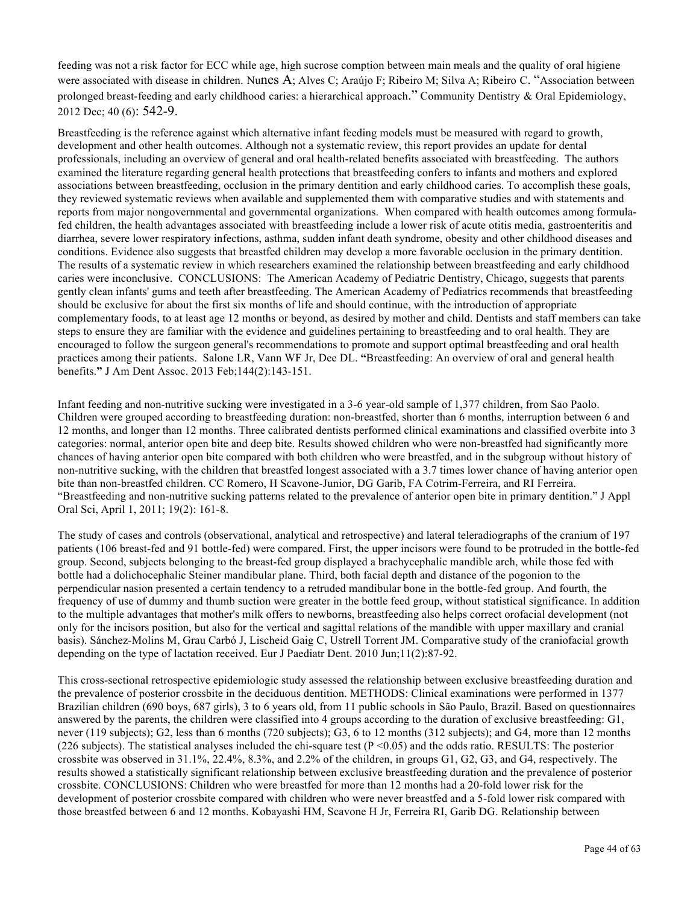feeding was not a risk factor for ECC while age, high sucrose comption between main meals and the quality of oral higiene were associated with disease in children. Nunes A; Alves C; Araújo F; Ribeiro M; Silva A; Ribeiro C. "Association between prolonged breast-feeding and early childhood caries: a hierarchical approach." Community Dentistry & Oral Epidemiology, 2012 Dec; 40 (6): 542-9.

Breastfeeding is the reference against which alternative infant feeding models must be measured with regard to growth, development and other health outcomes. Although not a systematic review, this report provides an update for dental professionals, including an overview of general and oral health-related benefits associated with breastfeeding. The authors examined the literature regarding general health protections that breastfeeding confers to infants and mothers and explored associations between breastfeeding, occlusion in the primary dentition and early childhood caries. To accomplish these goals, they reviewed systematic reviews when available and supplemented them with comparative studies and with statements and reports from major nongovernmental and governmental organizations. When compared with health outcomes among formula-fed children, the health advantages associated with breastfeeding include a lower risk of acute otitis media, gastroenteritis and diarrhea, severe lower respiratory infections, asthma, sudden infant death syndrome, obesity and other childhood diseases and conditions. Evidence also suggests that breastfed children may develop a more favorable occlusion in the primary dentition. The results of a systematic review in which researchers examined the relationship between breastfeeding and early childhood caries were inconclusive. CONCLUSIONS: The American Academy of Pediatric Dentistry, Chicago, suggests that parents gently clean infants' gums and teeth after breastfeeding. The American Academy of Pediatrics recommends that breastfeeding should be exclusive for about the first six months of life and should continue, with the introduction of appropriate complementary foods, to at least age 12 months or beyond, as desired by mother and child. Dentists and staff members can take steps to ensure they are familiar with the evidence and guidelines pertaining to breastfeeding and to oral health. They are encouraged to follow the surgeon general's recommendations to promote and support optimal breastfeeding and oral health practices among their patients. Salone LR, Vann WF Jr, Dee DL. **"**Breastfeeding: An overview of oral and general health benefits.**"** J Am Dent Assoc. 2013 Feb;144(2):143-151.

Infant feeding and non-nutritive sucking were investigated in a 3-6 year-old sample of 1,377 children, from Sao Paolo. Children were grouped according to breastfeeding duration: non-breastfed, shorter than 6 months, interruption between 6 and 12 months, and longer than 12 months. Three calibrated dentists performed clinical examinations and classified overbite into 3 categories: normal, anterior open bite and deep bite. Results showed children who were non-breastfed had significantly more chances of having anterior open bite compared with both children who were breastfed, and in the subgroup without history of non-nutritive sucking, with the children that breastfed longest associated with a 3.7 times lower chance of having anterior open bite than non-breastfed children. CC Romero, H Scavone-Junior, DG Garib, FA Cotrim-Ferreira, and RI Ferreira. "Breastfeeding and non-nutritive sucking patterns related to the prevalence of anterior open bite in primary dentition." J Appl Oral Sci, April 1, 2011; 19(2): 161-8.

The study of cases and controls (observational, analytical and retrospective) and lateral teleradiographs of the cranium of 197 patients (106 breast-fed and 91 bottle-fed) were compared. First, the upper incisors were found to be protruded in the bottle-fed group. Second, subjects belonging to the breast-fed group displayed a brachycephalic mandible arch, while those fed with bottle had a dolichocephalic Steiner mandibular plane. Third, both facial depth and distance of the pogonion to the perpendicular nasion presented a certain tendency to a retruded mandibular bone in the bottle-fed group. And fourth, the frequency of use of dummy and thumb suction were greater in the bottle feed group, without statistical significance. In addition to the multiple advantages that mother's milk offers to newborns, breastfeeding also helps correct orofacial development (not only for the incisors position, but also for the vertical and sagittal relations of the mandible with upper maxillary and cranial basis). Sánchez-Molins M, Grau Carbó J, Lischeid Gaig C, Ustrell Torrent JM. Comparative study of the craniofacial growth depending on the type of lactation received. Eur J Paediatr Dent. 2010 Jun;11(2):87-92.

This cross-sectional retrospective epidemiologic study assessed the relationship between exclusive breastfeeding duration and the prevalence of posterior crossbite in the deciduous dentition. METHODS: Clinical examinations were performed in 1377 Brazilian children (690 boys, 687 girls), 3 to 6 years old, from 11 public schools in São Paulo, Brazil. Based on questionnaires answered by the parents, the children were classified into 4 groups according to the duration of exclusive breastfeeding: G1, never (119 subjects); G2, less than 6 months (720 subjects); G3, 6 to 12 months (312 subjects); and G4, more than 12 months (226 subjects). The statistical analyses included the chi-square test ($P < 0.05$) and the odds ratio. RESULTS: The posterior crossbite was observed in 31.1%, 22.4%, 8.3%, and 2.2% of the children, in groups G1, G2, G3, and G4, respectively. The results showed a statistically significant relationship between exclusive breastfeeding duration and the prevalence of posterior crossbite. CONCLUSIONS: Children who were breastfed for more than 12 months had a 20-fold lower risk for the development of posterior crossbite compared with children who were never breastfed and a 5-fold lower risk compared with those breastfed between 6 and 12 months. Kobayashi HM, Scavone H Jr, Ferreira RI, Garib DG. Relationship between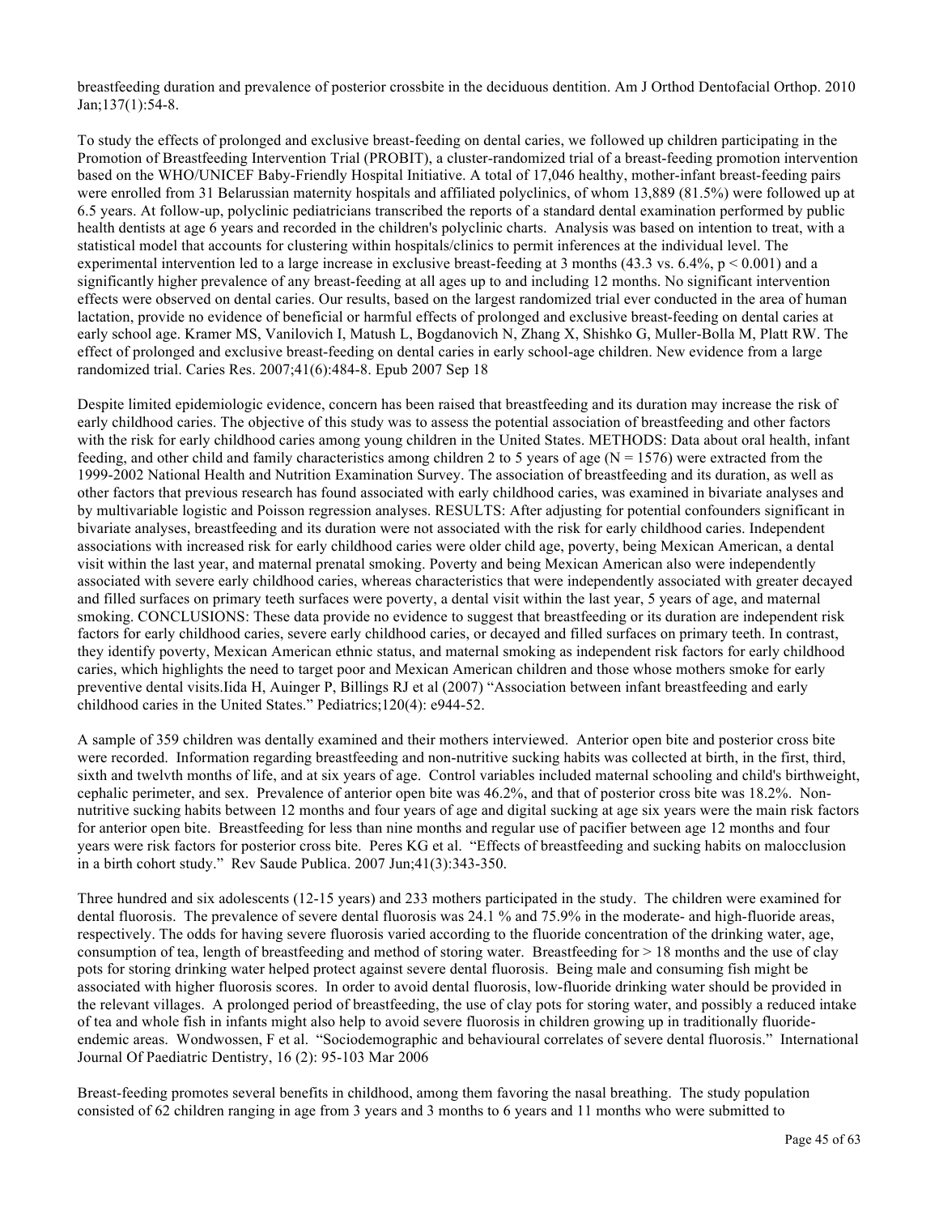breastfeeding duration and prevalence of posterior crossbite in the deciduous dentition. Am J Orthod Dentofacial Orthop. 2010 Jan;137(1):54-8.

To study the effects of prolonged and exclusive breast-feeding on dental caries, we followed up children participating in the Promotion of Breastfeeding Intervention Trial (PROBIT), a cluster-randomized trial of a breast-feeding promotion intervention based on the WHO/UNICEF Baby-Friendly Hospital Initiative. A total of 17,046 healthy, mother-infant breast-feeding pairs were enrolled from 31 Belarussian maternity hospitals and affiliated polyclinics, of whom 13,889 (81.5%) were followed up at 6.5 years. At follow-up, polyclinic pediatricians transcribed the reports of a standard dental examination performed by public health dentists at age 6 years and recorded in the children's polyclinic charts. Analysis was based on intention to treat, with a statistical model that accounts for clustering within hospitals/clinics to permit inferences at the individual level. The experimental intervention led to a large increase in exclusive breast-feeding at 3 months (43.3 vs. 6.4%, $p < 0.001$) and a significantly higher prevalence of any breast-feeding at all ages up to and including 12 months. No significant intervention effects were observed on dental caries. Our results, based on the largest randomized trial ever conducted in the area of human lactation, provide no evidence of beneficial or harmful effects of prolonged and exclusive breast-feeding on dental caries at early school age. Kramer MS, Vanilovich I, Matush L, Bogdanovich N, Zhang X, Shishko G, Muller-Bolla M, Platt RW. The effect of prolonged and exclusive breast-feeding on dental caries in early school-age children. New evidence from a large randomized trial. Caries Res. 2007;41(6):484-8. Epub 2007 Sep 18

Despite limited epidemiologic evidence, concern has been raised that breastfeeding and its duration may increase the risk of early childhood caries. The objective of this study was to assess the potential association of breastfeeding and other factors with the risk for early childhood caries among young children in the United States. METHODS: Data about oral health, infant feeding, and other child and family characteristics among children 2 to 5 years of age ($N = 1576$) were extracted from the 1999-2002 National Health and Nutrition Examination Survey. The association of breastfeeding and its duration, as well as other factors that previous research has found associated with early childhood caries, was examined in bivariate analyses and by multivariable logistic and Poisson regression analyses. RESULTS: After adjusting for potential confounders significant in bivariate analyses, breastfeeding and its duration were not associated with the risk for early childhood caries. Independent associations with increased risk for early childhood caries were older child age, poverty, being Mexican American, a dental visit within the last year, and maternal prenatal smoking. Poverty and being Mexican American also were independently associated with severe early childhood caries, whereas characteristics that were independently associated with greater decayed and filled surfaces on primary teeth surfaces were poverty, a dental visit within the last year, 5 years of age, and maternal smoking. CONCLUSIONS: These data provide no evidence to suggest that breastfeeding or its duration are independent risk factors for early childhood caries, severe early childhood caries, or decayed and filled surfaces on primary teeth. In contrast, they identify poverty, Mexican American ethnic status, and maternal smoking as independent risk factors for early childhood caries, which highlights the need to target poor and Mexican American children and those whose mothers smoke for early preventive dental visits.Iida H, Auinger P, Billings RJ et al (2007) "Association between infant breastfeeding and early childhood caries in the United States." Pediatrics;120(4): e944-52.

A sample of 359 children was dentally examined and their mothers interviewed. Anterior open bite and posterior cross bite were recorded. Information regarding breastfeeding and non-nutritive sucking habits was collected at birth, in the first, third, sixth and twelvth months of life, and at six years of age. Control variables included maternal schooling and child's birthweight, cephalic perimeter, and sex. Prevalence of anterior open bite was 46.2%, and that of posterior cross bite was 18.2%. Non-nutritive sucking habits between 12 months and four years of age and digital sucking at age six years were the main risk factors for anterior open bite. Breastfeeding for less than nine months and regular use of pacifier between age 12 months and four years were risk factors for posterior cross bite. Peres KG et al. "Effects of breastfeeding and sucking habits on malocclusion in a birth cohort study." Rev Saude Publica. 2007 Jun;41(3):343-350.

Three hundred and six adolescents (12-15 years) and 233 mothers participated in the study. The children were examined for dental fluorosis. The prevalence of severe dental fluorosis was 24.1 % and 75.9% in the moderate- and high-fluoride areas, respectively. The odds for having severe fluorosis varied according to the fluoride concentration of the drinking water, age, consumption of tea, length of breastfeeding and method of storing water. Breastfeeding for > 18 months and the use of clay pots for storing drinking water helped protect against severe dental fluorosis. Being male and consuming fish might be associated with higher fluorosis scores. In order to avoid dental fluorosis, low-fluoride drinking water should be provided in the relevant villages. A prolonged period of breastfeeding, the use of clay pots for storing water, and possibly a reduced intake of tea and whole fish in infants might also help to avoid severe fluorosis in children growing up in traditionally fluoride-endemic areas. Wondwossen, F et al. "Sociodemographic and behavioural correlates of severe dental fluorosis." International Journal Of Paediatric Dentistry, 16 (2): 95-103 Mar 2006

Breast-feeding promotes several benefits in childhood, among them favoring the nasal breathing. The study population consisted of 62 children ranging in age from 3 years and 3 months to 6 years and 11 months who were submitted to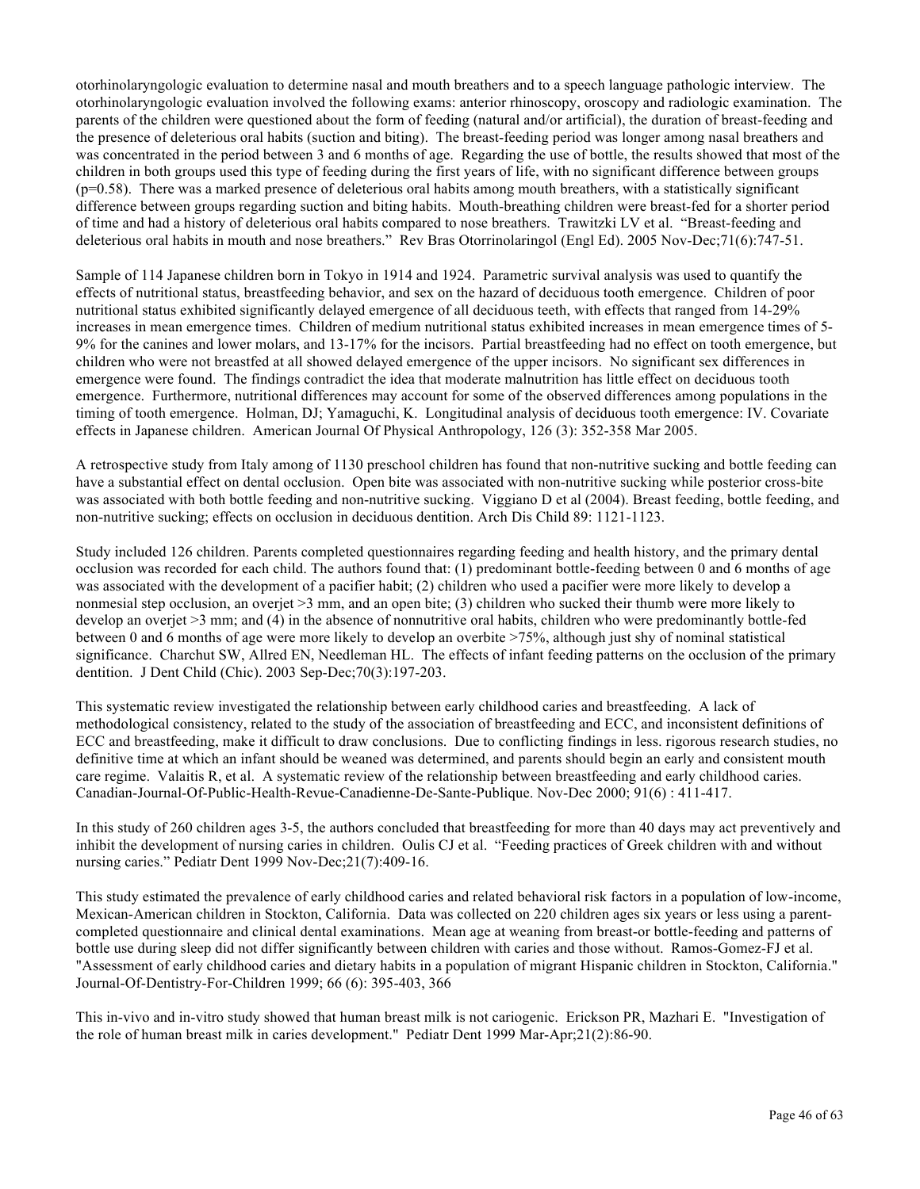otorhinolaryngologic evaluation to determine nasal and mouth breathers and to a speech language pathologic interview. The otorhinolaryngologic evaluation involved the following exams: anterior rhinoscopy, oroscopy and radiologic examination. The parents of the children were questioned about the form of feeding (natural and/or artificial), the duration of breast-feeding and the presence of deleterious oral habits (suction and biting). The breast-feeding period was longer among nasal breathers and was concentrated in the period between 3 and 6 months of age. Regarding the use of bottle, the results showed that most of the children in both groups used this type of feeding during the first years of life, with no significant difference between groups (p=0.58). There was a marked presence of deleterious oral habits among mouth breathers, with a statistically significant difference between groups regarding suction and biting habits. Mouth-breathing children were breast-fed for a shorter period of time and had a history of deleterious oral habits compared to nose breathers. Trawitzki LV et al. "Breast-feeding and deleterious oral habits in mouth and nose breathers." Rev Bras Otorrinolaringol (Engl Ed). 2005 Nov-Dec;71(6):747-51.

Sample of 114 Japanese children born in Tokyo in 1914 and 1924. Parametric survival analysis was used to quantify the effects of nutritional status, breastfeeding behavior, and sex on the hazard of deciduous tooth emergence. Children of poor nutritional status exhibited significantly delayed emergence of all deciduous teeth, with effects that ranged from 14-29% increases in mean emergence times. Children of medium nutritional status exhibited increases in mean emergence times of 5-9% for the canines and lower molars, and 13-17% for the incisors. Partial breastfeeding had no effect on tooth emergence, but children who were not breastfed at all showed delayed emergence of the upper incisors. No significant sex differences in emergence were found. The findings contradict the idea that moderate malnutrition has little effect on deciduous tooth emergence. Furthermore, nutritional differences may account for some of the observed differences among populations in the timing of tooth emergence. Holman, DJ; Yamaguchi, K. Longitudinal analysis of deciduous tooth emergence: IV. Covariate effects in Japanese children. American Journal Of Physical Anthropology, 126 (3): 352-358 Mar 2005.

A retrospective study from Italy among of 1130 preschool children has found that non-nutritive sucking and bottle feeding can have a substantial effect on dental occlusion. Open bite was associated with non-nutritive sucking while posterior cross-bite was associated with both bottle feeding and non-nutritive sucking. Viggiano D et al (2004). Breast feeding, bottle feeding, and non-nutritive sucking; effects on occlusion in deciduous dentition. Arch Dis Child 89: 1121-1123.

Study included 126 children. Parents completed questionnaires regarding feeding and health history, and the primary dental occlusion was recorded for each child. The authors found that: (1) predominant bottle-feeding between 0 and 6 months of age was associated with the development of a pacifier habit; (2) children who used a pacifier were more likely to develop a nonmesial step occlusion, an overjet >3 mm, and an open bite; (3) children who sucked their thumb were more likely to develop an overjet >3 mm; and (4) in the absence of nonnutritive oral habits, children who were predominantly bottle-fed between 0 and 6 months of age were more likely to develop an overbite >75%, although just shy of nominal statistical significance. Charchut SW, Allred EN, Needleman HL. The effects of infant feeding patterns on the occlusion of the primary dentition. J Dent Child (Chic). 2003 Sep-Dec;70(3):197-203.

This systematic review investigated the relationship between early childhood caries and breastfeeding. A lack of methodological consistency, related to the study of the association of breastfeeding and ECC, and inconsistent definitions of ECC and breastfeeding, make it difficult to draw conclusions. Due to conflicting findings in less. rigorous research studies, no definitive time at which an infant should be weaned was determined, and parents should begin an early and consistent mouth care regime. Valaitis R, et al. A systematic review of the relationship between breastfeeding and early childhood caries. Canadian-Journal-Of-Public-Health-Revue-Canadienne-De-Sante-Publique. Nov-Dec 2000; 91(6) : 411-417.

In this study of 260 children ages 3-5, the authors concluded that breastfeeding for more than 40 days may act preventively and inhibit the development of nursing caries in children. Oulis CJ et al. "Feeding practices of Greek children with and without nursing caries." Pediatr Dent 1999 Nov-Dec;21(7):409-16.

This study estimated the prevalence of early childhood caries and related behavioral risk factors in a population of low-income, Mexican-American children in Stockton, California. Data was collected on 220 children ages six years or less using a parent-completed questionnaire and clinical dental examinations. Mean age at weaning from breast-or bottle-feeding and patterns of bottle use during sleep did not differ significantly between children with caries and those without. Ramos-Gomez-FJ et al. "Assessment of early childhood caries and dietary habits in a population of migrant Hispanic children in Stockton, California." Journal-Of-Dentistry-For-Children 1999; 66 (6): 395-403, 366

This in-vivo and in-vitro study showed that human breast milk is not cariogenic. Erickson PR, Mazhari E. "Investigation of the role of human breast milk in caries development." Pediatr Dent 1999 Mar-Apr;21(2):86-90.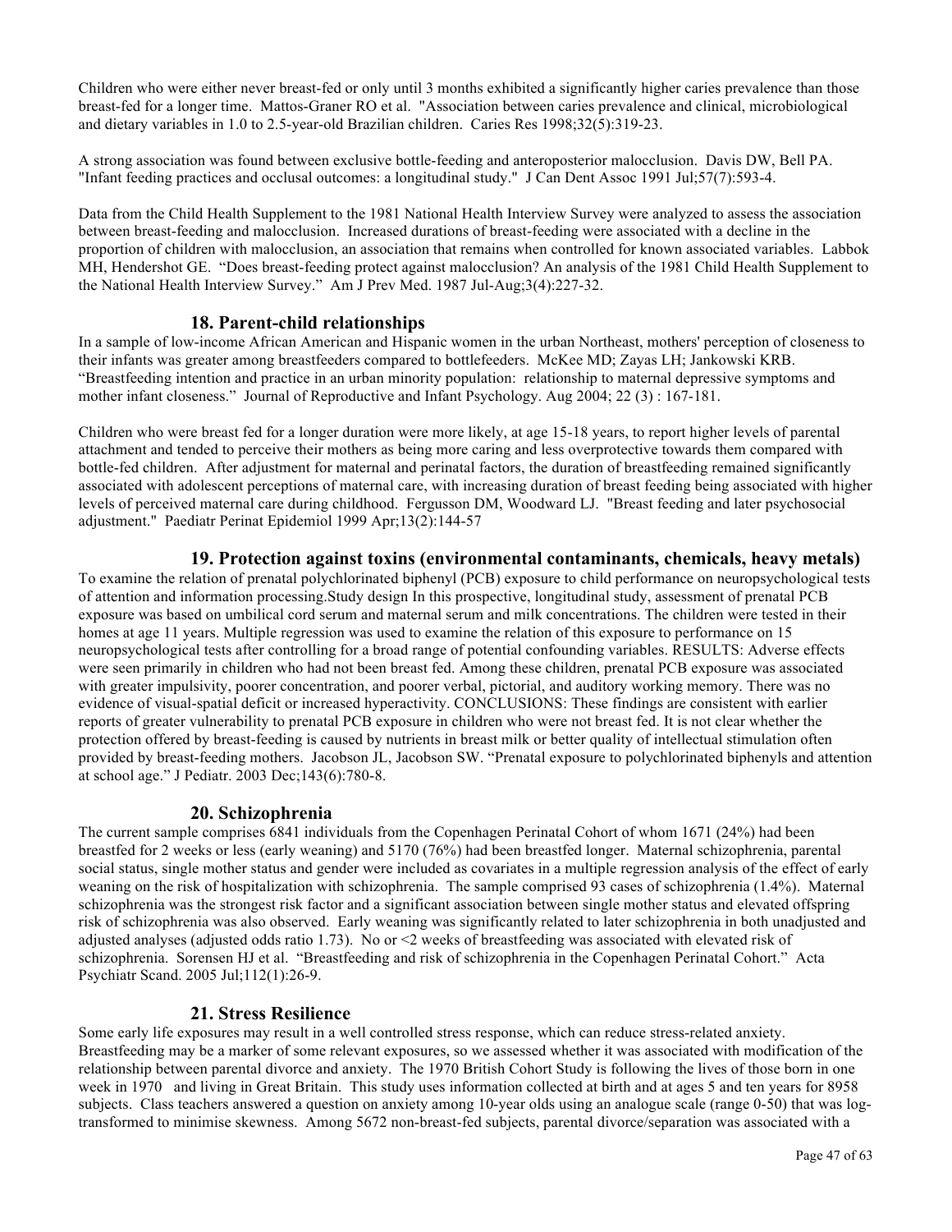Children who were either never breast-fed or only until 3 months exhibited a significantly higher caries prevalence than those breast-fed for a longer time. Mattos-Graner RO et al. "Association between caries prevalence and clinical, microbiological and dietary variables in 1.0 to 2.5-year-old Brazilian children. Caries Res 1998;32(5):319-23.

A strong association was found between exclusive bottle-feeding and anteroposterior malocclusion. Davis DW, Bell PA. "Infant feeding practices and occlusal outcomes: a longitudinal study." J Can Dent Assoc 1991 Jul;57(7):593-4.

Data from the Child Health Supplement to the 1981 National Health Interview Survey were analyzed to assess the association between breast-feeding and malocclusion. Increased durations of breast-feeding were associated with a decline in the proportion of children with malocclusion, an association that remains when controlled for known associated variables. Labbok MH, Hendershot GE. "Does breast-feeding protect against malocclusion? An analysis of the 1981 Child Health Supplement to the National Health Interview Survey." Am J Prev Med. 1987 Jul-Aug;3(4):227-32.

### 18. Parent-child relationships

In a sample of low-income African American and Hispanic women in the urban Northeast, mothers' perception of closeness to their infants was greater among breastfeeders compared to bottlefeeders. McKee MD; Zayas LH; Jankowski KRB. "Breastfeeding intention and practice in an urban minority population: relationship to maternal depressive symptoms and mother infant closeness." Journal of Reproductive and Infant Psychology. Aug 2004; 22 (3) : 167-181.

Children who were breast fed for a longer duration were more likely, at age 15-18 years, to report higher levels of parental attachment and tended to perceive their mothers as being more caring and less overprotective towards them compared with bottle-fed children. After adjustment for maternal and perinatal factors, the duration of breastfeeding remained significantly associated with adolescent perceptions of maternal care, with increasing duration of breast feeding being associated with higher levels of perceived maternal care during childhood. Fergusson DM, Woodward LJ. "Breast feeding and later psychosocial adjustment." Paediatr Perinat Epidemiol 1999 Apr;13(2):144-57

### 19. Protection against toxins (environmental contaminants, chemicals, heavy metals)

To examine the relation of prenatal polychlorinated biphenyl (PCB) exposure to child performance on neuropsychological tests of attention and information processing.Study design In this prospective, longitudinal study, assessment of prenatal PCB exposure was based on umbilical cord serum and maternal serum and milk concentrations. The children were tested in their homes at age 11 years. Multiple regression was used to examine the relation of this exposure to performance on 15 neuropsychological tests after controlling for a broad range of potential confounding variables. RESULTS: Adverse effects were seen primarily in children who had not been breast fed. Among these children, prenatal PCB exposure was associated with greater impulsivity, poorer concentration, and poorer verbal, pictorial, and auditory working memory. There was no evidence of visual-spatial deficit or increased hyperactivity. CONCLUSIONS: These findings are consistent with earlier reports of greater vulnerability to prenatal PCB exposure in children who were not breast fed. It is not clear whether the protection offered by breast-feeding is caused by nutrients in breast milk or better quality of intellectual stimulation often provided by breast-feeding mothers. Jacobson JL, Jacobson SW. "Prenatal exposure to polychlorinated biphenyls and attention at school age." J Pediatr. 2003 Dec;143(6):780-8.

### 20. Schizophrenia

The current sample comprises 6841 individuals from the Copenhagen Perinatal Cohort of whom 1671 (24%) had been breastfed for 2 weeks or less (early weaning) and 5170 (76%) had been breastfed longer. Maternal schizophrenia, parental social status, single mother status and gender were included as covariates in a multiple regression analysis of the effect of early weaning on the risk of hospitalization with schizophrenia. The sample comprised 93 cases of schizophrenia (1.4%). Maternal schizophrenia was the strongest risk factor and a significant association between single mother status and elevated offspring risk of schizophrenia was also observed. Early weaning was significantly related to later schizophrenia in both unadjusted and adjusted analyses (adjusted odds ratio 1.73). No or <2 weeks of breastfeeding was associated with elevated risk of schizophrenia. Sorensen HJ et al. "Breastfeeding and risk of schizophrenia in the Copenhagen Perinatal Cohort." Acta Psychiatr Scand. 2005 Jul;112(1):26-9.

### 21. Stress Resilience

Some early life exposures may result in a well controlled stress response, which can reduce stress-related anxiety. Breastfeeding may be a marker of some relevant exposures, so we assessed whether it was associated with modification of the relationship between parental divorce and anxiety. The 1970 British Cohort Study is following the lives of those born in one week in 1970 and living in Great Britain. This study uses information collected at birth and at ages 5 and ten years for 8958 subjects. Class teachers answered a question on anxiety among 10-year olds using an analogue scale (range 0-50) that was log-transformed to minimise skewness. Among 5672 non-breast-fed subjects, parental divorce/separation was associated with a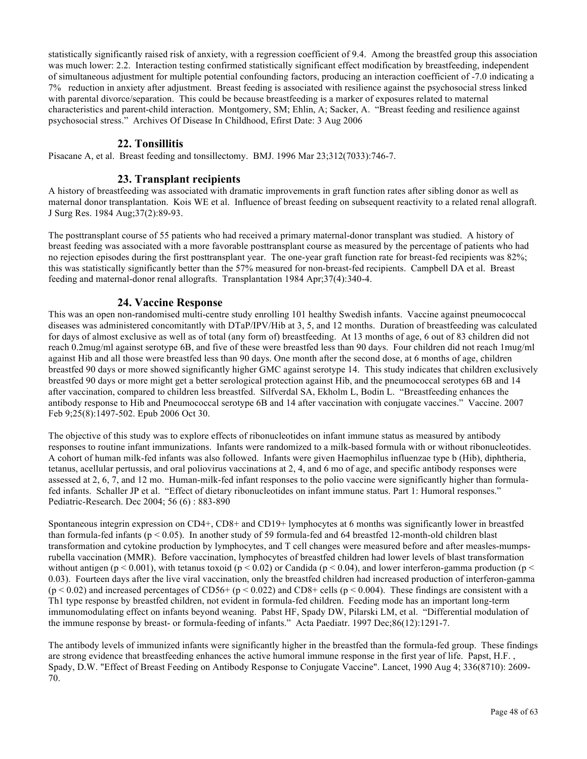statistically significantly raised risk of anxiety, with a regression coefficient of 9.4. Among the breastfed group this association was much lower: 2.2. Interaction testing confirmed statistically significant effect modification by breastfeeding, independent of simultaneous adjustment for multiple potential confounding factors, producing an interaction coefficient of -7.0 indicating a 7% reduction in anxiety after adjustment. Breast feeding is associated with resilience against the psychosocial stress linked with parental divorce/separation. This could be because breastfeeding is a marker of exposures related to maternal characteristics and parent-child interaction. Montgomery, SM; Ehlin, A; Sacker, A. "Breast feeding and resilience against psychosocial stress." Archives Of Disease In Childhood, Efirst Date: 3 Aug 2006

### 22. Tonsillitis

Pisacane A, et al. Breast feeding and tonsillectomy. BMJ. 1996 Mar 23;312(7033):746-7.

### 23. Transplant recipients

A history of breastfeeding was associated with dramatic improvements in graft function rates after sibling donor as well as maternal donor transplantation. Kois WE et al. Influence of breast feeding on subsequent reactivity to a related renal allograft. J Surg Res. 1984 Aug;37(2):89-93.

The posttransplant course of 55 patients who had received a primary maternal-donor transplant was studied. A history of breast feeding was associated with a more favorable posttransplant course as measured by the percentage of patients who had no rejection episodes during the first posttransplant year. The one-year graft function rate for breast-fed recipients was 82%; this was statistically significantly better than the 57% measured for non-breast-fed recipients. Campbell DA et al. Breast feeding and maternal-donor renal allografts. Transplantation 1984 Apr;37(4):340-4.

### 24. Vaccine Response

This was an open non-randomised multi-centre study enrolling 101 healthy Swedish infants. Vaccine against pneumococcal diseases was administered concomitantly with DTaP/IPV/Hib at 3, 5, and 12 months. Duration of breastfeeding was calculated for days of almost exclusive as well as of total (any form of) breastfeeding. At 13 months of age, 6 out of 83 children did not reach 0.2mug/ml against serotype 6B, and five of these were breastfed less than 90 days. Four children did not reach 1mug/ml against Hib and all those were breastfed less than 90 days. One month after the second dose, at 6 months of age, children breastfed 90 days or more showed significantly higher GMC against serotype 14. This study indicates that children exclusively breastfed 90 days or more might get a better serological protection against Hib, and the pneumococcal serotypes 6B and 14 after vaccination, compared to children less breastfed. Silfverdal SA, Ekholm L, Bodin L. "Breastfeeding enhances the antibody response to Hib and Pneumococcal serotype 6B and 14 after vaccination with conjugate vaccines." Vaccine. 2007 Feb 9;25(8):1497-502. Epub 2006 Oct 30.

The objective of this study was to explore effects of ribonucleotides on infant immune status as measured by antibody responses to routine infant immunizations. Infants were randomized to a milk-based formula with or without ribonucleotides. A cohort of human milk-fed infants was also followed. Infants were given Haemophilus influenzae type b (Hib), diphtheria, tetanus, acellular pertussis, and oral poliovirus vaccinations at 2, 4, and 6 mo of age, and specific antibody responses were assessed at 2, 6, 7, and 12 mo. Human-milk-fed infant responses to the polio vaccine were significantly higher than formula-fed infants. Schaller JP et al. "Effect of dietary ribonucleotides on infant immune status. Part 1: Humoral responses." Pediatric-Research. Dec 2004; 56 (6) : 883-890

Spontaneous integrin expression on CD4+, CD8+ and CD19+ lymphocytes at 6 months was significantly lower in breastfed than formula-fed infants ($p < 0.05$). In another study of 59 formula-fed and 64 breastfed 12-month-old children blast transformation and cytokine production by lymphocytes, and T cell changes were measured before and after measles-mumps-rubella vaccination (MMR). Before vaccination, lymphocytes of breastfed children had lower levels of blast transformation without antigen ($p < 0.001$), with tetanus toxoid ($p < 0.02$) or Candida ($p < 0.04$), and lower interferon-gamma production ($p < 0.03$). Fourteen days after the live viral vaccination, only the breastfed children had increased production of interferon-gamma ($p < 0.02$) and increased percentages of CD56+ ($p < 0.022$) and CD8+ cells ($p < 0.004$). These findings are consistent with a Th1 type response by breastfed children, not evident in formula-fed children. Feeding mode has an important long-term immunomodulating effect on infants beyond weaning. Pabst HF, Spady DW, Pilarski LM, et al. "Differential modulation of the immune response by breast- or formula-feeding of infants." Acta Paediatr. 1997 Dec;86(12):1291-7.

The antibody levels of immunized infants were significantly higher in the breastfed than the formula-fed group. These findings are strong evidence that breastfeeding enhances the active humoral immune response in the first year of life. Papst, H.F. , Spady, D.W. "Effect of Breast Feeding on Antibody Response to Conjugate Vaccine". Lancet, 1990 Aug 4; 336(8710): 2609-70.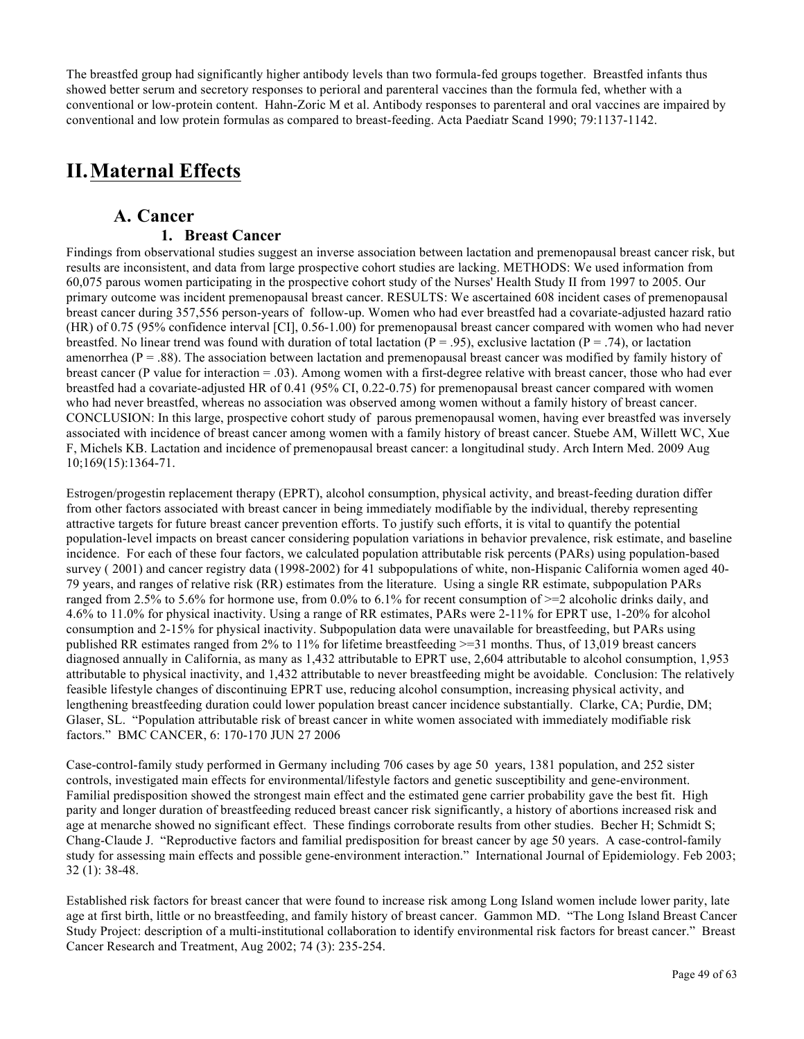The breastfed group had significantly higher antibody levels than two formula-fed groups together. Breastfed infants thus showed better serum and secretory responses to perioral and parenteral vaccines than the formula fed, whether with a conventional or low-protein content. Hahn-Zoric M et al. Antibody responses to parenteral and oral vaccines are impaired by conventional and low protein formulas as compared to breast-feeding. Acta Paediatr Scand 1990; 79:1137-1142.

# II. Maternal Effects

## A. Cancer

### 1. Breast Cancer

Findings from observational studies suggest an inverse association between lactation and premenopausal breast cancer risk, but results are inconsistent, and data from large prospective cohort studies are lacking. METHODS: We used information from 60,075 parous women participating in the prospective cohort study of the Nurses' Health Study II from 1997 to 2005. Our primary outcome was incident premenopausal breast cancer. RESULTS: We ascertained 608 incident cases of premenopausal breast cancer during 357,556 person-years of follow-up. Women who had ever breastfed had a covariate-adjusted hazard ratio (HR) of 0.75 (95% confidence interval [CI], 0.56-1.00) for premenopausal breast cancer compared with women who had never breastfed. No linear trend was found with duration of total lactation (P = .95), exclusive lactation (P = .74), or lactation amenorrhea (P = .88). The association between lactation and premenopausal breast cancer was modified by family history of breast cancer (P value for interaction = .03). Among women with a first-degree relative with breast cancer, those who had ever breastfed had a covariate-adjusted HR of 0.41 (95% CI, 0.22-0.75) for premenopausal breast cancer compared with women who had never breastfed, whereas no association was observed among women without a family history of breast cancer. CONCLUSION: In this large, prospective cohort study of parous premenopausal women, having ever breastfed was inversely associated with incidence of breast cancer among women with a family history of breast cancer. Stuebe AM, Willett WC, Xue F, Michels KB. Lactation and incidence of premenopausal breast cancer: a longitudinal study. Arch Intern Med. 2009 Aug 10;169(15):1364-71.

Estrogen/progestin replacement therapy (EPRT), alcohol consumption, physical activity, and breast-feeding duration differ from other factors associated with breast cancer in being immediately modifiable by the individual, thereby representing attractive targets for future breast cancer prevention efforts. To justify such efforts, it is vital to quantify the potential population-level impacts on breast cancer considering population variations in behavior prevalence, risk estimate, and baseline incidence. For each of these four factors, we calculated population attributable risk percents (PARs) using population-based survey ( 2001) and cancer registry data (1998-2002) for 41 subpopulations of white, non-Hispanic California women aged 40-79 years, and ranges of relative risk (RR) estimates from the literature. Using a single RR estimate, subpopulation PARs ranged from 2.5% to 5.6% for hormone use, from 0.0% to 6.1% for recent consumption of >=2 alcoholic drinks daily, and 4.6% to 11.0% for physical inactivity. Using a range of RR estimates, PARs were 2-11% for EPRT use, 1-20% for alcohol consumption and 2-15% for physical inactivity. Subpopulation data were unavailable for breastfeeding, but PARs using published RR estimates ranged from 2% to 11% for lifetime breastfeeding >=31 months. Thus, of 13,019 breast cancers diagnosed annually in California, as many as 1,432 attributable to EPRT use, 2,604 attributable to alcohol consumption, 1,953 attributable to physical inactivity, and 1,432 attributable to never breastfeeding might be avoidable. Conclusion: The relatively feasible lifestyle changes of discontinuing EPRT use, reducing alcohol consumption, increasing physical activity, and lengthening breastfeeding duration could lower population breast cancer incidence substantially. Clarke, CA; Purdie, DM; Glaser, SL. "Population attributable risk of breast cancer in white women associated with immediately modifiable risk factors." BMC CANCER, 6: 170-170 JUN 27 2006

Case-control-family study performed in Germany including 706 cases by age 50 years, 1381 population, and 252 sister controls, investigated main effects for environmental/lifestyle factors and genetic susceptibility and gene-environment. Familial predisposition showed the strongest main effect and the estimated gene carrier probability gave the best fit. High parity and longer duration of breastfeeding reduced breast cancer risk significantly, a history of abortions increased risk and age at menarche showed no significant effect. These findings corroborate results from other studies. Becher H; Schmidt S; Chang-Claude J. "Reproductive factors and familial predisposition for breast cancer by age 50 years. A case-control-family study for assessing main effects and possible gene-environment interaction." International Journal of Epidemiology. Feb 2003; 32 (1): 38-48.

Established risk factors for breast cancer that were found to increase risk among Long Island women include lower parity, late age at first birth, little or no breastfeeding, and family history of breast cancer. Gammon MD. "The Long Island Breast Cancer Study Project: description of a multi-institutional collaboration to identify environmental risk factors for breast cancer." Breast Cancer Research and Treatment, Aug 2002; 74 (3): 235-254.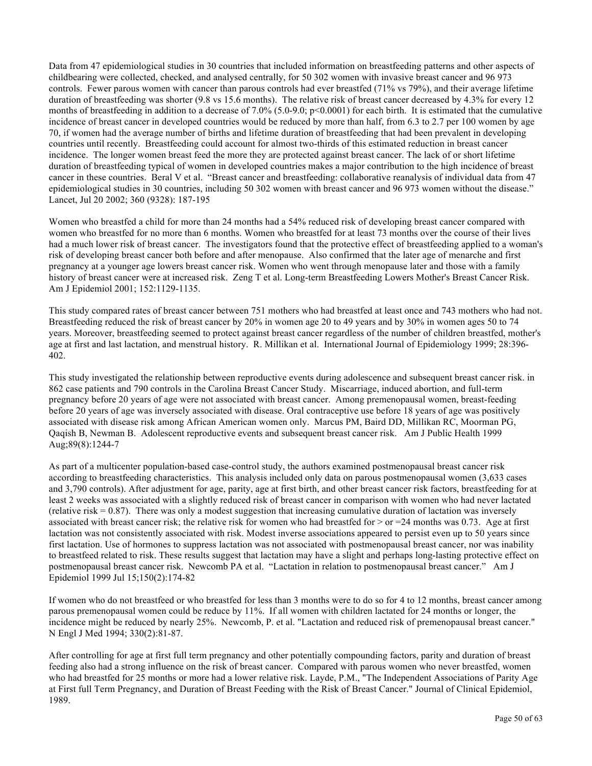Data from 47 epidemiological studies in 30 countries that included information on breastfeeding patterns and other aspects of childbearing were collected, checked, and analysed centrally, for 50 302 women with invasive breast cancer and 96 973 controls. Fewer parous women with cancer than parous controls had ever breastfed (71% vs 79%), and their average lifetime duration of breastfeeding was shorter (9.8 vs 15.6 months). The relative risk of breast cancer decreased by 4.3% for every 12 months of breastfeeding in addition to a decrease of 7.0% (5.0-9.0; $p<0.0001$) for each birth. It is estimated that the cumulative incidence of breast cancer in developed countries would be reduced by more than half, from 6.3 to 2.7 per 100 women by age 70, if women had the average number of births and lifetime duration of breastfeeding that had been prevalent in developing countries until recently. Breastfeeding could account for almost two-thirds of this estimated reduction in breast cancer incidence. The longer women breast feed the more they are protected against breast cancer. The lack of or short lifetime duration of breastfeeding typical of women in developed countries makes a major contribution to the high incidence of breast cancer in these countries. Beral V et al. "Breast cancer and breastfeeding: collaborative reanalysis of individual data from 47 epidemiological studies in 30 countries, including 50 302 women with breast cancer and 96 973 women without the disease." Lancet, Jul 20 2002; 360 (9328): 187-195

Women who breastfed a child for more than 24 months had a 54% reduced risk of developing breast cancer compared with women who breastfed for no more than 6 months. Women who breastfed for at least 73 months over the course of their lives had a much lower risk of breast cancer. The investigators found that the protective effect of breastfeeding applied to a woman's risk of developing breast cancer both before and after menopause. Also confirmed that the later age of menarche and first pregnancy at a younger age lowers breast cancer risk. Women who went through menopause later and those with a family history of breast cancer were at increased risk. Zeng T et al. Long-term Breastfeeding Lowers Mother's Breast Cancer Risk. Am J Epidemiol 2001; 152:1129-1135.

This study compared rates of breast cancer between 751 mothers who had breastfed at least once and 743 mothers who had not. Breastfeeding reduced the risk of breast cancer by 20% in women age 20 to 49 years and by 30% in women ages 50 to 74 years. Moreover, breastfeeding seemed to protect against breast cancer regardless of the number of children breastfed, mother's age at first and last lactation, and menstrual history. R. Millikan et al. International Journal of Epidemiology 1999; 28:396-402.

This study investigated the relationship between reproductive events during adolescence and subsequent breast cancer risk. in 862 case patients and 790 controls in the Carolina Breast Cancer Study. Miscarriage, induced abortion, and full-term pregnancy before 20 years of age were not associated with breast cancer. Among premenopausal women, breast-feeding before 20 years of age was inversely associated with disease. Oral contraceptive use before 18 years of age was positively associated with disease risk among African American women only. Marcus PM, Baird DD, Millikan RC, Moorman PG, Qaqish B, Newman B. Adolescent reproductive events and subsequent breast cancer risk. Am J Public Health 1999 Aug;89(8):1244-7

As part of a multicenter population-based case-control study, the authors examined postmenopausal breast cancer risk according to breastfeeding characteristics. This analysis included only data on parous postmenopausal women (3,633 cases and 3,790 controls). After adjustment for age, parity, age at first birth, and other breast cancer risk factors, breastfeeding for at least 2 weeks was associated with a slightly reduced risk of breast cancer in comparison with women who had never lactated (relative risk = 0.87). There was only a modest suggestion that increasing cumulative duration of lactation was inversely associated with breast cancer risk; the relative risk for women who had breastfed for > or =24 months was 0.73. Age at first lactation was not consistently associated with risk. Modest inverse associations appeared to persist even up to 50 years since first lactation. Use of hormones to suppress lactation was not associated with postmenopausal breast cancer, nor was inability to breastfeed related to risk. These results suggest that lactation may have a slight and perhaps long-lasting protective effect on postmenopausal breast cancer risk. Newcomb PA et al. "Lactation in relation to postmenopausal breast cancer." Am J Epidemiol 1999 Jul 15;150(2):174-82

If women who do not breastfeed or who breastfed for less than 3 months were to do so for 4 to 12 months, breast cancer among parous premenopausal women could be reduce by 11%. If all women with children lactated for 24 months or longer, the incidence might be reduced by nearly 25%. Newcomb, P. et al. "Lactation and reduced risk of premenopausal breast cancer." N Engl J Med 1994; 330(2):81-87.

After controlling for age at first full term pregnancy and other potentially compounding factors, parity and duration of breast feeding also had a strong influence on the risk of breast cancer. Compared with parous women who never breastfed, women who had breastfed for 25 months or more had a lower relative risk. Layde, P.M., "The Independent Associations of Parity Age at First full Term Pregnancy, and Duration of Breast Feeding with the Risk of Breast Cancer." Journal of Clinical Epidemiol, 1989.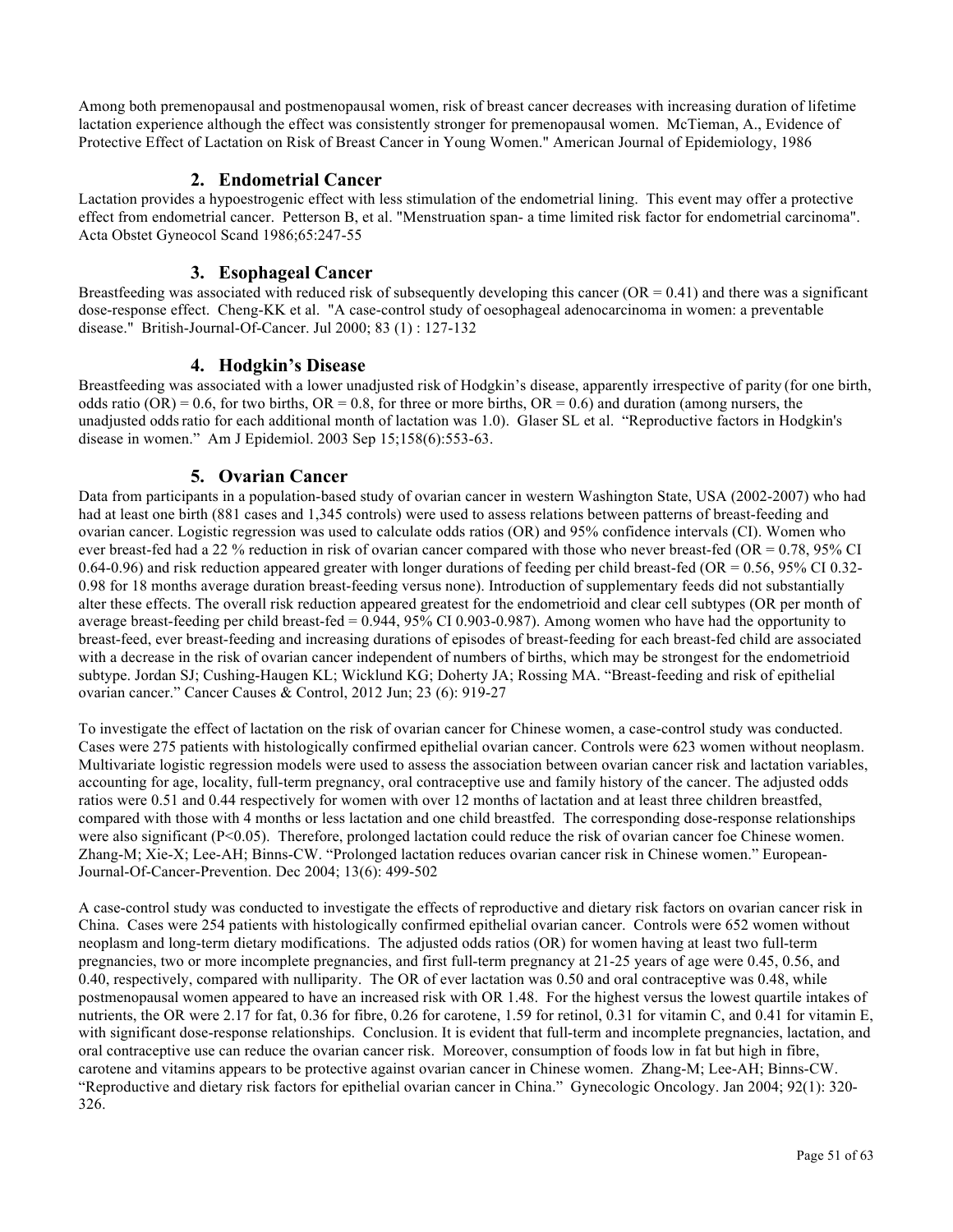Among both premenopausal and postmenopausal women, risk of breast cancer decreases with increasing duration of lifetime lactation experience although the effect was consistently stronger for premenopausal women. McTieman, A., Evidence of Protective Effect of Lactation on Risk of Breast Cancer in Young Women." American Journal of Epidemiology, 1986

### 2. Endometrial Cancer

Lactation provides a hypoestrogenic effect with less stimulation of the endometrial lining. This event may offer a protective effect from endometrial cancer. Petterson B, et al. "Menstruation span- a time limited risk factor for endometrial carcinoma". Acta Obstet Gyneocol Scand 1986;65:247-55

### 3. Esophageal Cancer

Breastfeeding was associated with reduced risk of subsequently developing this cancer (OR = 0.41) and there was a significant dose-response effect. Cheng-KK et al. "A case-control study of oesophageal adenocarcinoma in women: a preventable disease." British-Journal-Of-Cancer. Jul 2000; 83 (1) : 127-132

### 4. Hodgkin's Disease

Breastfeeding was associated with a lower unadjusted risk of Hodgkin's disease, apparently irrespective of parity (for one birth, odds ratio (OR) = 0.6, for two births, OR = 0.8, for three or more births, OR = 0.6) and duration (among nursers, the unadjusted odds ratio for each additional month of lactation was 1.0). Glaser SL et al. "Reproductive factors in Hodgkin's disease in women." Am J Epidemiol. 2003 Sep 15;158(6):553-63.

### 5. Ovarian Cancer

Data from participants in a population-based study of ovarian cancer in western Washington State, USA (2002-2007) who had had at least one birth (881 cases and 1,345 controls) were used to assess relations between patterns of breast-feeding and ovarian cancer. Logistic regression was used to calculate odds ratios (OR) and 95% confidence intervals (CI). Women who ever breast-fed had a 22 % reduction in risk of ovarian cancer compared with those who never breast-fed (OR = 0.78, 95% CI 0.64-0.96) and risk reduction appeared greater with longer durations of feeding per child breast-fed (OR = 0.56, 95% CI 0.32-0.98 for 18 months average duration breast-feeding versus none). Introduction of supplementary feeds did not substantially alter these effects. The overall risk reduction appeared greatest for the endometrioid and clear cell subtypes (OR per month of average breast-feeding per child breast-fed = 0.944, 95% CI 0.903-0.987). Among women who have had the opportunity to breast-feed, ever breast-feeding and increasing durations of episodes of breast-feeding for each breast-fed child are associated with a decrease in the risk of ovarian cancer independent of numbers of births, which may be strongest for the endometrioid subtype. Jordan SJ; Cushing-Haugen KL; Wicklund KG; Doherty JA; Rossing MA. "Breast-feeding and risk of epithelial ovarian cancer." Cancer Causes & Control, 2012 Jun; 23 (6): 919-27

To investigate the effect of lactation on the risk of ovarian cancer for Chinese women, a case-control study was conducted. Cases were 275 patients with histologically confirmed epithelial ovarian cancer. Controls were 623 women without neoplasm. Multivariate logistic regression models were used to assess the association between ovarian cancer risk and lactation variables, accounting for age, locality, full-term pregnancy, oral contraceptive use and family history of the cancer. The adjusted odds ratios were 0.51 and 0.44 respectively for women with over 12 months of lactation and at least three children breastfed, compared with those with 4 months or less lactation and one child breastfed. The corresponding dose-response relationships were also significant ($P<0.05$). Therefore, prolonged lactation could reduce the risk of ovarian cancer foe Chinese women. Zhang-M; Xie-X; Lee-AH; Binns-CW. "Prolonged lactation reduces ovarian cancer risk in Chinese women." European-Journal-Of-Cancer-Prevention. Dec 2004; 13(6): 499-502

A case-control study was conducted to investigate the effects of reproductive and dietary risk factors on ovarian cancer risk in China. Cases were 254 patients with histologically confirmed epithelial ovarian cancer. Controls were 652 women without neoplasm and long-term dietary modifications. The adjusted odds ratios (OR) for women having at least two full-term pregnancies, two or more incomplete pregnancies, and first full-term pregnancy at 21-25 years of age were 0.45, 0.56, and 0.40, respectively, compared with nulliparity. The OR of ever lactation was 0.50 and oral contraceptive was 0.48, while postmenopausal women appeared to have an increased risk with OR 1.48. For the highest versus the lowest quartile intakes of nutrients, the OR were 2.17 for fat, 0.36 for fibre, 0.26 for carotene, 1.59 for retinol, 0.31 for vitamin C, and 0.41 for vitamin E, with significant dose-response relationships. Conclusion. It is evident that full-term and incomplete pregnancies, lactation, and oral contraceptive use can reduce the ovarian cancer risk. Moreover, consumption of foods low in fat but high in fibre, carotene and vitamins appears to be protective against ovarian cancer in Chinese women. Zhang-M; Lee-AH; Binns-CW. "Reproductive and dietary risk factors for epithelial ovarian cancer in China." Gynecologic Oncology. Jan 2004; 92(1): 320-326.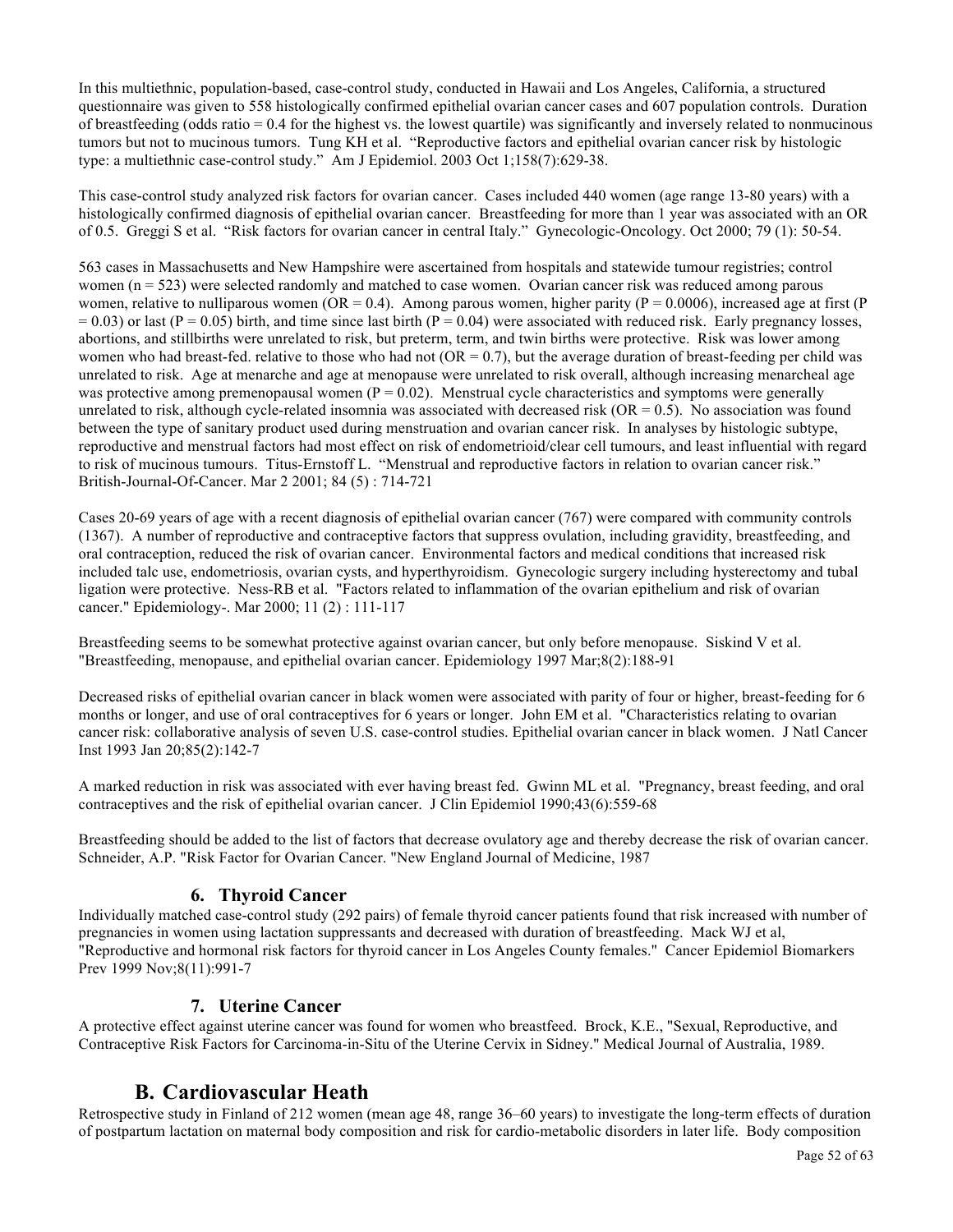In this multiethnic, population-based, case-control study, conducted in Hawaii and Los Angeles, California, a structured questionnaire was given to 558 histologically confirmed epithelial ovarian cancer cases and 607 population controls. Duration of breastfeeding (odds ratio = 0.4 for the highest vs. the lowest quartile) was significantly and inversely related to nonmucinous tumors but not to mucinous tumors. Tung KH et al. "Reproductive factors and epithelial ovarian cancer risk by histologic type: a multiethnic case-control study." Am J Epidemiol. 2003 Oct 1;158(7):629-38.

This case-control study analyzed risk factors for ovarian cancer. Cases included 440 women (age range 13-80 years) with a histologically confirmed diagnosis of epithelial ovarian cancer. Breastfeeding for more than 1 year was associated with an OR of 0.5. Greggi S et al. "Risk factors for ovarian cancer in central Italy." Gynecologic-Oncology. Oct 2000; 79 (1): 50-54.

563 cases in Massachusetts and New Hampshire were ascertained from hospitals and statewide tumour registries; control women (n = 523) were selected randomly and matched to case women. Ovarian cancer risk was reduced among parous women, relative to nulliparous women (OR = 0.4). Among parous women, higher parity (P = 0.0006), increased age at first (P = 0.03) or last (P = 0.05) birth, and time since last birth (P = 0.04) were associated with reduced risk. Early pregnancy losses, abortions, and stillbirths were unrelated to risk, but preterm, term, and twin births were protective. Risk was lower among women who had breast-fed. relative to those who had not (OR = 0.7), but the average duration of breast-feeding per child was unrelated to risk. Age at menarche and age at menopause were unrelated to risk overall, although increasing menarcheal age was protective among premenopausal women (P = 0.02). Menstrual cycle characteristics and symptoms were generally unrelated to risk, although cycle-related insomnia was associated with decreased risk (OR = 0.5). No association was found between the type of sanitary product used during menstruation and ovarian cancer risk. In analyses by histologic subtype, reproductive and menstrual factors had most effect on risk of endometrioid/clear cell tumours, and least influential with regard to risk of mucinous tumours. Titus-Ernstoff L. "Menstrual and reproductive factors in relation to ovarian cancer risk." British-Journal-Of-Cancer. Mar 2 2001; 84 (5) : 714-721

Cases 20-69 years of age with a recent diagnosis of epithelial ovarian cancer (767) were compared with community controls (1367). A number of reproductive and contraceptive factors that suppress ovulation, including gravidity, breastfeeding, and oral contraception, reduced the risk of ovarian cancer. Environmental factors and medical conditions that increased risk included talc use, endometriosis, ovarian cysts, and hyperthyroidism. Gynecologic surgery including hysterectomy and tubal ligation were protective. Ness-RB et al. "Factors related to inflammation of the ovarian epithelium and risk of ovarian cancer." Epidemiology-. Mar 2000; 11 (2) : 111-117

Breastfeeding seems to be somewhat protective against ovarian cancer, but only before menopause. Siskind V et al. "Breastfeeding, menopause, and epithelial ovarian cancer. Epidemiology 1997 Mar;8(2):188-91

Decreased risks of epithelial ovarian cancer in black women were associated with parity of four or higher, breast-feeding for 6 months or longer, and use of oral contraceptives for 6 years or longer. John EM et al. "Characteristics relating to ovarian cancer risk: collaborative analysis of seven U.S. case-control studies. Epithelial ovarian cancer in black women. J Natl Cancer Inst 1993 Jan 20;85(2):142-7

A marked reduction in risk was associated with ever having breast fed. Gwinn ML et al. "Pregnancy, breast feeding, and oral contraceptives and the risk of epithelial ovarian cancer. J Clin Epidemiol 1990;43(6):559-68

Breastfeeding should be added to the list of factors that decrease ovulatory age and thereby decrease the risk of ovarian cancer. Schneider, A.P. "Risk Factor for Ovarian Cancer. "New England Journal of Medicine, 1987

### 6. Thyroid Cancer

Individually matched case-control study (292 pairs) of female thyroid cancer patients found that risk increased with number of pregnancies in women using lactation suppressants and decreased with duration of breastfeeding. Mack WJ et al, "Reproductive and hormonal risk factors for thyroid cancer in Los Angeles County females." Cancer Epidemiol Biomarkers Prev 1999 Nov;8(11):991-7

### 7. Uterine Cancer

A protective effect against uterine cancer was found for women who breastfeed. Brock, K.E., "Sexual, Reproductive, and Contraceptive Risk Factors for Carcinoma-in-Situ of the Uterine Cervix in Sidney." Medical Journal of Australia, 1989.

## B. Cardiovascular Heath

Retrospective study in Finland of 212 women (mean age 48, range 36–60 years) to investigate the long-term effects of duration of postpartum lactation on maternal body composition and risk for cardio-metabolic disorders in later life. Body composition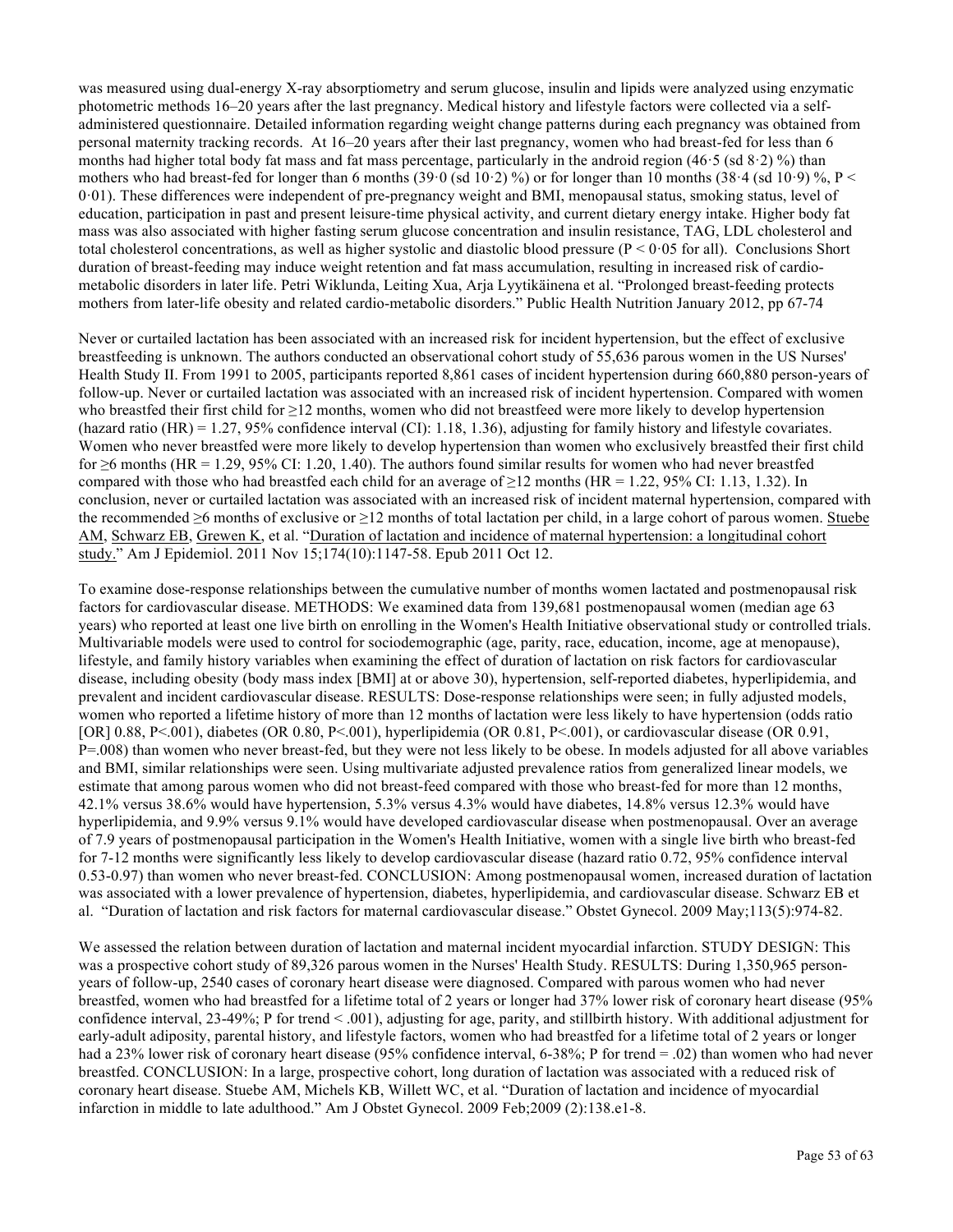was measured using dual-energy X-ray absorptiometry and serum glucose, insulin and lipids were analyzed using enzymatic photometric methods 16–20 years after the last pregnancy. Medical history and lifestyle factors were collected via a self-administered questionnaire. Detailed information regarding weight change patterns during each pregnancy was obtained from personal maternity tracking records. At 16–20 years after their last pregnancy, women who had breast-fed for less than 6 months had higher total body fat mass and fat mass percentage, particularly in the android region (46·5 (sd 8·2) %) than mothers who had breast-fed for longer than 6 months (39·0 (sd 10·2) %) or for longer than 10 months (38·4 (sd 10·9) %, P < 0·01). These differences were independent of pre-pregnancy weight and BMI, menopausal status, smoking status, level of education, participation in past and present leisure-time physical activity, and current dietary energy intake. Higher body fat mass was also associated with higher fasting serum glucose concentration and insulin resistance, TAG, LDL cholesterol and total cholesterol concentrations, as well as higher systolic and diastolic blood pressure (P < 0·05 for all). Conclusions Short duration of breast-feeding may induce weight retention and fat mass accumulation, resulting in increased risk of cardio-metabolic disorders in later life. Petri Wiklunda, Leiting Xua, Arja Lyytikäinena et al. "Prolonged breast-feeding protects mothers from later-life obesity and related cardio-metabolic disorders." Public Health Nutrition January 2012, pp 67-74

Never or curtailed lactation has been associated with an increased risk for incident hypertension, but the effect of exclusive breastfeeding is unknown. The authors conducted an observational cohort study of 55,636 parous women in the US Nurses' Health Study II. From 1991 to 2005, participants reported 8,861 cases of incident hypertension during 660,880 person-years of follow-up. Never or curtailed lactation was associated with an increased risk of incident hypertension. Compared with women who breastfed their first child for ≥12 months, women who did not breastfeed were more likely to develop hypertension (hazard ratio (HR) = 1.27, 95% confidence interval (CI): 1.18, 1.36), adjusting for family history and lifestyle covariates. Women who never breastfed were more likely to develop hypertension than women who exclusively breastfed their first child for ≥6 months (HR = 1.29, 95% CI: 1.20, 1.40). The authors found similar results for women who had never breastfed compared with those who had breastfed each child for an average of ≥12 months (HR = 1.22, 95% CI: 1.13, 1.32). In conclusion, never or curtailed lactation was associated with an increased risk of incident maternal hypertension, compared with the recommended ≥6 months of exclusive or ≥12 months of total lactation per child, in a large cohort of parous women. Stuebe AM, Schwarz EB, Grewen K, et al. "Duration of lactation and incidence of maternal hypertension: a longitudinal cohort study." Am J Epidemiol. 2011 Nov 15;174(10):1147-58. Epub 2011 Oct 12.

To examine dose-response relationships between the cumulative number of months women lactated and postmenopausal risk factors for cardiovascular disease. METHODS: We examined data from 139,681 postmenopausal women (median age 63 years) who reported at least one live birth on enrolling in the Women's Health Initiative observational study or controlled trials. Multivariable models were used to control for sociodemographic (age, parity, race, education, income, age at menopause), lifestyle, and family history variables when examining the effect of duration of lactation on risk factors for cardiovascular disease, including obesity (body mass index [BMI] at or above 30), hypertension, self-reported diabetes, hyperlipidemia, and prevalent and incident cardiovascular disease. RESULTS: Dose-response relationships were seen; in fully adjusted models, women who reported a lifetime history of more than 12 months of lactation were less likely to have hypertension (odds ratio [OR] 0.88, P<.001), diabetes (OR 0.80, P<.001), hyperlipidemia (OR 0.81, P<.001), or cardiovascular disease (OR 0.91, P=.008) than women who never breast-fed, but they were not less likely to be obese. In models adjusted for all above variables and BMI, similar relationships were seen. Using multivariate adjusted prevalence ratios from generalized linear models, we estimate that among parous women who did not breast-feed compared with those who breast-fed for more than 12 months, 42.1% versus 38.6% would have hypertension, 5.3% versus 4.3% would have diabetes, 14.8% versus 12.3% would have hyperlipidemia, and 9.9% versus 9.1% would have developed cardiovascular disease when postmenopausal. Over an average of 7.9 years of postmenopausal participation in the Women's Health Initiative, women with a single live birth who breast-fed for 7-12 months were significantly less likely to develop cardiovascular disease (hazard ratio 0.72, 95% confidence interval 0.53-0.97) than women who never breast-fed. CONCLUSION: Among postmenopausal women, increased duration of lactation was associated with a lower prevalence of hypertension, diabetes, hyperlipidemia, and cardiovascular disease. Schwarz EB et al. "Duration of lactation and risk factors for maternal cardiovascular disease." Obstet Gynecol. 2009 May;113(5):974-82.

We assessed the relation between duration of lactation and maternal incident myocardial infarction. STUDY DESIGN: This was a prospective cohort study of 89,326 parous women in the Nurses' Health Study. RESULTS: During 1,350,965 person-years of follow-up, 2540 cases of coronary heart disease were diagnosed. Compared with parous women who had never breastfed, women who had breastfed for a lifetime total of 2 years or longer had 37% lower risk of coronary heart disease (95% confidence interval, 23-49%; P for trend < .001), adjusting for age, parity, and stillbirth history. With additional adjustment for early-adult adiposity, parental history, and lifestyle factors, women who had breastfed for a lifetime total of 2 years or longer had a 23% lower risk of coronary heart disease (95% confidence interval, 6-38%; P for trend = .02) than women who had never breastfed. CONCLUSION: In a large, prospective cohort, long duration of lactation was associated with a reduced risk of coronary heart disease. Stuebe AM, Michels KB, Willett WC, et al. "Duration of lactation and incidence of myocardial infarction in middle to late adulthood." Am J Obstet Gynecol. 2009 Feb;2009 (2):138.e1-8.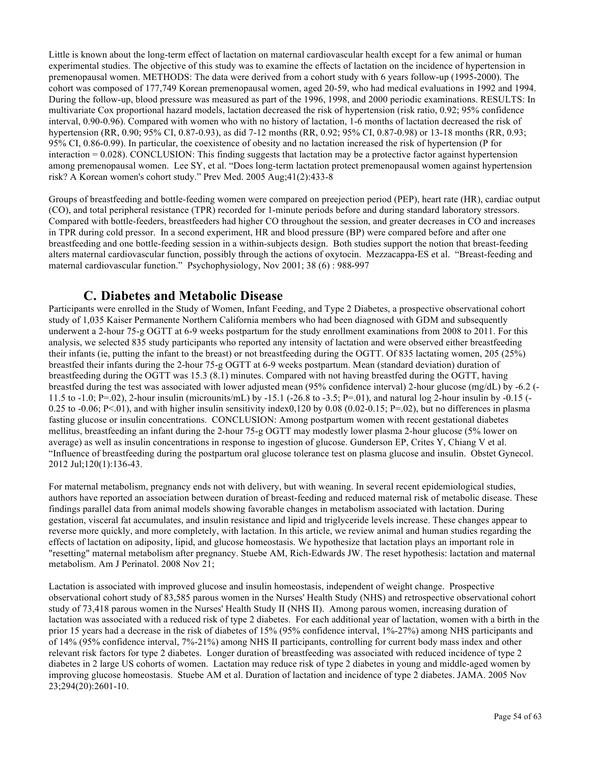Little is known about the long-term effect of lactation on maternal cardiovascular health except for a few animal or human experimental studies. The objective of this study was to examine the effects of lactation on the incidence of hypertension in premenopausal women. METHODS: The data were derived from a cohort study with 6 years follow-up (1995-2000). The cohort was composed of 177,749 Korean premenopausal women, aged 20-59, who had medical evaluations in 1992 and 1994. During the follow-up, blood pressure was measured as part of the 1996, 1998, and 2000 periodic examinations. RESULTS: In multivariate Cox proportional hazard models, lactation decreased the risk of hypertension (risk ratio, 0.92; 95% confidence interval, 0.90-0.96). Compared with women who with no history of lactation, 1-6 months of lactation decreased the risk of hypertension (RR, 0.90; 95% CI, 0.87-0.93), as did 7-12 months (RR, 0.92; 95% CI, 0.87-0.98) or 13-18 months (RR, 0.93; 95% CI, 0.86-0.99). In particular, the coexistence of obesity and no lactation increased the risk of hypertension (P for interaction = 0.028). CONCLUSION: This finding suggests that lactation may be a protective factor against hypertension among premenopausal women. Lee SY, et al. "Does long-term lactation protect premenopausal women against hypertension risk? A Korean women's cohort study." Prev Med. 2005 Aug;41(2):433-8

Groups of breastfeeding and bottle-feeding women were compared on preejection period (PEP), heart rate (HR), cardiac output (CO), and total peripheral resistance (TPR) recorded for 1-minute periods before and during standard laboratory stressors. Compared with bottle-feeders, breastfeeders had higher CO throughout the session, and greater decreases in CO and increases in TPR during cold pressor. In a second experiment, HR and blood pressure (BP) were compared before and after one breastfeeding and one bottle-feeding session in a within-subjects design. Both studies support the notion that breast-feeding alters maternal cardiovascular function, possibly through the actions of oxytocin. Mezzacappa-ES et al. "Breast-feeding and maternal cardiovascular function." Psychophysiology, Nov 2001; 38 (6) : 988-997

## C. Diabetes and Metabolic Disease

Participants were enrolled in the Study of Women, Infant Feeding, and Type 2 Diabetes, a prospective observational cohort study of 1,035 Kaiser Permanente Northern California members who had been diagnosed with GDM and subsequently underwent a 2-hour 75-g OGTT at 6-9 weeks postpartum for the study enrollment examinations from 2008 to 2011. For this analysis, we selected 835 study participants who reported any intensity of lactation and were observed either breastfeeding their infants (ie, putting the infant to the breast) or not breastfeeding during the OGTT. Of 835 lactating women, 205 (25%) breastfed their infants during the 2-hour 75-g OGTT at 6-9 weeks postpartum. Mean (standard deviation) duration of breastfeeding during the OGTT was 15.3 (8.1) minutes. Compared with not having breastfed during the OGTT, having breastfed during the test was associated with lower adjusted mean (95% confidence interval) 2-hour glucose (mg/dL) by -6.2 (-11.5 to -1.0; P=.02), 2-hour insulin (microunits/mL) by -15.1 (-26.8 to -3.5; P=.01), and natural log 2-hour insulin by -0.15 (-0.25 to -0.06; P<.01), and with higher insulin sensitivity index0,120 by 0.08 (0.02-0.15; P=.02), but no differences in plasma fasting glucose or insulin concentrations. CONCLUSION: Among postpartum women with recent gestational diabetes mellitus, breastfeeding an infant during the 2-hour 75-g OGTT may modestly lower plasma 2-hour glucose (5% lower on average) as well as insulin concentrations in response to ingestion of glucose. Gunderson EP, Crites Y, Chiang V et al. "Influence of breastfeeding during the postpartum oral glucose tolerance test on plasma glucose and insulin. Obstet Gynecol. 2012 Jul;120(1):136-43.

For maternal metabolism, pregnancy ends not with delivery, but with weaning. In several recent epidemiological studies, authors have reported an association between duration of breast-feeding and reduced maternal risk of metabolic disease. These findings parallel data from animal models showing favorable changes in metabolism associated with lactation. During gestation, visceral fat accumulates, and insulin resistance and lipid and triglyceride levels increase. These changes appear to reverse more quickly, and more completely, with lactation. In this article, we review animal and human studies regarding the effects of lactation on adiposity, lipid, and glucose homeostasis. We hypothesize that lactation plays an important role in "resetting" maternal metabolism after pregnancy. Stuebe AM, Rich-Edwards JW. The reset hypothesis: lactation and maternal metabolism. Am J Perinatol. 2008 Nov 21;

Lactation is associated with improved glucose and insulin homeostasis, independent of weight change. Prospective observational cohort study of 83,585 parous women in the Nurses' Health Study (NHS) and retrospective observational cohort study of 73,418 parous women in the Nurses' Health Study II (NHS II). Among parous women, increasing duration of lactation was associated with a reduced risk of type 2 diabetes. For each additional year of lactation, women with a birth in the prior 15 years had a decrease in the risk of diabetes of 15% (95% confidence interval, 1%-27%) among NHS participants and of 14% (95% confidence interval, 7%-21%) among NHS II participants, controlling for current body mass index and other relevant risk factors for type 2 diabetes. Longer duration of breastfeeding was associated with reduced incidence of type 2 diabetes in 2 large US cohorts of women. Lactation may reduce risk of type 2 diabetes in young and middle-aged women by improving glucose homeostasis. Stuebe AM et al. Duration of lactation and incidence of type 2 diabetes. JAMA. 2005 Nov 23;294(20):2601-10.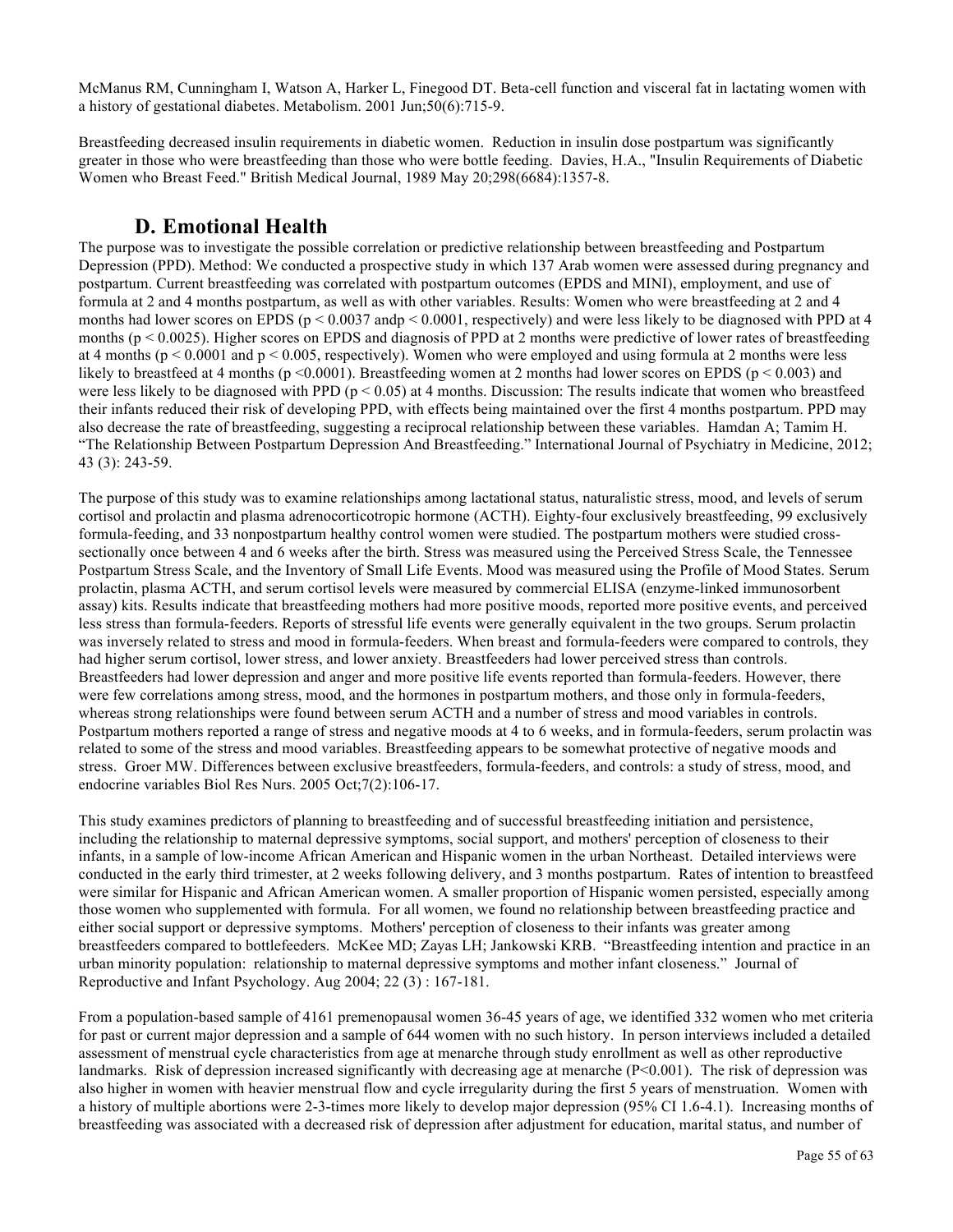McManus RM, Cunningham I, Watson A, Harker L, Finegood DT. Beta-cell function and visceral fat in lactating women with a history of gestational diabetes. Metabolism. 2001 Jun;50(6):715-9.

Breastfeeding decreased insulin requirements in diabetic women. Reduction in insulin dose postpartum was significantly greater in those who were breastfeeding than those who were bottle feeding. Davies, H.A., "Insulin Requirements of Diabetic Women who Breast Feed." British Medical Journal, 1989 May 20;298(6684):1357-8.

## D. Emotional Health

The purpose was to investigate the possible correlation or predictive relationship between breastfeeding and Postpartum Depression (PPD). Method: We conducted a prospective study in which 137 Arab women were assessed during pregnancy and postpartum. Current breastfeeding was correlated with postpartum outcomes (EPDS and MINI), employment, and use of formula at 2 and 4 months postpartum, as well as with other variables. Results: Women who were breastfeeding at 2 and 4 months had lower scores on EPDS ($p < 0.0037$ and$p < 0.0001$, respectively) and were less likely to be diagnosed with PPD at 4 months ($p < 0.0025$). Higher scores on EPDS and diagnosis of PPD at 2 months were predictive of lower rates of breastfeeding at 4 months ($p < 0.0001$ and $p < 0.005$, respectively). Women who were employed and using formula at 2 months were less likely to breastfeed at 4 months ($p < 0.0001$). Breastfeeding women at 2 months had lower scores on EPDS ($p < 0.003$) and were less likely to be diagnosed with PPD ($p < 0.05$) at 4 months. Discussion: The results indicate that women who breastfeed their infants reduced their risk of developing PPD, with effects being maintained over the first 4 months postpartum. PPD may also decrease the rate of breastfeeding, suggesting a reciprocal relationship between these variables. Hamdan A; Tamim H. "The Relationship Between Postpartum Depression And Breastfeeding." International Journal of Psychiatry in Medicine, 2012; 43 (3): 243-59.

The purpose of this study was to examine relationships among lactational status, naturalistic stress, mood, and levels of serum cortisol and prolactin and plasma adrenocorticotropic hormone (ACTH). Eighty-four exclusively breastfeeding, 99 exclusively formula-feeding, and 33 nonpostpartum healthy control women were studied. The postpartum mothers were studied cross-sectionally once between 4 and 6 weeks after the birth. Stress was measured using the Perceived Stress Scale, the Tennessee Postpartum Stress Scale, and the Inventory of Small Life Events. Mood was measured using the Profile of Mood States. Serum prolactin, plasma ACTH, and serum cortisol levels were measured by commercial ELISA (enzyme-linked immunosorbent assay) kits. Results indicate that breastfeeding mothers had more positive moods, reported more positive events, and perceived less stress than formula-feeders. Reports of stressful life events were generally equivalent in the two groups. Serum prolactin was inversely related to stress and mood in formula-feeders. When breast and formula-feeders were compared to controls, they had higher serum cortisol, lower stress, and lower anxiety. Breastfeeders had lower perceived stress than controls. Breastfeeders had lower depression and anger and more positive life events reported than formula-feeders. However, there were few correlations among stress, mood, and the hormones in postpartum mothers, and those only in formula-feeders, whereas strong relationships were found between serum ACTH and a number of stress and mood variables in controls. Postpartum mothers reported a range of stress and negative moods at 4 to 6 weeks, and in formula-feeders, serum prolactin was related to some of the stress and mood variables. Breastfeeding appears to be somewhat protective of negative moods and stress. Groer MW. Differences between exclusive breastfeeders, formula-feeders, and controls: a study of stress, mood, and endocrine variables Biol Res Nurs. 2005 Oct;7(2):106-17.

This study examines predictors of planning to breastfeeding and of successful breastfeeding initiation and persistence, including the relationship to maternal depressive symptoms, social support, and mothers' perception of closeness to their infants, in a sample of low-income African American and Hispanic women in the urban Northeast. Detailed interviews were conducted in the early third trimester, at 2 weeks following delivery, and 3 months postpartum. Rates of intention to breastfeed were similar for Hispanic and African American women. A smaller proportion of Hispanic women persisted, especially among those women who supplemented with formula. For all women, we found no relationship between breastfeeding practice and either social support or depressive symptoms. Mothers' perception of closeness to their infants was greater among breastfeeders compared to bottlefeeders. McKee MD; Zayas LH; Jankowski KRB. "Breastfeeding intention and practice in an urban minority population: relationship to maternal depressive symptoms and mother infant closeness." Journal of Reproductive and Infant Psychology. Aug 2004; 22 (3) : 167-181.

From a population-based sample of 4161 premenopausal women 36-45 years of age, we identified 332 women who met criteria for past or current major depression and a sample of 644 women with no such history. In person interviews included a detailed assessment of menstrual cycle characteristics from age at menarche through study enrollment as well as other reproductive landmarks. Risk of depression increased significantly with decreasing age at menarche ($P<0.001$). The risk of depression was also higher in women with heavier menstrual flow and cycle irregularity during the first 5 years of menstruation. Women with a history of multiple abortions were 2-3-times more likely to develop major depression (95% CI 1.6-4.1). Increasing months of breastfeeding was associated with a decreased risk of depression after adjustment for education, marital status, and number of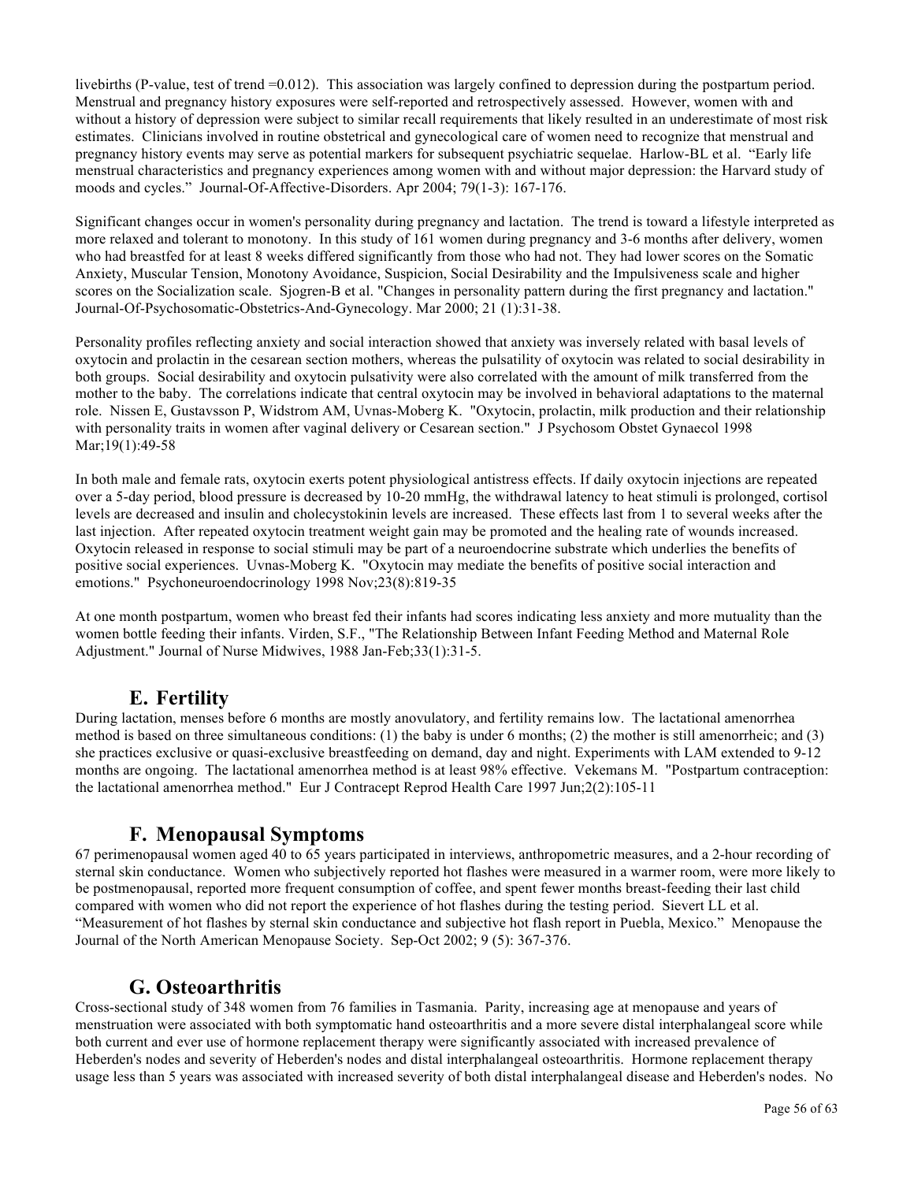livebirths (P-value, test of trend =0.012). This association was largely confined to depression during the postpartum period. Menstrual and pregnancy history exposures were self-reported and retrospectively assessed. However, women with and without a history of depression were subject to similar recall requirements that likely resulted in an underestimate of most risk estimates. Clinicians involved in routine obstetrical and gynecological care of women need to recognize that menstrual and pregnancy history events may serve as potential markers for subsequent psychiatric sequelae. Harlow-BL et al. "Early life menstrual characteristics and pregnancy experiences among women with and without major depression: the Harvard study of moods and cycles." Journal-Of-Affective-Disorders. Apr 2004; 79(1-3): 167-176.

Significant changes occur in women's personality during pregnancy and lactation. The trend is toward a lifestyle interpreted as more relaxed and tolerant to monotony. In this study of 161 women during pregnancy and 3-6 months after delivery, women who had breastfed for at least 8 weeks differed significantly from those who had not. They had lower scores on the Somatic Anxiety, Muscular Tension, Monotony Avoidance, Suspicion, Social Desirability and the Impulsiveness scale and higher scores on the Socialization scale. Sjogren-B et al. "Changes in personality pattern during the first pregnancy and lactation." Journal-Of-Psychosomatic-Obstetrics-And-Gynecology. Mar 2000; 21 (1):31-38.

Personality profiles reflecting anxiety and social interaction showed that anxiety was inversely related with basal levels of oxytocin and prolactin in the cesarean section mothers, whereas the pulsatility of oxytocin was related to social desirability in both groups. Social desirability and oxytocin pulsativity were also correlated with the amount of milk transferred from the mother to the baby. The correlations indicate that central oxytocin may be involved in behavioral adaptations to the maternal role. Nissen E, Gustavsson P, Widstrom AM, Uvnas-Moberg K. "Oxytocin, prolactin, milk production and their relationship with personality traits in women after vaginal delivery or Cesarean section." J Psychosom Obstet Gynaecol 1998 Mar;19(1):49-58

In both male and female rats, oxytocin exerts potent physiological antistress effects. If daily oxytocin injections are repeated over a 5-day period, blood pressure is decreased by 10-20 mmHg, the withdrawal latency to heat stimuli is prolonged, cortisol levels are decreased and insulin and cholecystokinin levels are increased. These effects last from 1 to several weeks after the last injection. After repeated oxytocin treatment weight gain may be promoted and the healing rate of wounds increased. Oxytocin released in response to social stimuli may be part of a neuroendocrine substrate which underlies the benefits of positive social experiences. Uvnas-Moberg K. "Oxytocin may mediate the benefits of positive social interaction and emotions." Psychoneuroendocrinology 1998 Nov;23(8):819-35

At one month postpartum, women who breast fed their infants had scores indicating less anxiety and more mutuality than the women bottle feeding their infants. Virden, S.F., "The Relationship Between Infant Feeding Method and Maternal Role Adjustment." Journal of Nurse Midwives, 1988 Jan-Feb;33(1):31-5.

## E. Fertility

During lactation, menses before 6 months are mostly anovulatory, and fertility remains low. The lactational amenorrhea method is based on three simultaneous conditions: (1) the baby is under 6 months; (2) the mother is still amenorrheic; and (3) she practices exclusive or quasi-exclusive breastfeeding on demand, day and night. Experiments with LAM extended to 9-12 months are ongoing. The lactational amenorrhea method is at least 98% effective. Vekemans M. "Postpartum contraception: the lactational amenorrhea method." Eur J Contracept Reprod Health Care 1997 Jun;2(2):105-11

## F. Menopausal Symptoms

67 perimenopausal women aged 40 to 65 years participated in interviews, anthropometric measures, and a 2-hour recording of sternal skin conductance. Women who subjectively reported hot flashes were measured in a warmer room, were more likely to be postmenopausal, reported more frequent consumption of coffee, and spent fewer months breast-feeding their last child compared with women who did not report the experience of hot flashes during the testing period. Sievert LL et al. "Measurement of hot flashes by sternal skin conductance and subjective hot flash report in Puebla, Mexico." Menopause the Journal of the North American Menopause Society. Sep-Oct 2002; 9 (5): 367-376.

## G. Osteoarthritis

Cross-sectional study of 348 women from 76 families in Tasmania. Parity, increasing age at menopause and years of menstruation were associated with both symptomatic hand osteoarthritis and a more severe distal interphalangeal score while both current and ever use of hormone replacement therapy were significantly associated with increased prevalence of Heberden's nodes and severity of Heberden's nodes and distal interphalangeal osteoarthritis. Hormone replacement therapy usage less than 5 years was associated with increased severity of both distal interphalangeal disease and Heberden's nodes. No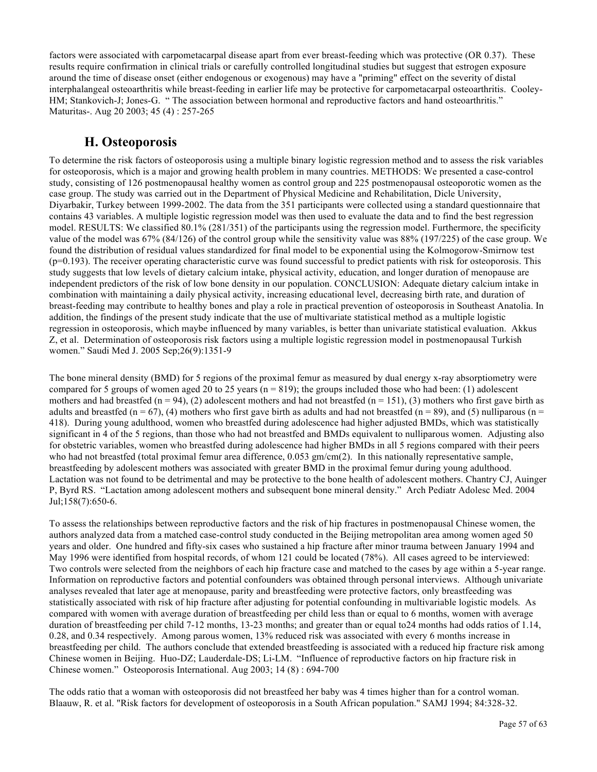factors were associated with carpometacarpal disease apart from ever breast-feeding which was protective (OR 0.37). These results require confirmation in clinical trials or carefully controlled longitudinal studies but suggest that estrogen exposure around the time of disease onset (either endogenous or exogenous) may have a "priming" effect on the severity of distal interphalangeal osteoarthritis while breast-feeding in earlier life may be protective for carpometacarpal osteoarthritis. Cooley-HM; Stankovich-J; Jones-G. " The association between hormonal and reproductive factors and hand osteoarthritis." Maturitas-. Aug 20 2003; 45 (4) : 257-265

## H. Osteoporosis

To determine the risk factors of osteoporosis using a multiple binary logistic regression method and to assess the risk variables for osteoporosis, which is a major and growing health problem in many countries. METHODS: We presented a case-control study, consisting of 126 postmenopausal healthy women as control group and 225 postmenopausal osteoporotic women as the case group. The study was carried out in the Department of Physical Medicine and Rehabilitation, Dicle University, Diyarbakir, Turkey between 1999-2002. The data from the 351 participants were collected using a standard questionnaire that contains 43 variables. A multiple logistic regression model was then used to evaluate the data and to find the best regression model. RESULTS: We classified 80.1% (281/351) of the participants using the regression model. Furthermore, the specificity value of the model was 67% (84/126) of the control group while the sensitivity value was 88% (197/225) of the case group. We found the distribution of residual values standardized for final model to be exponential using the Kolmogorow-Smirnow test (p=0.193). The receiver operating characteristic curve was found successful to predict patients with risk for osteoporosis. This study suggests that low levels of dietary calcium intake, physical activity, education, and longer duration of menopause are independent predictors of the risk of low bone density in our population. CONCLUSION: Adequate dietary calcium intake in combination with maintaining a daily physical activity, increasing educational level, decreasing birth rate, and duration of breast-feeding may contribute to healthy bones and play a role in practical prevention of osteoporosis in Southeast Anatolia. In addition, the findings of the present study indicate that the use of multivariate statistical method as a multiple logistic regression in osteoporosis, which maybe influenced by many variables, is better than univariate statistical evaluation. Akkus Z, et al. Determination of osteoporosis risk factors using a multiple logistic regression model in postmenopausal Turkish women." Saudi Med J. 2005 Sep;26(9):1351-9

The bone mineral density (BMD) for 5 regions of the proximal femur as measured by dual energy x-ray absorptiometry were compared for 5 groups of women aged 20 to 25 years (n = 819); the groups included those who had been: (1) adolescent mothers and had breastfed (n = 94), (2) adolescent mothers and had not breastfed (n = 151), (3) mothers who first gave birth as adults and breastfed (n = 67), (4) mothers who first gave birth as adults and had not breastfed (n = 89), and (5) nulliparous (n = 418). During young adulthood, women who breastfed during adolescence had higher adjusted BMDs, which was statistically significant in 4 of the 5 regions, than those who had not breastfed and BMDs equivalent to nulliparous women. Adjusting also for obstetric variables, women who breastfed during adolescence had higher BMDs in all 5 regions compared with their peers who had not breastfed (total proximal femur area difference, 0.053 gm/cm(2). In this nationally representative sample, breastfeeding by adolescent mothers was associated with greater BMD in the proximal femur during young adulthood. Lactation was not found to be detrimental and may be protective to the bone health of adolescent mothers. Chantry CJ, Auinger P, Byrd RS. "Lactation among adolescent mothers and subsequent bone mineral density." Arch Pediatr Adolesc Med. 2004 Jul;158(7):650-6.

To assess the relationships between reproductive factors and the risk of hip fractures in postmenopausal Chinese women, the authors analyzed data from a matched case-control study conducted in the Beijing metropolitan area among women aged 50 years and older. One hundred and fifty-six cases who sustained a hip fracture after minor trauma between January 1994 and May 1996 were identified from hospital records, of whom 121 could be located (78%). All cases agreed to be interviewed: Two controls were selected from the neighbors of each hip fracture case and matched to the cases by age within a 5-year range. Information on reproductive factors and potential confounders was obtained through personal interviews. Although univariate analyses revealed that later age at menopause, parity and breastfeeding were protective factors, only breastfeeding was statistically associated with risk of hip fracture after adjusting for potential confounding in multivariable logistic models. As compared with women with average duration of breastfeeding per child less than or equal to 6 months, women with average duration of breastfeeding per child 7-12 months, 13-23 months; and greater than or equal to24 months had odds ratios of 1.14, 0.28, and 0.34 respectively. Among parous women, 13% reduced risk was associated with every 6 months increase in breastfeeding per child. The authors conclude that extended breastfeeding is associated with a reduced hip fracture risk among Chinese women in Beijing. Huo-DZ; Lauderdale-DS; Li-LM. "Influence of reproductive factors on hip fracture risk in Chinese women." Osteoporosis International. Aug 2003; 14 (8) : 694-700

The odds ratio that a woman with osteoporosis did not breastfeed her baby was 4 times higher than for a control woman. Blaauw, R. et al. "Risk factors for development of osteoporosis in a South African population." SAMJ 1994; 84:328-32.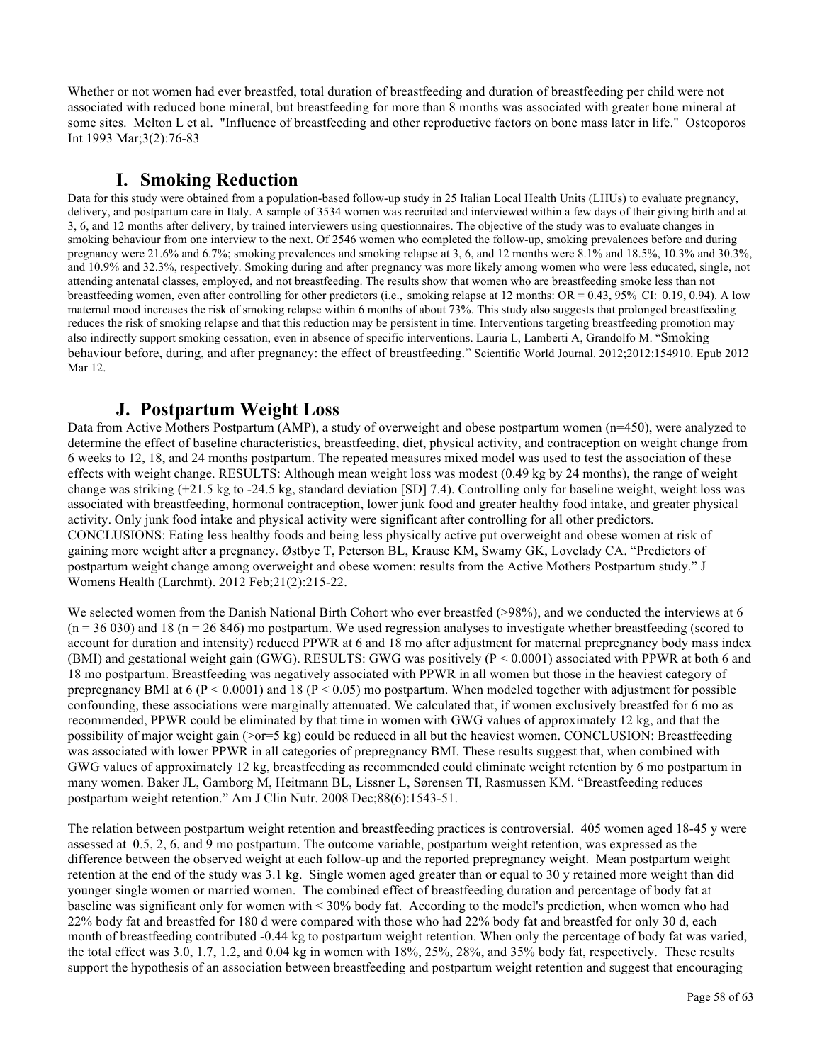Whether or not women had ever breastfed, total duration of breastfeeding and duration of breastfeeding per child were not associated with reduced bone mineral, but breastfeeding for more than 8 months was associated with greater bone mineral at some sites. Melton L et al. "Influence of breastfeeding and other reproductive factors on bone mass later in life." Osteoporos Int 1993 Mar;3(2):76-83

## I. Smoking Reduction

Data for this study were obtained from a population-based follow-up study in 25 Italian Local Health Units (LHUs) to evaluate pregnancy, delivery, and postpartum care in Italy. A sample of 3534 women was recruited and interviewed within a few days of their giving birth and at 3, 6, and 12 months after delivery, by trained interviewers using questionnaires. The objective of the study was to evaluate changes in smoking behaviour from one interview to the next. Of 2546 women who completed the follow-up, smoking prevalences before and during pregnancy were 21.6% and 6.7%; smoking prevalences and smoking relapse at 3, 6, and 12 months were 8.1% and 18.5%, 10.3% and 30.3%, and 10.9% and 32.3%, respectively. Smoking during and after pregnancy was more likely among women who were less educated, single, not attending antenatal classes, employed, and not breastfeeding. The results show that women who are breastfeeding smoke less than not breastfeeding women, even after controlling for other predictors (i.e., smoking relapse at 12 months: OR = 0.43, 95% CI: 0.19, 0.94). A low maternal mood increases the risk of smoking relapse within 6 months of about 73%. This study also suggests that prolonged breastfeeding reduces the risk of smoking relapse and that this reduction may be persistent in time. Interventions targeting breastfeeding promotion may also indirectly support smoking cessation, even in absence of specific interventions. Lauria L, Lamberti A, Grandolfo M. "Smoking behaviour before, during, and after pregnancy: the effect of breastfeeding." Scientific World Journal. 2012;2012:154910. Epub 2012 Mar 12.

## J. Postpartum Weight Loss

Data from Active Mothers Postpartum (AMP), a study of overweight and obese postpartum women (n=450), were analyzed to determine the effect of baseline characteristics, breastfeeding, diet, physical activity, and contraception on weight change from 6 weeks to 12, 18, and 24 months postpartum. The repeated measures mixed model was used to test the association of these effects with weight change. RESULTS: Although mean weight loss was modest (0.49 kg by 24 months), the range of weight change was striking (+21.5 kg to -24.5 kg, standard deviation [SD] 7.4). Controlling only for baseline weight, weight loss was associated with breastfeeding, hormonal contraception, lower junk food and greater healthy food intake, and greater physical activity. Only junk food intake and physical activity were significant after controlling for all other predictors. CONCLUSIONS: Eating less healthy foods and being less physically active put overweight and obese women at risk of gaining more weight after a pregnancy. Østbye T, Peterson BL, Krause KM, Swamy GK, Lovelady CA. "Predictors of postpartum weight change among overweight and obese women: results from the Active Mothers Postpartum study." J Womens Health (Larchmt). 2012 Feb;21(2):215-22.

We selected women from the Danish National Birth Cohort who ever breastfed (>98%), and we conducted the interviews at 6 (n = 36 030) and 18 (n = 26 846) mo postpartum. We used regression analyses to investigate whether breastfeeding (scored to account for duration and intensity) reduced PPWR at 6 and 18 mo after adjustment for maternal prepregnancy body mass index (BMI) and gestational weight gain (GWG). RESULTS: GWG was positively ($P < 0.0001$) associated with PPWR at both 6 and 18 mo postpartum. Breastfeeding was negatively associated with PPWR in all women but those in the heaviest category of prepregnancy BMI at 6 ($P < 0.0001$) and 18 ($P < 0.05$) mo postpartum. When modeled together with adjustment for possible confounding, these associations were marginally attenuated. We calculated that, if women exclusively breastfed for 6 mo as recommended, PPWR could be eliminated by that time in women with GWG values of approximately 12 kg, and that the possibility of major weight gain (>or=5 kg) could be reduced in all but the heaviest women. CONCLUSION: Breastfeeding was associated with lower PPWR in all categories of prepregnancy BMI. These results suggest that, when combined with GWG values of approximately 12 kg, breastfeeding as recommended could eliminate weight retention by 6 mo postpartum in many women. Baker JL, Gamborg M, Heitmann BL, Lissner L, Sørensen TI, Rasmussen KM. "Breastfeeding reduces postpartum weight retention." Am J Clin Nutr. 2008 Dec;88(6):1543-51.

The relation between postpartum weight retention and breastfeeding practices is controversial. 405 women aged 18-45 y were assessed at 0.5, 2, 6, and 9 mo postpartum. The outcome variable, postpartum weight retention, was expressed as the difference between the observed weight at each follow-up and the reported prepregnancy weight. Mean postpartum weight retention at the end of the study was 3.1 kg. Single women aged greater than or equal to 30 y retained more weight than did younger single women or married women. The combined effect of breastfeeding duration and percentage of body fat at baseline was significant only for women with < 30% body fat. According to the model's prediction, when women who had 22% body fat and breastfed for 180 d were compared with those who had 22% body fat and breastfed for only 30 d, each month of breastfeeding contributed -0.44 kg to postpartum weight retention. When only the percentage of body fat was varied, the total effect was 3.0, 1.7, 1.2, and 0.04 kg in women with 18%, 25%, 28%, and 35% body fat, respectively. These results support the hypothesis of an association between breastfeeding and postpartum weight retention and suggest that encouraging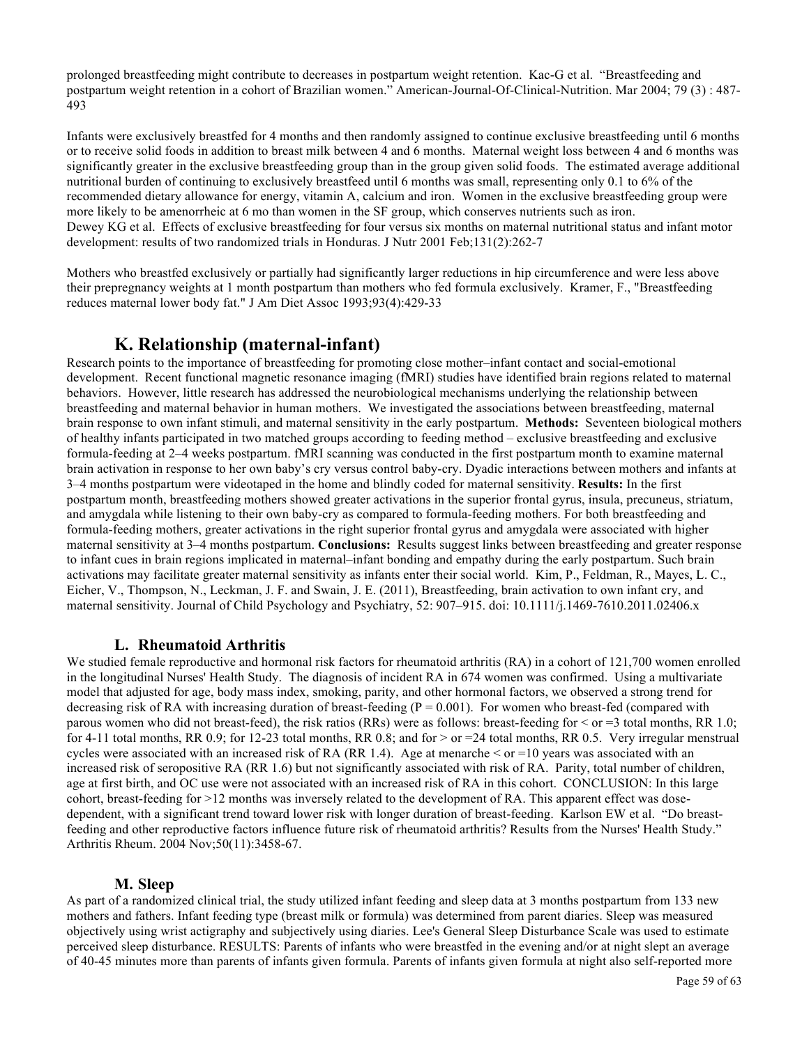prolonged breastfeeding might contribute to decreases in postpartum weight retention. Kac-G et al. "Breastfeeding and postpartum weight retention in a cohort of Brazilian women." American-Journal-Of-Clinical-Nutrition. Mar 2004; 79 (3) : 487-493

Infants were exclusively breastfed for 4 months and then randomly assigned to continue exclusive breastfeeding until 6 months or to receive solid foods in addition to breast milk between 4 and 6 months. Maternal weight loss between 4 and 6 months was significantly greater in the exclusive breastfeeding group than in the group given solid foods. The estimated average additional nutritional burden of continuing to exclusively breastfeed until 6 months was small, representing only 0.1 to 6% of the recommended dietary allowance for energy, vitamin A, calcium and iron. Women in the exclusive breastfeeding group were more likely to be amenorrheic at 6 mo than women in the SF group, which conserves nutrients such as iron.
Dewey KG et al. Effects of exclusive breastfeeding for four versus six months on maternal nutritional status and infant motor development: results of two randomized trials in Honduras. J Nutr 2001 Feb;131(2):262-7

Mothers who breastfed exclusively or partially had significantly larger reductions in hip circumference and were less above their prepregnancy weights at 1 month postpartum than mothers who fed formula exclusively. Kramer, F., "Breastfeeding reduces maternal lower body fat." J Am Diet Assoc 1993;93(4):429-33

## K. Relationship (maternal-infant)

Research points to the importance of breastfeeding for promoting close mother–infant contact and social-emotional development. Recent functional magnetic resonance imaging (fMRI) studies have identified brain regions related to maternal behaviors. However, little research has addressed the neurobiological mechanisms underlying the relationship between breastfeeding and maternal behavior in human mothers. We investigated the associations between breastfeeding, maternal brain response to own infant stimuli, and maternal sensitivity in the early postpartum. **Methods:** Seventeen biological mothers of healthy infants participated in two matched groups according to feeding method – exclusive breastfeeding and exclusive formula-feeding at 2–4 weeks postpartum. fMRI scanning was conducted in the first postpartum month to examine maternal brain activation in response to her own baby's cry versus control baby-cry. Dyadic interactions between mothers and infants at 3–4 months postpartum were videotaped in the home and blindly coded for maternal sensitivity. **Results:** In the first postpartum month, breastfeeding mothers showed greater activations in the superior frontal gyrus, insula, precuneus, striatum, and amygdala while listening to their own baby-cry as compared to formula-feeding mothers. For both breastfeeding and formula-feeding mothers, greater activations in the right superior frontal gyrus and amygdala were associated with higher maternal sensitivity at 3–4 months postpartum. **Conclusions:** Results suggest links between breastfeeding and greater response to infant cues in brain regions implicated in maternal–infant bonding and empathy during the early postpartum. Such brain activations may facilitate greater maternal sensitivity as infants enter their social world. Kim, P., Feldman, R., Mayes, L. C., Eicher, V., Thompson, N., Leckman, J. F. and Swain, J. E. (2011), Breastfeeding, brain activation to own infant cry, and maternal sensitivity. Journal of Child Psychology and Psychiatry, 52: 907–915. doi: 10.1111/j.1469-7610.2011.02406.x

### L. Rheumatoid Arthritis

We studied female reproductive and hormonal risk factors for rheumatoid arthritis (RA) in a cohort of 121,700 women enrolled in the longitudinal Nurses' Health Study. The diagnosis of incident RA in 674 women was confirmed. Using a multivariate model that adjusted for age, body mass index, smoking, parity, and other hormonal factors, we observed a strong trend for decreasing risk of RA with increasing duration of breast-feeding ($P = 0.001$). For women who breast-fed (compared with parous women who did not breast-feed), the risk ratios (RRs) were as follows: breast-feeding for < or =3 total months, RR 1.0; for 4-11 total months, RR 0.9; for 12-23 total months, RR 0.8; and for > or =24 total months, RR 0.5. Very irregular menstrual cycles were associated with an increased risk of RA (RR 1.4). Age at menarche < or =10 years was associated with an increased risk of seropositive RA (RR 1.6) but not significantly associated with risk of RA. Parity, total number of children, age at first birth, and OC use were not associated with an increased risk of RA in this cohort. CONCLUSION: In this large cohort, breast-feeding for >12 months was inversely related to the development of RA. This apparent effect was dose-dependent, with a significant trend toward lower risk with longer duration of breast-feeding. Karlson EW et al. "Do breast-feeding and other reproductive factors influence future risk of rheumatoid arthritis? Results from the Nurses' Health Study." Arthritis Rheum. 2004 Nov;50(11):3458-67.

### M. Sleep

As part of a randomized clinical trial, the study utilized infant feeding and sleep data at 3 months postpartum from 133 new mothers and fathers. Infant feeding type (breast milk or formula) was determined from parent diaries. Sleep was measured objectively using wrist actigraphy and subjectively using diaries. Lee's General Sleep Disturbance Scale was used to estimate perceived sleep disturbance. RESULTS: Parents of infants who were breastfed in the evening and/or at night slept an average of 40-45 minutes more than parents of infants given formula. Parents of infants given formula at night also self-reported more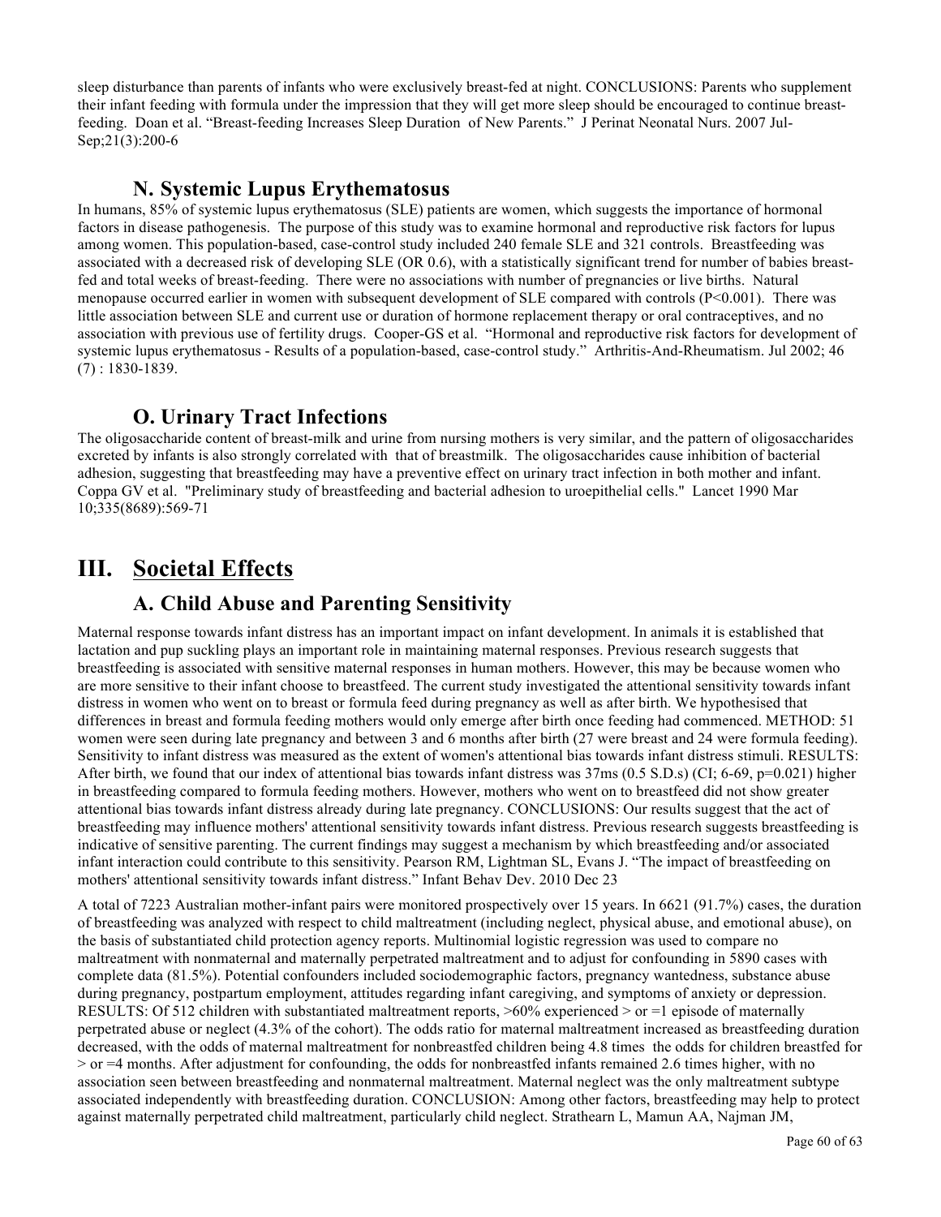sleep disturbance than parents of infants who were exclusively breast-fed at night. CONCLUSIONS: Parents who supplement their infant feeding with formula under the impression that they will get more sleep should be encouraged to continue breast-feeding. Doan et al. "Breast-feeding Increases Sleep Duration of New Parents." J Perinat Neonatal Nurs. 2007 Jul-Sep;21(3):200-6

### N. Systemic Lupus Erythematosus

In humans, 85% of systemic lupus erythematosus (SLE) patients are women, which suggests the importance of hormonal factors in disease pathogenesis. The purpose of this study was to examine hormonal and reproductive risk factors for lupus among women. This population-based, case-control study included 240 female SLE and 321 controls. Breastfeeding was associated with a decreased risk of developing SLE (OR 0.6), with a statistically significant trend for number of babies breast-fed and total weeks of breast-feeding. There were no associations with number of pregnancies or live births. Natural menopause occurred earlier in women with subsequent development of SLE compared with controls ($P<0.001$). There was little association between SLE and current use or duration of hormone replacement therapy or oral contraceptives, and no association with previous use of fertility drugs. Cooper-GS et al. "Hormonal and reproductive risk factors for development of systemic lupus erythematosus - Results of a population-based, case-control study." Arthritis-And-Rheumatism. Jul 2002; 46 (7) : 1830-1839.

### O. Urinary Tract Infections

The oligosaccharide content of breast-milk and urine from nursing mothers is very similar, and the pattern of oligosaccharides excreted by infants is also strongly correlated with that of breastmilk. The oligosaccharides cause inhibition of bacterial adhesion, suggesting that breastfeeding may have a preventive effect on urinary tract infection in both mother and infant. Coppa GV et al. "Preliminary study of breastfeeding and bacterial adhesion to uroepithelial cells." Lancet 1990 Mar 10;335(8689):569-71

## III. Societal Effects

### A. Child Abuse and Parenting Sensitivity

Maternal response towards infant distress has an important impact on infant development. In animals it is established that lactation and pup suckling plays an important role in maintaining maternal responses. Previous research suggests that breastfeeding is associated with sensitive maternal responses in human mothers. However, this may be because women who are more sensitive to their infant choose to breastfeed. The current study investigated the attentional sensitivity towards infant distress in women who went on to breast or formula feed during pregnancy as well as after birth. We hypothesised that differences in breast and formula feeding mothers would only emerge after birth once feeding had commenced. METHOD: 51 women were seen during late pregnancy and between 3 and 6 months after birth (27 were breast and 24 were formula feeding). Sensitivity to infant distress was measured as the extent of women's attentional bias towards infant distress stimuli. RESULTS: After birth, we found that our index of attentional bias towards infant distress was 37ms (0.5 S.D.s) (CI; 6-69, $p=0.021$) higher in breastfeeding compared to formula feeding mothers. However, mothers who went on to breastfeed did not show greater attentional bias towards infant distress already during late pregnancy. CONCLUSIONS: Our results suggest that the act of breastfeeding may influence mothers' attentional sensitivity towards infant distress. Previous research suggests breastfeeding is indicative of sensitive parenting. The current findings may suggest a mechanism by which breastfeeding and/or associated infant interaction could contribute to this sensitivity. Pearson RM, Lightman SL, Evans J. "The impact of breastfeeding on mothers' attentional sensitivity towards infant distress." Infant Behav Dev. 2010 Dec 23

A total of 7223 Australian mother-infant pairs were monitored prospectively over 15 years. In 6621 (91.7%) cases, the duration of breastfeeding was analyzed with respect to child maltreatment (including neglect, physical abuse, and emotional abuse), on the basis of substantiated child protection agency reports. Multinomial logistic regression was used to compare no maltreatment with nonmaternal and maternally perpetrated maltreatment and to adjust for confounding in 5890 cases with complete data (81.5%). Potential confounders included sociodemographic factors, pregnancy wantedness, substance abuse during pregnancy, postpartum employment, attitudes regarding infant caregiving, and symptoms of anxiety or depression. RESULTS: Of 512 children with substantiated maltreatment reports, >60% experienced > or =1 episode of maternally perpetrated abuse or neglect (4.3% of the cohort). The odds ratio for maternal maltreatment increased as breastfeeding duration decreased, with the odds of maternal maltreatment for nonbreastfed children being 4.8 times the odds for children breastfed for > or =4 months. After adjustment for confounding, the odds for nonbreastfed infants remained 2.6 times higher, with no association seen between breastfeeding and nonmaternal maltreatment. Maternal neglect was the only maltreatment subtype associated independently with breastfeeding duration. CONCLUSION: Among other factors, breastfeeding may help to protect against maternally perpetrated child maltreatment, particularly child neglect. Strathearn L, Mamun AA, Najman JM,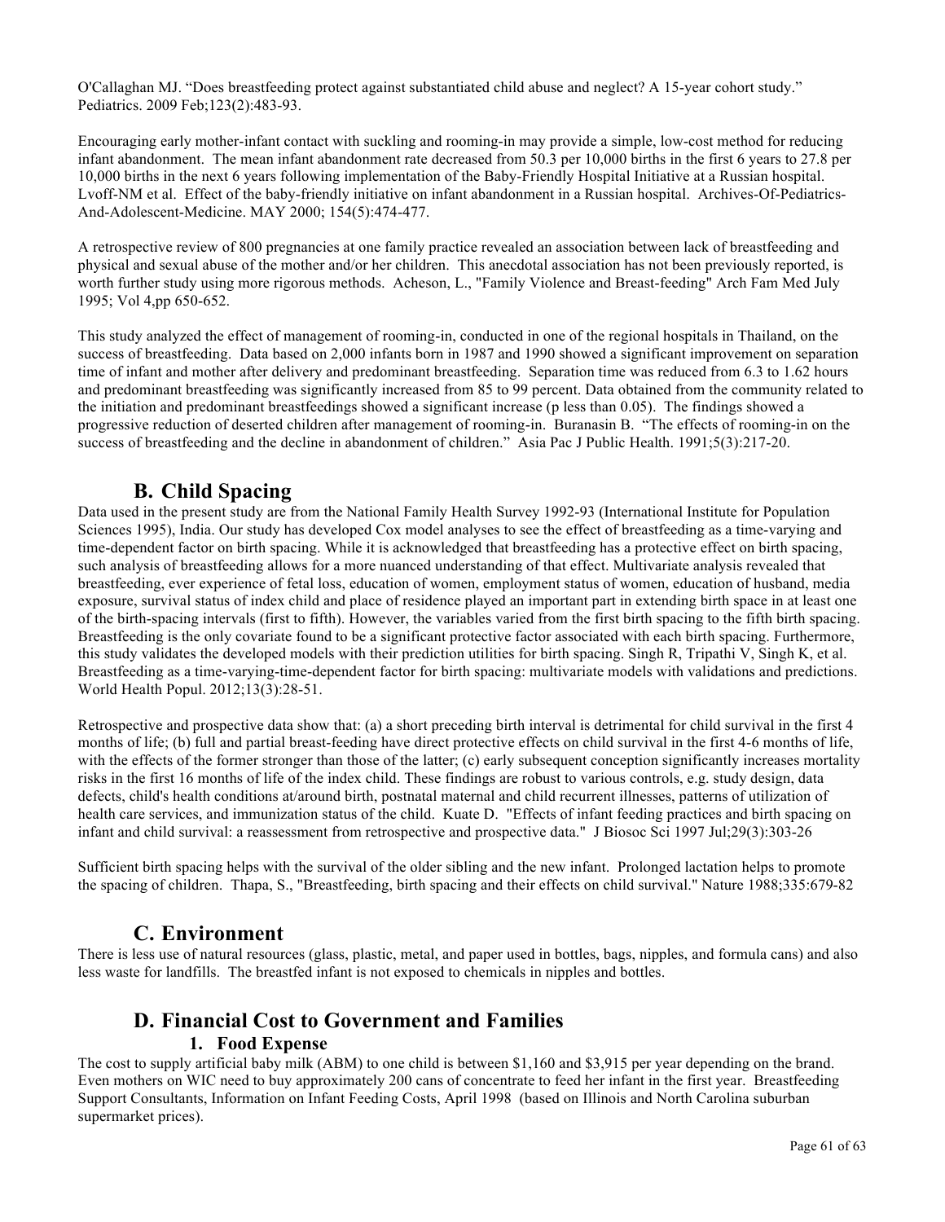O'Callaghan MJ. "Does breastfeeding protect against substantiated child abuse and neglect? A 15-year cohort study." Pediatrics. 2009 Feb;123(2):483-93.

Encouraging early mother-infant contact with suckling and rooming-in may provide a simple, low-cost method for reducing infant abandonment. The mean infant abandonment rate decreased from 50.3 per 10,000 births in the first 6 years to 27.8 per 10,000 births in the next 6 years following implementation of the Baby-Friendly Hospital Initiative at a Russian hospital. Lvoff-NM et al. Effect of the baby-friendly initiative on infant abandonment in a Russian hospital. Archives-Of-Pediatrics-And-Adolescent-Medicine. MAY 2000; 154(5):474-477.

A retrospective review of 800 pregnancies at one family practice revealed an association between lack of breastfeeding and physical and sexual abuse of the mother and/or her children. This anecdotal association has not been previously reported, is worth further study using more rigorous methods. Acheson, L., "Family Violence and Breast-feeding" Arch Fam Med July 1995; Vol 4,pp 650-652.

This study analyzed the effect of management of rooming-in, conducted in one of the regional hospitals in Thailand, on the success of breastfeeding. Data based on 2,000 infants born in 1987 and 1990 showed a significant improvement on separation time of infant and mother after delivery and predominant breastfeeding. Separation time was reduced from 6.3 to 1.62 hours and predominant breastfeeding was significantly increased from 85 to 99 percent. Data obtained from the community related to the initiation and predominant breastfeedings showed a significant increase (p less than 0.05). The findings showed a progressive reduction of deserted children after management of rooming-in. Buranasin B. "The effects of rooming-in on the success of breastfeeding and the decline in abandonment of children." Asia Pac J Public Health. 1991;5(3):217-20.

## B. Child Spacing

Data used in the present study are from the National Family Health Survey 1992-93 (International Institute for Population Sciences 1995), India. Our study has developed Cox model analyses to see the effect of breastfeeding as a time-varying and time-dependent factor on birth spacing. While it is acknowledged that breastfeeding has a protective effect on birth spacing, such analysis of breastfeeding allows for a more nuanced understanding of that effect. Multivariate analysis revealed that breastfeeding, ever experience of fetal loss, education of women, employment status of women, education of husband, media exposure, survival status of index child and place of residence played an important part in extending birth space in at least one of the birth-spacing intervals (first to fifth). However, the variables varied from the first birth spacing to the fifth birth spacing. Breastfeeding is the only covariate found to be a significant protective factor associated with each birth spacing. Furthermore, this study validates the developed models with their prediction utilities for birth spacing. Singh R, Tripathi V, Singh K, et al. Breastfeeding as a time-varying-time-dependent factor for birth spacing: multivariate models with validations and predictions. World Health Popul. 2012;13(3):28-51.

Retrospective and prospective data show that: (a) a short preceding birth interval is detrimental for child survival in the first 4 months of life; (b) full and partial breast-feeding have direct protective effects on child survival in the first 4-6 months of life, with the effects of the former stronger than those of the latter; (c) early subsequent conception significantly increases mortality risks in the first 16 months of life of the index child. These findings are robust to various controls, e.g. study design, data defects, child's health conditions at/around birth, postnatal maternal and child recurrent illnesses, patterns of utilization of health care services, and immunization status of the child. Kuate D. "Effects of infant feeding practices and birth spacing on infant and child survival: a reassessment from retrospective and prospective data." J Biosoc Sci 1997 Jul;29(3):303-26

Sufficient birth spacing helps with the survival of the older sibling and the new infant. Prolonged lactation helps to promote the spacing of children. Thapa, S., "Breastfeeding, birth spacing and their effects on child survival." Nature 1988;335:679-82

## C. Environment

There is less use of natural resources (glass, plastic, metal, and paper used in bottles, bags, nipples, and formula cans) and also less waste for landfills. The breastfed infant is not exposed to chemicals in nipples and bottles.

## D. Financial Cost to Government and Families

### 1. Food Expense

The cost to supply artificial baby milk (ABM) to one child is between $1,160 and $3,915 per year depending on the brand. Even mothers on WIC need to buy approximately 200 cans of concentrate to feed her infant in the first year. Breastfeeding Support Consultants, Information on Infant Feeding Costs, April 1998 (based on Illinois and North Carolina suburban supermarket prices).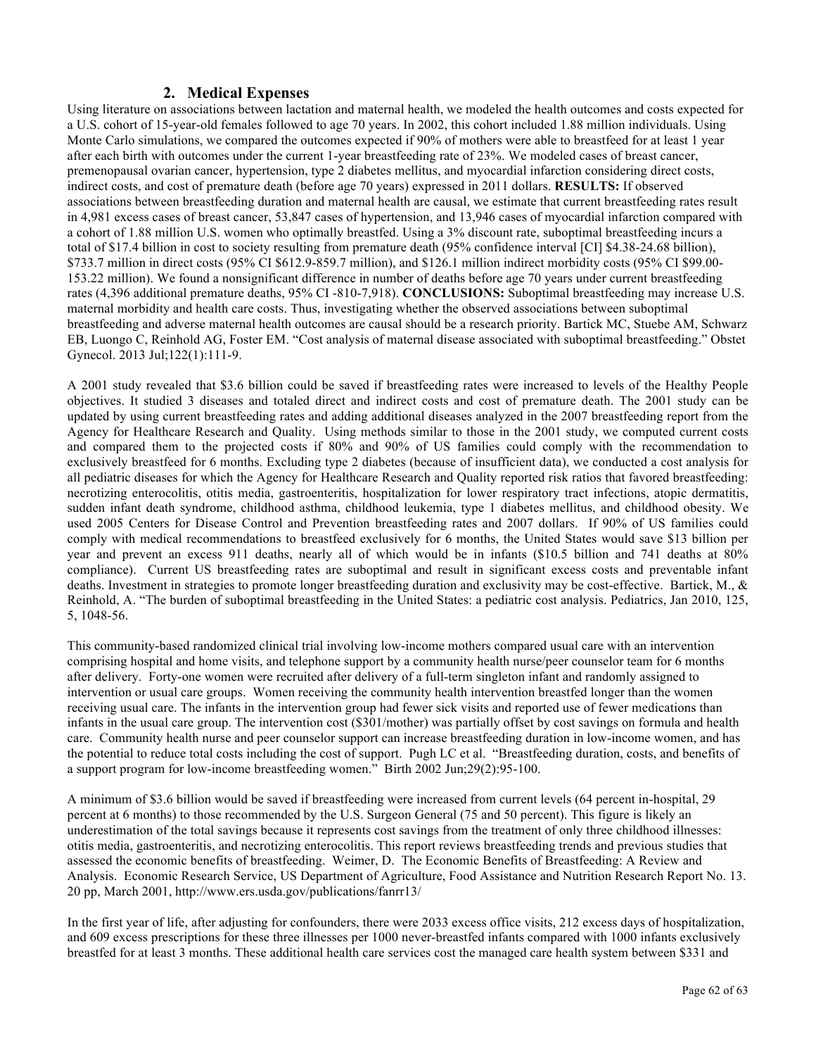## 2. Medical Expenses

Using literature on associations between lactation and maternal health, we modeled the health outcomes and costs expected for a U.S. cohort of 15-year-old females followed to age 70 years. In 2002, this cohort included 1.88 million individuals. Using Monte Carlo simulations, we compared the outcomes expected if 90% of mothers were able to breastfeed for at least 1 year after each birth with outcomes under the current 1-year breastfeeding rate of 23%. We modeled cases of breast cancer, premenopausal ovarian cancer, hypertension, type 2 diabetes mellitus, and myocardial infarction considering direct costs, indirect costs, and cost of premature death (before age 70 years) expressed in 2011 dollars. **RESULTS:** If observed associations between breastfeeding duration and maternal health are causal, we estimate that current breastfeeding rates result in 4,981 excess cases of breast cancer, 53,847 cases of hypertension, and 13,946 cases of myocardial infarction compared with a cohort of 1.88 million U.S. women who optimally breastfed. Using a 3% discount rate, suboptimal breastfeeding incurs a total of $17.4 billion in cost to society resulting from premature death (95% confidence interval [CI] $4.38-24.68 billion), $733.7 million in direct costs (95% CI $612.9-859.7 million), and $126.1 million indirect morbidity costs (95% CI $99.00-153.22 million). We found a nonsignificant difference in number of deaths before age 70 years under current breastfeeding rates (4,396 additional premature deaths, 95% CI -810-7,918). **CONCLUSIONS:** Suboptimal breastfeeding may increase U.S. maternal morbidity and health care costs. Thus, investigating whether the observed associations between suboptimal breastfeeding and adverse maternal health outcomes are causal should be a research priority. Bartick MC, Stuebe AM, Schwarz EB, Luongo C, Reinhold AG, Foster EM. "Cost analysis of maternal disease associated with suboptimal breastfeeding." Obstet Gynecol. 2013 Jul;122(1):111-9.

A 2001 study revealed that $3.6 billion could be saved if breastfeeding rates were increased to levels of the Healthy People objectives. It studied 3 diseases and totaled direct and indirect costs and cost of premature death. The 2001 study can be updated by using current breastfeeding rates and adding additional diseases analyzed in the 2007 breastfeeding report from the Agency for Healthcare Research and Quality. Using methods similar to those in the 2001 study, we computed current costs and compared them to the projected costs if 80% and 90% of US families could comply with the recommendation to exclusively breastfeed for 6 months. Excluding type 2 diabetes (because of insufficient data), we conducted a cost analysis for all pediatric diseases for which the Agency for Healthcare Research and Quality reported risk ratios that favored breastfeeding: necrotizing enterocolitis, otitis media, gastroenteritis, hospitalization for lower respiratory tract infections, atopic dermatitis, sudden infant death syndrome, childhood asthma, childhood leukemia, type 1 diabetes mellitus, and childhood obesity. We used 2005 Centers for Disease Control and Prevention breastfeeding rates and 2007 dollars. If 90% of US families could comply with medical recommendations to breastfeed exclusively for 6 months, the United States would save $13 billion per year and prevent an excess 911 deaths, nearly all of which would be in infants ($10.5 billion and 741 deaths at 80% compliance). Current US breastfeeding rates are suboptimal and result in significant excess costs and preventable infant deaths. Investment in strategies to promote longer breastfeeding duration and exclusivity may be cost-effective. Bartick, M., & Reinhold, A. "The burden of suboptimal breastfeeding in the United States: a pediatric cost analysis. Pediatrics, Jan 2010, 125, 5, 1048-56.

This community-based randomized clinical trial involving low-income mothers compared usual care with an intervention comprising hospital and home visits, and telephone support by a community health nurse/peer counselor team for 6 months after delivery. Forty-one women were recruited after delivery of a full-term singleton infant and randomly assigned to intervention or usual care groups. Women receiving the community health intervention breastfed longer than the women receiving usual care. The infants in the intervention group had fewer sick visits and reported use of fewer medications than infants in the usual care group. The intervention cost ($301/mother) was partially offset by cost savings on formula and health care. Community health nurse and peer counselor support can increase breastfeeding duration in low-income women, and has the potential to reduce total costs including the cost of support. Pugh LC et al. "Breastfeeding duration, costs, and benefits of a support program for low-income breastfeeding women." Birth 2002 Jun;29(2):95-100.

A minimum of $3.6 billion would be saved if breastfeeding were increased from current levels (64 percent in-hospital, 29 percent at 6 months) to those recommended by the U.S. Surgeon General (75 and 50 percent). This figure is likely an underestimation of the total savings because it represents cost savings from the treatment of only three childhood illnesses: otitis media, gastroenteritis, and necrotizing enterocolitis. This report reviews breastfeeding trends and previous studies that assessed the economic benefits of breastfeeding. Weimer, D. The Economic Benefits of Breastfeeding: A Review and Analysis. Economic Research Service, US Department of Agriculture, Food Assistance and Nutrition Research Report No. 13. 20 pp, March 2001, http://www.ers.usda.gov/publications/fanrr13/

In the first year of life, after adjusting for confounders, there were 2033 excess office visits, 212 excess days of hospitalization, and 609 excess prescriptions for these three illnesses per 1000 never-breastfed infants compared with 1000 infants exclusively breastfed for at least 3 months. These additional health care services cost the managed care health system between $331 and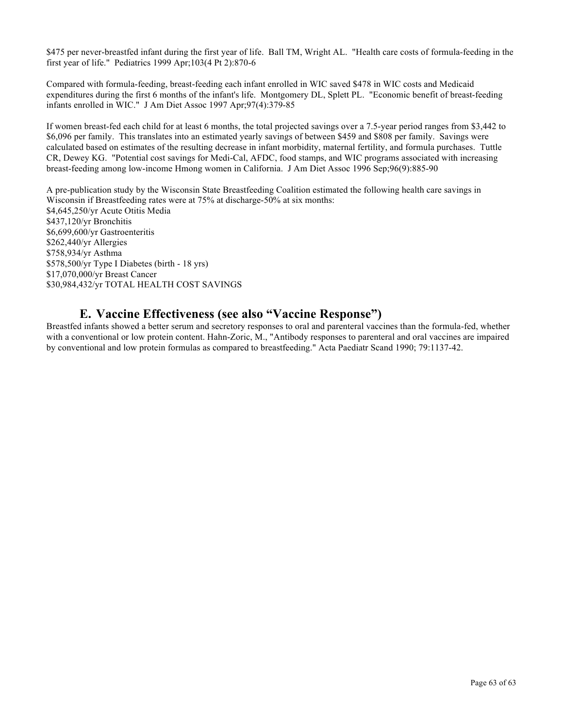$475 per never-breastfed infant during the first year of life. Ball TM, Wright AL. "Health care costs of formula-feeding in the first year of life." Pediatrics 1999 Apr;103(4 Pt 2):870-6

Compared with formula-feeding, breast-feeding each infant enrolled in WIC saved $478 in WIC costs and Medicaid expenditures during the first 6 months of the infant's life. Montgomery DL, Splett PL. "Economic benefit of breast-feeding infants enrolled in WIC." J Am Diet Assoc 1997 Apr;97(4):379-85

If women breast-fed each child for at least 6 months, the total projected savings over a 7.5-year period ranges from $3,442 to $6,096 per family. This translates into an estimated yearly savings of between $459 and $808 per family. Savings were calculated based on estimates of the resulting decrease in infant morbidity, maternal fertility, and formula purchases. Tuttle CR, Dewey KG. "Potential cost savings for Medi-Cal, AFDC, food stamps, and WIC programs associated with increasing breast-feeding among low-income Hmong women in California. J Am Diet Assoc 1996 Sep;96(9):885-90

A pre-publication study by the Wisconsin State Breastfeeding Coalition estimated the following health care savings in Wisconsin if Breastfeeding rates were at 75% at discharge-50% at six months:
$4,645,250/yr Acute Otitis Media
$437,120/yr Bronchitis
$6,699,600/yr Gastroenteritis
$262,440/yr Allergies
$758,934/yr Asthma
$578,500/yr Type I Diabetes (birth - 18 yrs)
$17,070,000/yr Breast Cancer
$30,984,432/yr TOTAL HEALTH COST SAVINGS

## E. Vaccine Effectiveness (see also "Vaccine Response")

Breastfed infants showed a better serum and secretory responses to oral and parenteral vaccines than the formula-fed, whether with a conventional or low protein content. Hahn-Zoric, M., "Antibody responses to parenteral and oral vaccines are impaired by conventional and low protein formulas as compared to breastfeeding." Acta Paediatr Scand 1990; 79:1137-42.